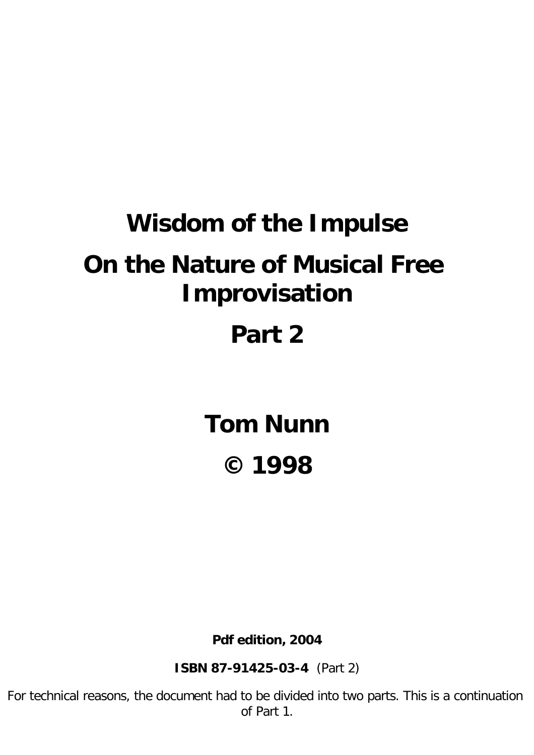# Wisdom of the Impulse

# On the Nature of Musical Free Improvisation

# Part 2

## Tom Nunn

## © 1998

**Pdf edition, 2004**

**ISBN 87-91425-03-4** (Part 2)

For technical reasons, the document had to be divided into two parts. This is a continuation of Part 1.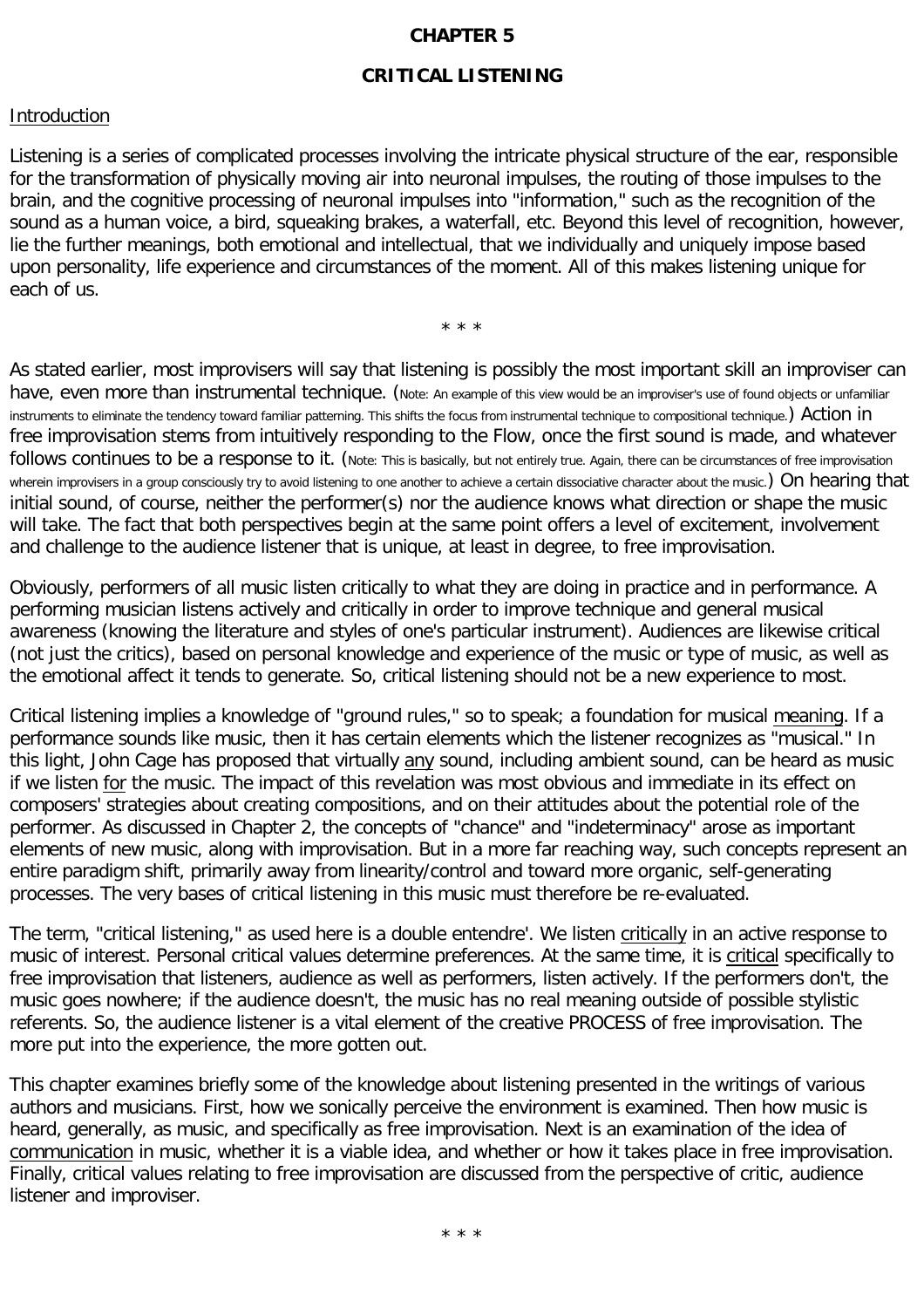# CHAPTER 5

## CRITICAL LISTENING

Introduction

Listening is a series of complicated processes involving the intricate physical structure of the ear, responsible for the transformation of physically moving air into neuronal impulses, the routing of those impulses to the brain, and the cognitive processing of neuronal impulses into "information," such as the recognition of the sound as a human voice, a bird, squeaking brakes, a waterfall, etc. Beyond this level of recognition, however, lie the further meanings, both emotional and intellectual, that we individually and uniquely impose based upon personality, life experience and circumstances of the moment. All of this makes listening unique for each of us.

\* \* \*

As stated earlier, most improvisers will say that listening is possibly the most important skill an improviser can have, even more than instrumental technique. (Note: An example of this view would be an improviser's use of found objects or unfamiliar instruments to eliminate the tendency toward familiar patterning. This shifts the focus from instrumental technique to compositional technique.) Action in free improvisation stems from intuitively responding to the Flow, once the first sound is made, and whatever follows continues to be a response to it. (Note: This is basically, but not entirely true. Again, there can be circumstances of free improvisation wherein improvisers in a group consciously try to avoid listening to one another to achieve a certain dissociative character about the music.) On hearing that initial sound, of course, neither the performer(s) nor the audience knows what direction or shape the music will take. The fact that both perspectives begin at the same point offers a level of excitement, involvement and challenge to the audience listener that is unique, at least in degree, to free improvisation.

Obviously, performers of all music listen critically to what they are doing in practice and in performance. A performing musician listens actively and critically in order to improve technique and general musical awareness (knowing the literature and styles of one's particular instrument). Audiences are likewise critical (not just the critics), based on personal knowledge and experience of the music or type of music, as well as the emotional affect it tends to generate. So, critical listening should not be a new experience to most.

Critical listening implies a knowledge of "ground rules," so to speak; a foundation for musical meaning. If a performance sounds like music, then it has certain elements which the listener recognizes as "musical." In this light, John Cage has proposed that virtually any sound, including ambient sound, can be heard as music if we listen for the music. The impact of this revelation was most obvious and immediate in its effect on composers' strategies about creating compositions, and on their attitudes about the potential role of the performer. As discussed in Chapter 2, the concepts of "chance" and "indeterminacy" arose as important elements of new music, along with improvisation. But in a more far reaching way, such concepts represent an entire paradigm shift, primarily away from linearity/control and toward more organic, self-generating processes. The very bases of critical listening in this music must therefore be re-evaluated.

The term, "critical listening," as used here is a double entendre'. We listen critically in an active response to music of interest. Personal critical values determine preferences. At the same time, it is critical specifically to free improvisation that listeners, audience as well as performers, listen actively. If the performers don't, the music goes nowhere; if the audience doesn't, the music has no real meaning outside of possible stylistic referents. So, the audience listener is a vital element of the creative PROCESS of free improvisation. The more put into the experience, the more gotten out.

This chapter examines briefly some of the knowledge about listening presented in the writings of various authors and musicians. First, how we sonically perceive the environment is examined. Then how music is heard, generally, as music, and specifically as free improvisation. Next is an examination of the idea of communication in music, whether it is a viable idea, and whether or how it takes place in free improvisation. Finally, critical values relating to free improvisation are discussed from the perspective of critic, audience listener and improviser.

\* \* \*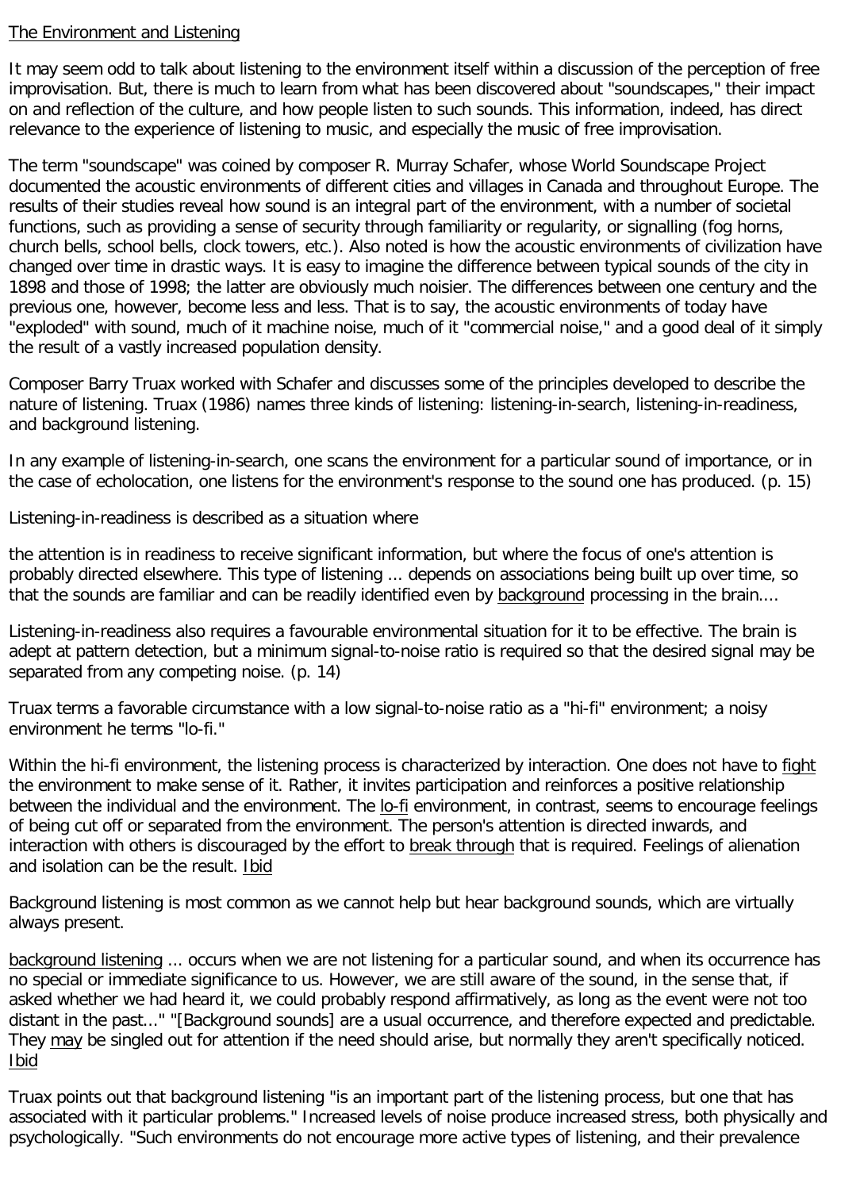<u>The Environment and Listening</u>

It may seem odd to talk about listening to the environment itself within a discussion of the perception of free improvisation. But, there is much to learn from what has been discovered about "soundscapes," their impact on and reflection of the culture, and how people listen to such sounds. This information, indeed, has direct relevance to the experience of listening to music, and especially the music of free improvisation.

The term "soundscape" was coined by composer R. Murray Schafer, whose World Soundscape Project documented the acoustic environments of different cities and villages in Canada and throughout Europe. The results of their studies reveal how sound is an integral part of the environment, with a number of societal functions, such as providing a sense of security through familiarity or regularity, or signalling (fog horns, church bells, school bells, clock towers, etc.). Also noted is how the acoustic environments of civilization have changed over time in drastic ways. It is easy to imagine the difference between typical sounds of the city in 1898 and those of 1998; the latter are obviously much noisier. The differences between one century and the previous one, however, become less and less. That is to say, the acoustic environments of today have "exploded" with sound, much of it machine noise, much of it "commercial noise," and a good deal of it simply the result of a vastly increased population density.

Composer Barry Truax worked with Schafer and discusses some of the principles developed to describe the nature of listening. Truax (1986) names three kinds of listening: listening-in-search, listening-in-readiness, and background listening.

In any example of listening-in-search, one scans the environment for a particular sound of importance, or in the case of echolocation, one listens for the environment's response to the sound one has produced. (p. 15)

Listening-in-readiness is described as a situation where

the attention is in readiness to receive significant information, but where the focus of one's attention is probably directed elsewhere. This type of listening ... depends on associations being built up over time, so that the sounds are familiar and can be readily identified even by <u>background</u> processing in the brain....

Listening-in-readiness also requires a favourable environmental situation for it to be effective. The brain is adept at pattern detection, but a minimum signal-to-noise ratio is required so that the desired signal may be separated from any competing noise. (p. 14)

Truax terms a favorable circumstance with a low signal-to-noise ratio as a "hi-fi" environment; a noisy environment he terms "lo-fi."

Within the hi-fi environment, the listening process is characterized by interaction. One does not have to <u>fight</u> the environment to make sense of it. Rather, it invites participation and reinforces a positive relationship between the individual and the environment. The <u>lo-fi</u> environment, in contrast, seems to encourage feelings of being cut off or separated from the environment. The person's attention is directed inwards, and interaction with others is discouraged by the effort to <u>break through</u> that is required. Feelings of alienation and isolation can be the result. <u>Ibid</u>

Background listening is most common as we cannot help but hear background sounds, which are virtually always present.

<u>background listening</u> ... occurs when we are not listening for a particular sound, and when its occurrence has no special or immediate significance to us. However, we are still aware of the sound, in the sense that, if asked whether we had heard it, we could probably respond affirmatively, as long as the event were not too distant in the past..." "[Background sounds] are a usual occurrence, and therefore expected and predictable. They <u>may</u> be singled out for attention if the need should arise, but normally they aren't specifically noticed. <u>Ibid</u>

Truax points out that background listening "is an important part of the listening process, but one that has associated with it particular problems." Increased levels of noise produce increased stress, both physically and psychologically. "Such environments do not encourage more active types of listening, and their prevalence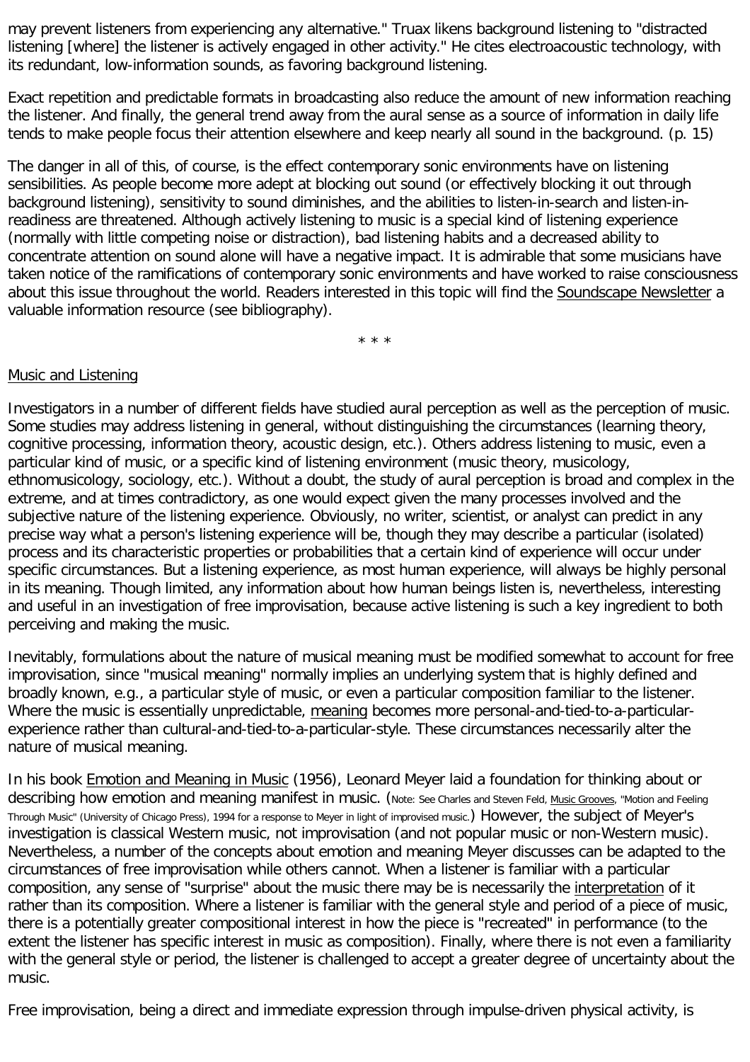may prevent listeners from experiencing any alternative." Truax likens background listening to "distracted listening [where] the listener is actively engaged in other activity." He cites electroacoustic technology, with its redundant, low-information sounds, as favoring background listening.

Exact repetition and predictable formats in broadcasting also reduce the amount of new information reaching the listener. And finally, the general trend away from the aural sense as a source of information in daily life tends to make people focus their attention elsewhere and keep nearly all sound in the background. (p. 15)

The danger in all of this, of course, is the effect contemporary sonic environments have on listening sensibilities. As people become more adept at blocking out sound (or effectively blocking it out through background listening), sensitivity to sound diminishes, and the abilities to listen-in-search and listen-in-readiness are threatened. Although actively listening to music is a special kind of listening experience (normally with little competing noise or distraction), bad listening habits and a decreased ability to concentrate attention on sound alone will have a negative impact. It is admirable that some musicians have taken notice of the ramifications of contemporary sonic environments and have worked to raise consciousness about this issue throughout the world. Readers interested in this topic will find the Soundscape Newsletter a valuable information resource (see bibliography).

\* \* \*

## Music and Listening

Investigators in a number of different fields have studied aural perception as well as the perception of music. Some studies may address listening in general, without distinguishing the circumstances (learning theory, cognitive processing, information theory, acoustic design, etc.). Others address listening to music, even a particular kind of music, or a specific kind of listening environment (music theory, musicology, ethnomusicology, sociology, etc.). Without a doubt, the study of aural perception is broad and complex in the extreme, and at times contradictory, as one would expect given the many processes involved and the subjective nature of the listening experience. Obviously, no writer, scientist, or analyst can predict in any precise way what a person's listening experience will be, though they may describe a particular (isolated) process and its characteristic properties or probabilities that a certain kind of experience will occur under specific circumstances. But a listening experience, as most human experience, will always be highly personal in its meaning. Though limited, any information about how human beings listen is, nevertheless, interesting and useful in an investigation of free improvisation, because active listening is such a key ingredient to both perceiving and making the music.

Inevitably, formulations about the nature of musical meaning must be modified somewhat to account for free improvisation, since "musical meaning" normally implies an underlying system that is highly defined and broadly known, e.g., a particular style of music, or even a particular composition familiar to the listener. Where the music is essentially unpredictable, meaning becomes more personal-and-tied-to-a-particular-experience rather than cultural-and-tied-to-a-particular-style. These circumstances necessarily alter the nature of musical meaning.

In his book Emotion and Meaning in Music (1956), Leonard Meyer laid a foundation for thinking about or describing how emotion and meaning manifest in music. (Note: See Charles and Steven Feld, Music Grooves, "Motion and Feeling Through Music" (University of Chicago Press), 1994 for a response to Meyer in light of improvised music.) However, the subject of Meyer's investigation is classical Western music, not improvisation (and not popular music or non-Western music). Nevertheless, a number of the concepts about emotion and meaning Meyer discusses can be adapted to the circumstances of free improvisation while others cannot. When a listener is familiar with a particular composition, any sense of "surprise" about the music there may be is necessarily the interpretation of it rather than its composition. Where a listener is familiar with the general style and period of a piece of music, there is a potentially greater compositional interest in how the piece is "recreated" in performance (to the extent the listener has specific interest in music as composition). Finally, where there is not even a familiarity with the general style or period, the listener is challenged to accept a greater degree of uncertainty about the music.

Free improvisation, being a direct and immediate expression through impulse-driven physical activity, is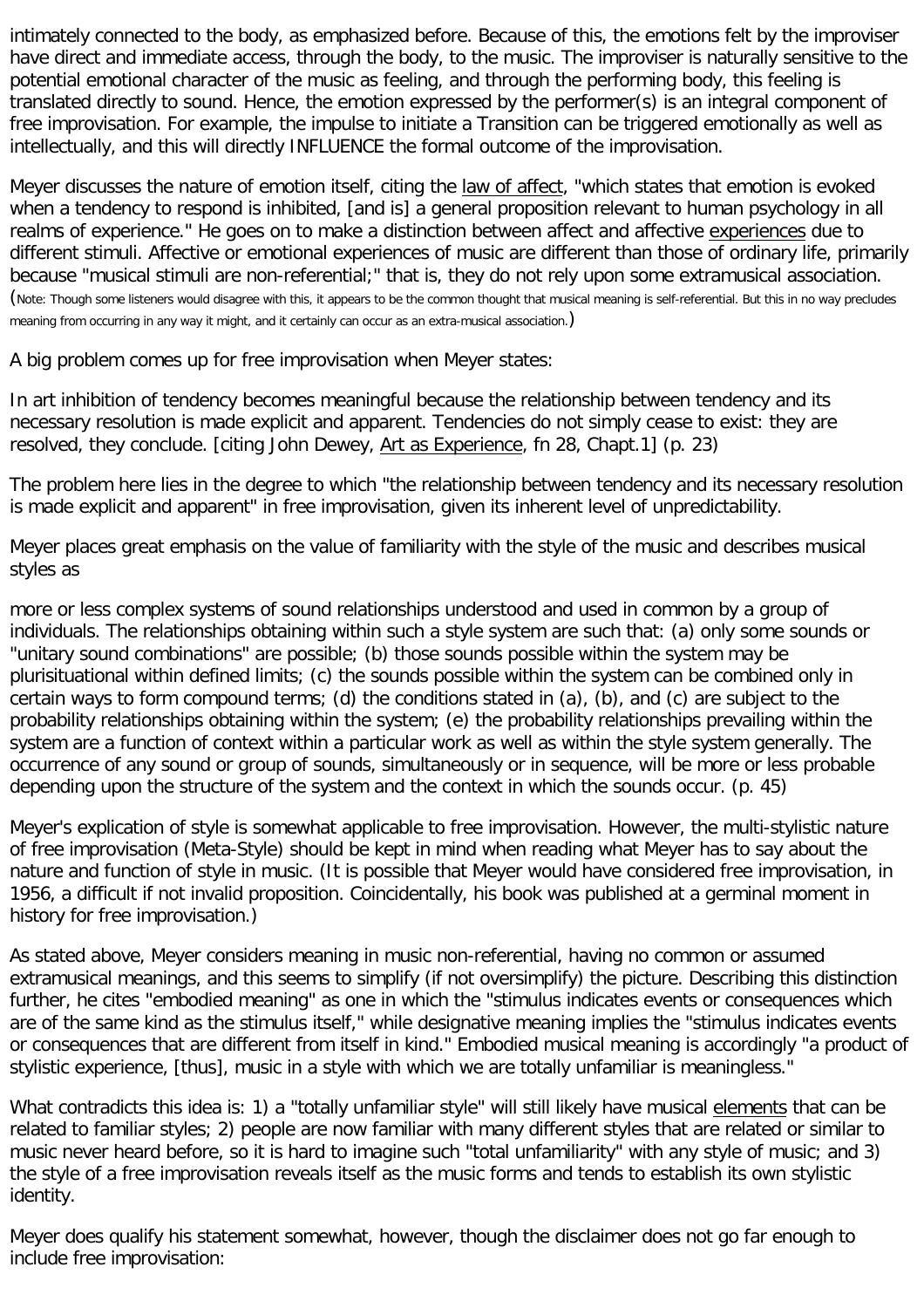intimately connected to the body, as emphasized before. Because of this, the emotions felt by the improviser have direct and immediate access, through the body, to the music. The improviser is naturally sensitive to the potential emotional character of the music as feeling, and through the performing body, this feeling is translated directly to sound. Hence, the emotion expressed by the performer(s) is an integral component of free improvisation. For example, the impulse to initiate a Transition can be triggered emotionally as well as intellectually, and this will directly INFLUENCE the formal outcome of the improvisation.

Meyer discusses the nature of emotion itself, citing the law of affect, "which states that emotion is evoked when a tendency to respond is inhibited, [and is] a general proposition relevant to human psychology in all realms of experience." He goes on to make a distinction between affect and affective experiences due to different stimuli. Affective or emotional experiences of music are different than those of ordinary life, primarily because "musical stimuli are non-referential;" that is, they do not rely upon some extramusical association. (Note: Though some listeners would disagree with this, it appears to be the common thought that musical meaning is self-referential. But this in no way precludes meaning from occurring in any way it might, and it certainly can occur as an extra-musical association.)

A big problem comes up for free improvisation when Meyer states:

In art inhibition of tendency becomes meaningful because the relationship between tendency and its necessary resolution is made explicit and apparent. Tendencies do not simply cease to exist: they are resolved, they conclude. [citing John Dewey, Art as Experience, fn 28, Chapt.1] (p. 23)

The problem here lies in the degree to which "the relationship between tendency and its necessary resolution is made explicit and apparent" in free improvisation, given its inherent level of unpredictability.

Meyer places great emphasis on the value of familiarity with the style of the music and describes musical styles as

more or less complex systems of sound relationships understood and used in common by a group of individuals. The relationships obtaining within such a style system are such that: (a) only some sounds or "unitary sound combinations" are possible; (b) those sounds possible within the system may be plurisituational within defined limits; (c) the sounds possible within the system can be combined only in certain ways to form compound terms; (d) the conditions stated in (a), (b), and (c) are subject to the probability relationships obtaining within the system; (e) the probability relationships prevailing within the system are a function of context within a particular work as well as within the style system generally. The occurrence of any sound or group of sounds, simultaneously or in sequence, will be more or less probable depending upon the structure of the system and the context in which the sounds occur. (p. 45)

Meyer's explication of style is somewhat applicable to free improvisation. However, the multi-stylistic nature of free improvisation (Meta-Style) should be kept in mind when reading what Meyer has to say about the nature and function of style in music. (It is possible that Meyer would have considered free improvisation, in 1956, a difficult if not invalid proposition. Coincidentally, his book was published at a germinal moment in history for free improvisation.)

As stated above, Meyer considers meaning in music non-referential, having no common or assumed extramusical meanings, and this seems to simplify (if not oversimplify) the picture. Describing this distinction further, he cites "embodied meaning" as one in which the "stimulus indicates events or consequences which are of the same kind as the stimulus itself," while designative meaning implies the "stimulus indicates events or consequences that are different from itself in kind." Embodied musical meaning is accordingly "a product of stylistic experience, [thus], music in a style with which we are totally unfamiliar is meaningless."

What contradicts this idea is: 1) a "totally unfamiliar style" will still likely have musical elements that can be related to familiar styles; 2) people are now familiar with many different styles that are related or similar to music never heard before, so it is hard to imagine such "total unfamiliarity" with any style of music; and 3) the style of a free improvisation reveals itself as the music forms and tends to establish its own stylistic identity.

Meyer does qualify his statement somewhat, however, though the disclaimer does not go far enough to include free improvisation: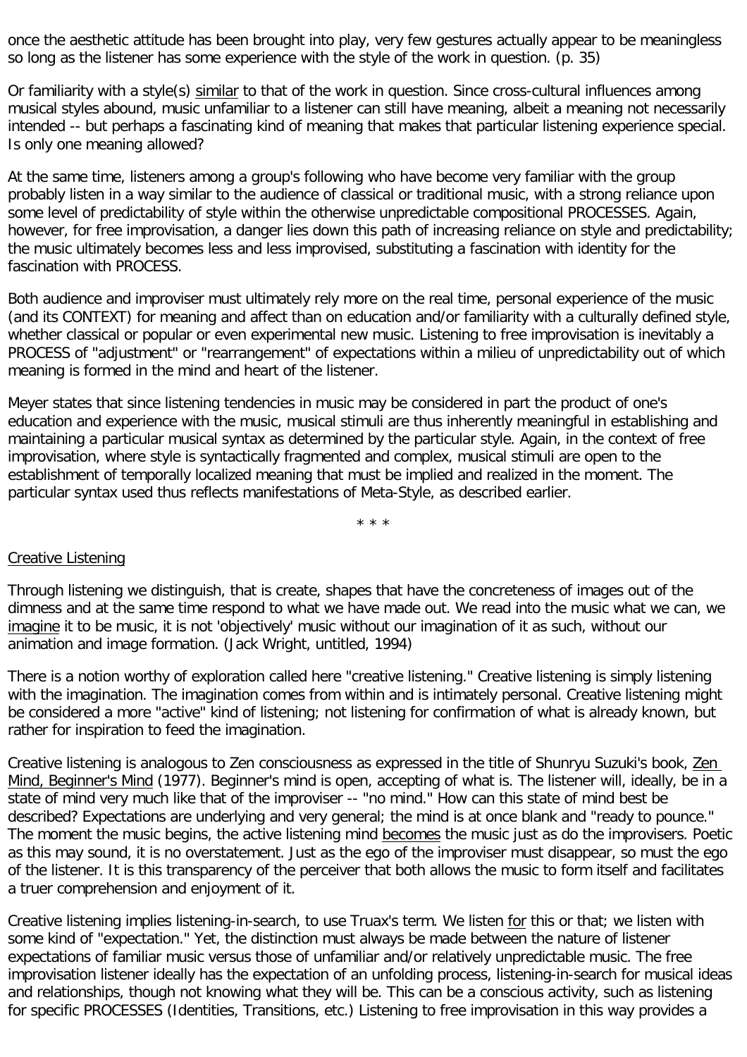once the aesthetic attitude has been brought into play, very few gestures actually appear to be meaningless so long as the listener has some experience with the style of the work in question. (p. 35)

Or familiarity with a style(s) similar to that of the work in question. Since cross-cultural influences among musical styles abound, music unfamiliar to a listener can still have meaning, albeit a meaning not necessarily intended -- but perhaps a fascinating kind of meaning that makes that particular listening experience special. Is only one meaning allowed?

At the same time, listeners among a group's following who have become very familiar with the group probably listen in a way similar to the audience of classical or traditional music, with a strong reliance upon some level of predictability of style within the otherwise unpredictable compositional PROCESSES. Again, however, for free improvisation, a danger lies down this path of increasing reliance on style and predictability; the music ultimately becomes less and less improvised, substituting a fascination with identity for the fascination with PROCESS.

Both audience and improviser must ultimately rely more on the real time, personal experience of the music (and its CONTEXT) for meaning and affect than on education and/or familiarity with a culturally defined style, whether classical or popular or even experimental new music. Listening to free improvisation is inevitably a PROCESS of "adjustment" or "rearrangement" of expectations within a milieu of unpredictability out of which meaning is formed in the mind and heart of the listener.

Meyer states that since listening tendencies in music may be considered in part the product of one's education and experience with the music, musical stimuli are thus inherently meaningful in establishing and maintaining a particular musical syntax as determined by the particular style. Again, in the context of free improvisation, where style is syntactically fragmented and complex, musical stimuli are open to the establishment of temporally localized meaning that must be implied and realized in the moment. The particular syntax used thus reflects manifestations of Meta-Style, as described earlier.

\* \* \*

## Creative Listening

Through listening we distinguish, that is create, shapes that have the concreteness of images out of the dimness and at the same time respond to what we have made out. We read into the music what we can, we *imagine* it to be music, it is not 'objectively' music without our imagination of it as such, without our animation and image formation. (Jack Wright, untitled, 1994)

There is a notion worthy of exploration called here "creative listening." Creative listening is simply listening with the imagination. The imagination comes from within and is intimately personal. Creative listening might be considered a more "active" kind of listening; not listening for confirmation of what is already known, but rather for inspiration to feed the imagination.

Creative listening is analogous to Zen consciousness as expressed in the title of Shunryu Suzuki's book, *Zen Mind, Beginner's Mind* (1977). Beginner's mind is open, accepting of what is. The listener will, ideally, be in a state of mind very much like that of the improviser -- "no mind." How can this state of mind best be described? Expectations are underlying and very general; the mind is at once blank and "ready to pounce." The moment the music begins, the active listening mind *becomes* the music just as do the improvisers. Poetic as this may sound, it is no overstatement. Just as the ego of the improviser must disappear, so must the ego of the listener. It is this transparency of the perceiver that both allows the music to form itself and facilitates a truer comprehension and enjoyment of it.

Creative listening implies listening-in-search, to use Truax's term. We listen *for* this or that; we listen with some kind of "expectation." Yet, the distinction must always be made between the nature of listener expectations of familiar music versus those of unfamiliar and/or relatively unpredictable music. The free improvisation listener ideally has the expectation of an unfolding process, listening-in-search for musical ideas and relationships, though not knowing what they will be. This can be a conscious activity, such as listening for specific PROCESSES (Identities, Transitions, etc.) Listening to free improvisation in this way provides a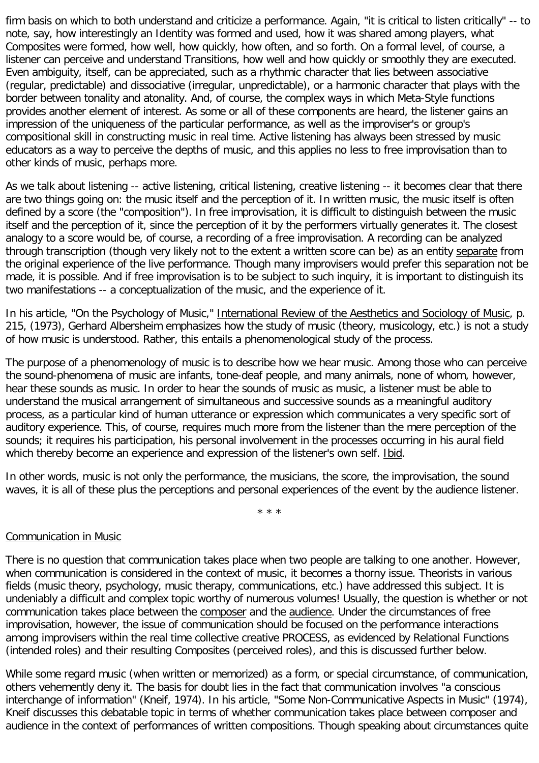firm basis on which to both understand and criticize a performance. Again, "it is critical to listen critically" -- to note, say, how interestingly an Identity was formed and used, how it was shared among players, what Composites were formed, how well, how quickly, how often, and so forth. On a formal level, of course, a listener can perceive and understand Transitions, how well and how quickly or smoothly they are executed. Even ambiguity, itself, can be appreciated, such as a rhythmic character that lies between associative (regular, predictable) and dissociative (irregular, unpredictable), or a harmonic character that plays with the border between tonality and atonality. And, of course, the complex ways in which Meta-Style functions provides another element of interest. As some or all of these components are heard, the listener gains an impression of the uniqueness of the particular performance, as well as the improviser's or group's compositional skill in constructing music in real time. Active listening has always been stressed by music educators as a way to perceive the depths of music, and this applies no less to free improvisation than to other kinds of music, perhaps more.

As we talk about listening -- active listening, critical listening, creative listening -- it becomes clear that there are two things going on: the music itself and the perception of it. In written music, the music itself is often defined by a score (the "composition"). In free improvisation, it is difficult to distinguish between the music itself and the perception of it, since the perception of it by the performers virtually generates it. The closest analogy to a score would be, of course, a recording of a free improvisation. A recording can be analyzed through transcription (though very likely not to the extent a written score can be) as an entity <u>separate</u> from the original experience of the live performance. Though many improvisers would prefer this separation not be made, it is possible. And if free improvisation is to be subject to such inquiry, it is important to distinguish its two manifestations -- a conceptualization of the music, and the experience of it.

In his article, "On the Psychology of Music," <u>International Review of the Aesthetics and Sociology of Music</u>, p. 215, (1973), Gerhard Albersheim emphasizes how the study of music (theory, musicology, etc.) is not a study of how music is understood. Rather, this entails a phenomenological study of the process.

The purpose of a phenomenology of music is to describe how we hear music. Among those who can perceive the sound-phenomena of music are infants, tone-deaf people, and many animals, none of whom, however, hear these sounds as music. In order to hear the sounds of music as music, a listener must be able to understand the musical arrangement of simultaneous and successive sounds as a meaningful auditory process, as a particular kind of human utterance or expression which communicates a very specific sort of auditory experience. This, of course, requires much more from the listener than the mere perception of the sounds; it requires his participation, his personal involvement in the processes occurring in his aural field which thereby become an experience and expression of the listener's own self. <u>Ibid</u>.

In other words, music is not only the performance, the musicians, the score, the improvisation, the sound waves, it is all of these plus the perceptions and personal experiences of the event by the audience listener.

\* \* \*

## <u>Communication in Music</u>

There is no question that communication takes place when two people are talking to one another. However, when communication is considered in the context of music, it becomes a thorny issue. Theorists in various fields (music theory, psychology, music therapy, communications, etc.) have addressed this subject. It is undeniably a difficult and complex topic worthy of numerous volumes! Usually, the question is whether or not communication takes place between the <u>composer</u> and the <u>audience</u>. Under the circumstances of free improvisation, however, the issue of communication should be focused on the performance interactions among improvisers within the real time collective creative PROCESS, as evidenced by Relational Functions (intended roles) and their resulting Composites (perceived roles), and this is discussed further below.

While some regard music (when written or memorized) as a form, or special circumstance, of communication, others vehemently deny it. The basis for doubt lies in the fact that communication involves "a conscious interchange of information" (Kneif, 1974). In his article, "Some Non-Communicative Aspects in Music" (1974), Kneif discusses this debatable topic in terms of whether communication takes place between composer and audience in the context of performances of written compositions. Though speaking about circumstances quite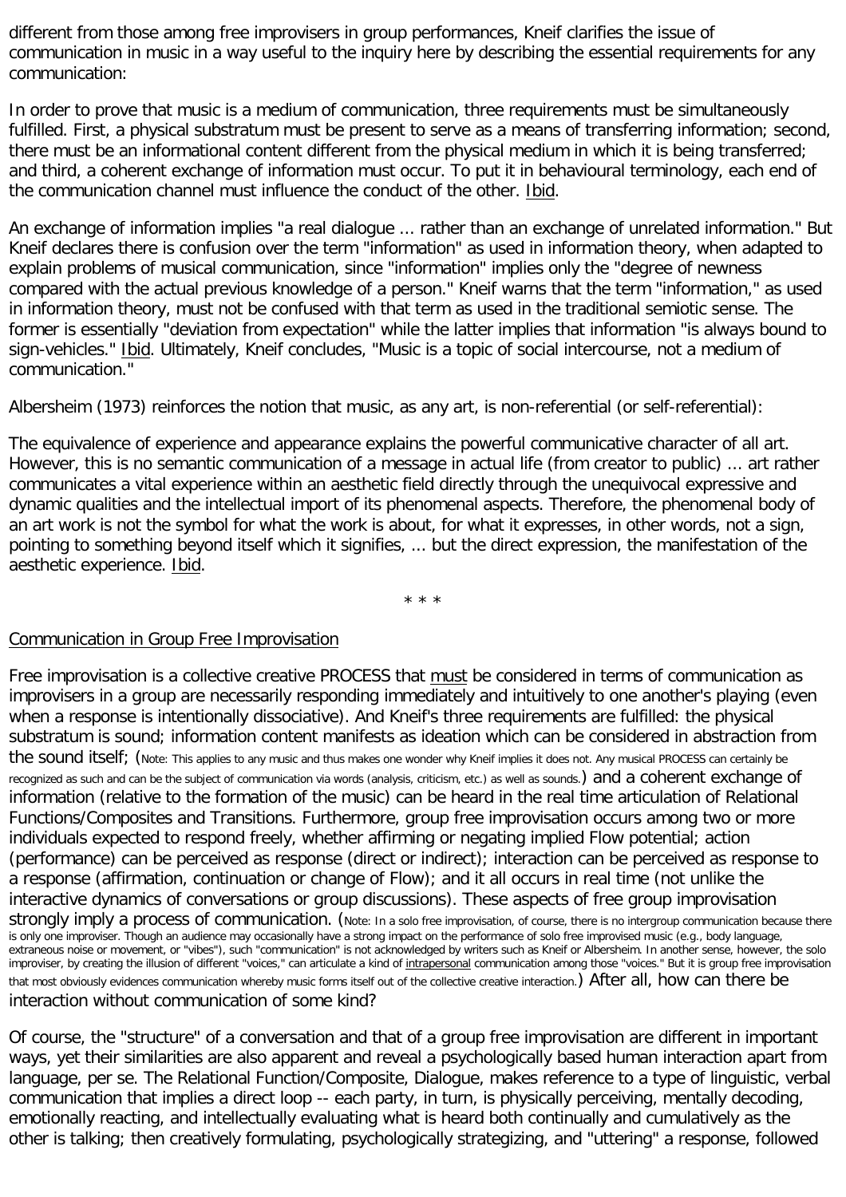different from those among free improvisers in group performances, Kneif clarifies the issue of communication in music in a way useful to the inquiry here by describing the essential requirements for any communication:

In order to prove that music is a medium of communication, three requirements must be simultaneously fulfilled. First, a physical substratum must be present to serve as a means of transferring information; second, there must be an informational content different from the physical medium in which it is being transferred; and third, a coherent exchange of information must occur. To put it in behavioural terminology, each end of the communication channel must influence the conduct of the other. Ibid.

An exchange of information implies "a real dialogue ... rather than an exchange of unrelated information." But Kneif declares there is confusion over the term "information" as used in information theory, when adapted to explain problems of musical communication, since "information" implies only the "degree of newness compared with the actual previous knowledge of a person." Kneif warns that the term "information," as used in information theory, must not be confused with that term as used in the traditional semiotic sense. The former is essentially "deviation from expectation" while the latter implies that information "is always bound to sign-vehicles." Ibid. Ultimately, Kneif concludes, "Music is a topic of social intercourse, not a medium of communication."

Albersheim (1973) reinforces the notion that music, as any art, is non-referential (or self-referential):

The equivalence of experience and appearance explains the powerful communicative character of all art. However, this is no semantic communication of a message in actual life (from creator to public) ... art rather communicates a vital experience within an aesthetic field directly through the unequivocal expressive and dynamic qualities and the intellectual import of its phenomenal aspects. Therefore, the phenomenal body of an art work is not the symbol for what the work is about, for what it expresses, in other words, not a sign, pointing to something beyond itself which it signifies, ... but the direct expression, the manifestation of the aesthetic experience. Ibid.

\* \* \*

## Communication in Group Free Improvisation

Free improvisation is a collective creative PROCESS that must be considered in terms of communication as improvisers in a group are necessarily responding immediately and intuitively to one another's playing (even when a response is intentionally dissociative). And Kneif's three requirements are fulfilled: the physical substratum is sound; information content manifests as ideation which can be considered in abstraction from the sound itself; (Note: This applies to any music and thus makes one wonder why Kneif implies it does not. Any musical PROCESS can certainly be recognized as such and can be the subject of communication via words (analysis, criticism, etc.) as well as sounds.) and a coherent exchange of information (relative to the formation of the music) can be heard in the real time articulation of Relational Functions/Composites and Transitions. Furthermore, group free improvisation occurs among two or more individuals expected to respond freely, whether affirming or negating implied Flow potential; action (performance) can be perceived as response (direct or indirect); interaction can be perceived as response to a response (affirmation, continuation or change of Flow); and it all occurs in real time (not unlike the interactive dynamics of conversations or group discussions). These aspects of free group improvisation strongly imply a process of communication. (Note: In a solo free improvisation, of course, there is no intergroup communication because there is only one improviser. Though an audience may occasionally have a strong impact on the performance of solo free improvised music (e.g., body language, extraneous noise or movement, or "vibes"), such "communication" is not acknowledged by writers such as Kneif or Albersheim. In another sense, however, the solo improviser, by creating the illusion of different "voices," can articulate a kind of intrapersonal communication among those "voices." But it is group free improvisation that most obviously evidences communication whereby music forms itself out of the collective creative interaction.) After all, how can there be interaction without communication of some kind?

Of course, the "structure" of a conversation and that of a group free improvisation are different in important ways, yet their similarities are also apparent and reveal a psychologically based human interaction apart from language, per se. The Relational Function/Composite, Dialogue, makes reference to a type of linguistic, verbal communication that implies a direct loop -- each party, in turn, is physically perceiving, mentally decoding, emotionally reacting, and intellectually evaluating what is heard both continually and cumulatively as the other is talking; then creatively formulating, psychologically strategizing, and "uttering" a response, followed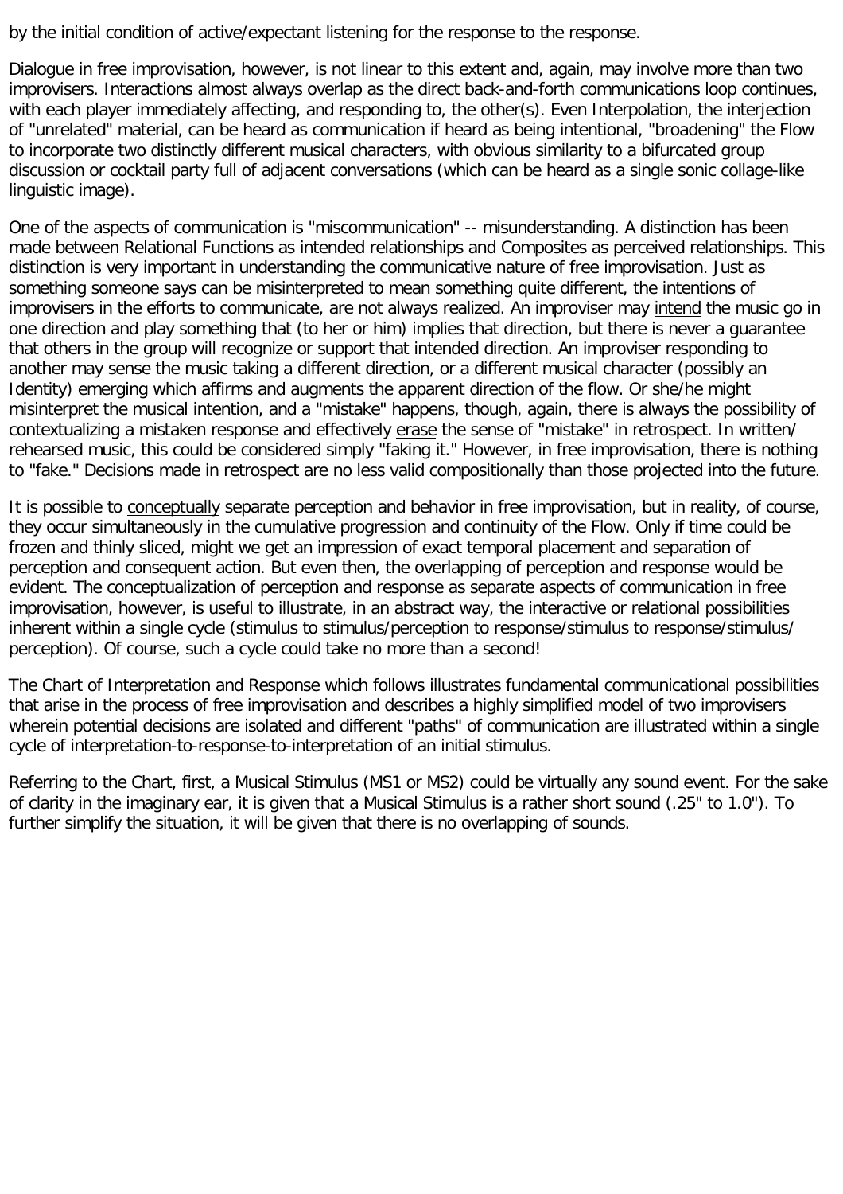by the initial condition of active/expectant listening for the response to the response.

Dialogue in free improvisation, however, is not linear to this extent and, again, may involve more than two improvisers. Interactions almost always overlap as the direct back-and-forth communications loop continues, with each player immediately affecting, and responding to, the other(s). Even Interpolation, the interjection of "unrelated" material, can be heard as communication if heard as being intentional, "broadening" the Flow to incorporate two distinctly different musical characters, with obvious similarity to a bifurcated group discussion or cocktail party full of adjacent conversations (which can be heard as a single sonic collage-like linguistic image).

One of the aspects of communication is "miscommunication" -- misunderstanding. A distinction has been made between Relational Functions as intended relationships and Composites as perceived relationships. This distinction is very important in understanding the communicative nature of free improvisation. Just as something someone says can be misinterpreted to mean something quite different, the intentions of improvisers in the efforts to communicate, are not always realized. An improviser may intend the music go in one direction and play something that (to her or him) implies that direction, but there is never a guarantee that others in the group will recognize or support that intended direction. An improviser responding to another may sense the music taking a different direction, or a different musical character (possibly an Identity) emerging which affirms and augments the apparent direction of the flow. Or she/he might misinterpret the musical intention, and a "mistake" happens, though, again, there is always the possibility of contextualizing a mistaken response and effectively erase the sense of "mistake" in retrospect. In written/rehearsed music, this could be considered simply "faking it." However, in free improvisation, there is nothing to "fake." Decisions made in retrospect are no less valid compositionally than those projected into the future.

It is possible to conceptually separate perception and behavior in free improvisation, but in reality, of course, they occur simultaneously in the cumulative progression and continuity of the Flow. Only if time could be frozen and thinly sliced, might we get an impression of exact temporal placement and separation of perception and consequent action. But even then, the overlapping of perception and response would be evident. The conceptualization of perception and response as separate aspects of communication in free improvisation, however, is useful to illustrate, in an abstract way, the interactive or relational possibilities inherent within a single cycle (stimulus to stimulus/perception to response/stimulus to response/stimulus/perception). Of course, such a cycle could take no more than a second!

The Chart of Interpretation and Response which follows illustrates fundamental communicational possibilities that arise in the process of free improvisation and describes a highly simplified model of two improvisers wherein potential decisions are isolated and different "paths" of communication are illustrated within a single cycle of interpretation-to-response-to-interpretation of an initial stimulus.

Referring to the Chart, first, a Musical Stimulus (MS1 or MS2) could be virtually any sound event. For the sake of clarity in the imaginary ear, it is given that a Musical Stimulus is a rather short sound (.25" to 1.0"). To further simplify the situation, it will be given that there is no overlapping of sounds.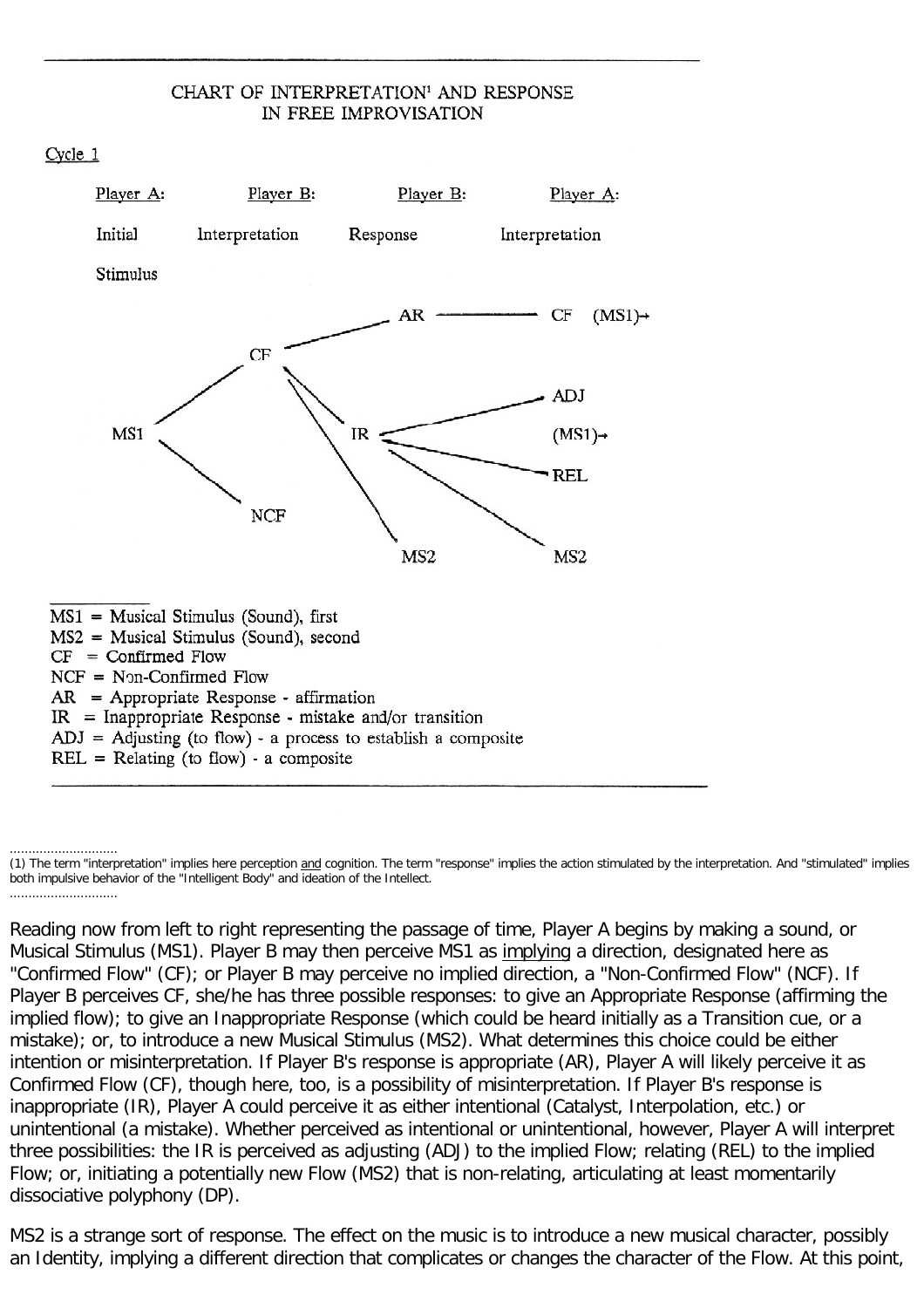## CHART OF INTERPRETATION[1] AND RESPONSE IN FREE IMPROVISATION

Cycle 1

| Player A: Initial Stimulus | Player B: Interpretation | Player B: Response | Player A: Interpretation |
|---|---|---|---|
| MS1 | CF | AR | CF (MS1)→ |
| | | IR | ADJ (MS1)→ |
| | | | REL |
| | | | MS2 |
| | | MS2 | |
| | NCF | | |

MS1 = Musical Stimulus (Sound), first
MS2 = Musical Stimulus (Sound), second
CF = Confirmed Flow
NCF = Non-Confirmed Flow
AR = Appropriate Response - affirmation
IR = Inappropriate Response - mistake and/or transition
ADJ = Adjusting (to flow) - a process to establish a composite
REL = Relating (to flow) - a composite

(1) The term "interpretation" implies here perception and cognition. The term "response" implies the action stimulated by the interpretation. And "stimulated" implies both impulsive behavior of the "Intelligent Body" and ideation of the Intellect.

Reading now from left to right representing the passage of time, Player A begins by making a sound, or Musical Stimulus (MS1). Player B may then perceive MS1 as implying a direction, designated here as "Confirmed Flow" (CF); or Player B may perceive no implied direction, a "Non-Confirmed Flow" (NCF). If Player B perceives CF, she/he has three possible responses: to give an Appropriate Response (affirming the implied flow); to give an Inappropriate Response (which could be heard initially as a Transition cue, or a mistake); or, to introduce a new Musical Stimulus (MS2). What determines this choice could be either intention or misinterpretation. If Player B's response is appropriate (AR), Player A will likely perceive it as Confirmed Flow (CF), though here, too, is a possibility of misinterpretation. If Player B's response is inappropriate (IR), Player A could perceive it as either intentional (Catalyst, Interpolation, etc.) or unintentional (a mistake). Whether perceived as intentional or unintentional, however, Player A will interpret three possibilities: the IR is perceived as adjusting (ADJ) to the implied Flow; relating (REL) to the implied Flow; or, initiating a potentially new Flow (MS2) that is non-relating, articulating at least momentarily dissociative polyphony (DP).

MS2 is a strange sort of response. The effect on the music is to introduce a new musical character, possibly an Identity, implying a different direction that complicates or changes the character of the Flow. At this point,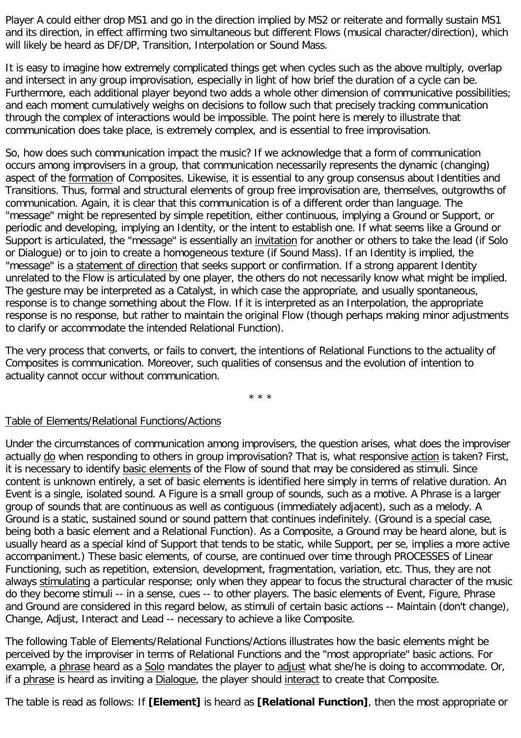Player A could either drop MS1 and go in the direction implied by MS2 or reiterate and formally sustain MS1 and its direction, in effect affirming two simultaneous but different Flows (musical character/direction), which will likely be heard as DF/DP, Transition, Interpolation or Sound Mass.

It is easy to imagine how extremely complicated things get when cycles such as the above multiply, overlap and intersect in any group improvisation, especially in light of how brief the duration of a cycle can be. Furthermore, each additional player beyond two adds a whole other dimension of communicative possibilities; and each moment cumulatively weighs on decisions to follow such that precisely tracking communication through the complex of interactions would be impossible. The point here is merely to illustrate that communication does take place, is extremely complex, and is essential to free improvisation.

So, how does such communication impact the music? If we acknowledge that a form of communication occurs among improvisers in a group, that communication necessarily represents the dynamic (changing) aspect of the formation of Composites. Likewise, it is essential to any group consensus about Identities and Transitions. Thus, formal and structural elements of group free improvisation are, themselves, outgrowths of communication. Again, it is clear that this communication is of a different order than language. The "message" might be represented by simple repetition, either continuous, implying a Ground or Support, or periodic and developing, implying an Identity, or the intent to establish one. If what seems like a Ground or Support is articulated, the "message" is essentially an invitation for another or others to take the lead (if Solo or Dialogue) or to join to create a homogeneous texture (if Sound Mass). If an Identity is implied, the "message" is a statement of direction that seeks support or confirmation. If a strong apparent Identity unrelated to the Flow is articulated by one player, the others do not necessarily know what might be implied. The gesture may be interpreted as a Catalyst, in which case the appropriate, and usually spontaneous, response is to change something about the Flow. If it is interpreted as an Interpolation, the appropriate response is no response, but rather to maintain the original Flow (though perhaps making minor adjustments to clarify or accommodate the intended Relational Function).

The very process that converts, or fails to convert, the intentions of Relational Functions to the actuality of Composites is communication. Moreover, such qualities of consensus and the evolution of intention to actuality cannot occur without communication.

\* \* \*

## Table of Elements/Relational Functions/Actions

Under the circumstances of communication among improvisers, the question arises, what does the improviser actually do when responding to others in group improvisation? That is, what responsive action is taken? First, it is necessary to identify basic elements of the Flow of sound that may be considered as stimuli. Since content is unknown entirely, a set of basic elements is identified here simply in terms of relative duration. An Event is a single, isolated sound. A Figure is a small group of sounds, such as a motive. A Phrase is a larger group of sounds that are continuous as well as contiguous (immediately adjacent), such as a melody. A Ground is a static, sustained sound or sound pattern that continues indefinitely. (Ground is a special case, being both a basic element and a Relational Function). As a Composite, a Ground may be heard alone, but is usually heard as a special kind of Support that tends to be static, while Support, per se, implies a more active accompaniment.) These basic elements, of course, are continued over time through PROCESSES of Linear Functioning, such as repetition, extension, development, fragmentation, variation, etc. Thus, they are not always stimulating a particular response; only when they appear to focus the structural character of the music do they become stimuli -- in a sense, cues -- to other players. The basic elements of Event, Figure, Phrase and Ground are considered in this regard below, as stimuli of certain basic actions -- Maintain (don't change), Change, Adjust, Interact and Lead -- necessary to achieve a like Composite.

The following Table of Elements/Relational Functions/Actions illustrates how the basic elements might be perceived by the improviser in terms of Relational Functions and the "most appropriate" basic actions. For example, a phrase heard as a Solo mandates the player to adjust what she/he is doing to accommodate. Or, if a phrase is heard as inviting a Dialogue, the player should interact to create that Composite.

The table is read as follows: If **[Element]** is heard as **[Relational Function]**, then the most appropriate or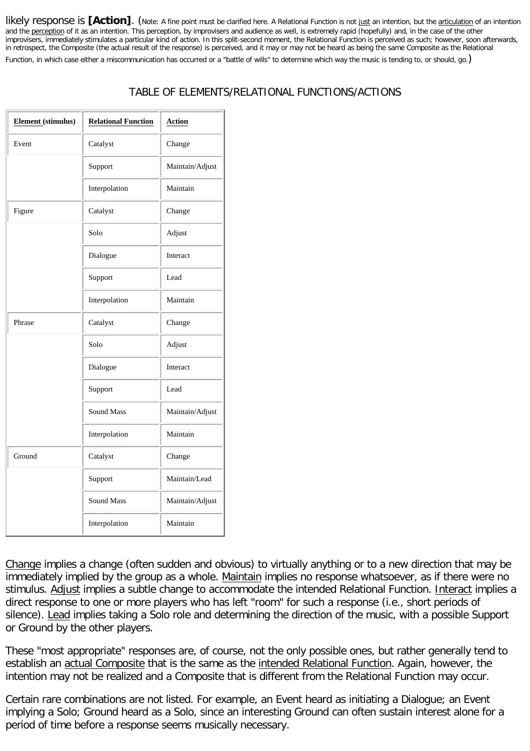likely response is **[Action]**. (Note: A fine point must be clarified here. A Relational Function is not just an intention, but the articulation of an intention and the perception of it as an intention. This perception, by improvisers and audience as well, is extremely rapid (hopefully) and, in the case of the other improvisers, immediately stimulates a particular kind of action. In this split-second moment, the Relational Function is perceived as such; however, soon afterwards, in retrospect, the Composite (the actual result of the response) is perceived, and it may or may not be heard as being the same Composite as the Relational Function, in which case either a miscommunication has occurred or a "battle of wills" to determine which way the music is tending to, or should, go.)

TABLE OF ELEMENTS/RELATIONAL FUNCTIONS/ACTIONS

| Element (stimulus) | Relational Function | Action |
|---|---|---|
| Event | Catalyst | Change |
| | Support | Maintain/Adjust |
| | Interpolation | Maintain |
| Figure | Catalyst | Change |
| | Solo | Adjust |
| | Dialogue | Interact |
| | Support | Lead |
| | Interpolation | Maintain |
| Phrase | Catalyst | Change |
| | Solo | Adjust |
| | Dialogue | Interact |
| | Support | Lead |
| | Sound Mass | Maintain/Adjust |
| | Interpolation | Maintain |
| Ground | Catalyst | Change |
| | Support | Maintain/Lead |
| | Sound Mass | Maintain/Adjust |
| | Interpolation | Maintain |

Change implies a change (often sudden and obvious) to virtually anything or to a new direction that may be immediately implied by the group as a whole. Maintain implies no response whatsoever, as if there were no stimulus. Adjust implies a subtle change to accommodate the intended Relational Function. Interact implies a direct response to one or more players who has left "room" for such a response (i.e., short periods of silence). Lead implies taking a Solo role and determining the direction of the music, with a possible Support or Ground by the other players.

These "most appropriate" responses are, of course, not the only possible ones, but rather generally tend to establish an actual Composite that is the same as the intended Relational Function. Again, however, the intention may not be realized and a Composite that is different from the Relational Function may occur.

Certain rare combinations are not listed. For example, an Event heard as initiating a Dialogue; an Event implying a Solo; Ground heard as a Solo, since an interesting Ground can often sustain interest alone for a period of time before a response seems musically necessary.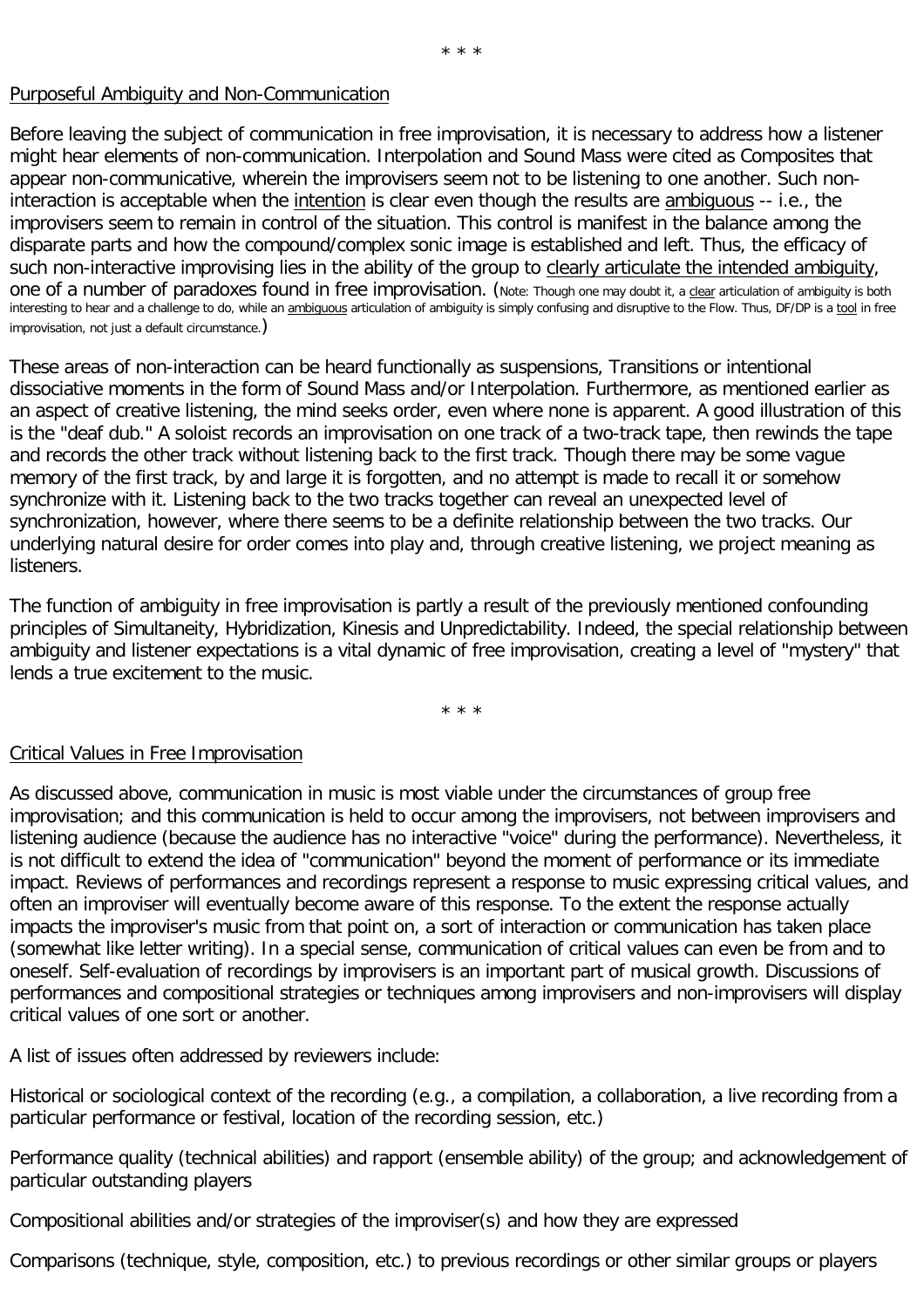\* \* \*

## Purposeful Ambiguity and Non-Communication

Before leaving the subject of communication in free improvisation, it is necessary to address how a listener might hear elements of non-communication. Interpolation and Sound Mass were cited as Composites that appear non-communicative, wherein the improvisers seem not to be listening to one another. Such non-interaction is acceptable when the intention is clear even though the results are ambiguous -- i.e., the improvisers seem to remain in control of the situation. This control is manifest in the balance among the disparate parts and how the compound/complex sonic image is established and left. Thus, the efficacy of such non-interactive improvising lies in the ability of the group to clearly articulate the intended ambiguity, one of a number of paradoxes found in free improvisation. (Note: Though one may doubt it, a clear articulation of ambiguity is both interesting to hear and a challenge to do, while an ambiguous articulation of ambiguity is simply confusing and disruptive to the Flow. Thus, DF/DP is a tool in free improvisation, not just a default circumstance.)

These areas of non-interaction can be heard functionally as suspensions, Transitions or intentional dissociative moments in the form of Sound Mass and/or Interpolation. Furthermore, as mentioned earlier as an aspect of creative listening, the mind seeks order, even where none is apparent. A good illustration of this is the "deaf dub." A soloist records an improvisation on one track of a two-track tape, then rewinds the tape and records the other track without listening back to the first track. Though there may be some vague memory of the first track, by and large it is forgotten, and no attempt is made to recall it or somehow synchronize with it. Listening back to the two tracks together can reveal an unexpected level of synchronization, however, where there seems to be a definite relationship between the two tracks. Our underlying natural desire for order comes into play and, through creative listening, we project meaning as listeners.

The function of ambiguity in free improvisation is partly a result of the previously mentioned confounding principles of Simultaneity, Hybridization, Kinesis and Unpredictability. Indeed, the special relationship between ambiguity and listener expectations is a vital dynamic of free improvisation, creating a level of "mystery" that lends a true excitement to the music.

\* \* \*

## Critical Values in Free Improvisation

As discussed above, communication in music is most viable under the circumstances of group free improvisation; and this communication is held to occur among the improvisers, not between improvisers and listening audience (because the audience has no interactive "voice" during the performance). Nevertheless, it is not difficult to extend the idea of "communication" beyond the moment of performance or its immediate impact. Reviews of performances and recordings represent a response to music expressing critical values, and often an improviser will eventually become aware of this response. To the extent the response actually impacts the improviser's music from that point on, a sort of interaction or communication has taken place (somewhat like letter writing). In a special sense, communication of critical values can even be from and to oneself. Self-evaluation of recordings by improvisers is an important part of musical growth. Discussions of performances and compositional strategies or techniques among improvisers and non-improvisers will display critical values of one sort or another.

A list of issues often addressed by reviewers include:

Historical or sociological context of the recording (e.g., a compilation, a collaboration, a live recording from a particular performance or festival, location of the recording session, etc.)

Performance quality (technical abilities) and rapport (ensemble ability) of the group; and acknowledgement of particular outstanding players

Compositional abilities and/or strategies of the improviser(s) and how they are expressed

Comparisons (technique, style, composition, etc.) to previous recordings or other similar groups or players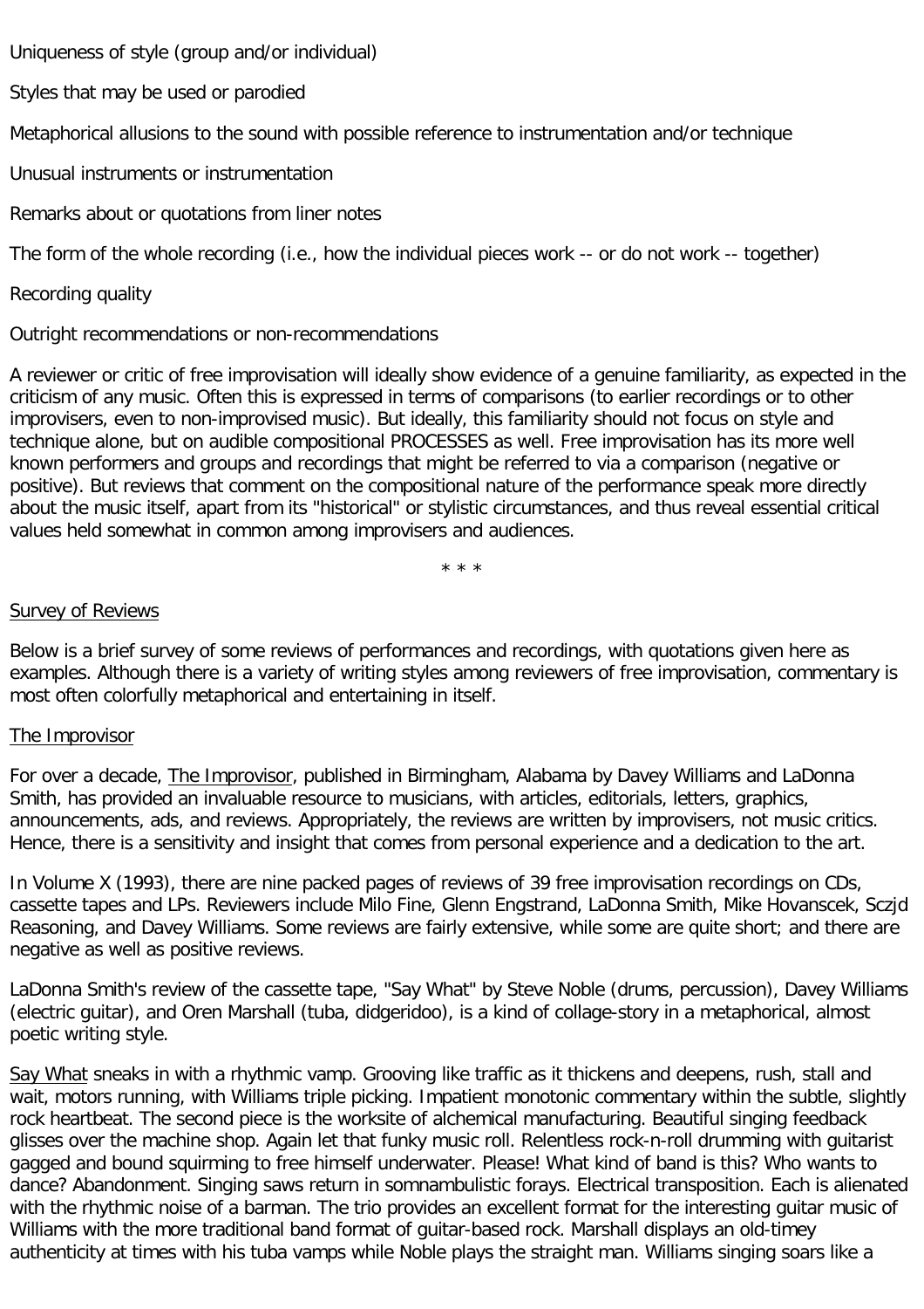Uniqueness of style (group and/or individual)

Styles that may be used or parodied

Metaphorical allusions to the sound with possible reference to instrumentation and/or technique

Unusual instruments or instrumentation

Remarks about or quotations from liner notes

The form of the whole recording (i.e., how the individual pieces work -- or do not work -- together)

Recording quality

Outright recommendations or non-recommendations

A reviewer or critic of free improvisation will ideally show evidence of a genuine familiarity, as expected in the criticism of any music. Often this is expressed in terms of comparisons (to earlier recordings or to other improvisers, even to non-improvised music). But ideally, this familiarity should not focus on style and technique alone, but on audible compositional PROCESSES as well. Free improvisation has its more well known performers and groups and recordings that might be referred to via a comparison (negative or positive). But reviews that comment on the compositional nature of the performance speak more directly about the music itself, apart from its "historical" or stylistic circumstances, and thus reveal essential critical values held somewhat in common among improvisers and audiences.

\* \* \*

## Survey of Reviews

Below is a brief survey of some reviews of performances and recordings, with quotations given here as examples. Although there is a variety of writing styles among reviewers of free improvisation, commentary is most often colorfully metaphorical and entertaining in itself.

### The Improvisor

For over a decade, The Improvisor, published in Birmingham, Alabama by Davey Williams and LaDonna Smith, has provided an invaluable resource to musicians, with articles, editorials, letters, graphics, announcements, ads, and reviews. Appropriately, the reviews are written by improvisers, not music critics. Hence, there is a sensitivity and insight that comes from personal experience and a dedication to the art.

In Volume X (1993), there are nine packed pages of reviews of 39 free improvisation recordings on CDs, cassette tapes and LPs. Reviewers include Milo Fine, Glenn Engstrand, LaDonna Smith, Mike Hovanscek, Sczjd Reasoning, and Davey Williams. Some reviews are fairly extensive, while some are quite short; and there are negative as well as positive reviews.

LaDonna Smith's review of the cassette tape, "Say What" by Steve Noble (drums, percussion), Davey Williams (electric guitar), and Oren Marshall (tuba, didgeridoo), is a kind of collage-story in a metaphorical, almost poetic writing style.

Say What sneaks in with a rhythmic vamp. Grooving like traffic as it thickens and deepens, rush, stall and wait, motors running, with Williams triple picking. Impatient monotonic commentary within the subtle, slightly rock heartbeat. The second piece is the worksite of alchemical manufacturing. Beautiful singing feedback glisses over the machine shop. Again let that funky music roll. Relentless rock-n-roll drumming with guitarist gagged and bound squirming to free himself underwater. Please! What kind of band is this? Who wants to dance? Abandonment. Singing saws return in somnambulistic forays. Electrical transposition. Each is alienated with the rhythmic noise of a barman. The trio provides an excellent format for the interesting guitar music of Williams with the more traditional band format of guitar-based rock. Marshall displays an old-timey authenticity at times with his tuba vamps while Noble plays the straight man. Williams singing soars like a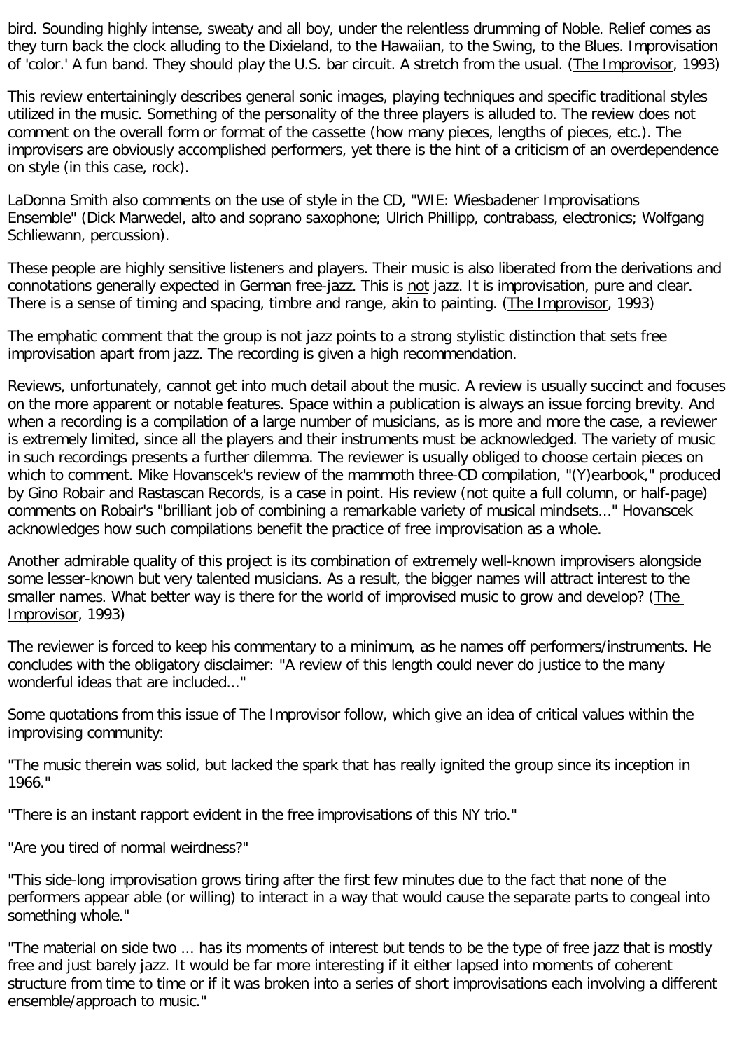bird. Sounding highly intense, sweaty and all boy, under the relentless drumming of Noble. Relief comes as they turn back the clock alluding to the Dixieland, to the Hawaiian, to the Swing, to the Blues. Improvisation of 'color.' A fun band. They should play the U.S. bar circuit. A stretch from the usual. (The Improvisor, 1993)

This review entertainingly describes general sonic images, playing techniques and specific traditional styles utilized in the music. Something of the personality of the three players is alluded to. The review does not comment on the overall form or format of the cassette (how many pieces, lengths of pieces, etc.). The improvisers are obviously accomplished performers, yet there is the hint of a criticism of an overdependence on style (in this case, rock).

LaDonna Smith also comments on the use of style in the CD, "WIE: Wiesbadener Improvisations Ensemble" (Dick Marwedel, alto and soprano saxophone; Ulrich Phillipp, contrabass, electronics; Wolfgang Schliewann, percussion).

These people are highly sensitive listeners and players. Their music is also liberated from the derivations and connotations generally expected in German free-jazz. This is not jazz. It is improvisation, pure and clear. There is a sense of timing and spacing, timbre and range, akin to painting. (The Improvisor, 1993)

The emphatic comment that the group is not jazz points to a strong stylistic distinction that sets free improvisation apart from jazz. The recording is given a high recommendation.

Reviews, unfortunately, cannot get into much detail about the music. A review is usually succinct and focuses on the more apparent or notable features. Space within a publication is always an issue forcing brevity. And when a recording is a compilation of a large number of musicians, as is more and more the case, a reviewer is extremely limited, since all the players and their instruments must be acknowledged. The variety of music in such recordings presents a further dilemma. The reviewer is usually obliged to choose certain pieces on which to comment. Mike Hovanscek's review of the mammoth three-CD compilation, "(Y)earbook," produced by Gino Robair and Rastascan Records, is a case in point. His review (not quite a full column, or half-page) comments on Robair's "brilliant job of combining a remarkable variety of musical mindsets..." Hovanscek acknowledges how such compilations benefit the practice of free improvisation as a whole.

Another admirable quality of this project is its combination of extremely well-known improvisers alongside some lesser-known but very talented musicians. As a result, the bigger names will attract interest to the smaller names. What better way is there for the world of improvised music to grow and develop? (The Improvisor, 1993)

The reviewer is forced to keep his commentary to a minimum, as he names off performers/instruments. He concludes with the obligatory disclaimer: "A review of this length could never do justice to the many wonderful ideas that are included..."

Some quotations from this issue of The Improvisor follow, which give an idea of critical values within the improvising community:

"The music therein was solid, but lacked the spark that has really ignited the group since its inception in 1966."

"There is an instant rapport evident in the free improvisations of this NY trio."

"Are you tired of normal weirdness?"

"This side-long improvisation grows tiring after the first few minutes due to the fact that none of the performers appear able (or willing) to interact in a way that would cause the separate parts to congeal into something whole."

"The material on side two ... has its moments of interest but tends to be the type of free jazz that is mostly free and just barely jazz. It would be far more interesting if it either lapsed into moments of coherent structure from time to time or if it was broken into a series of short improvisations each involving a different ensemble/approach to music."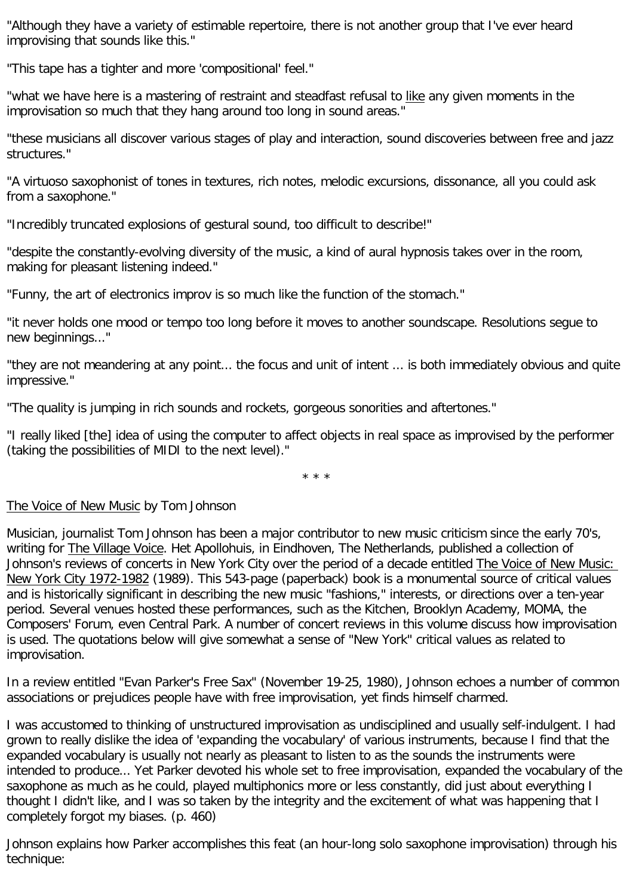"Although they have a variety of estimable repertoire, there is not another group that I've ever heard improvising that sounds like this."

"This tape has a tighter and more 'compositional' feel."

"what we have here is a mastering of restraint and steadfast refusal to like any given moments in the improvisation so much that they hang around too long in sound areas."

"these musicians all discover various stages of play and interaction, sound discoveries between free and jazz structures."

"A virtuoso saxophonist of tones in textures, rich notes, melodic excursions, dissonance, all you could ask from a saxophone."

"Incredibly truncated explosions of gestural sound, too difficult to describe!"

"despite the constantly-evolving diversity of the music, a kind of aural hypnosis takes over in the room, making for pleasant listening indeed."

"Funny, the art of electronics improv is so much like the function of the stomach."

"it never holds one mood or tempo too long before it moves to another soundscape. Resolutions segue to new beginnings..."

"they are not meandering at any point... the focus and unit of intent ... is both immediately obvious and quite impressive."

"The quality is jumping in rich sounds and rockets, gorgeous sonorities and aftertones."

"I really liked [the] idea of using the computer to affect objects in real space as improvised by the performer (taking the possibilities of MIDI to the next level)."

* * *

The Voice of New Music by Tom Johnson

Musician, journalist Tom Johnson has been a major contributor to new music criticism since the early 70's, writing for The Village Voice. Het Apollohuis, in Eindhoven, The Netherlands, published a collection of Johnson's reviews of concerts in New York City over the period of a decade entitled The Voice of New Music: New York City 1972-1982 (1989). This 543-page (paperback) book is a monumental source of critical values and is historically significant in describing the new music "fashions," interests, or directions over a ten-year period. Several venues hosted these performances, such as the Kitchen, Brooklyn Academy, MOMA, the Composers' Forum, even Central Park. A number of concert reviews in this volume discuss how improvisation is used. The quotations below will give somewhat a sense of "New York" critical values as related to improvisation.

In a review entitled "Evan Parker's Free Sax" (November 19-25, 1980), Johnson echoes a number of common associations or prejudices people have with free improvisation, yet finds himself charmed.

I was accustomed to thinking of unstructured improvisation as undisciplined and usually self-indulgent. I had grown to really dislike the idea of 'expanding the vocabulary' of various instruments, because I find that the expanded vocabulary is usually not nearly as pleasant to listen to as the sounds the instruments were intended to produce... Yet Parker devoted his whole set to free improvisation, expanded the vocabulary of the saxophone as much as he could, played multiphonics more or less constantly, did just about everything I thought I didn't like, and I was so taken by the integrity and the excitement of what was happening that I completely forgot my biases. (p. 460)

Johnson explains how Parker accomplishes this feat (an hour-long solo saxophone improvisation) through his technique: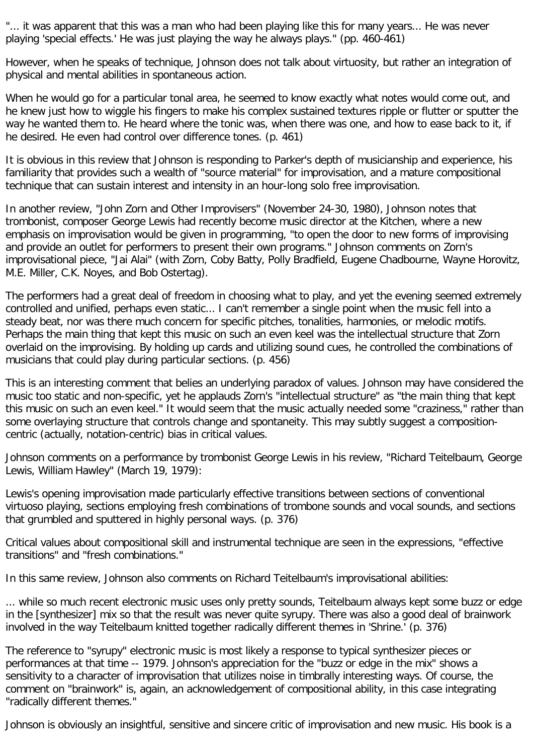"... it was apparent that this was a man who had been playing like this for many years... He was never playing 'special effects.' He was just playing the way he always plays." (pp. 460-461)

However, when he speaks of technique, Johnson does not talk about virtuosity, but rather an integration of physical and mental abilities in spontaneous action.

When he would go for a particular tonal area, he seemed to know exactly what notes would come out, and he knew just how to wiggle his fingers to make his complex sustained textures ripple or flutter or sputter the way he wanted them to. He heard where the tonic was, when there was one, and how to ease back to it, if he desired. He even had control over difference tones. (p. 461)

It is obvious in this review that Johnson is responding to Parker's depth of musicianship and experience, his familiarity that provides such a wealth of "source material" for improvisation, and a mature compositional technique that can sustain interest and intensity in an hour-long solo free improvisation.

In another review, "John Zorn and Other Improvisers" (November 24-30, 1980), Johnson notes that trombonist, composer George Lewis had recently become music director at the Kitchen, where a new emphasis on improvisation would be given in programming, "to open the door to new forms of improvising and provide an outlet for performers to present their own programs." Johnson comments on Zorn's improvisational piece, "Jai Alai" (with Zorn, Coby Batty, Polly Bradfield, Eugene Chadbourne, Wayne Horovitz, M.E. Miller, C.K. Noyes, and Bob Ostertag).

The performers had a great deal of freedom in choosing what to play, and yet the evening seemed extremely controlled and unified, perhaps even static... I can't remember a single point when the music fell into a steady beat, nor was there much concern for specific pitches, tonalities, harmonies, or melodic motifs. Perhaps the main thing that kept this music on such an even keel was the intellectual structure that Zorn overlaid on the improvising. By holding up cards and utilizing sound cues, he controlled the combinations of musicians that could play during particular sections. (p. 456)

This is an interesting comment that belies an underlying paradox of values. Johnson may have considered the music too static and non-specific, yet he applauds Zorn's "intellectual structure" as "the main thing that kept this music on such an even keel." It would seem that the music actually needed some "craziness," rather than some overlaying structure that controls change and spontaneity. This may subtly suggest a composition-centric (actually, notation-centric) bias in critical values.

Johnson comments on a performance by trombonist George Lewis in his review, "Richard Teitelbaum, George Lewis, William Hawley" (March 19, 1979):

Lewis's opening improvisation made particularly effective transitions between sections of conventional virtuoso playing, sections employing fresh combinations of trombone sounds and vocal sounds, and sections that grumbled and sputtered in highly personal ways. (p. 376)

Critical values about compositional skill and instrumental technique are seen in the expressions, "effective transitions" and "fresh combinations."

In this same review, Johnson also comments on Richard Teitelbaum's improvisational abilities:

... while so much recent electronic music uses only pretty sounds, Teitelbaum always kept some buzz or edge in the [synthesizer] mix so that the result was never quite syrupy. There was also a good deal of brainwork involved in the way Teitelbaum knitted together radically different themes in 'Shrine.' (p. 376)

The reference to "syrupy" electronic music is most likely a response to typical synthesizer pieces or performances at that time -- 1979. Johnson's appreciation for the "buzz or edge in the mix" shows a sensitivity to a character of improvisation that utilizes noise in timbrally interesting ways. Of course, the comment on "brainwork" is, again, an acknowledgement of compositional ability, in this case integrating "radically different themes."

Johnson is obviously an insightful, sensitive and sincere critic of improvisation and new music. His book is a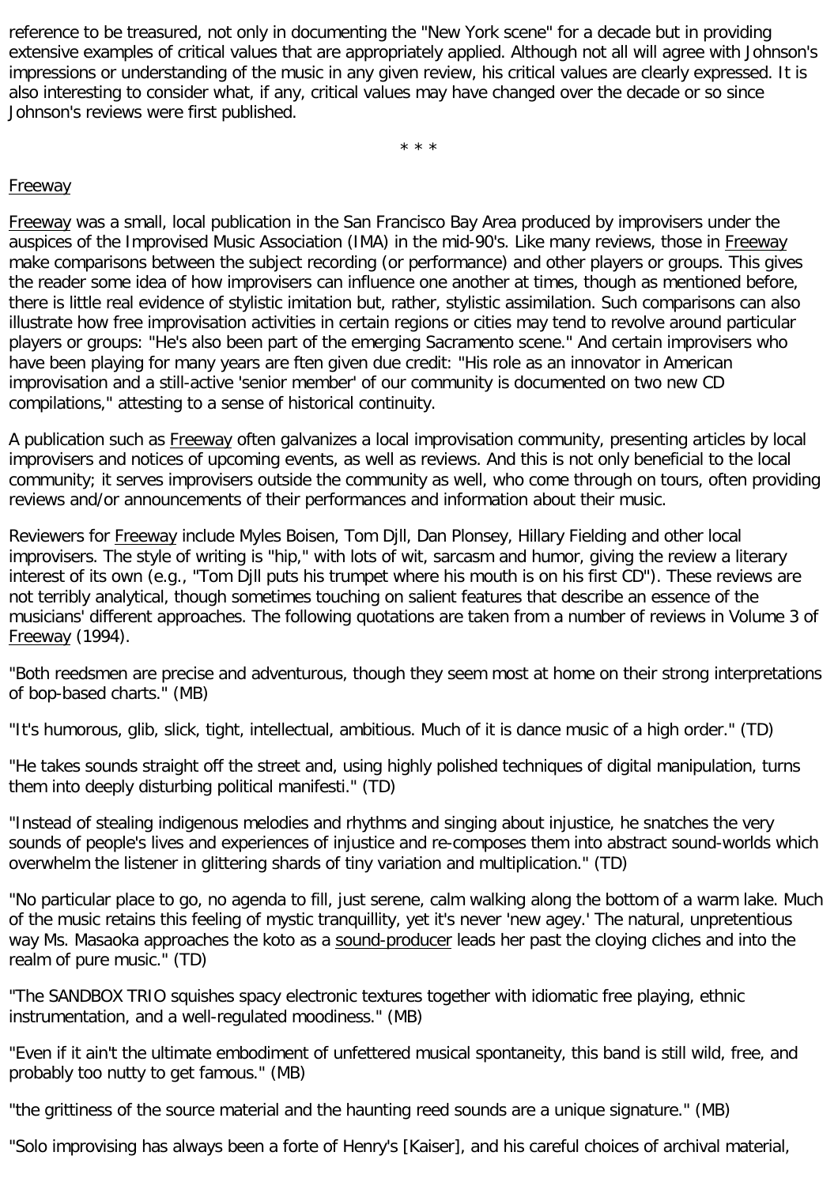reference to be treasured, not only in documenting the "New York scene" for a decade but in providing extensive examples of critical values that are appropriately applied. Although not all will agree with Johnson's impressions or understanding of the music in any given review, his critical values are clearly expressed. It is also interesting to consider what, if any, critical values may have changed over the decade or so since Johnson's reviews were first published.

\* \* \*

Freeway

Freeway was a small, local publication in the San Francisco Bay Area produced by improvisers under the auspices of the Improvised Music Association (IMA) in the mid-90's. Like many reviews, those in Freeway make comparisons between the subject recording (or performance) and other players or groups. This gives the reader some idea of how improvisers can influence one another at times, though as mentioned before, there is little real evidence of stylistic imitation but, rather, stylistic assimilation. Such comparisons can also illustrate how free improvisation activities in certain regions or cities may tend to revolve around particular players or groups: "He's also been part of the emerging Sacramento scene." And certain improvisers who have been playing for many years are ften given due credit: "His role as an innovator in American improvisation and a still-active 'senior member' of our community is documented on two new CD compilations," attesting to a sense of historical continuity.

A publication such as Freeway often galvanizes a local improvisation community, presenting articles by local improvisers and notices of upcoming events, as well as reviews. And this is not only beneficial to the local community; it serves improvisers outside the community as well, who come through on tours, often providing reviews and/or announcements of their performances and information about their music.

Reviewers for Freeway include Myles Boisen, Tom Djll, Dan Plonsey, Hillary Fielding and other local improvisers. The style of writing is "hip," with lots of wit, sarcasm and humor, giving the review a literary interest of its own (e.g., "Tom Djll puts his trumpet where his mouth is on his first CD"). These reviews are not terribly analytical, though sometimes touching on salient features that describe an essence of the musicians' different approaches. The following quotations are taken from a number of reviews in Volume 3 of Freeway (1994).

"Both reedsmen are precise and adventurous, though they seem most at home on their strong interpretations of bop-based charts." (MB)

"It's humorous, glib, slick, tight, intellectual, ambitious. Much of it is dance music of a high order." (TD)

"He takes sounds straight off the street and, using highly polished techniques of digital manipulation, turns them into deeply disturbing political manifesti." (TD)

"Instead of stealing indigenous melodies and rhythms and singing about injustice, he snatches the very sounds of people's lives and experiences of injustice and re-composes them into abstract sound-worlds which overwhelm the listener in glittering shards of tiny variation and multiplication." (TD)

"No particular place to go, no agenda to fill, just serene, calm walking along the bottom of a warm lake. Much of the music retains this feeling of mystic tranquillity, yet it's never 'new agey.' The natural, unpretentious way Ms. Masaoka approaches the koto as a sound-producer leads her past the cloying cliches and into the realm of pure music." (TD)

"The SANDBOX TRIO squishes spacy electronic textures together with idiomatic free playing, ethnic instrumentation, and a well-regulated moodiness." (MB)

"Even if it ain't the ultimate embodiment of unfettered musical spontaneity, this band is still wild, free, and probably too nutty to get famous." (MB)

"the grittiness of the source material and the haunting reed sounds are a unique signature." (MB)

"Solo improvising has always been a forte of Henry's [Kaiser], and his careful choices of archival material,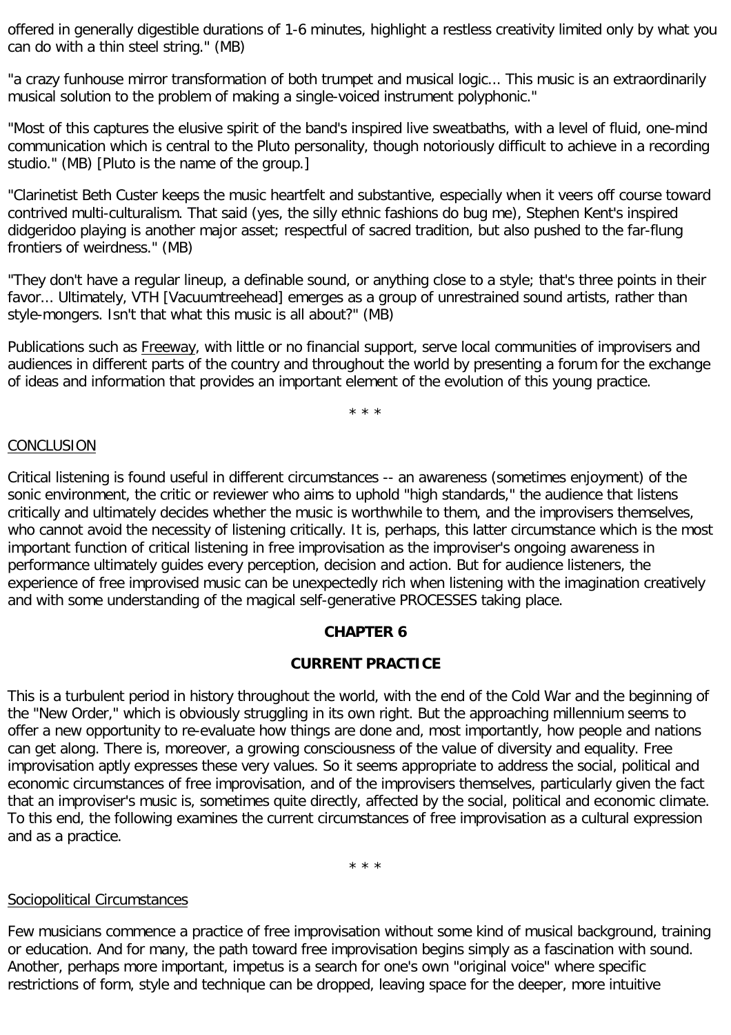offered in generally digestible durations of 1-6 minutes, highlight a restless creativity limited only by what you can do with a thin steel string." (MB)

"a crazy funhouse mirror transformation of both trumpet and musical logic... This music is an extraordinarily musical solution to the problem of making a single-voiced instrument polyphonic."

"Most of this captures the elusive spirit of the band's inspired live sweatbaths, with a level of fluid, one-mind communication which is central to the Pluto personality, though notoriously difficult to achieve in a recording studio." (MB) [Pluto is the name of the group.]

"Clarinetist Beth Custer keeps the music heartfelt and substantive, especially when it veers off course toward contrived multi-culturalism. That said (yes, the silly ethnic fashions do bug me), Stephen Kent's inspired didgeridoo playing is another major asset; respectful of sacred tradition, but also pushed to the far-flung frontiers of weirdness." (MB)

"They don't have a regular lineup, a definable sound, or anything close to a style; that's three points in their favor... Ultimately, VTH [Vacuumtreehead] emerges as a group of unrestrained sound artists, rather than style-mongers. Isn't that what this music is all about?" (MB)

Publications such as Freeway, with little or no financial support, serve local communities of improvisers and audiences in different parts of the country and throughout the world by presenting a forum for the exchange of ideas and information that provides an important element of the evolution of this young practice.

\* \* \*

CONCLUSION

Critical listening is found useful in different circumstances -- an awareness (sometimes enjoyment) of the sonic environment, the critic or reviewer who aims to uphold "high standards," the audience that listens critically and ultimately decides whether the music is worthwhile to them, and the improvisers themselves, who cannot avoid the necessity of listening critically. It is, perhaps, this latter circumstance which is the most important function of critical listening in free improvisation as the improviser's ongoing awareness in performance ultimately guides every perception, decision and action. But for audience listeners, the experience of free improvised music can be unexpectedly rich when listening with the imagination creatively and with some understanding of the magical self-generative PROCESSES taking place.

## CHAPTER 6

## CURRENT PRACTICE

This is a turbulent period in history throughout the world, with the end of the Cold War and the beginning of the "New Order," which is obviously struggling in its own right. But the approaching millennium seems to offer a new opportunity to re-evaluate how things are done and, most importantly, how people and nations can get along. There is, moreover, a growing consciousness of the value of diversity and equality. Free improvisation aptly expresses these very values. So it seems appropriate to address the social, political and economic circumstances of free improvisation, and of the improvisers themselves, particularly given the fact that an improviser's music is, sometimes quite directly, affected by the social, political and economic climate. To this end, the following examines the current circumstances of free improvisation as a cultural expression and as a practice.

\* \* \*

Sociopolitical Circumstances

Few musicians commence a practice of free improvisation without some kind of musical background, training or education. And for many, the path toward free improvisation begins simply as a fascination with sound. Another, perhaps more important, impetus is a search for one's own "original voice" where specific restrictions of form, style and technique can be dropped, leaving space for the deeper, more intuitive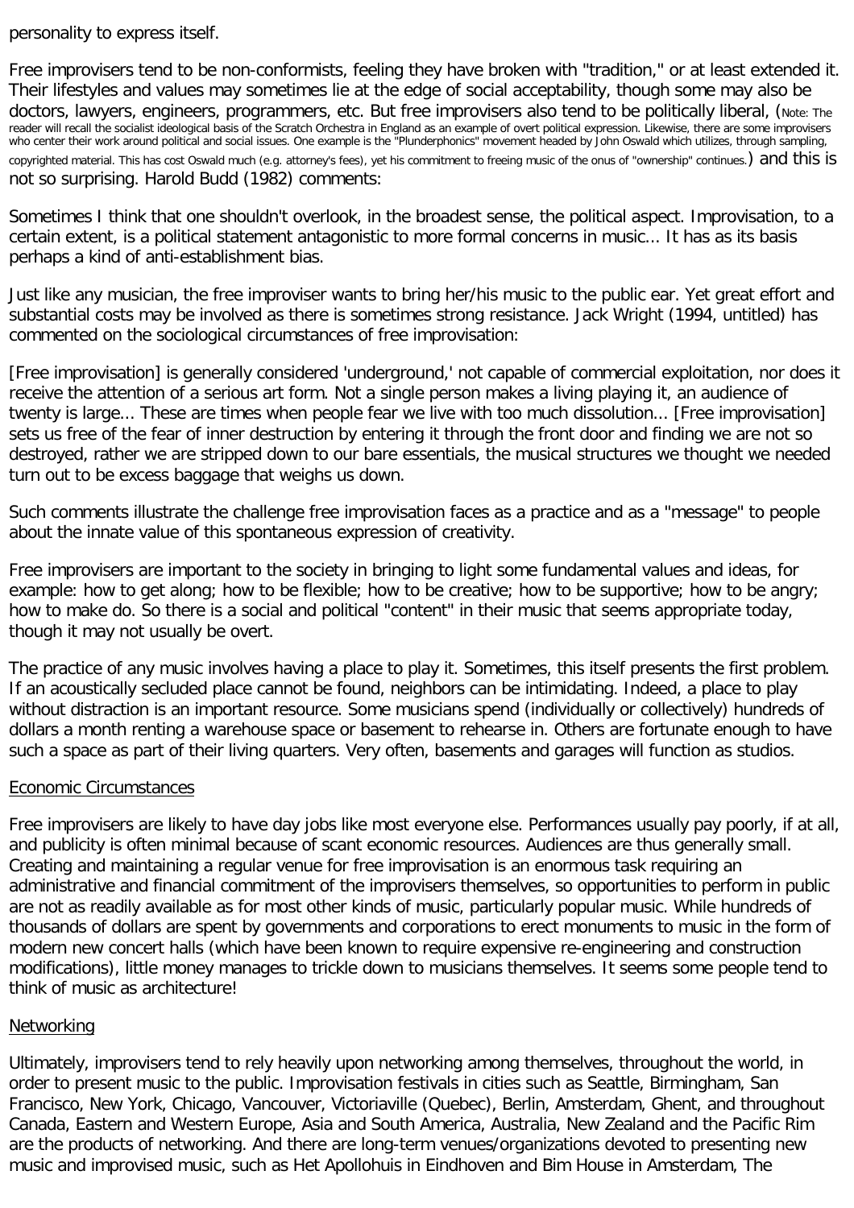personality to express itself.

Free improvisers tend to be non-conformists, feeling they have broken with "tradition," or at least extended it. Their lifestyles and values may sometimes lie at the edge of social acceptability, though some may also be doctors, lawyers, engineers, programmers, etc. But free improvisers also tend to be politically liberal, (Note: The reader will recall the socialist ideological basis of the Scratch Orchestra in England as an example of overt political expression. Likewise, there are some improvisers who center their work around political and social issues. One example is the "Plunderphonics" movement headed by John Oswald which utilizes, through sampling, copyrighted material. This has cost Oswald much (e.g. attorney's fees), yet his commitment to freeing music of the onus of "ownership" continues.) and this is not so surprising. Harold Budd (1982) comments:

Sometimes I think that one shouldn't overlook, in the broadest sense, the political aspect. Improvisation, to a certain extent, is a political statement antagonistic to more formal concerns in music... It has as its basis perhaps a kind of anti-establishment bias.

Just like any musician, the free improviser wants to bring her/his music to the public ear. Yet great effort and substantial costs may be involved as there is sometimes strong resistance. Jack Wright (1994, untitled) has commented on the sociological circumstances of free improvisation:

[Free improvisation] is generally considered 'underground,' not capable of commercial exploitation, nor does it receive the attention of a serious art form. Not a single person makes a living playing it, an audience of twenty is large... These are times when people fear we live with too much dissolution... [Free improvisation] sets us free of the fear of inner destruction by entering it through the front door and finding we are not so destroyed, rather we are stripped down to our bare essentials, the musical structures we thought we needed turn out to be excess baggage that weighs us down.

Such comments illustrate the challenge free improvisation faces as a practice and as a "message" to people about the innate value of this spontaneous expression of creativity.

Free improvisers are important to the society in bringing to light some fundamental values and ideas, for example: how to get along; how to be flexible; how to be creative; how to be supportive; how to be angry; how to make do. So there is a social and political "content" in their music that seems appropriate today, though it may not usually be overt.

The practice of any music involves having a place to play it. Sometimes, this itself presents the first problem. If an acoustically secluded place cannot be found, neighbors can be intimidating. Indeed, a place to play without distraction is an important resource. Some musicians spend (individually or collectively) hundreds of dollars a month renting a warehouse space or basement to rehearse in. Others are fortunate enough to have such a space as part of their living quarters. Very often, basements and garages will function as studios.

## Economic Circumstances

Free improvisers are likely to have day jobs like most everyone else. Performances usually pay poorly, if at all, and publicity is often minimal because of scant economic resources. Audiences are thus generally small. Creating and maintaining a regular venue for free improvisation is an enormous task requiring an administrative and financial commitment of the improvisers themselves, so opportunities to perform in public are not as readily available as for most other kinds of music, particularly popular music. While hundreds of thousands of dollars are spent by governments and corporations to erect monuments to music in the form of modern new concert halls (which have been known to require expensive re-engineering and construction modifications), little money manages to trickle down to musicians themselves. It seems some people tend to think of music as architecture!

## Networking

Ultimately, improvisers tend to rely heavily upon networking among themselves, throughout the world, in order to present music to the public. Improvisation festivals in cities such as Seattle, Birmingham, San Francisco, New York, Chicago, Vancouver, Victoriaville (Quebec), Berlin, Amsterdam, Ghent, and throughout Canada, Eastern and Western Europe, Asia and South America, Australia, New Zealand and the Pacific Rim are the products of networking. And there are long-term venues/organizations devoted to presenting new music and improvised music, such as Het Apollohuis in Eindhoven and Bim House in Amsterdam, The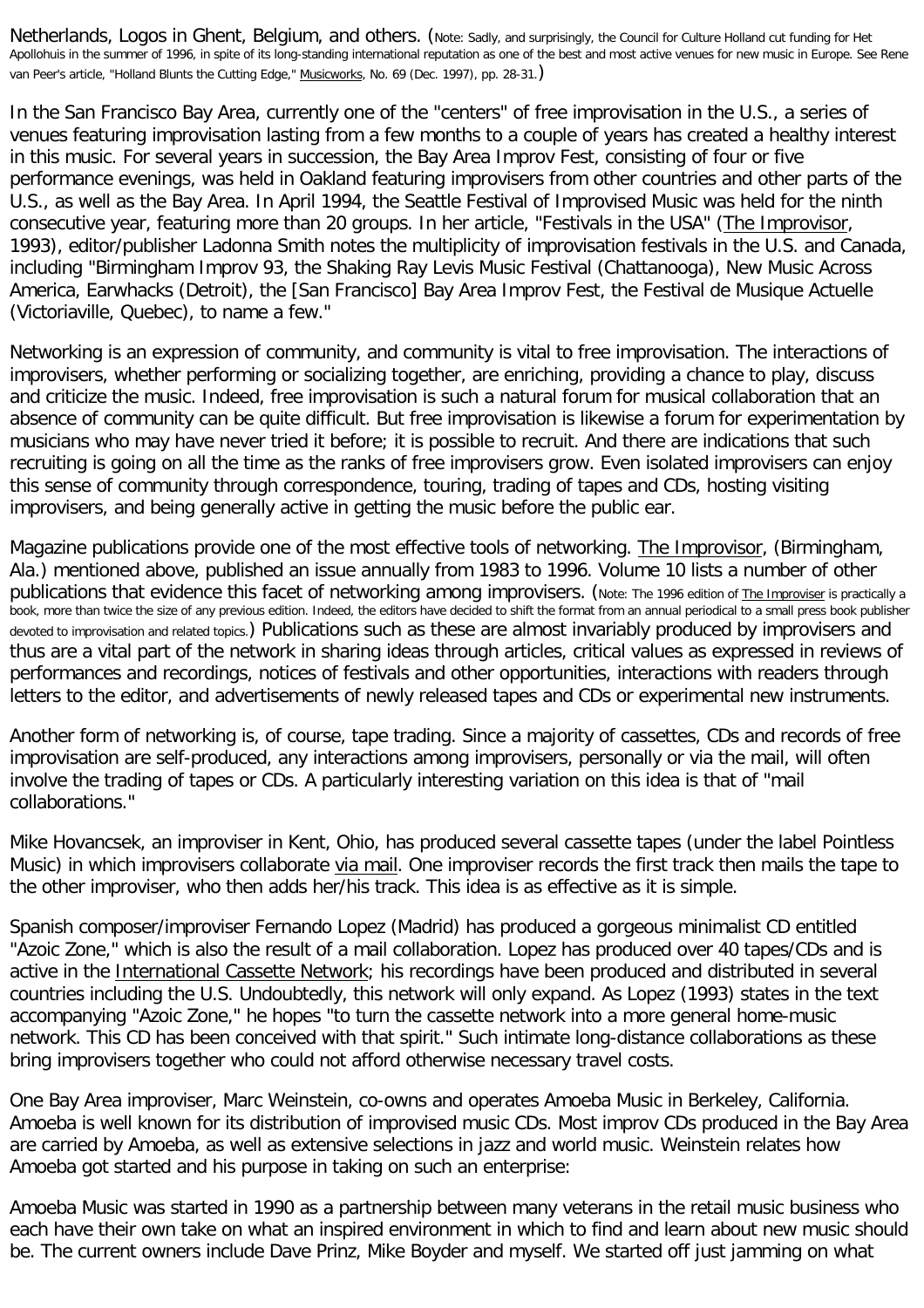Netherlands, Logos in Ghent, Belgium, and others. (Note: Sadly, and surprisingly, the Council for Culture Holland cut funding for Het Apollohuis in the summer of 1996, in spite of its long-standing international reputation as one of the best and most active venues for new music in Europe. See Rene van Peer's article, "Holland Blunts the Cutting Edge," Musicworks, No. 69 (Dec. 1997), pp. 28-31.)

In the San Francisco Bay Area, currently one of the "centers" of free improvisation in the U.S., a series of venues featuring improvisation lasting from a few months to a couple of years has created a healthy interest in this music. For several years in succession, the Bay Area Improv Fest, consisting of four or five performance evenings, was held in Oakland featuring improvisers from other countries and other parts of the U.S., as well as the Bay Area. In April 1994, the Seattle Festival of Improvised Music was held for the ninth consecutive year, featuring more than 20 groups. In her article, "Festivals in the USA" (The Improvisor, 1993), editor/publisher Ladonna Smith notes the multiplicity of improvisation festivals in the U.S. and Canada, including "Birmingham Improv 93, the Shaking Ray Levis Music Festival (Chattanooga), New Music Across America, Earwhacks (Detroit), the [San Francisco] Bay Area Improv Fest, the Festival de Musique Actuelle (Victoriaville, Quebec), to name a few."

Networking is an expression of community, and community is vital to free improvisation. The interactions of improvisers, whether performing or socializing together, are enriching, providing a chance to play, discuss and criticize the music. Indeed, free improvisation is such a natural forum for musical collaboration that an absence of community can be quite difficult. But free improvisation is likewise a forum for experimentation by musicians who may have never tried it before; it is possible to recruit. And there are indications that such recruiting is going on all the time as the ranks of free improvisers grow. Even isolated improvisers can enjoy this sense of community through correspondence, touring, trading of tapes and CDs, hosting visiting improvisers, and being generally active in getting the music before the public ear.

Magazine publications provide one of the most effective tools of networking. The Improvisor, (Birmingham, Ala.) mentioned above, published an issue annually from 1983 to 1996. Volume 10 lists a number of other publications that evidence this facet of networking among improvisers. (Note: The 1996 edition of The Improviser is practically a book, more than twice the size of any previous edition. Indeed, the editors have decided to shift the format from an annual periodical to a small press book publisher devoted to improvisation and related topics.) Publications such as these are almost invariably produced by improvisers and thus are a vital part of the network in sharing ideas through articles, critical values as expressed in reviews of performances and recordings, notices of festivals and other opportunities, interactions with readers through letters to the editor, and advertisements of newly released tapes and CDs or experimental new instruments.

Another form of networking is, of course, tape trading. Since a majority of cassettes, CDs and records of free improvisation are self-produced, any interactions among improvisers, personally or via the mail, will often involve the trading of tapes or CDs. A particularly interesting variation on this idea is that of "mail collaborations."

Mike Hovancsek, an improviser in Kent, Ohio, has produced several cassette tapes (under the label Pointless Music) in which improvisers collaborate via mail. One improviser records the first track then mails the tape to the other improviser, who then adds her/his track. This idea is as effective as it is simple.

Spanish composer/improviser Fernando Lopez (Madrid) has produced a gorgeous minimalist CD entitled "Azoic Zone," which is also the result of a mail collaboration. Lopez has produced over 40 tapes/CDs and is active in the International Cassette Network; his recordings have been produced and distributed in several countries including the U.S. Undoubtedly, this network will only expand. As Lopez (1993) states in the text accompanying "Azoic Zone," he hopes "to turn the cassette network into a more general home-music network. This CD has been conceived with that spirit." Such intimate long-distance collaborations as these bring improvisers together who could not afford otherwise necessary travel costs.

One Bay Area improviser, Marc Weinstein, co-owns and operates Amoeba Music in Berkeley, California. Amoeba is well known for its distribution of improvised music CDs. Most improv CDs produced in the Bay Area are carried by Amoeba, as well as extensive selections in jazz and world music. Weinstein relates how Amoeba got started and his purpose in taking on such an enterprise:

Amoeba Music was started in 1990 as a partnership between many veterans in the retail music business who each have their own take on what an inspired environment in which to find and learn about new music should be. The current owners include Dave Prinz, Mike Boyder and myself. We started off just jamming on what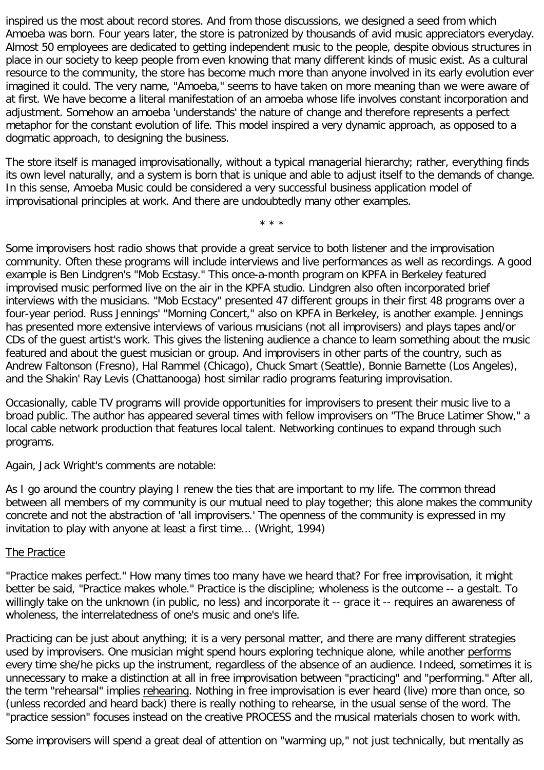inspired us the most about record stores. And from those discussions, we designed a seed from which Amoeba was born. Four years later, the store is patronized by thousands of avid music appreciators everyday. Almost 50 employees are dedicated to getting independent music to the people, despite obvious structures in place in our society to keep people from even knowing that many different kinds of music exist. As a cultural resource to the community, the store has become much more than anyone involved in its early evolution ever imagined it could. The very name, "Amoeba," seems to have taken on more meaning than we were aware of at first. We have become a literal manifestation of an amoeba whose life involves constant incorporation and adjustment. Somehow an amoeba 'understands' the nature of change and therefore represents a perfect metaphor for the constant evolution of life. This model inspired a very dynamic approach, as opposed to a dogmatic approach, to designing the business.

The store itself is managed improvisationally, without a typical managerial hierarchy; rather, everything finds its own level naturally, and a system is born that is unique and able to adjust itself to the demands of change. In this sense, Amoeba Music could be considered a very successful business application model of improvisational principles at work. And there are undoubtedly many other examples.

\* \* \*

Some improvisers host radio shows that provide a great service to both listener and the improvisation community. Often these programs will include interviews and live performances as well as recordings. A good example is Ben Lindgren's "Mob Ecstasy." This once-a-month program on KPFA in Berkeley featured improvised music performed live on the air in the KPFA studio. Lindgren also often incorporated brief interviews with the musicians. "Mob Ecstacy" presented 47 different groups in their first 48 programs over a four-year period. Russ Jennings' "Morning Concert," also on KPFA in Berkeley, is another example. Jennings has presented more extensive interviews of various musicians (not all improvisers) and plays tapes and/or CDs of the guest artist's work. This gives the listening audience a chance to learn something about the music featured and about the guest musician or group. And improvisers in other parts of the country, such as Andrew Faltonson (Fresno), Hal Rammel (Chicago), Chuck Smart (Seattle), Bonnie Barnette (Los Angeles), and the Shakin' Ray Levis (Chattanooga) host similar radio programs featuring improvisation.

Occasionally, cable TV programs will provide opportunities for improvisers to present their music live to a broad public. The author has appeared several times with fellow improvisers on "The Bruce Latimer Show," a local cable network production that features local talent. Networking continues to expand through such programs.

Again, Jack Wright's comments are notable:

As I go around the country playing I renew the ties that are important to my life. The common thread between all members of my community is our mutual need to play together; this alone makes the community concrete and not the abstraction of 'all improvisers.' The openness of the community is expressed in my invitation to play with anyone at least a first time... (Wright, 1994)

## The Practice

"Practice makes perfect." How many times too many have we heard that? For free improvisation, it might better be said, "Practice makes whole." Practice is the discipline; wholeness is the outcome -- a gestalt. To willingly take on the unknown (in public, no less) and incorporate it -- grace it -- requires an awareness of wholeness, the interrelatedness of one's music and one's life.

Practicing can be just about anything; it is a very personal matter, and there are many different strategies used by improvisers. One musician might spend hours exploring technique alone, while another <u>performs</u> every time she/he picks up the instrument, regardless of the absence of an audience. Indeed, sometimes it is unnecessary to make a distinction at all in free improvisation between "practicing" and "performing." After all, the term "rehearsal" implies <u>rehearing</u>. Nothing in free improvisation is ever heard (live) more than once, so (unless recorded and heard back) there is really nothing to rehearse, in the usual sense of the word. The "practice session" focuses instead on the creative PROCESS and the musical materials chosen to work with.

Some improvisers will spend a great deal of attention on "warming up," not just technically, but mentally as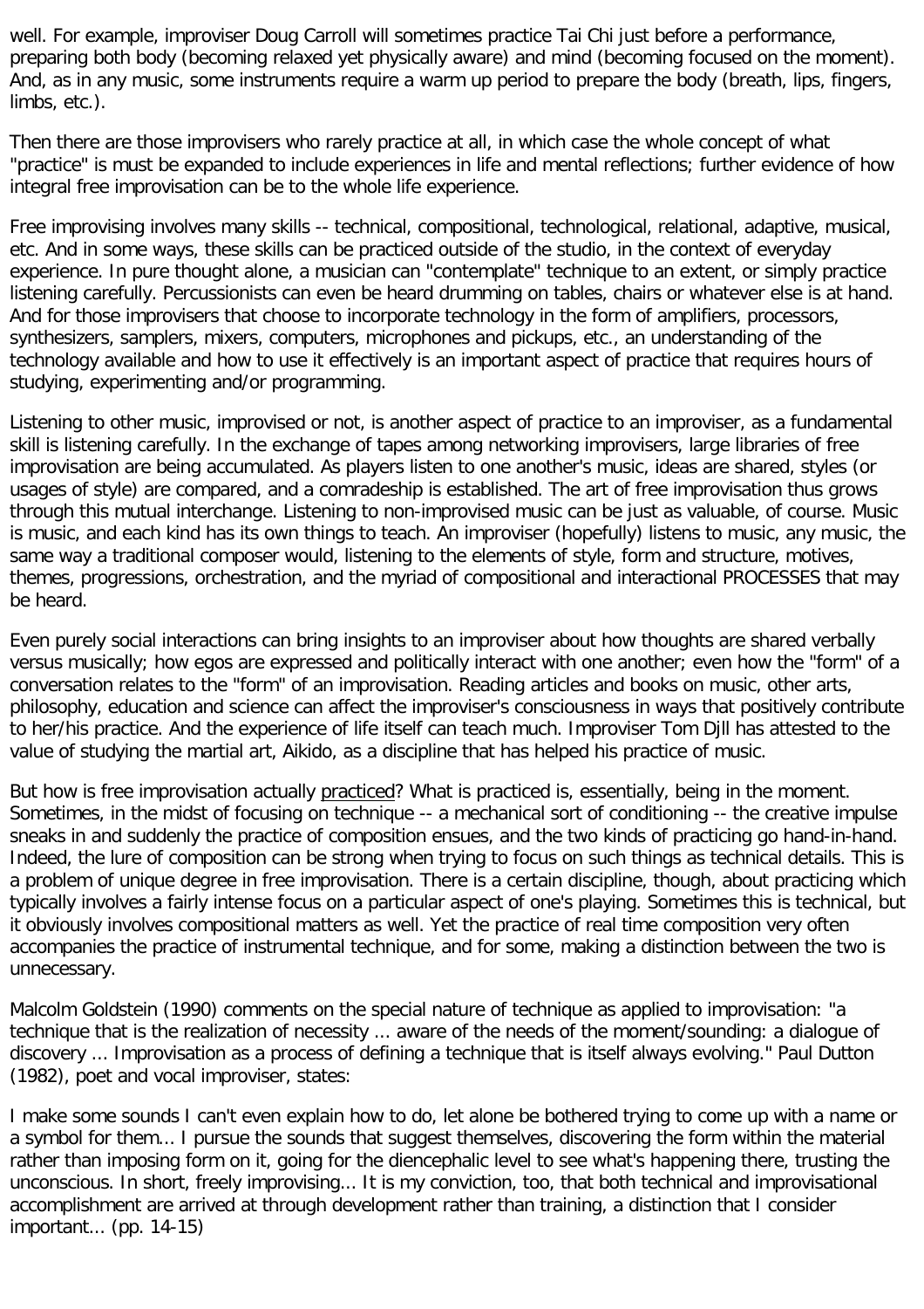well. For example, improviser Doug Carroll will sometimes practice Tai Chi just before a performance, preparing both body (becoming relaxed yet physically aware) and mind (becoming focused on the moment). And, as in any music, some instruments require a warm up period to prepare the body (breath, lips, fingers, limbs, etc.).

Then there are those improvisers who rarely practice at all, in which case the whole concept of what "practice" is must be expanded to include experiences in life and mental reflections; further evidence of how integral free improvisation can be to the whole life experience.

Free improvising involves many skills -- technical, compositional, technological, relational, adaptive, musical, etc. And in some ways, these skills can be practiced outside of the studio, in the context of everyday experience. In pure thought alone, a musician can "contemplate" technique to an extent, or simply practice listening carefully. Percussionists can even be heard drumming on tables, chairs or whatever else is at hand. And for those improvisers that choose to incorporate technology in the form of amplifiers, processors, synthesizers, samplers, mixers, computers, microphones and pickups, etc., an understanding of the technology available and how to use it effectively is an important aspect of practice that requires hours of studying, experimenting and/or programming.

Listening to other music, improvised or not, is another aspect of practice to an improviser, as a fundamental skill is listening carefully. In the exchange of tapes among networking improvisers, large libraries of free improvisation are being accumulated. As players listen to one another's music, ideas are shared, styles (or usages of style) are compared, and a comradeship is established. The art of free improvisation thus grows through this mutual interchange. Listening to non-improvised music can be just as valuable, of course. Music is music, and each kind has its own things to teach. An improviser (hopefully) listens to music, any music, the same way a traditional composer would, listening to the elements of style, form and structure, motives, themes, progressions, orchestration, and the myriad of compositional and interactional PROCESSES that may be heard.

Even purely social interactions can bring insights to an improviser about how thoughts are shared verbally versus musically; how egos are expressed and politically interact with one another; even how the "form" of a conversation relates to the "form" of an improvisation. Reading articles and books on music, other arts, philosophy, education and science can affect the improviser's consciousness in ways that positively contribute to her/his practice. And the experience of life itself can teach much. Improviser Tom Djll has attested to the value of studying the martial art, Aikido, as a discipline that has helped his practice of music.

But how is free improvisation actually practiced? What is practiced is, essentially, being in the moment. Sometimes, in the midst of focusing on technique -- a mechanical sort of conditioning -- the creative impulse sneaks in and suddenly the practice of composition ensues, and the two kinds of practicing go hand-in-hand. Indeed, the lure of composition can be strong when trying to focus on such things as technical details. This is a problem of unique degree in free improvisation. There is a certain discipline, though, about practicing which typically involves a fairly intense focus on a particular aspect of one's playing. Sometimes this is technical, but it obviously involves compositional matters as well. Yet the practice of real time composition very often accompanies the practice of instrumental technique, and for some, making a distinction between the two is unnecessary.

Malcolm Goldstein (1990) comments on the special nature of technique as applied to improvisation: "a technique that is the realization of necessity ... aware of the needs of the moment/sounding: a dialogue of discovery ... Improvisation as a process of defining a technique that is itself always evolving." Paul Dutton (1982), poet and vocal improviser, states:

I make some sounds I can't even explain how to do, let alone be bothered trying to come up with a name or a symbol for them... I pursue the sounds that suggest themselves, discovering the form within the material rather than imposing form on it, going for the diencephalic level to see what's happening there, trusting the unconscious. In short, freely improvising... It is my conviction, too, that both technical and improvisational accomplishment are arrived at through development rather than training, a distinction that I consider important... (pp. 14-15)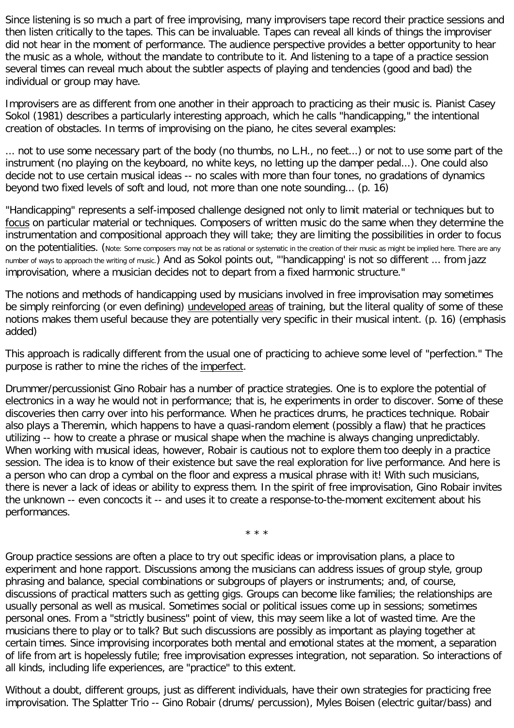Since listening is so much a part of free improvising, many improvisers tape record their practice sessions and then listen critically to the tapes. This can be invaluable. Tapes can reveal all kinds of things the improviser did not hear in the moment of performance. The audience perspective provides a better opportunity to hear the music as a whole, without the mandate to contribute to it. And listening to a tape of a practice session several times can reveal much about the subtler aspects of playing and tendencies (good and bad) the individual or group may have.

Improvisers are as different from one another in their approach to practicing as their music is. Pianist Casey Sokol (1981) describes a particularly interesting approach, which he calls "handicapping," the intentional creation of obstacles. In terms of improvising on the piano, he cites several examples:

... not to use some necessary part of the body (no thumbs, no L.H., no feet...) or not to use some part of the instrument (no playing on the keyboard, no white keys, no letting up the damper pedal...). One could also decide not to use certain musical ideas -- no scales with more than four tones, no gradations of dynamics beyond two fixed levels of soft and loud, not more than one note sounding... (p. 16)

"Handicapping" represents a self-imposed challenge designed not only to limit material or techniques but to <u>focus</u> on particular material or techniques. Composers of written music do the same when they determine the instrumentation and compositional approach they will take; they are limiting the possibilities in order to focus on the potentialities. (Note: Some composers may not be as rational or systematic in the creation of their music as might be implied here. There are any number of ways to approach the writing of music.) And as Sokol points out, "'handicapping' is not so different ... from jazz improvisation, where a musician decides not to depart from a fixed harmonic structure."

The notions and methods of handicapping used by musicians involved in free improvisation may sometimes be simply reinforcing (or even defining) <u>undeveloped areas</u> of training, but the literal quality of some of these notions makes them useful because they are potentially very specific in their musical intent. (p. 16) (emphasis added)

This approach is radically different from the usual one of practicing to achieve some level of "perfection." The purpose is rather to mine the riches of the <u>imperfect</u>.

Drummer/percussionist Gino Robair has a number of practice strategies. One is to explore the potential of electronics in a way he would not in performance; that is, he experiments in order to discover. Some of these discoveries then carry over into his performance. When he practices drums, he practices technique. Robair also plays a Theremin, which happens to have a quasi-random element (possibly a flaw) that he practices utilizing -- how to create a phrase or musical shape when the machine is always changing unpredictably. When working with musical ideas, however, Robair is cautious not to explore them too deeply in a practice session. The idea is to know of their existence but save the real exploration for live performance. And here is a person who can drop a cymbal on the floor and express a musical phrase with it! With such musicians, there is never a lack of ideas or ability to express them. In the spirit of free improvisation, Gino Robair invites the unknown -- even concocts it -- and uses it to create a response-to-the-moment excitement about his performances.

\* \* \*

Group practice sessions are often a place to try out specific ideas or improvisation plans, a place to experiment and hone rapport. Discussions among the musicians can address issues of group style, group phrasing and balance, special combinations or subgroups of players or instruments; and, of course, discussions of practical matters such as getting gigs. Groups can become like families; the relationships are usually personal as well as musical. Sometimes social or political issues come up in sessions; sometimes personal ones. From a "strictly business" point of view, this may seem like a lot of wasted time. Are the musicians there to play or to talk? But such discussions are possibly as important as playing together at certain times. Since improvising incorporates both mental and emotional states at the moment, a separation of life from art is hopelessly futile; free improvisation expresses integration, not separation. So interactions of all kinds, including life experiences, are "practice" to this extent.

Without a doubt, different groups, just as different individuals, have their own strategies for practicing free improvisation. The Splatter Trio -- Gino Robair (drums/ percussion), Myles Boisen (electric guitar/bass) and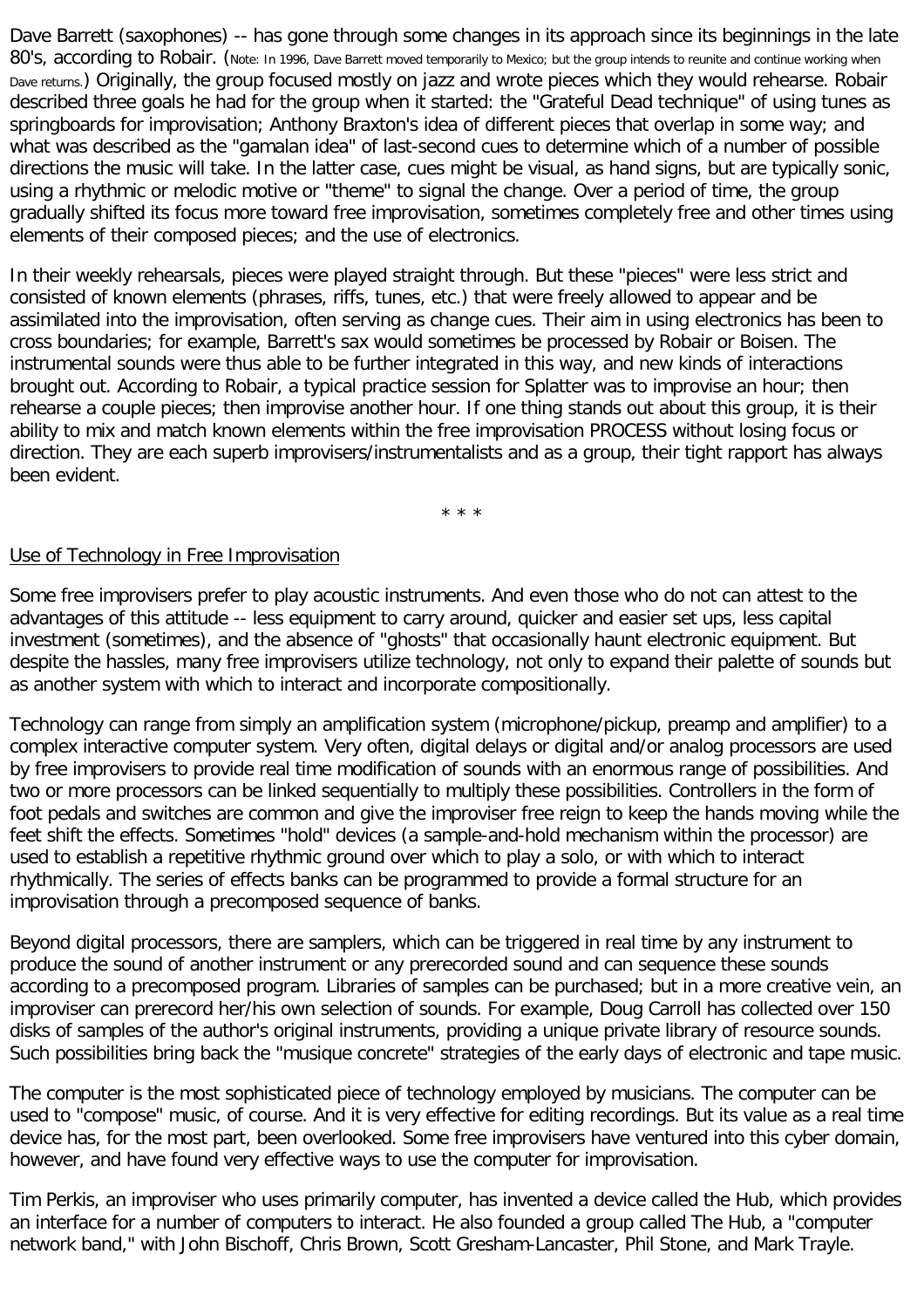Dave Barrett (saxophones) -- has gone through some changes in its approach since its beginnings in the late 80's, according to Robair. (Note: In 1996, Dave Barrett moved temporarily to Mexico; but the group intends to reunite and continue working when Dave returns.) Originally, the group focused mostly on jazz and wrote pieces which they would rehearse. Robair described three goals he had for the group when it started: the "Grateful Dead technique" of using tunes as springboards for improvisation; Anthony Braxton's idea of different pieces that overlap in some way; and what was described as the "gamalan idea" of last-second cues to determine which of a number of possible directions the music will take. In the latter case, cues might be visual, as hand signs, but are typically sonic, using a rhythmic or melodic motive or "theme" to signal the change. Over a period of time, the group gradually shifted its focus more toward free improvisation, sometimes completely free and other times using elements of their composed pieces; and the use of electronics.

In their weekly rehearsals, pieces were played straight through. But these "pieces" were less strict and consisted of known elements (phrases, riffs, tunes, etc.) that were freely allowed to appear and be assimilated into the improvisation, often serving as change cues. Their aim in using electronics has been to cross boundaries; for example, Barrett's sax would sometimes be processed by Robair or Boisen. The instrumental sounds were thus able to be further integrated in this way, and new kinds of interactions brought out. According to Robair, a typical practice session for Splatter was to improvise an hour; then rehearse a couple pieces; then improvise another hour. If one thing stands out about this group, it is their ability to mix and match known elements within the free improvisation PROCESS without losing focus or direction. They are each superb improvisers/instrumentalists and as a group, their tight rapport has always been evident.

\* \* \*

## Use of Technology in Free Improvisation

Some free improvisers prefer to play acoustic instruments. And even those who do not can attest to the advantages of this attitude -- less equipment to carry around, quicker and easier set ups, less capital investment (sometimes), and the absence of "ghosts" that occasionally haunt electronic equipment. But despite the hassles, many free improvisers utilize technology, not only to expand their palette of sounds but as another system with which to interact and incorporate compositionally.

Technology can range from simply an amplification system (microphone/pickup, preamp and amplifier) to a complex interactive computer system. Very often, digital delays or digital and/or analog processors are used by free improvisers to provide real time modification of sounds with an enormous range of possibilities. And two or more processors can be linked sequentially to multiply these possibilities. Controllers in the form of foot pedals and switches are common and give the improviser free reign to keep the hands moving while the feet shift the effects. Sometimes "hold" devices (a sample-and-hold mechanism within the processor) are used to establish a repetitive rhythmic ground over which to play a solo, or with which to interact rhythmically. The series of effects banks can be programmed to provide a formal structure for an improvisation through a precomposed sequence of banks.

Beyond digital processors, there are samplers, which can be triggered in real time by any instrument to produce the sound of another instrument or any prerecorded sound and can sequence these sounds according to a precomposed program. Libraries of samples can be purchased; but in a more creative vein, an improviser can prerecord her/his own selection of sounds. For example, Doug Carroll has collected over 150 disks of samples of the author's original instruments, providing a unique private library of resource sounds. Such possibilities bring back the "musique concrete" strategies of the early days of electronic and tape music.

The computer is the most sophisticated piece of technology employed by musicians. The computer can be used to "compose" music, of course. And it is very effective for editing recordings. But its value as a real time device has, for the most part, been overlooked. Some free improvisers have ventured into this cyber domain, however, and have found very effective ways to use the computer for improvisation.

Tim Perkis, an improviser who uses primarily computer, has invented a device called the Hub, which provides an interface for a number of computers to interact. He also founded a group called The Hub, a "computer network band," with John Bischoff, Chris Brown, Scott Gresham-Lancaster, Phil Stone, and Mark Trayle.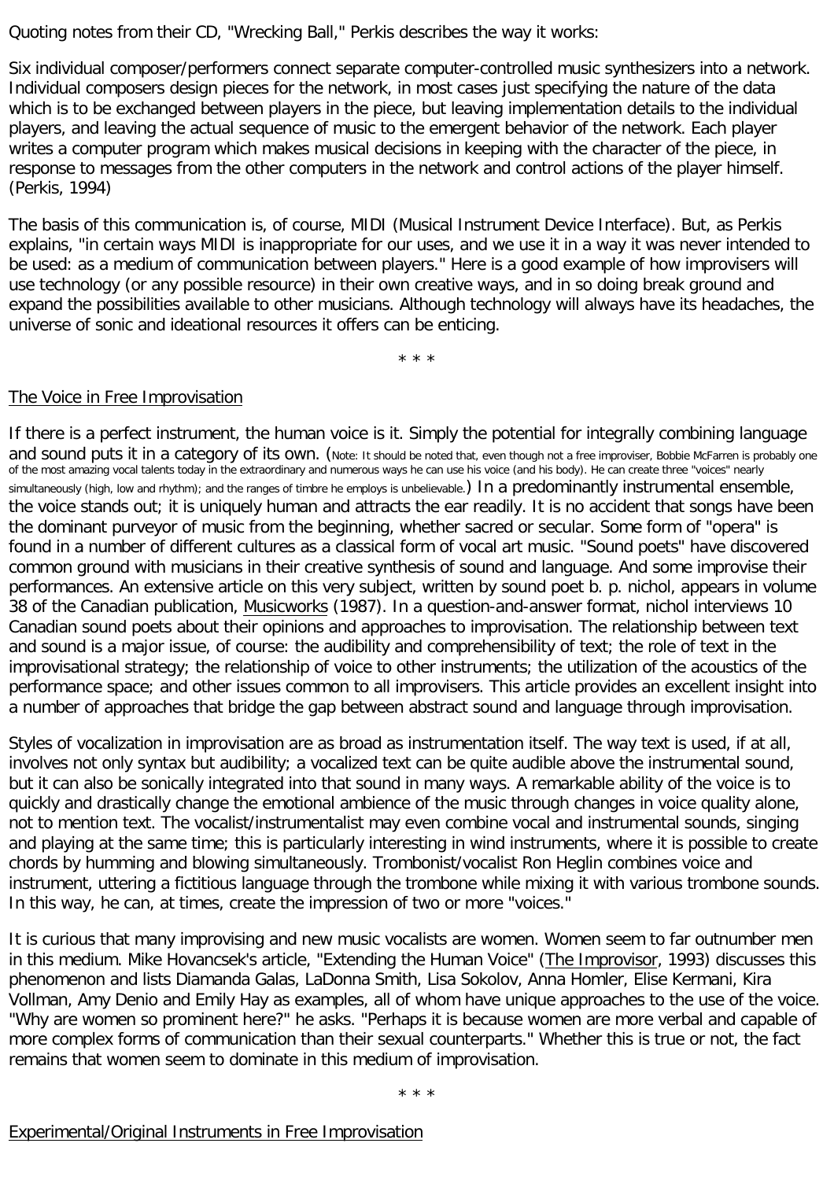Quoting notes from their CD, "Wrecking Ball," Perkis describes the way it works:

Six individual composer/performers connect separate computer-controlled music synthesizers into a network. Individual composers design pieces for the network, in most cases just specifying the nature of the data which is to be exchanged between players in the piece, but leaving implementation details to the individual players, and leaving the actual sequence of music to the emergent behavior of the network. Each player writes a computer program which makes musical decisions in keeping with the character of the piece, in response to messages from the other computers in the network and control actions of the player himself. (Perkis, 1994)

The basis of this communication is, of course, MIDI (Musical Instrument Device Interface). But, as Perkis explains, "in certain ways MIDI is inappropriate for our uses, and we use it in a way it was never intended to be used: as a medium of communication between players." Here is a good example of how improvisers will use technology (or any possible resource) in their own creative ways, and in so doing break ground and expand the possibilities available to other musicians. Although technology will always have its headaches, the universe of sonic and ideational resources it offers can be enticing.

\* \* \*

## The Voice in Free Improvisation

If there is a perfect instrument, the human voice is it. Simply the potential for integrally combining language and sound puts it in a category of its own. (Note: It should be noted that, even though not a free improviser, Bobbie McFarren is probably one of the most amazing vocal talents today in the extraordinary and numerous ways he can use his voice (and his body). He can create three "voices" nearly simultaneously (high, low and rhythm); and the ranges of timbre he employs is unbelievable.) In a predominantly instrumental ensemble, the voice stands out; it is uniquely human and attracts the ear readily. It is no accident that songs have been the dominant purveyor of music from the beginning, whether sacred or secular. Some form of "opera" is found in a number of different cultures as a classical form of vocal art music. "Sound poets" have discovered common ground with musicians in their creative synthesis of sound and language. And some improvise their performances. An extensive article on this very subject, written by sound poet b. p. nichol, appears in volume 38 of the Canadian publication, Musicworks (1987). In a question-and-answer format, nichol interviews 10 Canadian sound poets about their opinions and approaches to improvisation. The relationship between text and sound is a major issue, of course: the audibility and comprehensibility of text; the role of text in the improvisational strategy; the relationship of voice to other instruments; the utilization of the acoustics of the performance space; and other issues common to all improvisers. This article provides an excellent insight into a number of approaches that bridge the gap between abstract sound and language through improvisation.

Styles of vocalization in improvisation are as broad as instrumentation itself. The way text is used, if at all, involves not only syntax but audibility; a vocalized text can be quite audible above the instrumental sound, but it can also be sonically integrated into that sound in many ways. A remarkable ability of the voice is to quickly and drastically change the emotional ambience of the music through changes in voice quality alone, not to mention text. The vocalist/instrumentalist may even combine vocal and instrumental sounds, singing and playing at the same time; this is particularly interesting in wind instruments, where it is possible to create chords by humming and blowing simultaneously. Trombonist/vocalist Ron Heglin combines voice and instrument, uttering a fictitious language through the trombone while mixing it with various trombone sounds. In this way, he can, at times, create the impression of two or more "voices."

It is curious that many improvising and new music vocalists are women. Women seem to far outnumber men in this medium. Mike Hovancsek's article, "Extending the Human Voice" (The Improvisor, 1993) discusses this phenomenon and lists Diamanda Galas, LaDonna Smith, Lisa Sokolov, Anna Homler, Elise Kermani, Kira Vollman, Amy Denio and Emily Hay as examples, all of whom have unique approaches to the use of the voice. "Why are women so prominent here?" he asks. "Perhaps it is because women are more verbal and capable of more complex forms of communication than their sexual counterparts." Whether this is true or not, the fact remains that women seem to dominate in this medium of improvisation.

\* \* \*

## Experimental/Original Instruments in Free Improvisation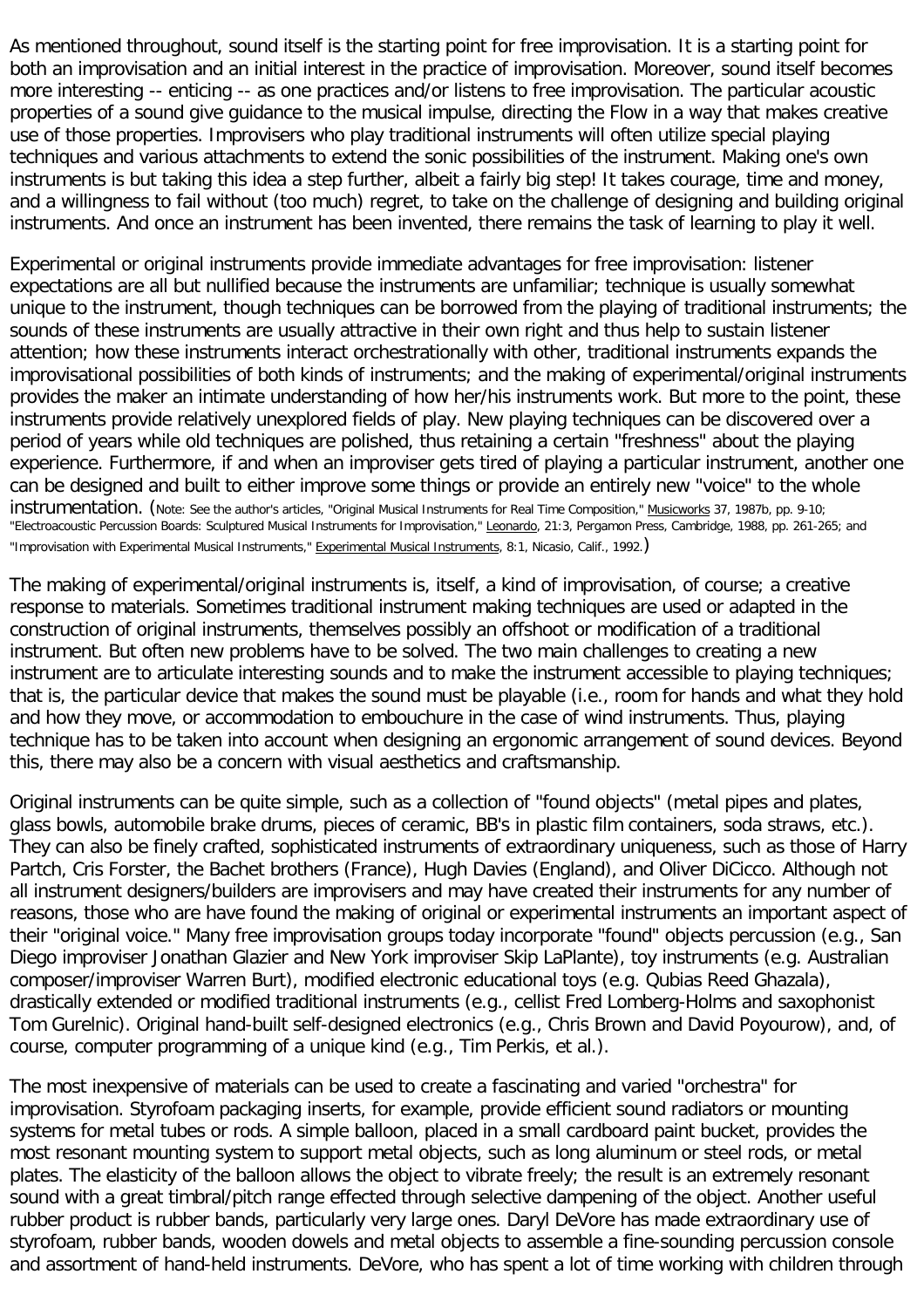As mentioned throughout, sound itself is the starting point for free improvisation. It is a starting point for both an improvisation and an initial interest in the practice of improvisation. Moreover, sound itself becomes more interesting -- enticing -- as one practices and/or listens to free improvisation. The particular acoustic properties of a sound give guidance to the musical impulse, directing the Flow in a way that makes creative use of those properties. Improvisers who play traditional instruments will often utilize special playing techniques and various attachments to extend the sonic possibilities of the instrument. Making one's own instruments is but taking this idea a step further, albeit a fairly big step! It takes courage, time and money, and a willingness to fail without (too much) regret, to take on the challenge of designing and building original instruments. And once an instrument has been invented, there remains the task of learning to play it well.

Experimental or original instruments provide immediate advantages for free improvisation: listener expectations are all but nullified because the instruments are unfamiliar; technique is usually somewhat unique to the instrument, though techniques can be borrowed from the playing of traditional instruments; the sounds of these instruments are usually attractive in their own right and thus help to sustain listener attention; how these instruments interact orchestrationally with other, traditional instruments expands the improvisational possibilities of both kinds of instruments; and the making of experimental/original instruments provides the maker an intimate understanding of how her/his instruments work. But more to the point, these instruments provide relatively unexplored fields of play. New playing techniques can be discovered over a period of years while old techniques are polished, thus retaining a certain "freshness" about the playing experience. Furthermore, if and when an improviser gets tired of playing a particular instrument, another one can be designed and built to either improve some things or provide an entirely new "voice" to the whole instrumentation. (Note: See the author's articles, "Original Musical Instruments for Real Time Composition," Musicworks 37, 1987b, pp. 9-10; "Electroacoustic Percussion Boards: Sculptured Musical Instruments for Improvisation," Leonardo, 21:3, Pergamon Press, Cambridge, 1988, pp. 261-265; and "Improvisation with Experimental Musical Instruments," Experimental Musical Instruments, 8:1, Nicasio, Calif., 1992.)

The making of experimental/original instruments is, itself, a kind of improvisation, of course; a creative response to materials. Sometimes traditional instrument making techniques are used or adapted in the construction of original instruments, themselves possibly an offshoot or modification of a traditional instrument. But often new problems have to be solved. The two main challenges to creating a new instrument are to articulate interesting sounds and to make the instrument accessible to playing techniques; that is, the particular device that makes the sound must be playable (i.e., room for hands and what they hold and how they move, or accommodation to embouchure in the case of wind instruments. Thus, playing technique has to be taken into account when designing an ergonomic arrangement of sound devices. Beyond this, there may also be a concern with visual aesthetics and craftsmanship.

Original instruments can be quite simple, such as a collection of "found objects" (metal pipes and plates, glass bowls, automobile brake drums, pieces of ceramic, BB's in plastic film containers, soda straws, etc.). They can also be finely crafted, sophisticated instruments of extraordinary uniqueness, such as those of Harry Partch, Cris Forster, the Bachet brothers (France), Hugh Davies (England), and Oliver DiCicco. Although not all instrument designers/builders are improvisers and may have created their instruments for any number of reasons, those who are have found the making of original or experimental instruments an important aspect of their "original voice." Many free improvisation groups today incorporate "found" objects percussion (e.g., San Diego improviser Jonathan Glazier and New York improviser Skip LaPlante), toy instruments (e.g. Australian composer/improviser Warren Burt), modified electronic educational toys (e.g. Qubias Reed Ghazala), drastically extended or modified traditional instruments (e.g., cellist Fred Lomberg-Holms and saxophonist Tom Gurelnic). Original hand-built self-designed electronics (e.g., Chris Brown and David Poyourow), and, of course, computer programming of a unique kind (e.g., Tim Perkis, et al.).

The most inexpensive of materials can be used to create a fascinating and varied "orchestra" for improvisation. Styrofoam packaging inserts, for example, provide efficient sound radiators or mounting systems for metal tubes or rods. A simple balloon, placed in a small cardboard paint bucket, provides the most resonant mounting system to support metal objects, such as long aluminum or steel rods, or metal plates. The elasticity of the balloon allows the object to vibrate freely; the result is an extremely resonant sound with a great timbral/pitch range effected through selective dampening of the object. Another useful rubber product is rubber bands, particularly very large ones. Daryl DeVore has made extraordinary use of styrofoam, rubber bands, wooden dowels and metal objects to assemble a fine-sounding percussion console and assortment of hand-held instruments. DeVore, who has spent a lot of time working with children through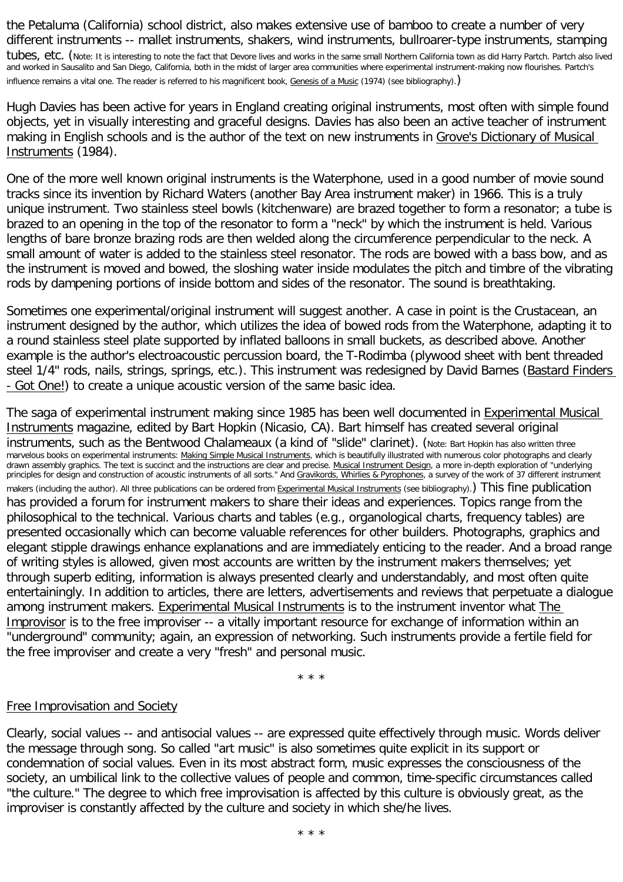the Petaluma (California) school district, also makes extensive use of bamboo to create a number of very different instruments -- mallet instruments, shakers, wind instruments, bullroarer-type instruments, stamping tubes, etc. (Note: It is interesting to note the fact that Devore lives and works in the same small Northern California town as did Harry Partch. Partch also lived and worked in Sausalito and San Diego, California, both in the midst of larger area communities where experimental instrument-making now flourishes. Partch's influence remains a vital one. The reader is referred to his magnificent book, Genesis of a Music (1974) (see bibliography).)

Hugh Davies has been active for years in England creating original instruments, most often with simple found objects, yet in visually interesting and graceful designs. Davies has also been an active teacher of instrument making in English schools and is the author of the text on new instruments in Grove's Dictionary of Musical Instruments (1984).

One of the more well known original instruments is the Waterphone, used in a good number of movie sound tracks since its invention by Richard Waters (another Bay Area instrument maker) in 1966. This is a truly unique instrument. Two stainless steel bowls (kitchenware) are brazed together to form a resonator; a tube is brazed to an opening in the top of the resonator to form a "neck" by which the instrument is held. Various lengths of bare bronze brazing rods are then welded along the circumference perpendicular to the neck. A small amount of water is added to the stainless steel resonator. The rods are bowed with a bass bow, and as the instrument is moved and bowed, the sloshing water inside modulates the pitch and timbre of the vibrating rods by dampening portions of inside bottom and sides of the resonator. The sound is breathtaking.

Sometimes one experimental/original instrument will suggest another. A case in point is the Crustacean, an instrument designed by the author, which utilizes the idea of bowed rods from the Waterphone, adapting it to a round stainless steel plate supported by inflated balloons in small buckets, as described above. Another example is the author's electroacoustic percussion board, the T-Rodimba (plywood sheet with bent threaded steel 1/4" rods, nails, strings, springs, etc.). This instrument was redesigned by David Barnes (Bastard Finders - Got One!) to create a unique acoustic version of the same basic idea.

The saga of experimental instrument making since 1985 has been well documented in Experimental Musical Instruments magazine, edited by Bart Hopkin (Nicasio, CA). Bart himself has created several original instruments, such as the Bentwood Chalameaux (a kind of "slide" clarinet). (Note: Bart Hopkin has also written three marvelous books on experimental instruments: Making Simple Musical Instruments, which is beautifully illustrated with numerous color photographs and clearly drawn assembly graphics. The text is succinct and the instructions are clear and precise. Musical Instrument Design, a more in-depth exploration of "underlying principles for design and construction of acoustic instruments of all sorts." And Gravikords, Whirlies & Pyrophones, a survey of the work of 37 different instrument makers (including the author). All three publications can be ordered from Experimental Musical Instruments (see bibliography).) This fine publication has provided a forum for instrument makers to share their ideas and experiences. Topics range from the philosophical to the technical. Various charts and tables (e.g., organological charts, frequency tables) are presented occasionally which can become valuable references for other builders. Photographs, graphics and elegant stipple drawings enhance explanations and are immediately enticing to the reader. And a broad range of writing styles is allowed, given most accounts are written by the instrument makers themselves; yet through superb editing, information is always presented clearly and understandably, and most often quite entertainingly. In addition to articles, there are letters, advertisements and reviews that perpetuate a dialogue among instrument makers. Experimental Musical Instruments is to the instrument inventor what The Improvisor is to the free improviser -- a vitally important resource for exchange of information within an "underground" community; again, an expression of networking. Such instruments provide a fertile field for the free improviser and create a very "fresh" and personal music.

\* \* \*

## Free Improvisation and Society

Clearly, social values -- and antisocial values -- are expressed quite effectively through music. Words deliver the message through song. So called "art music" is also sometimes quite explicit in its support or condemnation of social values. Even in its most abstract form, music expresses the consciousness of the society, an umbilical link to the collective values of people and common, time-specific circumstances called "the culture." The degree to which free improvisation is affected by this culture is obviously great, as the improviser is constantly affected by the culture and society in which she/he lives.

\* \* \*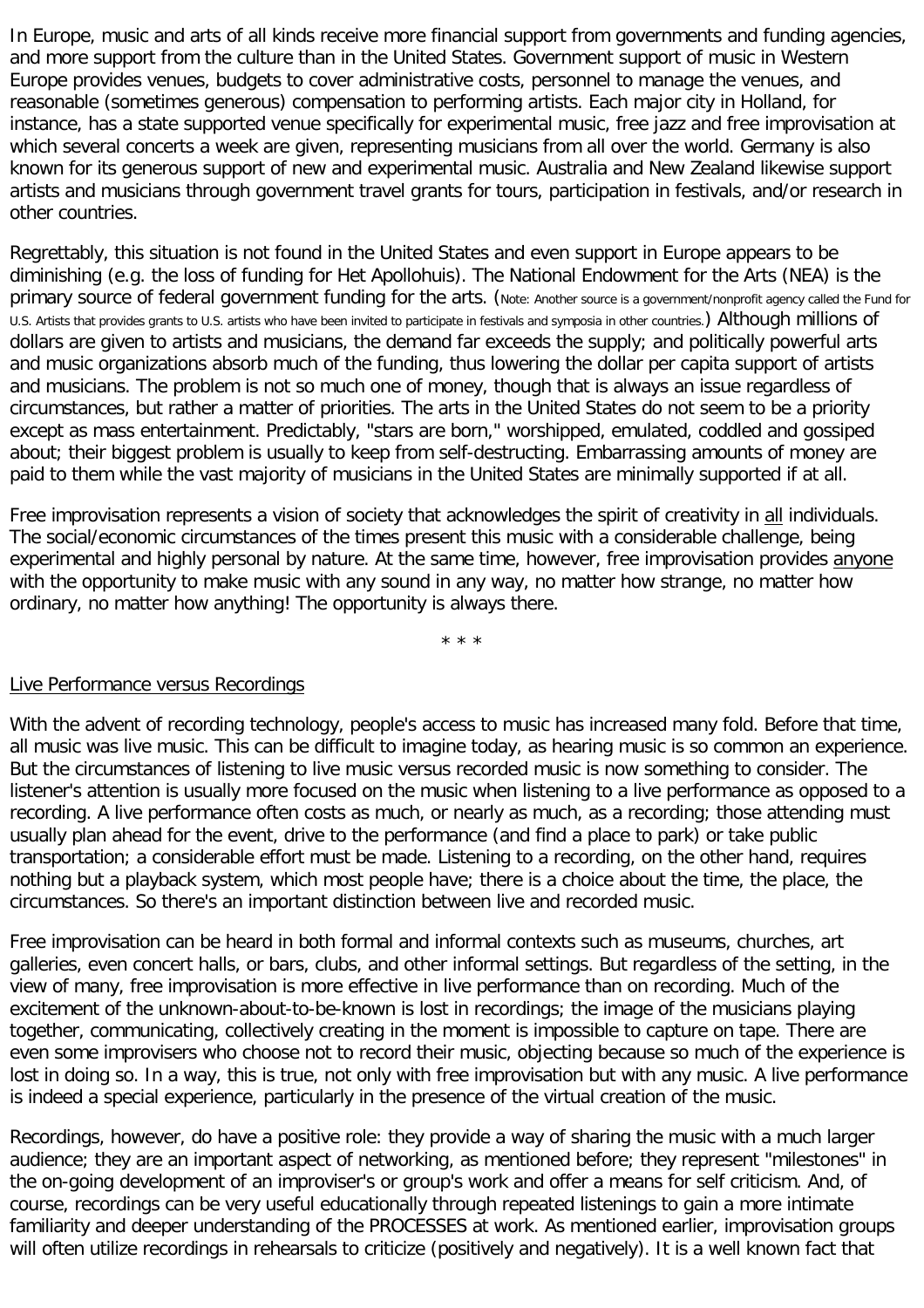In Europe, music and arts of all kinds receive more financial support from governments and funding agencies, and more support from the culture than in the United States. Government support of music in Western Europe provides venues, budgets to cover administrative costs, personnel to manage the venues, and reasonable (sometimes generous) compensation to performing artists. Each major city in Holland, for instance, has a state supported venue specifically for experimental music, free jazz and free improvisation at which several concerts a week are given, representing musicians from all over the world. Germany is also known for its generous support of new and experimental music. Australia and New Zealand likewise support artists and musicians through government travel grants for tours, participation in festivals, and/or research in other countries.

Regrettably, this situation is not found in the United States and even support in Europe appears to be diminishing (e.g. the loss of funding for Het Apollohuis). The National Endowment for the Arts (NEA) is the primary source of federal government funding for the arts. (Note: Another source is a government/nonprofit agency called the Fund for U.S. Artists that provides grants to U.S. artists who have been invited to participate in festivals and symposia in other countries.) Although millions of dollars are given to artists and musicians, the demand far exceeds the supply; and politically powerful arts and music organizations absorb much of the funding, thus lowering the dollar per capita support of artists and musicians. The problem is not so much one of money, though that is always an issue regardless of circumstances, but rather a matter of priorities. The arts in the United States do not seem to be a priority except as mass entertainment. Predictably, "stars are born," worshipped, emulated, coddled and gossiped about; their biggest problem is usually to keep from self-destructing. Embarrassing amounts of money are paid to them while the vast majority of musicians in the United States are minimally supported if at all.

Free improvisation represents a vision of society that acknowledges the spirit of creativity in <u>all</u> individuals. The social/economic circumstances of the times present this music with a considerable challenge, being experimental and highly personal by nature. At the same time, however, free improvisation provides <u>anyone</u> with the opportunity to make music with any sound in any way, no matter how strange, no matter how ordinary, no matter how anything! The opportunity is always there.

\* \* \*

## <u>Live Performance versus Recordings</u>

With the advent of recording technology, people's access to music has increased many fold. Before that time, all music was live music. This can be difficult to imagine today, as hearing music is so common an experience. But the circumstances of listening to live music versus recorded music is now something to consider. The listener's attention is usually more focused on the music when listening to a live performance as opposed to a recording. A live performance often costs as much, or nearly as much, as a recording; those attending must usually plan ahead for the event, drive to the performance (and find a place to park) or take public transportation; a considerable effort must be made. Listening to a recording, on the other hand, requires nothing but a playback system, which most people have; there is a choice about the time, the place, the circumstances. So there's an important distinction between live and recorded music.

Free improvisation can be heard in both formal and informal contexts such as museums, churches, art galleries, even concert halls, or bars, clubs, and other informal settings. But regardless of the setting, in the view of many, free improvisation is more effective in live performance than on recording. Much of the excitement of the unknown-about-to-be-known is lost in recordings; the image of the musicians playing together, communicating, collectively creating in the moment is impossible to capture on tape. There are even some improvisers who choose not to record their music, objecting because so much of the experience is lost in doing so. In a way, this is true, not only with free improvisation but with any music. A live performance is indeed a special experience, particularly in the presence of the virtual creation of the music.

Recordings, however, do have a positive role: they provide a way of sharing the music with a much larger audience; they are an important aspect of networking, as mentioned before; they represent "milestones" in the on-going development of an improviser's or group's work and offer a means for self criticism. And, of course, recordings can be very useful educationally through repeated listenings to gain a more intimate familiarity and deeper understanding of the PROCESSES at work. As mentioned earlier, improvisation groups will often utilize recordings in rehearsals to criticize (positively and negatively). It is a well known fact that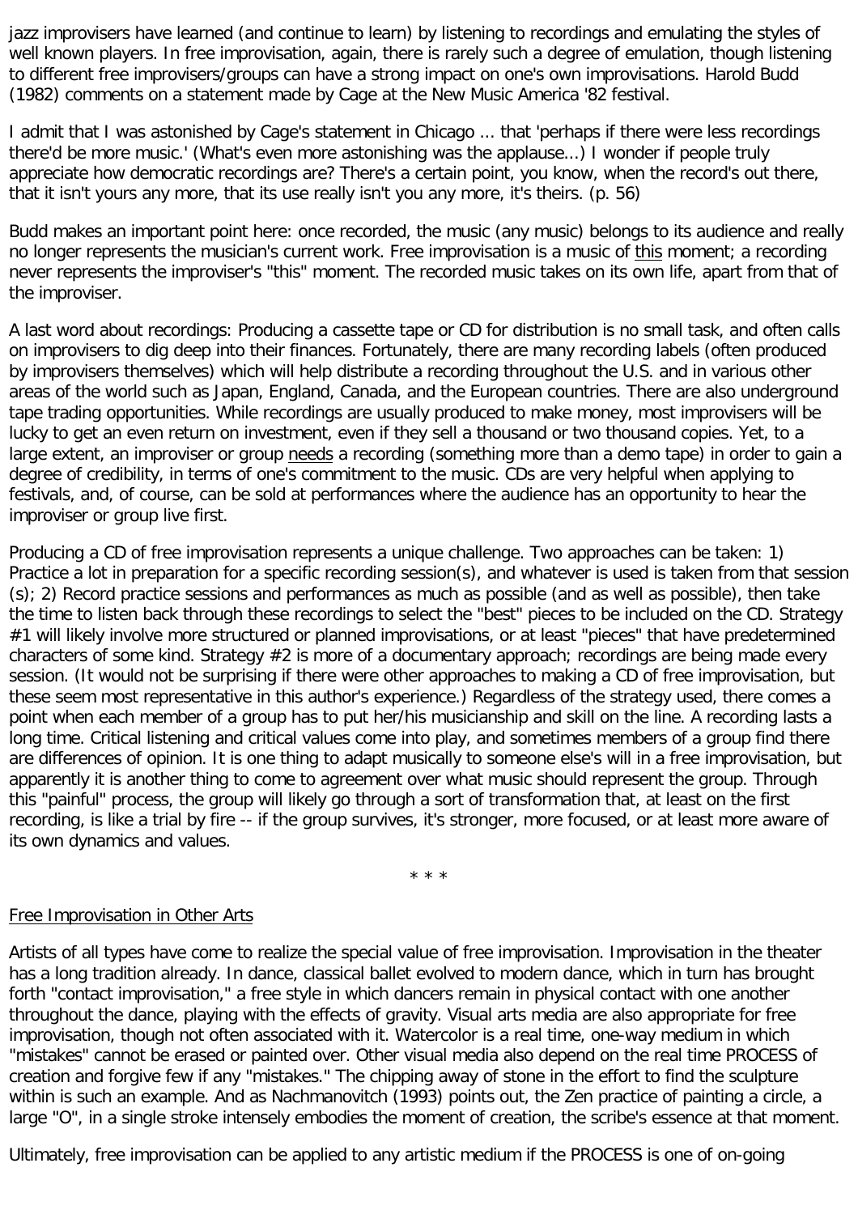jazz improvisers have learned (and continue to learn) by listening to recordings and emulating the styles of well known players. In free improvisation, again, there is rarely such a degree of emulation, though listening to different free improvisers/groups can have a strong impact on one's own improvisations. Harold Budd (1982) comments on a statement made by Cage at the New Music America '82 festival.

I admit that I was astonished by Cage's statement in Chicago ... that 'perhaps if there were less recordings there'd be more music.' (What's even more astonishing was the applause...) I wonder if people truly appreciate how democratic recordings are? There's a certain point, you know, when the record's out there, that it isn't yours any more, that its use really isn't you any more, it's theirs. (p. 56)

Budd makes an important point here: once recorded, the music (any music) belongs to its audience and really no longer represents the musician's current work. Free improvisation is a music of <u>this</u> moment; a recording never represents the improviser's "this" moment. The recorded music takes on its own life, apart from that of the improviser.

A last word about recordings: Producing a cassette tape or CD for distribution is no small task, and often calls on improvisers to dig deep into their finances. Fortunately, there are many recording labels (often produced by improvisers themselves) which will help distribute a recording throughout the U.S. and in various other areas of the world such as Japan, England, Canada, and the European countries. There are also underground tape trading opportunities. While recordings are usually produced to make money, most improvisers will be lucky to get an even return on investment, even if they sell a thousand or two thousand copies. Yet, to a large extent, an improviser or group <u>needs</u> a recording (something more than a demo tape) in order to gain a degree of credibility, in terms of one's commitment to the music. CDs are very helpful when applying to festivals, and, of course, can be sold at performances where the audience has an opportunity to hear the improviser or group live first.

Producing a CD of free improvisation represents a unique challenge. Two approaches can be taken: 1) Practice a lot in preparation for a specific recording session(s), and whatever is used is taken from that session (s); 2) Record practice sessions and performances as much as possible (and as well as possible), then take the time to listen back through these recordings to select the "best" pieces to be included on the CD. Strategy #1 will likely involve more structured or planned improvisations, or at least "pieces" that have predetermined characters of some kind. Strategy #2 is more of a documentary approach; recordings are being made every session. (It would not be surprising if there were other approaches to making a CD of free improvisation, but these seem most representative in this author's experience.) Regardless of the strategy used, there comes a point when each member of a group has to put her/his musicianship and skill on the line. A recording lasts a long time. Critical listening and critical values come into play, and sometimes members of a group find there are differences of opinion. It is one thing to adapt musically to someone else's will in a free improvisation, but apparently it is another thing to come to agreement over what music should represent the group. Through this "painful" process, the group will likely go through a sort of transformation that, at least on the first recording, is like a trial by fire -- if the group survives, it's stronger, more focused, or at least more aware of its own dynamics and values.

\* \* \*

## <u>Free Improvisation in Other Arts</u>

Artists of all types have come to realize the special value of free improvisation. Improvisation in the theater has a long tradition already. In dance, classical ballet evolved to modern dance, which in turn has brought forth "contact improvisation," a free style in which dancers remain in physical contact with one another throughout the dance, playing with the effects of gravity. Visual arts media are also appropriate for free improvisation, though not often associated with it. Watercolor is a real time, one-way medium in which "mistakes" cannot be erased or painted over. Other visual media also depend on the real time PROCESS of creation and forgive few if any "mistakes." The chipping away of stone in the effort to find the sculpture within is such an example. And as Nachmanovitch (1993) points out, the Zen practice of painting a circle, a large "O", in a single stroke intensely embodies the moment of creation, the scribe's essence at that moment.

Ultimately, free improvisation can be applied to any artistic medium if the PROCESS is one of on-going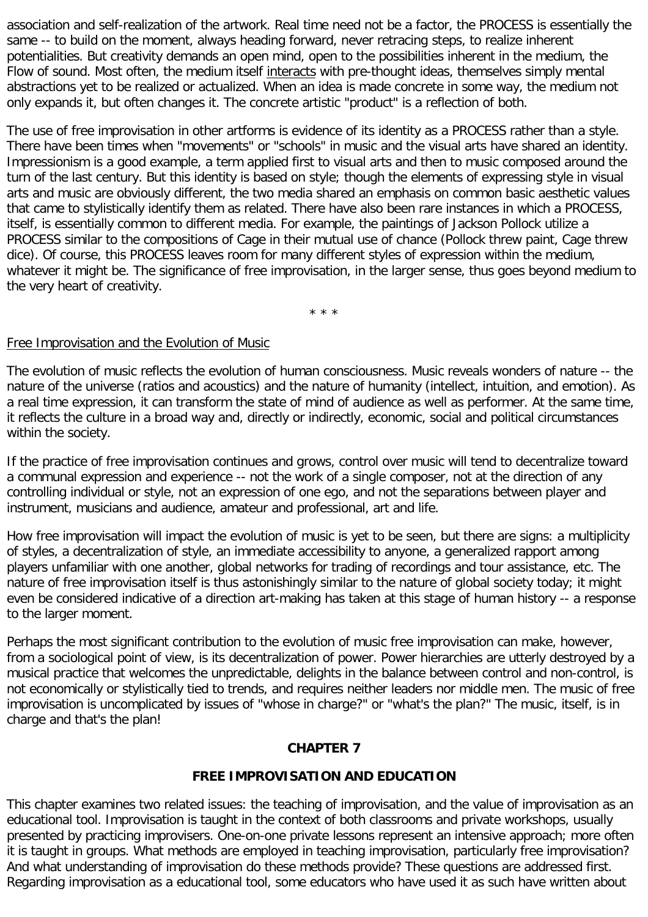association and self-realization of the artwork. Real time need not be a factor, the PROCESS is essentially the same -- to build on the moment, always heading forward, never retracing steps, to realize inherent potentialities. But creativity demands an open mind, open to the possibilities inherent in the medium, the Flow of sound. Most often, the medium itself interacts with pre-thought ideas, themselves simply mental abstractions yet to be realized or actualized. When an idea is made concrete in some way, the medium not only expands it, but often changes it. The concrete artistic "product" is a reflection of both.

The use of free improvisation in other artforms is evidence of its identity as a PROCESS rather than a style. There have been times when "movements" or "schools" in music and the visual arts have shared an identity. Impressionism is a good example, a term applied first to visual arts and then to music composed around the turn of the last century. But this identity is based on style; though the elements of expressing style in visual arts and music are obviously different, the two media shared an emphasis on common basic aesthetic values that came to stylistically identify them as related. There have also been rare instances in which a PROCESS, itself, is essentially common to different media. For example, the paintings of Jackson Pollock utilize a PROCESS similar to the compositions of Cage in their mutual use of chance (Pollock threw paint, Cage threw dice). Of course, this PROCESS leaves room for many different styles of expression within the medium, whatever it might be. The significance of free improvisation, in the larger sense, thus goes beyond medium to the very heart of creativity.

* * *

Free Improvisation and the Evolution of Music

The evolution of music reflects the evolution of human consciousness. Music reveals wonders of nature -- the nature of the universe (ratios and acoustics) and the nature of humanity (intellect, intuition, and emotion). As a real time expression, it can transform the state of mind of audience as well as performer. At the same time, it reflects the culture in a broad way and, directly or indirectly, economic, social and political circumstances within the society.

If the practice of free improvisation continues and grows, control over music will tend to decentralize toward a communal expression and experience -- not the work of a single composer, not at the direction of any controlling individual or style, not an expression of one ego, and not the separations between player and instrument, musicians and audience, amateur and professional, art and life.

How free improvisation will impact the evolution of music is yet to be seen, but there are signs: a multiplicity of styles, a decentralization of style, an immediate accessibility to anyone, a generalized rapport among players unfamiliar with one another, global networks for trading of recordings and tour assistance, etc. The nature of free improvisation itself is thus astonishingly similar to the nature of global society today; it might even be considered indicative of a direction art-making has taken at this stage of human history -- a response to the larger moment.

Perhaps the most significant contribution to the evolution of music free improvisation can make, however, from a sociological point of view, is its decentralization of power. Power hierarchies are utterly destroyed by a musical practice that welcomes the unpredictable, delights in the balance between control and non-control, is not economically or stylistically tied to trends, and requires neither leaders nor middle men. The music of free improvisation is uncomplicated by issues of "whose in charge?" or "what's the plan?" The music, itself, is in charge and that's the plan!

## CHAPTER 7

## FREE IMPROVISATION AND EDUCATION

This chapter examines two related issues: the teaching of improvisation, and the value of improvisation as an educational tool. Improvisation is taught in the context of both classrooms and private workshops, usually presented by practicing improvisers. One-on-one private lessons represent an intensive approach; more often it is taught in groups. What methods are employed in teaching improvisation, particularly free improvisation? And what understanding of improvisation do these methods provide? These questions are addressed first. Regarding improvisation as a educational tool, some educators who have used it as such have written about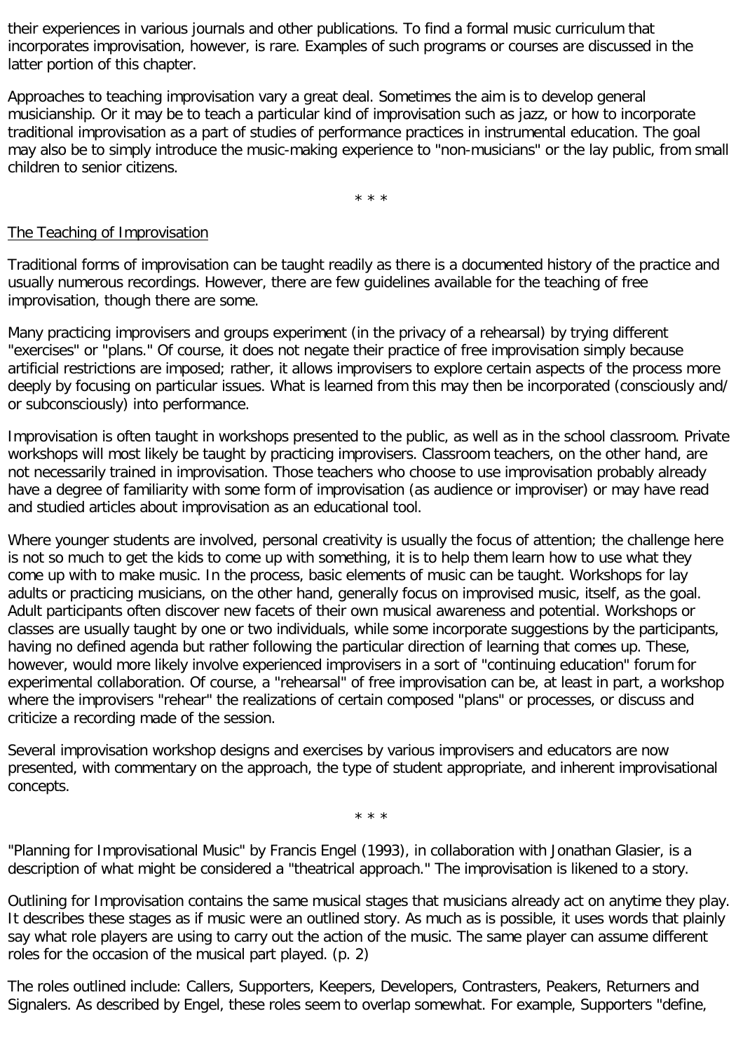their experiences in various journals and other publications. To find a formal music curriculum that incorporates improvisation, however, is rare. Examples of such programs or courses are discussed in the latter portion of this chapter.

Approaches to teaching improvisation vary a great deal. Sometimes the aim is to develop general musicianship. Or it may be to teach a particular kind of improvisation such as jazz, or how to incorporate traditional improvisation as a part of studies of performance practices in instrumental education. The goal may also be to simply introduce the music-making experience to "non-musicians" or the lay public, from small children to senior citizens.

* * *

The Teaching of Improvisation

Traditional forms of improvisation can be taught readily as there is a documented history of the practice and usually numerous recordings. However, there are few guidelines available for the teaching of free improvisation, though there are some.

Many practicing improvisers and groups experiment (in the privacy of a rehearsal) by trying different "exercises" or "plans." Of course, it does not negate their practice of free improvisation simply because artificial restrictions are imposed; rather, it allows improvisers to explore certain aspects of the process more deeply by focusing on particular issues. What is learned from this may then be incorporated (consciously and/or subconsciously) into performance.

Improvisation is often taught in workshops presented to the public, as well as in the school classroom. Private workshops will most likely be taught by practicing improvisers. Classroom teachers, on the other hand, are not necessarily trained in improvisation. Those teachers who choose to use improvisation probably already have a degree of familiarity with some form of improvisation (as audience or improviser) or may have read and studied articles about improvisation as an educational tool.

Where younger students are involved, personal creativity is usually the focus of attention; the challenge here is not so much to get the kids to come up with something, it is to help them learn how to use what they come up with to make music. In the process, basic elements of music can be taught. Workshops for lay adults or practicing musicians, on the other hand, generally focus on improvised music, itself, as the goal. Adult participants often discover new facets of their own musical awareness and potential. Workshops or classes are usually taught by one or two individuals, while some incorporate suggestions by the participants, having no defined agenda but rather following the particular direction of learning that comes up. These, however, would more likely involve experienced improvisers in a sort of "continuing education" forum for experimental collaboration. Of course, a "rehearsal" of free improvisation can be, at least in part, a workshop where the improvisers "rehear" the realizations of certain composed "plans" or processes, or discuss and criticize a recording made of the session.

Several improvisation workshop designs and exercises by various improvisers and educators are now presented, with commentary on the approach, the type of student appropriate, and inherent improvisational concepts.

* * *

"Planning for Improvisational Music" by Francis Engel (1993), in collaboration with Jonathan Glasier, is a description of what might be considered a "theatrical approach." The improvisation is likened to a story.

Outlining for Improvisation contains the same musical stages that musicians already act on anytime they play. It describes these stages as if music were an outlined story. As much as is possible, it uses words that plainly say what role players are using to carry out the action of the music. The same player can assume different roles for the occasion of the musical part played. (p. 2)

The roles outlined include: Callers, Supporters, Keepers, Developers, Contrasters, Peakers, Returners and Signalers. As described by Engel, these roles seem to overlap somewhat. For example, Supporters "define,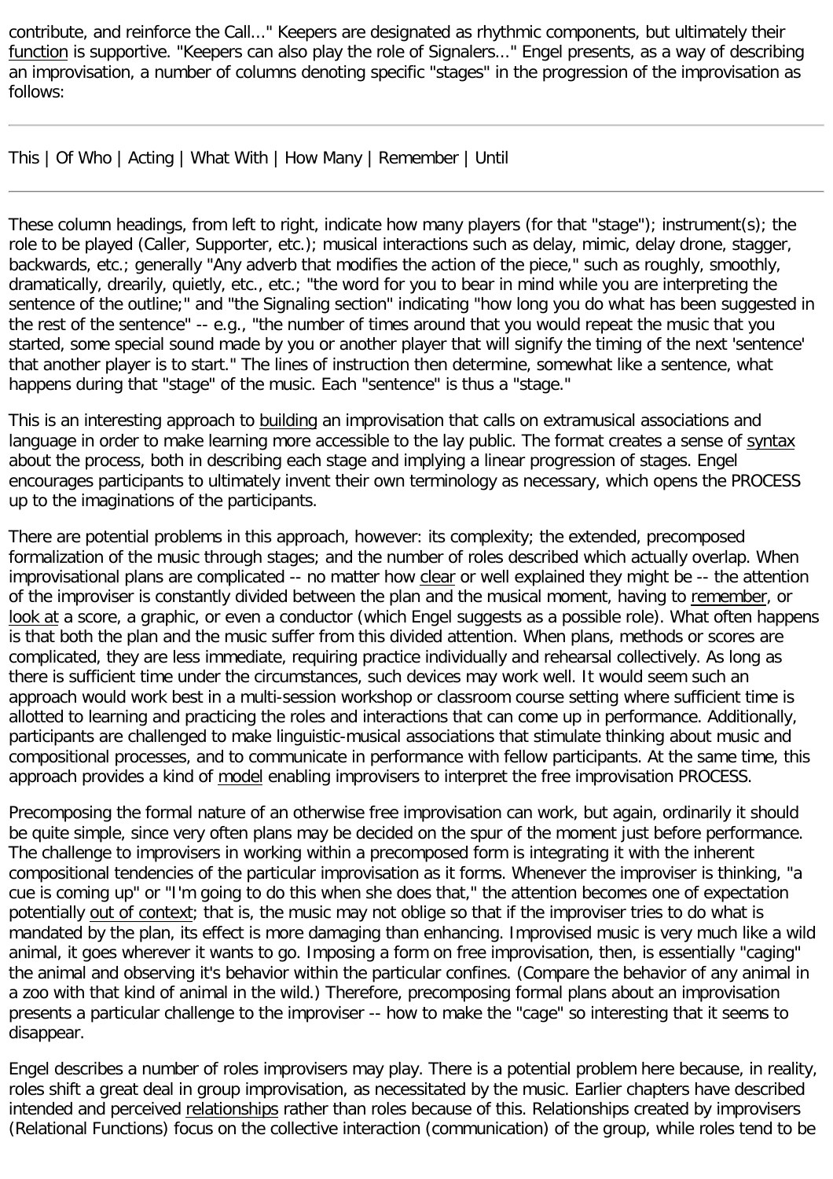contribute, and reinforce the Call..." Keepers are designated as rhythmic components, but ultimately their function is supportive. "Keepers can also play the role of Signalers..." Engel presents, as a way of describing an improvisation, a number of columns denoting specific "stages" in the progression of the improvisation as follows:

---

This | Of Who | Acting | What With | How Many | Remember | Until

---

These column headings, from left to right, indicate how many players (for that "stage"); instrument(s); the role to be played (Caller, Supporter, etc.); musical interactions such as delay, mimic, delay drone, stagger, backwards, etc.; generally "Any adverb that modifies the action of the piece," such as roughly, smoothly, dramatically, drearily, quietly, etc., etc.; "the word for you to bear in mind while you are interpreting the sentence of the outline;" and "the Signaling section" indicating "how long you do what has been suggested in the rest of the sentence" -- e.g., "the number of times around that you would repeat the music that you started, some special sound made by you or another player that will signify the timing of the next 'sentence' that another player is to start." The lines of instruction then determine, somewhat like a sentence, what happens during that "stage" of the music. Each "sentence" is thus a "stage."

This is an interesting approach to building an improvisation that calls on extramusical associations and language in order to make learning more accessible to the lay public. The format creates a sense of syntax about the process, both in describing each stage and implying a linear progression of stages. Engel encourages participants to ultimately invent their own terminology as necessary, which opens the PROCESS up to the imaginations of the participants.

There are potential problems in this approach, however: its complexity; the extended, precomposed formalization of the music through stages; and the number of roles described which actually overlap. When improvisational plans are complicated -- no matter how clear or well explained they might be -- the attention of the improviser is constantly divided between the plan and the musical moment, having to remember, or look at a score, a graphic, or even a conductor (which Engel suggests as a possible role). What often happens is that both the plan and the music suffer from this divided attention. When plans, methods or scores are complicated, they are less immediate, requiring practice individually and rehearsal collectively. As long as there is sufficient time under the circumstances, such devices may work well. It would seem such an approach would work best in a multi-session workshop or classroom course setting where sufficient time is allotted to learning and practicing the roles and interactions that can come up in performance. Additionally, participants are challenged to make linguistic-musical associations that stimulate thinking about music and compositional processes, and to communicate in performance with fellow participants. At the same time, this approach provides a kind of model enabling improvisers to interpret the free improvisation PROCESS.

Precomposing the formal nature of an otherwise free improvisation can work, but again, ordinarily it should be quite simple, since very often plans may be decided on the spur of the moment just before performance. The challenge to improvisers in working within a precomposed form is integrating it with the inherent compositional tendencies of the particular improvisation as it forms. Whenever the improviser is thinking, "a cue is coming up" or "I'm going to do this when she does that," the attention becomes one of expectation potentially out of context; that is, the music may not oblige so that if the improviser tries to do what is mandated by the plan, its effect is more damaging than enhancing. Improvised music is very much like a wild animal, it goes wherever it wants to go. Imposing a form on free improvisation, then, is essentially "caging" the animal and observing it's behavior within the particular confines. (Compare the behavior of any animal in a zoo with that kind of animal in the wild.) Therefore, precomposing formal plans about an improvisation presents a particular challenge to the improviser -- how to make the "cage" so interesting that it seems to disappear.

Engel describes a number of roles improvisers may play. There is a potential problem here because, in reality, roles shift a great deal in group improvisation, as necessitated by the music. Earlier chapters have described intended and perceived relationships rather than roles because of this. Relationships created by improvisers (Relational Functions) focus on the collective interaction (communication) of the group, while roles tend to be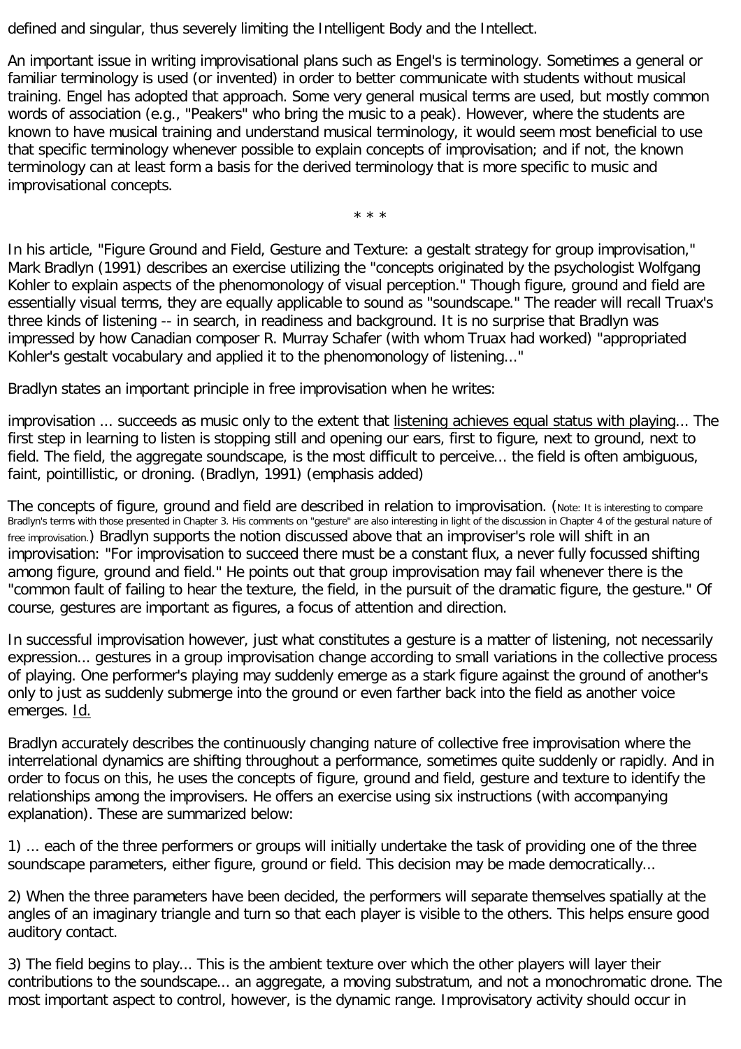defined and singular, thus severely limiting the Intelligent Body and the Intellect.

An important issue in writing improvisational plans such as Engel's is terminology. Sometimes a general or familiar terminology is used (or invented) in order to better communicate with students without musical training. Engel has adopted that approach. Some very general musical terms are used, but mostly common words of association (e.g., "Peakers" who bring the music to a peak). However, where the students are known to have musical training and understand musical terminology, it would seem most beneficial to use that specific terminology whenever possible to explain concepts of improvisation; and if not, the known terminology can at least form a basis for the derived terminology that is more specific to music and improvisational concepts.

\* \* \*

In his article, "Figure Ground and Field, Gesture and Texture: a gestalt strategy for group improvisation," Mark Bradlyn (1991) describes an exercise utilizing the "concepts originated by the psychologist Wolfgang Kohler to explain aspects of the phenomonology of visual perception." Though figure, ground and field are essentially visual terms, they are equally applicable to sound as "soundscape." The reader will recall Truax's three kinds of listening -- in search, in readiness and background. It is no surprise that Bradlyn was impressed by how Canadian composer R. Murray Schafer (with whom Truax had worked) "appropriated Kohler's gestalt vocabulary and applied it to the phenomonology of listening..."

Bradlyn states an important principle in free improvisation when he writes:

improvisation ... succeeds as music only to the extent that <u>listening achieves equal status with playing</u>... The first step in learning to listen is stopping still and opening our ears, first to figure, next to ground, next to field. The field, the aggregate soundscape, is the most difficult to perceive... the field is often ambiguous, faint, pointillistic, or droning. (Bradlyn, 1991) (emphasis added)

The concepts of figure, ground and field are described in relation to improvisation. (Note: It is interesting to compare Bradlyn's terms with those presented in Chapter 3. His comments on "gesture" are also interesting in light of the discussion in Chapter 4 of the gestural nature of free improvisation.) Bradlyn supports the notion discussed above that an improviser's role will shift in an improvisation: "For improvisation to succeed there must be a constant flux, a never fully focussed shifting among figure, ground and field." He points out that group improvisation may fail whenever there is the "common fault of failing to hear the texture, the field, in the pursuit of the dramatic figure, the gesture." Of course, gestures are important as figures, a focus of attention and direction.

In successful improvisation however, just what constitutes a gesture is a matter of listening, not necessarily expression... gestures in a group improvisation change according to small variations in the collective process of playing. One performer's playing may suddenly emerge as a stark figure against the ground of another's only to just as suddenly submerge into the ground or even farther back into the field as another voice emerges. <u>Id.</u>

Bradlyn accurately describes the continuously changing nature of collective free improvisation where the interrelational dynamics are shifting throughout a performance, sometimes quite suddenly or rapidly. And in order to focus on this, he uses the concepts of figure, ground and field, gesture and texture to identify the relationships among the improvisers. He offers an exercise using six instructions (with accompanying explanation). These are summarized below:

1) ... each of the three performers or groups will initially undertake the task of providing one of the three soundscape parameters, either figure, ground or field. This decision may be made democratically...

2) When the three parameters have been decided, the performers will separate themselves spatially at the angles of an imaginary triangle and turn so that each player is visible to the others. This helps ensure good auditory contact.

3) The field begins to play... This is the ambient texture over which the other players will layer their contributions to the soundscape... an aggregate, a moving substratum, and not a monochromatic drone. The most important aspect to control, however, is the dynamic range. Improvisatory activity should occur in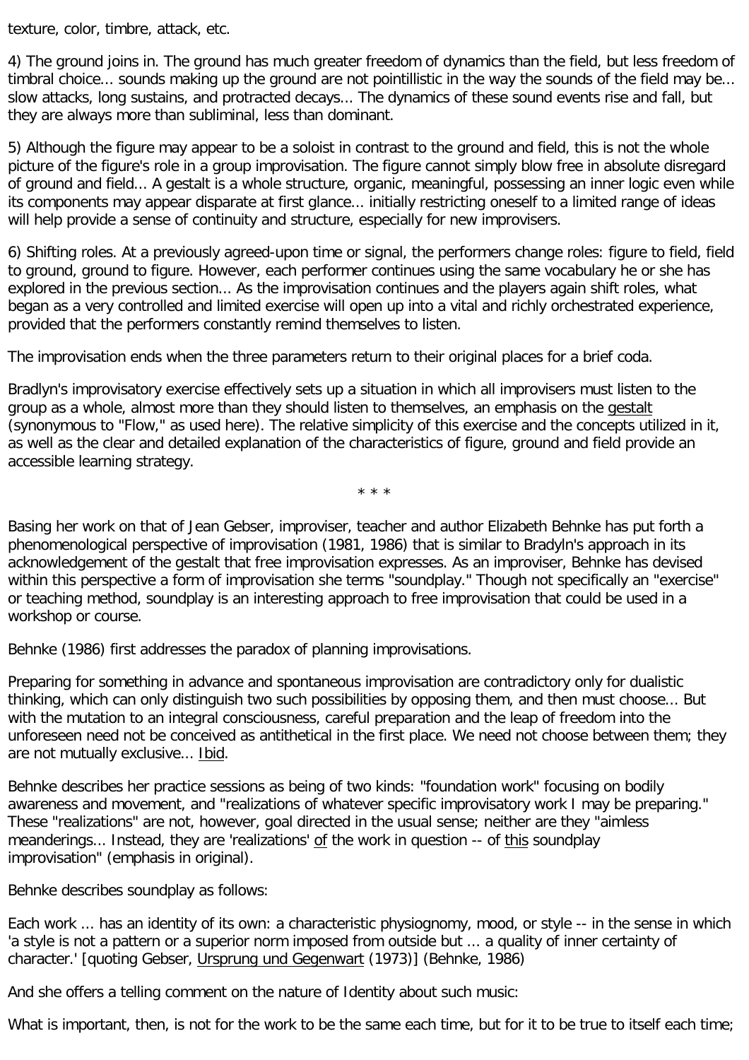texture, color, timbre, attack, etc.

4) The ground joins in. The ground has much greater freedom of dynamics than the field, but less freedom of timbral choice... sounds making up the ground are not pointillistic in the way the sounds of the field may be... slow attacks, long sustains, and protracted decays... The dynamics of these sound events rise and fall, but they are always more than subliminal, less than dominant.

5) Although the figure may appear to be a soloist in contrast to the ground and field, this is not the whole picture of the figure's role in a group improvisation. The figure cannot simply blow free in absolute disregard of ground and field... A gestalt is a whole structure, organic, meaningful, possessing an inner logic even while its components may appear disparate at first glance... initially restricting oneself to a limited range of ideas will help provide a sense of continuity and structure, especially for new improvisers.

6) Shifting roles. At a previously agreed-upon time or signal, the performers change roles: figure to field, field to ground, ground to figure. However, each performer continues using the same vocabulary he or she has explored in the previous section... As the improvisation continues and the players again shift roles, what began as a very controlled and limited exercise will open up into a vital and richly orchestrated experience, provided that the performers constantly remind themselves to listen.

The improvisation ends when the three parameters return to their original places for a brief coda.

Bradlyn's improvisatory exercise effectively sets up a situation in which all improvisers must listen to the group as a whole, almost more than they should listen to themselves, an emphasis on the gestalt (synonymous to "Flow," as used here). The relative simplicity of this exercise and the concepts utilized in it, as well as the clear and detailed explanation of the characteristics of figure, ground and field provide an accessible learning strategy.

* * *

Basing her work on that of Jean Gebser, improviser, teacher and author Elizabeth Behnke has put forth a phenomenological perspective of improvisation (1981, 1986) that is similar to Bradyln's approach in its acknowledgement of the gestalt that free improvisation expresses. As an improviser, Behnke has devised within this perspective a form of improvisation she terms "soundplay." Though not specifically an "exercise" or teaching method, soundplay is an interesting approach to free improvisation that could be used in a workshop or course.

Behnke (1986) first addresses the paradox of planning improvisations.

Preparing for something in advance and spontaneous improvisation are contradictory only for dualistic thinking, which can only distinguish two such possibilities by opposing them, and then must choose... But with the mutation to an integral consciousness, careful preparation and the leap of freedom into the unforeseen need not be conceived as antithetical in the first place. We need not choose between them; they are not mutually exclusive... Ibid.

Behnke describes her practice sessions as being of two kinds: "foundation work" focusing on bodily awareness and movement, and "realizations of whatever specific improvisatory work I may be preparing." These "realizations" are not, however, goal directed in the usual sense; neither are they "aimless meanderings... Instead, they are 'realizations' of the work in question -- of this soundplay improvisation" (emphasis in original).

Behnke describes soundplay as follows:

Each work ... has an identity of its own: a characteristic physiognomy, mood, or style -- in the sense in which 'a style is not a pattern or a superior norm imposed from outside but ... a quality of inner certainty of character.' [quoting Gebser, Ursprung und Gegenwart (1973)] (Behnke, 1986)

And she offers a telling comment on the nature of Identity about such music:

What is important, then, is not for the work to be the same each time, but for it to be true to itself each time;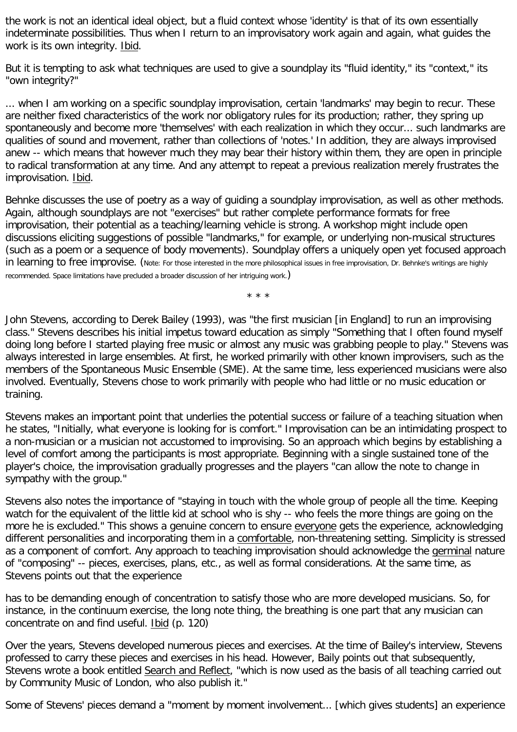the work is not an identical ideal object, but a fluid context whose 'identity' is that of its own essentially indeterminate possibilities. Thus when I return to an improvisatory work again and again, what guides the work is its own integrity. Ibid.

But it is tempting to ask what techniques are used to give a soundplay its "fluid identity," its "context," its "own integrity?"

... when I am working on a specific soundplay improvisation, certain 'landmarks' may begin to recur. These are neither fixed characteristics of the work nor obligatory rules for its production; rather, they spring up spontaneously and become more 'themselves' with each realization in which they occur... such landmarks are qualities of sound and movement, rather than collections of 'notes.' In addition, they are always improvised anew -- which means that however much they may bear their history within them, they are open in principle to radical transformation at any time. And any attempt to repeat a previous realization merely frustrates the improvisation. Ibid.

Behnke discusses the use of poetry as a way of guiding a soundplay improvisation, as well as other methods. Again, although soundplays are not "exercises" but rather complete performance formats for free improvisation, their potential as a teaching/learning vehicle is strong. A workshop might include open discussions eliciting suggestions of possible "landmarks," for example, or underlying non-musical structures (such as a poem or a sequence of body movements). Soundplay offers a uniquely open yet focused approach in learning to free improvise. (Note: For those interested in the more philosophical issues in free improvisation, Dr. Behnke's writings are highly recommended. Space limitations have precluded a broader discussion of her intriguing work.)

* * *

John Stevens, according to Derek Bailey (1993), was "the first musician [in England] to run an improvising class." Stevens describes his initial impetus toward education as simply "Something that I often found myself doing long before I started playing free music or almost any music was grabbing people to play." Stevens was always interested in large ensembles. At first, he worked primarily with other known improvisers, such as the members of the Spontaneous Music Ensemble (SME). At the same time, less experienced musicians were also involved. Eventually, Stevens chose to work primarily with people who had little or no music education or training.

Stevens makes an important point that underlies the potential success or failure of a teaching situation when he states, "Initially, what everyone is looking for is comfort." Improvisation can be an intimidating prospect to a non-musician or a musician not accustomed to improvising. So an approach which begins by establishing a level of comfort among the participants is most appropriate. Beginning with a single sustained tone of the player's choice, the improvisation gradually progresses and the players "can allow the note to change in sympathy with the group."

Stevens also notes the importance of "staying in touch with the whole group of people all the time. Keeping watch for the equivalent of the little kid at school who is shy -- who feels the more things are going on the more he is excluded." This shows a genuine concern to ensure everyone gets the experience, acknowledging different personalities and incorporating them in a comfortable, non-threatening setting. Simplicity is stressed as a component of comfort. Any approach to teaching improvisation should acknowledge the germinal nature of "composing" -- pieces, exercises, plans, etc., as well as formal considerations. At the same time, as Stevens points out that the experience

has to be demanding enough of concentration to satisfy those who are more developed musicians. So, for instance, in the continuum exercise, the long note thing, the breathing is one part that any musician can concentrate on and find useful. Ibid (p. 120)

Over the years, Stevens developed numerous pieces and exercises. At the time of Bailey's interview, Stevens professed to carry these pieces and exercises in his head. However, Baily points out that subsequently, Stevens wrote a book entitled Search and Reflect, "which is now used as the basis of all teaching carried out by Community Music of London, who also publish it."

Some of Stevens' pieces demand a "moment by moment involvement... [which gives students] an experience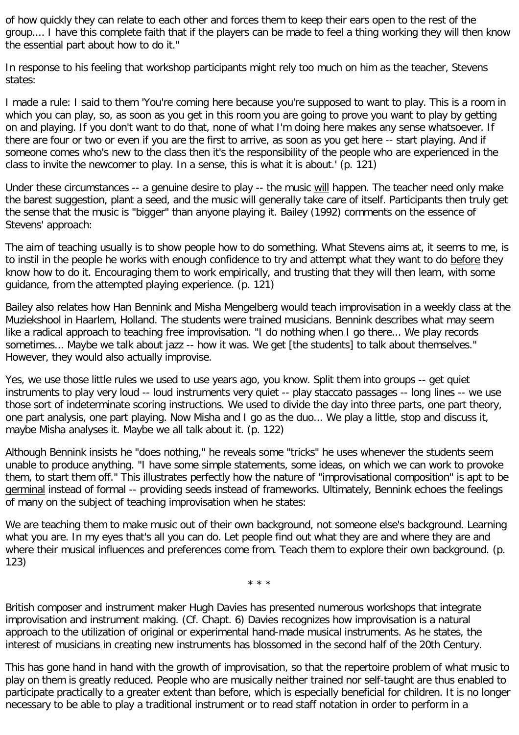of how quickly they can relate to each other and forces them to keep their ears open to the rest of the group.... I have this complete faith that if the players can be made to feel a thing working they will then know the essential part about how to do it."

In response to his feeling that workshop participants might rely too much on him as the teacher, Stevens states:

I made a rule: I said to them 'You're coming here because you're supposed to want to play. This is a room in which you can play, so, as soon as you get in this room you are going to prove you want to play by getting on and playing. If you don't want to do that, none of what I'm doing here makes any sense whatsoever. If there are four or two or even if you are the first to arrive, as soon as you get here -- start playing. And if someone comes who's new to the class then it's the responsibility of the people who are experienced in the class to invite the newcomer to play. In a sense, this is what it is about.' (p. 121)

Under these circumstances -- a genuine desire to play -- the music <u>will</u> happen. The teacher need only make the barest suggestion, plant a seed, and the music will generally take care of itself. Participants then truly get the sense that the music is "bigger" than anyone playing it. Bailey (1992) comments on the essence of Stevens' approach:

The aim of teaching usually is to show people how to do something. What Stevens aims at, it seems to me, is to instil in the people he works with enough confidence to try and attempt what they want to do <u>before</u> they know how to do it. Encouraging them to work empirically, and trusting that they will then learn, with some guidance, from the attempted playing experience. (p. 121)

Bailey also relates how Han Bennink and Misha Mengelberg would teach improvisation in a weekly class at the Muziekschool in Haarlem, Holland. The students were trained musicians. Bennink describes what may seem like a radical approach to teaching free improvisation. "I do nothing when I go there... We play records sometimes... Maybe we talk about jazz -- how it was. We get [the students] to talk about themselves." However, they would also actually improvise.

Yes, we use those little rules we used to use years ago, you know. Split them into groups -- get quiet instruments to play very loud -- loud instruments very quiet -- play staccato passages -- long lines -- we use those sort of indeterminate scoring instructions. We used to divide the day into three parts, one part theory, one part analysis, one part playing. Now Misha and I go as the duo... We play a little, stop and discuss it, maybe Misha analyses it. Maybe we all talk about it. (p. 122)

Although Bennink insists he "does nothing," he reveals some "tricks" he uses whenever the students seem unable to produce anything. "I have some simple statements, some ideas, on which we can work to provoke them, to start them off." This illustrates perfectly how the nature of "improvisational composition" is apt to be <u>germinal</u> instead of formal -- providing seeds instead of frameworks. Ultimately, Bennink echoes the feelings of many on the subject of teaching improvisation when he states:

We are teaching them to make music out of their own background, not someone else's background. Learning what you are. In my eyes that's all you can do. Let people find out what they are and where they are and where their musical influences and preferences come from. Teach them to explore their own background. (p. 123)

\* \* \*

British composer and instrument maker Hugh Davies has presented numerous workshops that integrate improvisation and instrument making. (Cf. Chapt. 6) Davies recognizes how improvisation is a natural approach to the utilization of original or experimental hand-made musical instruments. As he states, the interest of musicians in creating new instruments has blossomed in the second half of the 20th Century.

This has gone hand in hand with the growth of improvisation, so that the repertoire problem of what music to play on them is greatly reduced. People who are musically neither trained nor self-taught are thus enabled to participate practically to a greater extent than before, which is especially beneficial for children. It is no longer necessary to be able to play a traditional instrument or to read staff notation in order to perform in a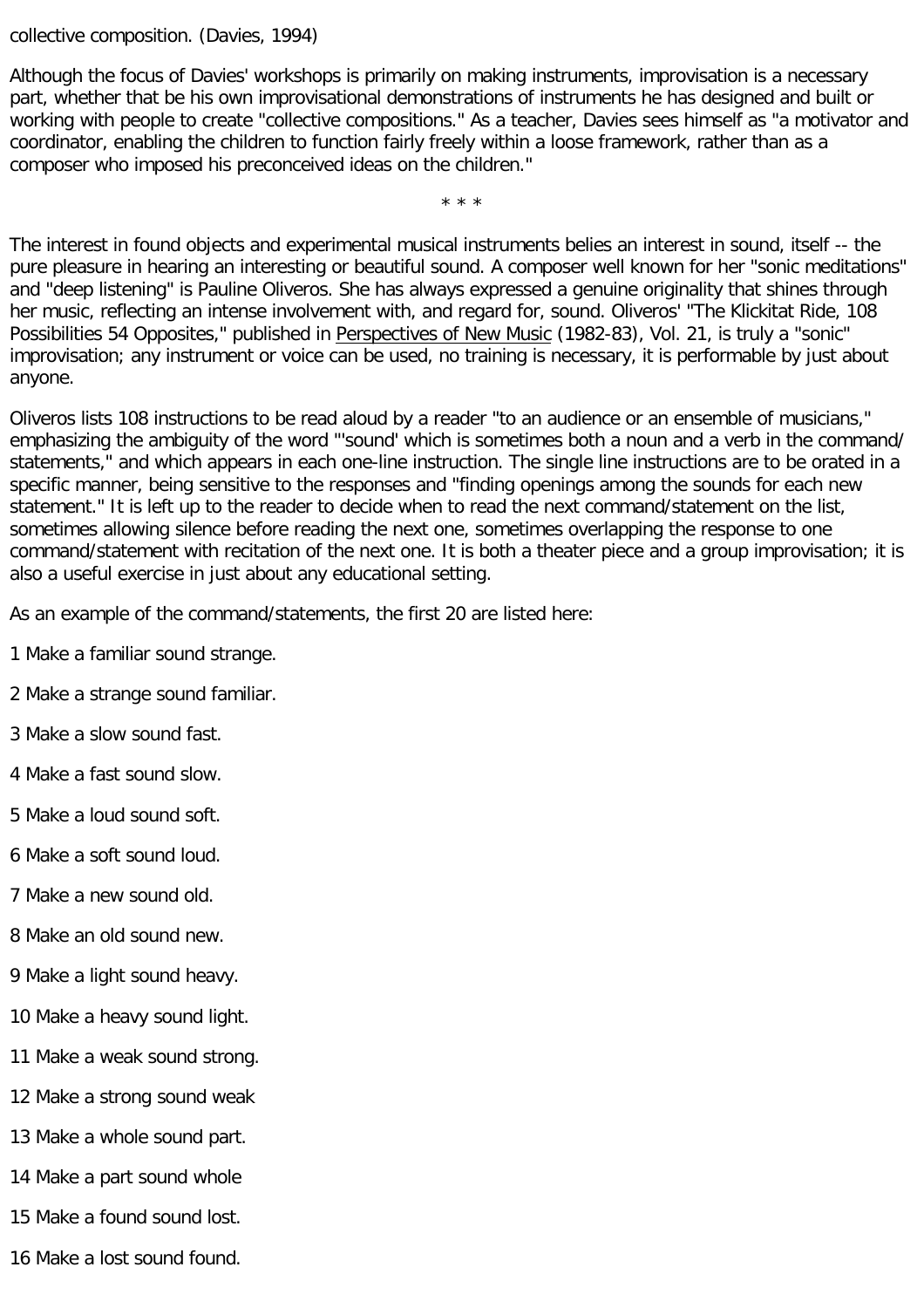collective composition. (Davies, 1994)

Although the focus of Davies' workshops is primarily on making instruments, improvisation is a necessary part, whether that be his own improvisational demonstrations of instruments he has designed and built or working with people to create "collective compositions." As a teacher, Davies sees himself as "a motivator and coordinator, enabling the children to function fairly freely within a loose framework, rather than as a composer who imposed his preconceived ideas on the children."

* * *

The interest in found objects and experimental musical instruments belies an interest in sound, itself -- the pure pleasure in hearing an interesting or beautiful sound. A composer well known for her "sonic meditations" and "deep listening" is Pauline Oliveros. She has always expressed a genuine originality that shines through her music, reflecting an intense involvement with, and regard for, sound. Oliveros' "The Klickitat Ride, 108 Possibilities 54 Opposites," published in Perspectives of New Music (1982-83), Vol. 21, is truly a "sonic" improvisation; any instrument or voice can be used, no training is necessary, it is performable by just about anyone.

Oliveros lists 108 instructions to be read aloud by a reader "to an audience or an ensemble of musicians," emphasizing the ambiguity of the word "'sound' which is sometimes both a noun and a verb in the command/statements," and which appears in each one-line instruction. The single line instructions are to be orated in a specific manner, being sensitive to the responses and "finding openings among the sounds for each new statement." It is left up to the reader to decide when to read the next command/statement on the list, sometimes allowing silence before reading the next one, sometimes overlapping the response to one command/statement with recitation of the next one. It is both a theater piece and a group improvisation; it is also a useful exercise in just about any educational setting.

As an example of the command/statements, the first 20 are listed here:

1 Make a familiar sound strange.

2 Make a strange sound familiar.

3 Make a slow sound fast.

4 Make a fast sound slow.

5 Make a loud sound soft.

6 Make a soft sound loud.

7 Make a new sound old.

8 Make an old sound new.

9 Make a light sound heavy.

10 Make a heavy sound light.

11 Make a weak sound strong.

12 Make a strong sound weak

13 Make a whole sound part.

14 Make a part sound whole

15 Make a found sound lost.

16 Make a lost sound found.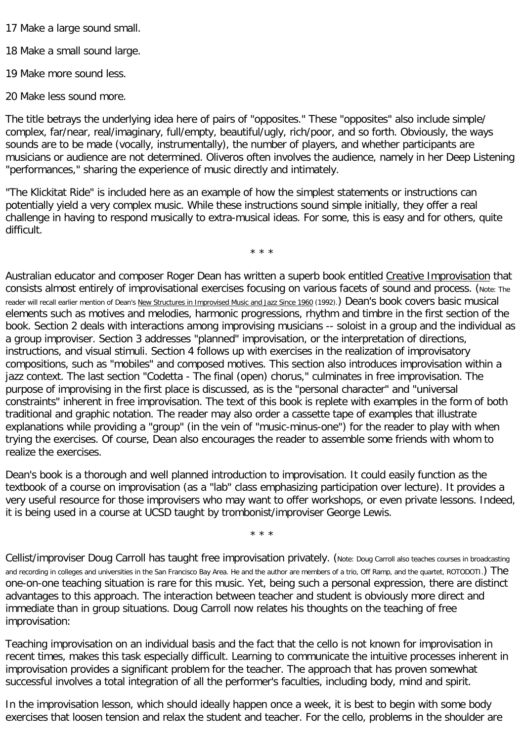17 Make a large sound small.

18 Make a small sound large.

19 Make more sound less.

20 Make less sound more.

The title betrays the underlying idea here of pairs of "opposites." These "opposites" also include simple/complex, far/near, real/imaginary, full/empty, beautiful/ugly, rich/poor, and so forth. Obviously, the ways sounds are to be made (vocally, instrumentally), the number of players, and whether participants are musicians or audience are not determined. Oliveros often involves the audience, namely in her Deep Listening "performances," sharing the experience of music directly and intimately.

"The Klickitat Ride" is included here as an example of how the simplest statements or instructions can potentially yield a very complex music. While these instructions sound simple initially, they offer a real challenge in having to respond musically to extra-musical ideas. For some, this is easy and for others, quite difficult.

\* \* \*

Australian educator and composer Roger Dean has written a superb book entitled Creative Improvisation that consists almost entirely of improvisational exercises focusing on various facets of sound and process. (Note: The reader will recall earlier mention of Dean's New Structures in Improvised Music and Jazz Since 1960 (1992).) Dean's book covers basic musical elements such as motives and melodies, harmonic progressions, rhythm and timbre in the first section of the book. Section 2 deals with interactions among improvising musicians -- soloist in a group and the individual as a group improviser. Section 3 addresses "planned" improvisation, or the interpretation of directions, instructions, and visual stimuli. Section 4 follows up with exercises in the realization of improvisatory compositions, such as "mobiles" and composed motives. This section also introduces improvisation within a jazz context. The last section "Codetta - The final (open) chorus," culminates in free improvisation. The purpose of improvising in the first place is discussed, as is the "personal character" and "universal constraints" inherent in free improvisation. The text of this book is replete with examples in the form of both traditional and graphic notation. The reader may also order a cassette tape of examples that illustrate explanations while providing a "group" (in the vein of "music-minus-one") for the reader to play with when trying the exercises. Of course, Dean also encourages the reader to assemble some friends with whom to realize the exercises.

Dean's book is a thorough and well planned introduction to improvisation. It could easily function as the textbook of a course on improvisation (as a "lab" class emphasizing participation over lecture). It provides a very useful resource for those improvisers who may want to offer workshops, or even private lessons. Indeed, it is being used in a course at UCSD taught by trombonist/improviser George Lewis.

\* \* \*

Cellist/improviser Doug Carroll has taught free improvisation privately. (Note: Doug Carroll also teaches courses in broadcasting and recording in colleges and universities in the San Francisco Bay Area. He and the author are members of a trio, Off Ramp, and the quartet, ROTODOTI.) The one-on-one teaching situation is rare for this music. Yet, being such a personal expression, there are distinct advantages to this approach. The interaction between teacher and student is obviously more direct and immediate than in group situations. Doug Carroll now relates his thoughts on the teaching of free improvisation:

Teaching improvisation on an individual basis and the fact that the cello is not known for improvisation in recent times, makes this task especially difficult. Learning to communicate the intuitive processes inherent in improvisation provides a significant problem for the teacher. The approach that has proven somewhat successful involves a total integration of all the performer's faculties, including body, mind and spirit.

In the improvisation lesson, which should ideally happen once a week, it is best to begin with some body exercises that loosen tension and relax the student and teacher. For the cello, problems in the shoulder are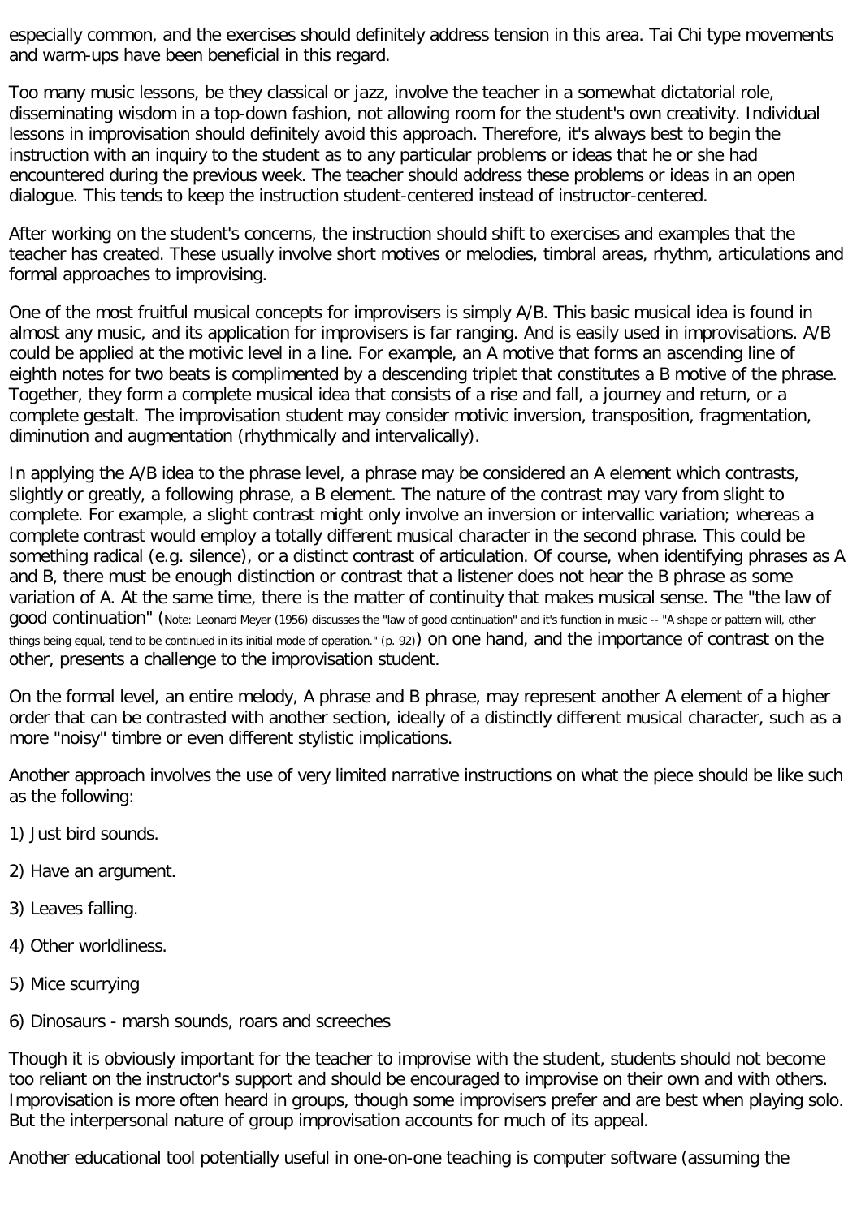especially common, and the exercises should definitely address tension in this area. Tai Chi type movements and warm-ups have been beneficial in this regard.

Too many music lessons, be they classical or jazz, involve the teacher in a somewhat dictatorial role, disseminating wisdom in a top-down fashion, not allowing room for the student's own creativity. Individual lessons in improvisation should definitely avoid this approach. Therefore, it's always best to begin the instruction with an inquiry to the student as to any particular problems or ideas that he or she had encountered during the previous week. The teacher should address these problems or ideas in an open dialogue. This tends to keep the instruction student-centered instead of instructor-centered.

After working on the student's concerns, the instruction should shift to exercises and examples that the teacher has created. These usually involve short motives or melodies, timbral areas, rhythm, articulations and formal approaches to improvising.

One of the most fruitful musical concepts for improvisers is simply A/B. This basic musical idea is found in almost any music, and its application for improvisers is far ranging. And is easily used in improvisations. A/B could be applied at the motivic level in a line. For example, an A motive that forms an ascending line of eighth notes for two beats is complimented by a descending triplet that constitutes a B motive of the phrase. Together, they form a complete musical idea that consists of a rise and fall, a journey and return, or a complete gestalt. The improvisation student may consider motivic inversion, transposition, fragmentation, diminution and augmentation (rhythmically and intervalically).

In applying the A/B idea to the phrase level, a phrase may be considered an A element which contrasts, slightly or greatly, a following phrase, a B element. The nature of the contrast may vary from slight to complete. For example, a slight contrast might only involve an inversion or intervallic variation; whereas a complete contrast would employ a totally different musical character in the second phrase. This could be something radical (e.g. silence), or a distinct contrast of articulation. Of course, when identifying phrases as A and B, there must be enough distinction or contrast that a listener does not hear the B phrase as some variation of A. At the same time, there is the matter of continuity that makes musical sense. The "the law of good continuation" (Note: Leonard Meyer (1956) discusses the "law of good continuation" and it's function in music -- "A shape or pattern will, other things being equal, tend to be continued in its initial mode of operation." (p. 92)) on one hand, and the importance of contrast on the other, presents a challenge to the improvisation student.

On the formal level, an entire melody, A phrase and B phrase, may represent another A element of a higher order that can be contrasted with another section, ideally of a distinctly different musical character, such as a more "noisy" timbre or even different stylistic implications.

Another approach involves the use of very limited narrative instructions on what the piece should be like such as the following:

1) Just bird sounds.

2) Have an argument.

3) Leaves falling.

4) Other worldliness.

5) Mice scurrying

6) Dinosaurs - marsh sounds, roars and screeches

Though it is obviously important for the teacher to improvise with the student, students should not become too reliant on the instructor's support and should be encouraged to improvise on their own and with others. Improvisation is more often heard in groups, though some improvisers prefer and are best when playing solo. But the interpersonal nature of group improvisation accounts for much of its appeal.

Another educational tool potentially useful in one-on-one teaching is computer software (assuming the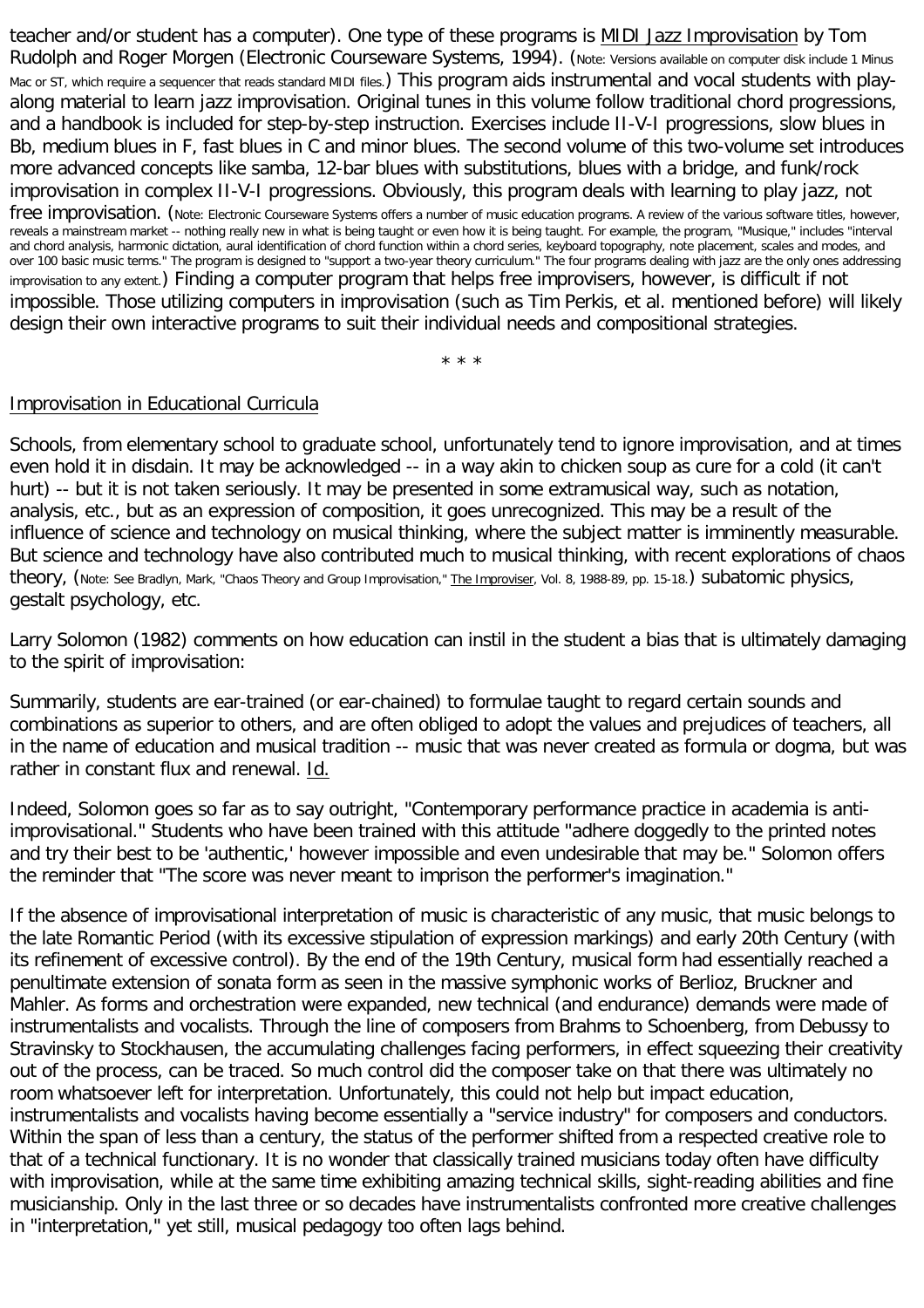teacher and/or student has a computer). One type of these programs is MIDI Jazz Improvisation by Tom Rudolph and Roger Morgen (Electronic Courseware Systems, 1994). (Note: Versions available on computer disk include 1 Minus Mac or ST, which require a sequencer that reads standard MIDI files.) This program aids instrumental and vocal students with play-along material to learn jazz improvisation. Original tunes in this volume follow traditional chord progressions, and a handbook is included for step-by-step instruction. Exercises include II-V-I progressions, slow blues in Bb, medium blues in F, fast blues in C and minor blues. The second volume of this two-volume set introduces more advanced concepts like samba, 12-bar blues with substitutions, blues with a bridge, and funk/rock improvisation in complex II-V-I progressions. Obviously, this program deals with learning to play jazz, not free improvisation. (Note: Electronic Courseware Systems offers a number of music education programs. A review of the various software titles, however, reveals a mainstream market -- nothing really new in what is being taught or even how it is being taught. For example, the program, "Musique," includes "interval and chord analysis, harmonic dictation, aural identification of chord function within a chord series, keyboard topography, note placement, scales and modes, and over 100 basic music terms." The program is designed to "support a two-year theory curriculum." The four programs dealing with jazz are the only ones addressing improvisation to any extent.) Finding a computer program that helps free improvisers, however, is difficult if not impossible. Those utilizing computers in improvisation (such as Tim Perkis, et al. mentioned before) will likely design their own interactive programs to suit their individual needs and compositional strategies.

\* \* \*

## Improvisation in Educational Curricula

Schools, from elementary school to graduate school, unfortunately tend to ignore improvisation, and at times even hold it in disdain. It may be acknowledged -- in a way akin to chicken soup as cure for a cold (it can't hurt) -- but it is not taken seriously. It may be presented in some extramusical way, such as notation, analysis, etc., but as an expression of composition, it goes unrecognized. This may be a result of the influence of science and technology on musical thinking, where the subject matter is imminently measurable. But science and technology have also contributed much to musical thinking, with recent explorations of chaos theory, (Note: See Bradlyn, Mark, "Chaos Theory and Group Improvisation," The Improviser, Vol. 8, 1988-89, pp. 15-18.) subatomic physics, gestalt psychology, etc.

Larry Solomon (1982) comments on how education can instil in the student a bias that is ultimately damaging to the spirit of improvisation:

Summarily, students are ear-trained (or ear-chained) to formulae taught to regard certain sounds and combinations as superior to others, and are often obliged to adopt the values and prejudices of teachers, all in the name of education and musical tradition -- music that was never created as formula or dogma, but was rather in constant flux and renewal. Id.

Indeed, Solomon goes so far as to say outright, "Contemporary performance practice in academia is anti-improvisational." Students who have been trained with this attitude "adhere doggedly to the printed notes and try their best to be 'authentic,' however impossible and even undesirable that may be." Solomon offers the reminder that "The score was never meant to imprison the performer's imagination."

If the absence of improvisational interpretation of music is characteristic of any music, that music belongs to the late Romantic Period (with its excessive stipulation of expression markings) and early 20th Century (with its refinement of excessive control). By the end of the 19th Century, musical form had essentially reached a penultimate extension of sonata form as seen in the massive symphonic works of Berlioz, Bruckner and Mahler. As forms and orchestration were expanded, new technical (and endurance) demands were made of instrumentalists and vocalists. Through the line of composers from Brahms to Schoenberg, from Debussy to Stravinsky to Stockhausen, the accumulating challenges facing performers, in effect squeezing their creativity out of the process, can be traced. So much control did the composer take on that there was ultimately no room whatsoever left for interpretation. Unfortunately, this could not help but impact education, instrumentalists and vocalists having become essentially a "service industry" for composers and conductors. Within the span of less than a century, the status of the performer shifted from a respected creative role to that of a technical functionary. It is no wonder that classically trained musicians today often have difficulty with improvisation, while at the same time exhibiting amazing technical skills, sight-reading abilities and fine musicianship. Only in the last three or so decades have instrumentalists confronted more creative challenges in "interpretation," yet still, musical pedagogy too often lags behind.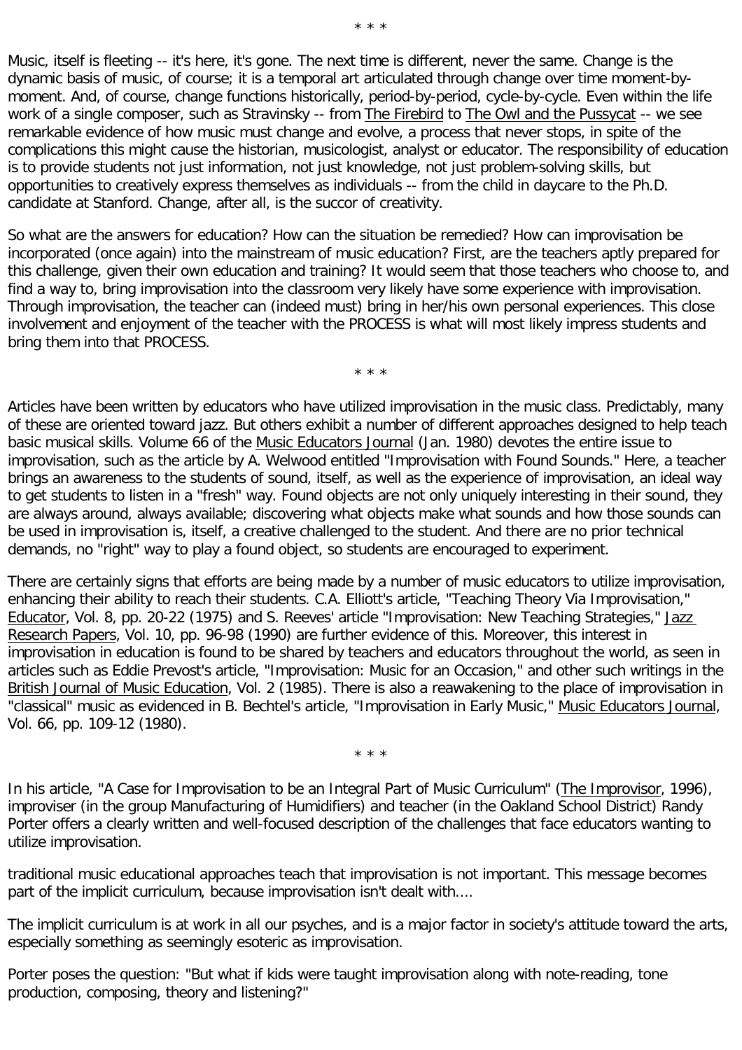\* \* \*

Music, itself is fleeting -- it's here, it's gone. The next time is different, never the same. Change is the dynamic basis of music, of course; it is a temporal art articulated through change over time moment-by-moment. And, of course, change functions historically, period-by-period, cycle-by-cycle. Even within the life work of a single composer, such as Stravinsky -- from The Firebird to The Owl and the Pussycat -- we see remarkable evidence of how music must change and evolve, a process that never stops, in spite of the complications this might cause the historian, musicologist, analyst or educator. The responsibility of education is to provide students not just information, not just knowledge, not just problem-solving skills, but opportunities to creatively express themselves as individuals -- from the child in daycare to the Ph.D. candidate at Stanford. Change, after all, is the succor of creativity.

So what are the answers for education? How can the situation be remedied? How can improvisation be incorporated (once again) into the mainstream of music education? First, are the teachers aptly prepared for this challenge, given their own education and training? It would seem that those teachers who choose to, and find a way to, bring improvisation into the classroom very likely have some experience with improvisation. Through improvisation, the teacher can (indeed must) bring in her/his own personal experiences. This close involvement and enjoyment of the teacher with the PROCESS is what will most likely impress students and bring them into that PROCESS.

\* \* \*

Articles have been written by educators who have utilized improvisation in the music class. Predictably, many of these are oriented toward jazz. But others exhibit a number of different approaches designed to help teach basic musical skills. Volume 66 of the Music Educators Journal (Jan. 1980) devotes the entire issue to improvisation, such as the article by A. Welwood entitled "Improvisation with Found Sounds." Here, a teacher brings an awareness to the students of sound, itself, as well as the experience of improvisation, an ideal way to get students to listen in a "fresh" way. Found objects are not only uniquely interesting in their sound, they are always around, always available; discovering what objects make what sounds and how those sounds can be used in improvisation is, itself, a creative challenged to the student. And there are no prior technical demands, no "right" way to play a found object, so students are encouraged to experiment.

There are certainly signs that efforts are being made by a number of music educators to utilize improvisation, enhancing their ability to reach their students. C.A. Elliott's article, "Teaching Theory Via Improvisation," Educator, Vol. 8, pp. 20-22 (1975) and S. Reeves' article "Improvisation: New Teaching Strategies," Jazz Research Papers, Vol. 10, pp. 96-98 (1990) are further evidence of this. Moreover, this interest in improvisation in education is found to be shared by teachers and educators throughout the world, as seen in articles such as Eddie Prevost's article, "Improvisation: Music for an Occasion," and other such writings in the British Journal of Music Education, Vol. 2 (1985). There is also a reawakening to the place of improvisation in "classical" music as evidenced in B. Bechtel's article, "Improvisation in Early Music," Music Educators Journal, Vol. 66, pp. 109-12 (1980).

\* \* \*

In his article, "A Case for Improvisation to be an Integral Part of Music Curriculum" (The Improvisor, 1996), improviser (in the group Manufacturing of Humidifiers) and teacher (in the Oakland School District) Randy Porter offers a clearly written and well-focused description of the challenges that face educators wanting to utilize improvisation.

traditional music educational approaches teach that improvisation is not important. This message becomes part of the implicit curriculum, because improvisation isn't dealt with....

The implicit curriculum is at work in all our psyches, and is a major factor in society's attitude toward the arts, especially something as seemingly esoteric as improvisation.

Porter poses the question: "But what if kids were taught improvisation along with note-reading, tone production, composing, theory and listening?"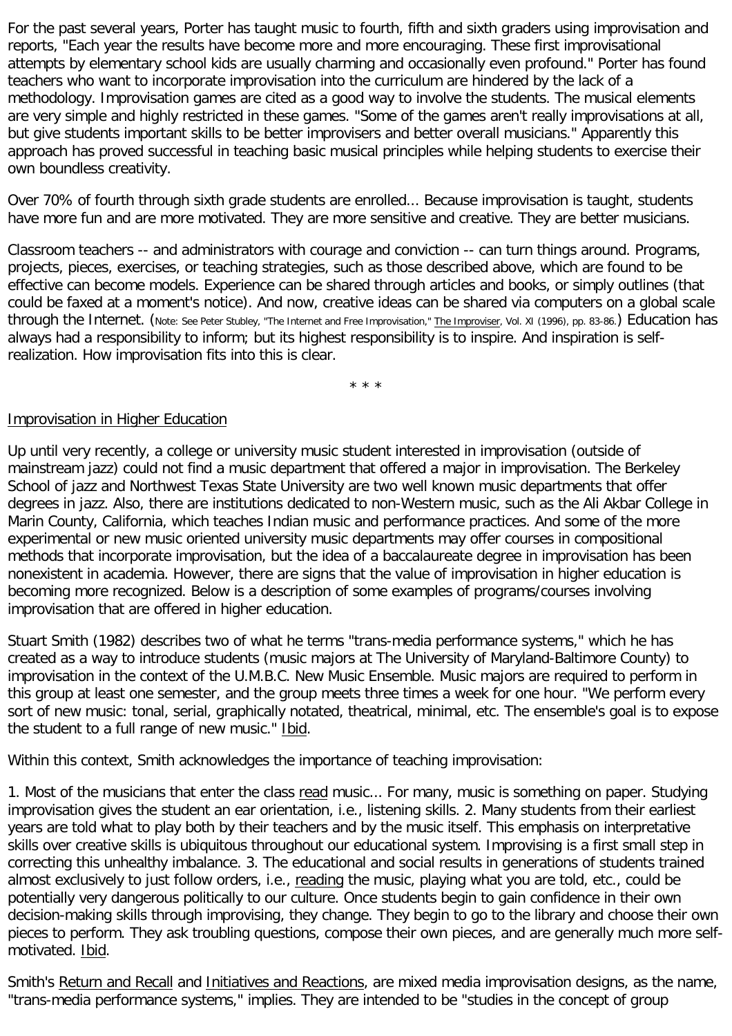For the past several years, Porter has taught music to fourth, fifth and sixth graders using improvisation and reports, "Each year the results have become more and more encouraging. These first improvisational attempts by elementary school kids are usually charming and occasionally even profound." Porter has found teachers who want to incorporate improvisation into the curriculum are hindered by the lack of a methodology. Improvisation games are cited as a good way to involve the students. The musical elements are very simple and highly restricted in these games. "Some of the games aren't really improvisations at all, but give students important skills to be better improvisers and better overall musicians." Apparently this approach has proved successful in teaching basic musical principles while helping students to exercise their own boundless creativity.

Over 70% of fourth through sixth grade students are enrolled... Because improvisation is taught, students have more fun and are more motivated. They are more sensitive and creative. They are better musicians.

Classroom teachers -- and administrators with courage and conviction -- can turn things around. Programs, projects, pieces, exercises, or teaching strategies, such as those described above, which are found to be effective can become models. Experience can be shared through articles and books, or simply outlines (that could be faxed at a moment's notice). And now, creative ideas can be shared via computers on a global scale through the Internet. (Note: See Peter Stubley, "The Internet and Free Improvisation," The Improviser, Vol. XI (1996), pp. 83-86.) Education has always had a responsibility to inform; but its highest responsibility is to inspire. And inspiration is self-realization. How improvisation fits into this is clear.

\* \* \*

## Improvisation in Higher Education

Up until very recently, a college or university music student interested in improvisation (outside of mainstream jazz) could not find a music department that offered a major in improvisation. The Berkeley School of jazz and Northwest Texas State University are two well known music departments that offer degrees in jazz. Also, there are institutions dedicated to non-Western music, such as the Ali Akbar College in Marin County, California, which teaches Indian music and performance practices. And some of the more experimental or new music oriented university music departments may offer courses in compositional methods that incorporate improvisation, but the idea of a baccalaureate degree in improvisation has been nonexistent in academia. However, there are signs that the value of improvisation in higher education is becoming more recognized. Below is a description of some examples of programs/courses involving improvisation that are offered in higher education.

Stuart Smith (1982) describes two of what he terms "trans-media performance systems," which he has created as a way to introduce students (music majors at The University of Maryland-Baltimore County) to improvisation in the context of the U.M.B.C. New Music Ensemble. Music majors are required to perform in this group at least one semester, and the group meets three times a week for one hour. "We perform every sort of new music: tonal, serial, graphically notated, theatrical, minimal, etc. The ensemble's goal is to expose the student to a full range of new music." Ibid.

Within this context, Smith acknowledges the importance of teaching improvisation:

1. Most of the musicians that enter the class *read* music... For many, music is something on paper. Studying improvisation gives the student an ear orientation, i.e., listening skills. 2. Many students from their earliest years are told what to play both by their teachers and by the music itself. This emphasis on interpretative skills over creative skills is ubiquitous throughout our educational system. Improvising is a first small step in correcting this unhealthy imbalance. 3. The educational and social results in generations of students trained almost exclusively to just follow orders, i.e., *reading* the music, playing what you are told, etc., could be potentially very dangerous politically to our culture. Once students begin to gain confidence in their own decision-making skills through improvising, they change. They begin to go to the library and choose their own pieces to perform. They ask troubling questions, compose their own pieces, and are generally much more self-motivated. Ibid.

Smith's Return and Recall and Initiatives and Reactions, are mixed media improvisation designs, as the name, "trans-media performance systems," implies. They are intended to be "studies in the concept of group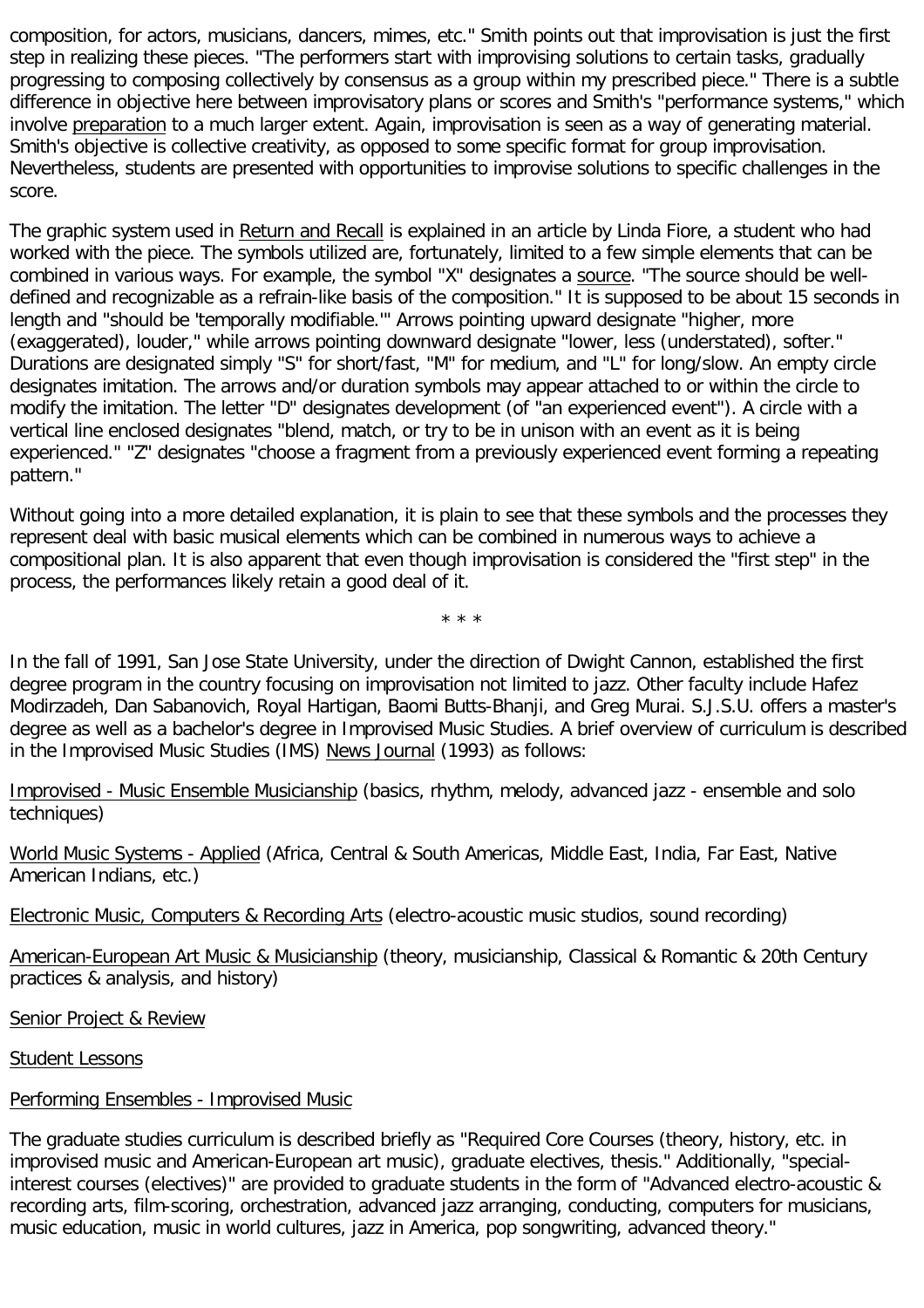composition, for actors, musicians, dancers, mimes, etc." Smith points out that improvisation is just the first step in realizing these pieces. "The performers start with improvising solutions to certain tasks, gradually progressing to composing collectively by consensus as a group within my prescribed piece." There is a subtle difference in objective here between improvisatory plans or scores and Smith's "performance systems," which involve preparation to a much larger extent. Again, improvisation is seen as a way of generating material. Smith's objective is collective creativity, as opposed to some specific format for group improvisation. Nevertheless, students are presented with opportunities to improvise solutions to specific challenges in the score.

The graphic system used in Return and Recall is explained in an article by Linda Fiore, a student who had worked with the piece. The symbols utilized are, fortunately, limited to a few simple elements that can be combined in various ways. For example, the symbol "X" designates a source. "The source should be well-defined and recognizable as a refrain-like basis of the composition." It is supposed to be about 15 seconds in length and "should be 'temporally modifiable.'" Arrows pointing upward designate "higher, more (exaggerated), louder," while arrows pointing downward designate "lower, less (understated), softer." Durations are designated simply "S" for short/fast, "M" for medium, and "L" for long/slow. An empty circle designates imitation. The arrows and/or duration symbols may appear attached to or within the circle to modify the imitation. The letter "D" designates development (of "an experienced event"). A circle with a vertical line enclosed designates "blend, match, or try to be in unison with an event as it is being experienced." "Z" designates "choose a fragment from a previously experienced event forming a repeating pattern."

Without going into a more detailed explanation, it is plain to see that these symbols and the processes they represent deal with basic musical elements which can be combined in numerous ways to achieve a compositional plan. It is also apparent that even though improvisation is considered the "first step" in the process, the performances likely retain a good deal of it.

\* \* \*

In the fall of 1991, San Jose State University, under the direction of Dwight Cannon, established the first degree program in the country focusing on improvisation not limited to jazz. Other faculty include Hafez Modirzadeh, Dan Sabanovich, Royal Hartigan, Baomi Butts-Bhanji, and Greg Murai. S.J.S.U. offers a master's degree as well as a bachelor's degree in Improvised Music Studies. A brief overview of curriculum is described in the Improvised Music Studies (IMS) News Journal (1993) as follows:

Improvised - Music Ensemble Musicianship (basics, rhythm, melody, advanced jazz - ensemble and solo techniques)

World Music Systems - Applied (Africa, Central & South Americas, Middle East, India, Far East, Native American Indians, etc.)

Electronic Music, Computers & Recording Arts (electro-acoustic music studios, sound recording)

American-European Art Music & Musicianship (theory, musicianship, Classical & Romantic & 20th Century practices & analysis, and history)

Senior Project & Review

Student Lessons

Performing Ensembles - Improvised Music

The graduate studies curriculum is described briefly as "Required Core Courses (theory, history, etc. in improvised music and American-European art music), graduate electives, thesis." Additionally, "special-interest courses (electives)" are provided to graduate students in the form of "Advanced electro-acoustic & recording arts, film-scoring, orchestration, advanced jazz arranging, conducting, computers for musicians, music education, music in world cultures, jazz in America, pop songwriting, advanced theory."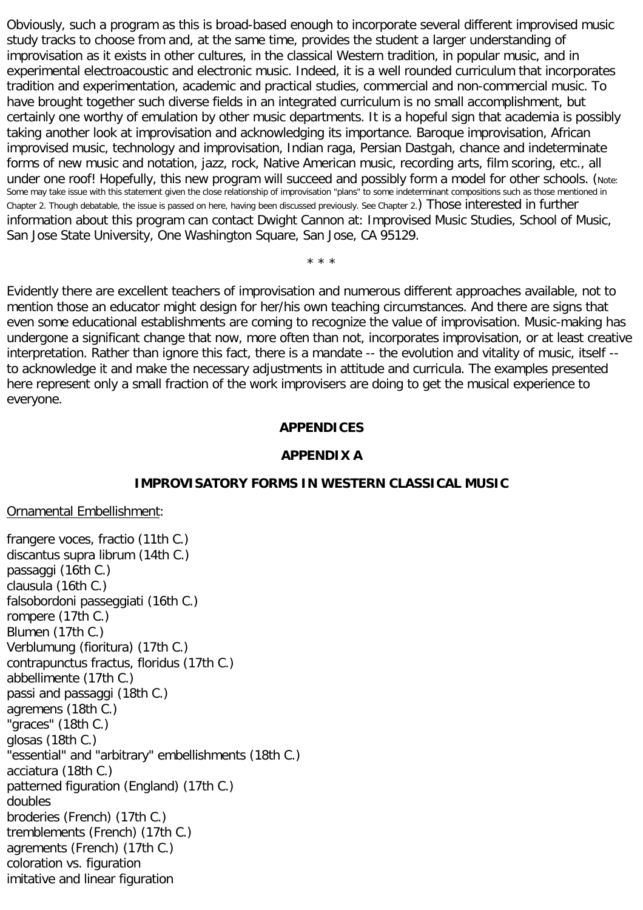Obviously, such a program as this is broad-based enough to incorporate several different improvised music study tracks to choose from and, at the same time, provides the student a larger understanding of improvisation as it exists in other cultures, in the classical Western tradition, in popular music, and in experimental electroacoustic and electronic music. Indeed, it is a well rounded curriculum that incorporates tradition and experimentation, academic and practical studies, commercial and non-commercial music. To have brought together such diverse fields in an integrated curriculum is no small accomplishment, but certainly one worthy of emulation by other music departments. It is a hopeful sign that academia is possibly taking another look at improvisation and acknowledging its importance. Baroque improvisation, African improvised music, technology and improvisation, Indian raga, Persian Dastgah, chance and indeterminate forms of new music and notation, jazz, rock, Native American music, recording arts, film scoring, etc., all under one roof! Hopefully, this new program will succeed and possibly form a model for other schools. (Note: Some may take issue with this statement given the close relationship of improvisation "plans" to some indeterminant compositions such as those mentioned in Chapter 2. Though debatable, the issue is passed on here, having been discussed previously. See Chapter 2.) Those interested in further information about this program can contact Dwight Cannon at: Improvised Music Studies, School of Music, San Jose State University, One Washington Square, San Jose, CA 95129.

\* \* \*

Evidently there are excellent teachers of improvisation and numerous different approaches available, not to mention those an educator might design for her/his own teaching circumstances. And there are signs that even some educational establishments are coming to recognize the value of improvisation. Music-making has undergone a significant change that now, more often than not, incorporates improvisation, or at least creative interpretation. Rather than ignore this fact, there is a mandate -- the evolution and vitality of music, itself -- to acknowledge it and make the necessary adjustments in attitude and curricula. The examples presented here represent only a small fraction of the work improvisers are doing to get the musical experience to everyone.

# APPENDICES

## APPENDIX A

### IMPROVISATORY FORMS IN WESTERN CLASSICAL MUSIC

Ornamental Embellishment:

frangere voces, fractio (11th C.)
discantus supra librum (14th C.)
passaggi (16th C.)
clausula (16th C.)
falsobordoni passeggiati (16th C.)
rompere (17th C.)
Blumen (17th C.)
Verblumung (fioritura) (17th C.)
contrapunctus fractus, floridus (17th C.)
abbellimente (17th C.)
passi and passaggi (18th C.)
agremens (18th C.)
"graces" (18th C.)
glosas (18th C.)
"essential" and "arbitrary" embellishments (18th C.)
acciatura (18th C.)
patterned figuration (England) (17th C.)
doubles
broderies (French) (17th C.)
tremblements (French) (17th C.)
agrements (French) (17th C.)
coloration vs. figuration
imitative and linear figuration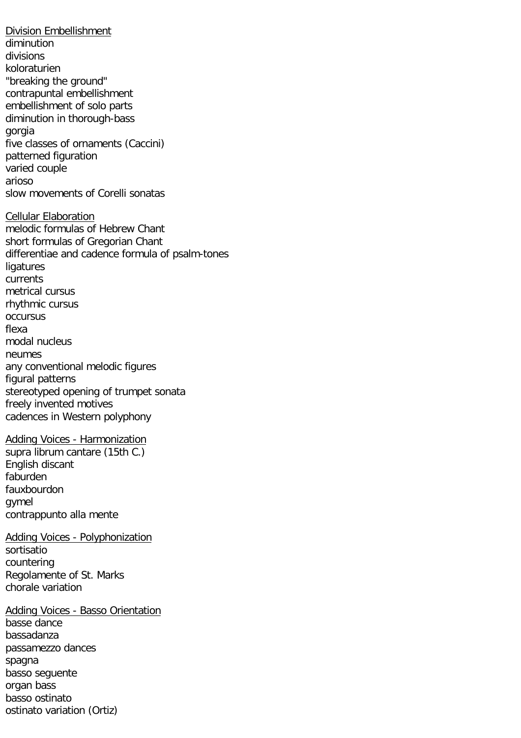<u>Division Embellishment</u>
diminution
divisions
koloraturien
"breaking the ground"
contrapuntal embellishment
embellishment of solo parts
diminution in thorough-bass
gorgia
five classes of ornaments (Caccini)
patterned figuration
varied couple
arioso
slow movements of Corelli sonatas

<u>Cellular Elaboration</u>
melodic formulas of Hebrew Chant
short formulas of Gregorian Chant
differentiae and cadence formula of psalm-tones
ligatures
currents
metrical cursus
rhythmic cursus
occursus
flexa
modal nucleus
neumes
any conventional melodic figures
figural patterns
stereotyped opening of trumpet sonata
freely invented motives
cadences in Western polyphony

<u>Adding Voices - Harmonization</u>
supra librum cantare (15th C.)
English discant
faburden
fauxbourdon
gymel
contrappunto alla mente

<u>Adding Voices - Polyphonization</u>
sortisatio
countering
Regolamente of St. Marks
chorale variation

<u>Adding Voices - Basso Orientation</u>
basse dance
bassadanza
passamezzo dances
spagna
basso seguente
organ bass
basso ostinato
ostinato variation (Ortiz)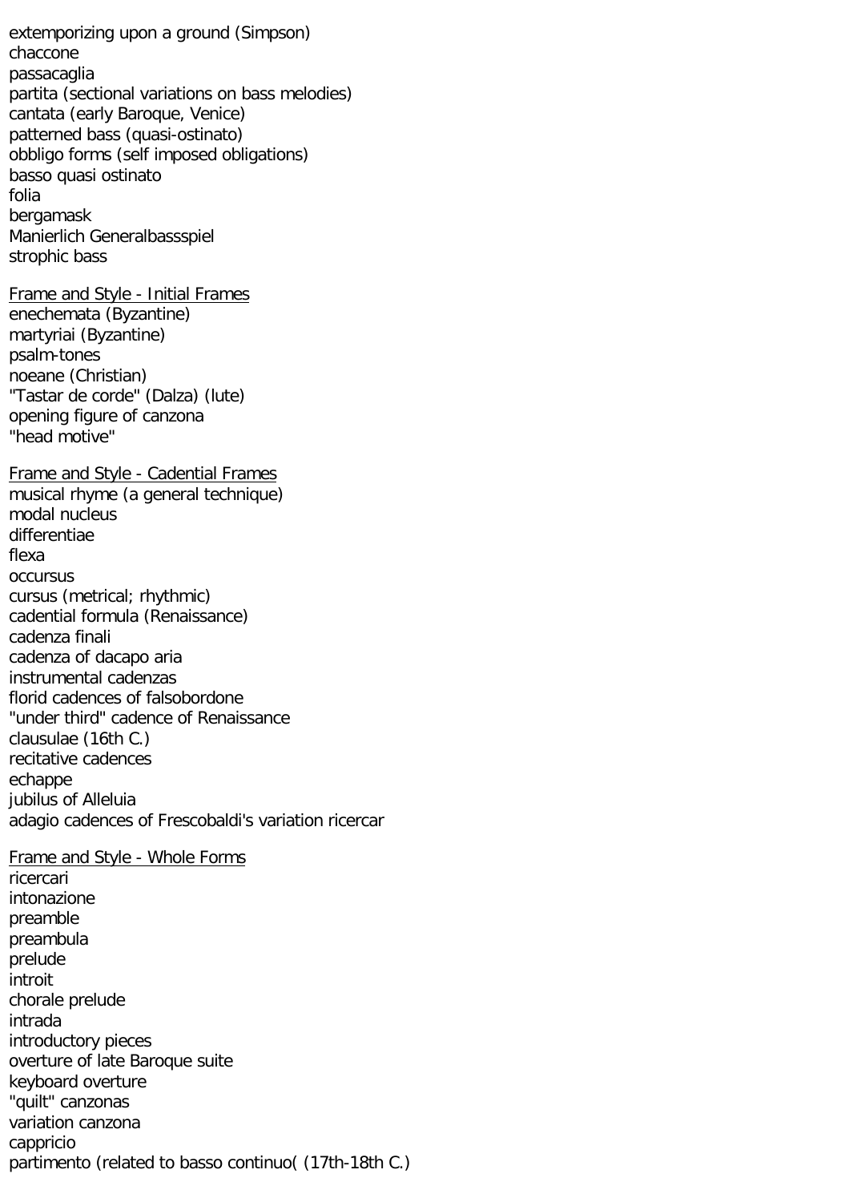extemporizing upon a ground (Simpson)
chaccone
passacaglia
partita (sectional variations on bass melodies)
cantata (early Baroque, Venice)
patterned bass (quasi-ostinato)
obbligo forms (self imposed obligations)
basso quasi ostinato
folia
bergamask
Manierlich Generalbassspiel
strophic bass

<u>Frame and Style - Initial Frames</u>
enechemata (Byzantine)
martyriai (Byzantine)
psalm-tones
noeane (Christian)
"Tastar de corde" (Dalza) (lute)
opening figure of canzona
"head motive"

<u>Frame and Style - Cadential Frames</u>
musical rhyme (a general technique)
modal nucleus
differentiae
flexa
occursus
cursus (metrical; rhythmic)
cadential formula (Renaissance)
cadenza finali
cadenza of dacapo aria
instrumental cadenzas
florid cadences of falsobordone
"under third" cadence of Renaissance
clausulae (16th C.)
recitative cadences
echappe
jubilus of Alleluia
adagio cadences of Frescobaldi's variation ricercar

<u>Frame and Style - Whole Forms</u>
ricercari
intonazione
preamble
preambula
prelude
introit
chorale prelude
intrada
introductory pieces
overture of late Baroque suite
keyboard overture
"quilt" canzonas
variation canzona
cappricio
partimento (related to basso continuo( (17th-18th C.)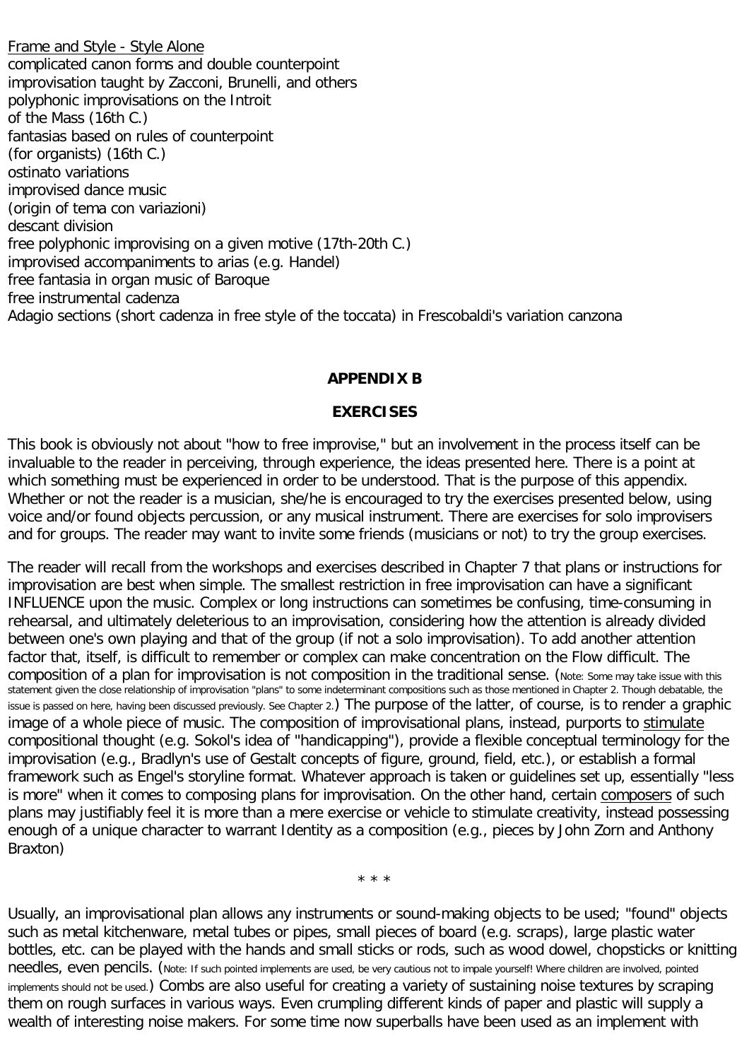Frame and Style - Style Alone
complicated canon forms and double counterpoint
improvisation taught by Zacconi, Brunelli, and others
polyphonic improvisations on the Introit
of the Mass (16th C.)
fantasias based on rules of counterpoint
(for organists) (16th C.)
ostinato variations
improvised dance music
(origin of tema con variazioni)
descant division
free polyphonic improvising on a given motive (17th-20th C.)
improvised accompaniments to arias (e.g. Handel)
free fantasia in organ music of Baroque
free instrumental cadenza
Adagio sections (short cadenza in free style of the toccata) in Frescobaldi's variation canzona

## APPENDIX B

## EXERCISES

This book is obviously not about "how to free improvise," but an involvement in the process itself can be invaluable to the reader in perceiving, through experience, the ideas presented here. There is a point at which something must be experienced in order to be understood. That is the purpose of this appendix. Whether or not the reader is a musician, she/he is encouraged to try the exercises presented below, using voice and/or found objects percussion, or any musical instrument. There are exercises for solo improvisers and for groups. The reader may want to invite some friends (musicians or not) to try the group exercises.

The reader will recall from the workshops and exercises described in Chapter 7 that plans or instructions for improvisation are best when simple. The smallest restriction in free improvisation can have a significant INFLUENCE upon the music. Complex or long instructions can sometimes be confusing, time-consuming in rehearsal, and ultimately deleterious to an improvisation, considering how the attention is already divided between one's own playing and that of the group (if not a solo improvisation). To add another attention factor that, itself, is difficult to remember or complex can make concentration on the Flow difficult. The composition of a plan for improvisation is not composition in the traditional sense. (Note: Some may take issue with this statement given the close relationship of improvisation "plans" to some indeterminant compositions such as those mentioned in Chapter 2. Though debatable, the issue is passed on here, having been discussed previously. See Chapter 2.) The purpose of the latter, of course, is to render a graphic image of a whole piece of music. The composition of improvisational plans, instead, purports to stimulate compositional thought (e.g. Sokol's idea of "handicapping"), provide a flexible conceptual terminology for the improvisation (e.g., Bradlyn's use of Gestalt concepts of figure, ground, field, etc.), or establish a formal framework such as Engel's storyline format. Whatever approach is taken or guidelines set up, essentially "less is more" when it comes to composing plans for improvisation. On the other hand, certain composers of such plans may justifiably feel it is more than a mere exercise or vehicle to stimulate creativity, instead possessing enough of a unique character to warrant Identity as a composition (e.g., pieces by John Zorn and Anthony Braxton)

* * *

Usually, an improvisational plan allows any instruments or sound-making objects to be used; "found" objects such as metal kitchenware, metal tubes or pipes, small pieces of board (e.g. scraps), large plastic water bottles, etc. can be played with the hands and small sticks or rods, such as wood dowel, chopsticks or knitting needles, even pencils. (Note: If such pointed implements are used, be very cautious not to impale yourself! Where children are involved, pointed implements should not be used.) Combs are also useful for creating a variety of sustaining noise textures by scraping them on rough surfaces in various ways. Even crumpling different kinds of paper and plastic will supply a wealth of interesting noise makers. For some time now superballs have been used as an implement with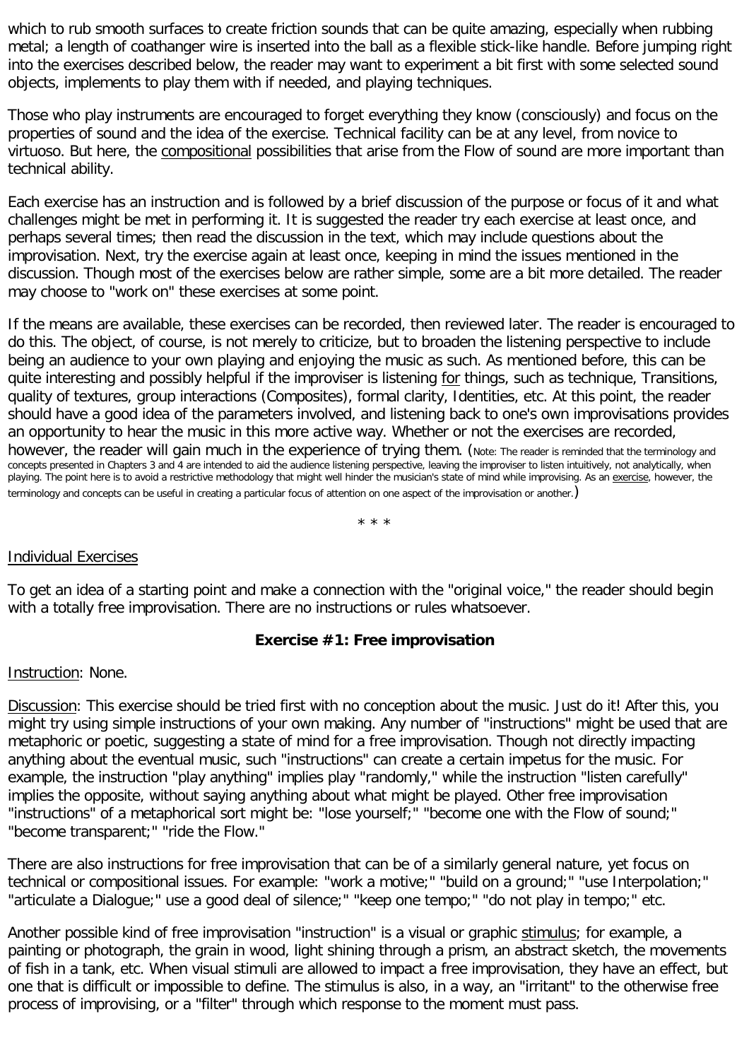which to rub smooth surfaces to create friction sounds that can be quite amazing, especially when rubbing metal; a length of coathanger wire is inserted into the ball as a flexible stick-like handle. Before jumping right into the exercises described below, the reader may want to experiment a bit first with some selected sound objects, implements to play them with if needed, and playing techniques.

Those who play instruments are encouraged to forget everything they know (consciously) and focus on the properties of sound and the idea of the exercise. Technical facility can be at any level, from novice to virtuoso. But here, the compositional possibilities that arise from the Flow of sound are more important than technical ability.

Each exercise has an instruction and is followed by a brief discussion of the purpose or focus of it and what challenges might be met in performing it. It is suggested the reader try each exercise at least once, and perhaps several times; then read the discussion in the text, which may include questions about the improvisation. Next, try the exercise again at least once, keeping in mind the issues mentioned in the discussion. Though most of the exercises below are rather simple, some are a bit more detailed. The reader may choose to "work on" these exercises at some point.

If the means are available, these exercises can be recorded, then reviewed later. The reader is encouraged to do this. The object, of course, is not merely to criticize, but to broaden the listening perspective to include being an audience to your own playing and enjoying the music as such. As mentioned before, this can be quite interesting and possibly helpful if the improviser is listening for things, such as technique, Transitions, quality of textures, group interactions (Composites), formal clarity, Identities, etc. At this point, the reader should have a good idea of the parameters involved, and listening back to one's own improvisations provides an opportunity to hear the music in this more active way. Whether or not the exercises are recorded, however, the reader will gain much in the experience of trying them. (Note: The reader is reminded that the terminology and concepts presented in Chapters 3 and 4 are intended to aid the audience listening perspective, leaving the improviser to listen intuitively, not analytically, when playing. The point here is to avoid a restrictive methodology that might well hinder the musician's state of mind while improvising. As an exercise, however, the terminology and concepts can be useful in creating a particular focus of attention on one aspect of the improvisation or another.)

* * *

## Individual Exercises

To get an idea of a starting point and make a connection with the "original voice," the reader should begin with a totally free improvisation. There are no instructions or rules whatsoever.

### Exercise #1: Free improvisation

Instruction: None.

Discussion: This exercise should be tried first with no conception about the music. Just do it! After this, you might try using simple instructions of your own making. Any number of "instructions" might be used that are metaphoric or poetic, suggesting a state of mind for a free improvisation. Though not directly impacting anything about the eventual music, such "instructions" can create a certain impetus for the music. For example, the instruction "play anything" implies play "randomly," while the instruction "listen carefully" implies the opposite, without saying anything about what might be played. Other free improvisation "instructions" of a metaphorical sort might be: "lose yourself;" "become one with the Flow of sound;" "become transparent;" "ride the Flow."

There are also instructions for free improvisation that can be of a similarly general nature, yet focus on technical or compositional issues. For example: "work a motive;" "build on a ground;" "use Interpolation;" "articulate a Dialogue;" use a good deal of silence;" "keep one tempo;" "do not play in tempo;" etc.

Another possible kind of free improvisation "instruction" is a visual or graphic stimulus; for example, a painting or photograph, the grain in wood, light shining through a prism, an abstract sketch, the movements of fish in a tank, etc. When visual stimuli are allowed to impact a free improvisation, they have an effect, but one that is difficult or impossible to define. The stimulus is also, in a way, an "irritant" to the otherwise free process of improvising, or a "filter" through which response to the moment must pass.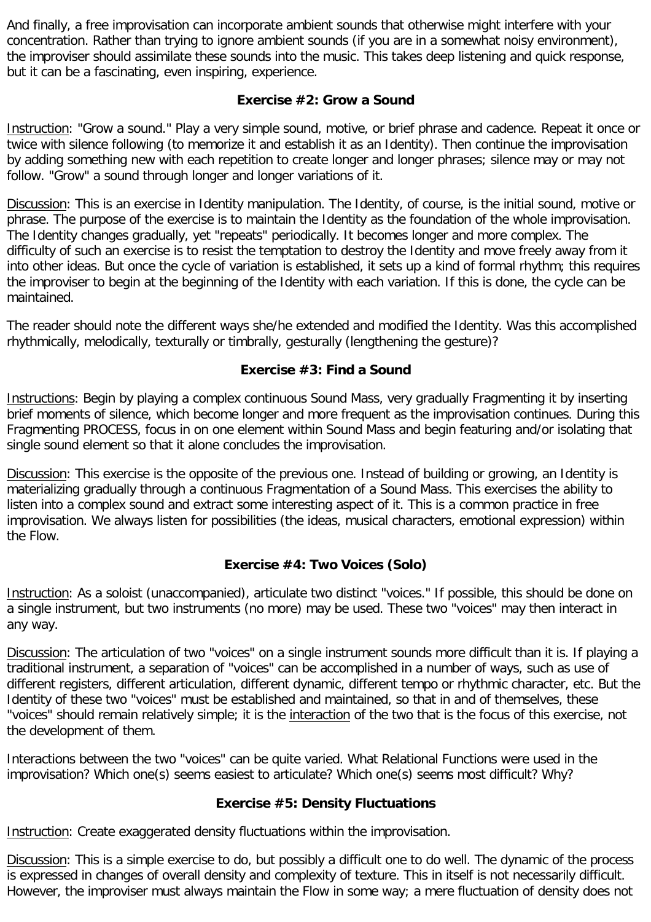And finally, a free improvisation can incorporate ambient sounds that otherwise might interfere with your concentration. Rather than trying to ignore ambient sounds (if you are in a somewhat noisy environment), the improviser should assimilate these sounds into the music. This takes deep listening and quick response, but it can be a fascinating, even inspiring, experience.

### Exercise #2: Grow a Sound

Instruction: "Grow a sound." Play a very simple sound, motive, or brief phrase and cadence. Repeat it once or twice with silence following (to memorize it and establish it as an Identity). Then continue the improvisation by adding something new with each repetition to create longer and longer phrases; silence may or may not follow. "Grow" a sound through longer and longer variations of it.

Discussion: This is an exercise in Identity manipulation. The Identity, of course, is the initial sound, motive or phrase. The purpose of the exercise is to maintain the Identity as the foundation of the whole improvisation. The Identity changes gradually, yet "repeats" periodically. It becomes longer and more complex. The difficulty of such an exercise is to resist the temptation to destroy the Identity and move freely away from it into other ideas. But once the cycle of variation is established, it sets up a kind of formal rhythm; this requires the improviser to begin at the beginning of the Identity with each variation. If this is done, the cycle can be maintained.

The reader should note the different ways she/he extended and modified the Identity. Was this accomplished rhythmically, melodically, texturally or timbrally, gesturally (lengthening the gesture)?

### Exercise #3: Find a Sound

Instructions: Begin by playing a complex continuous Sound Mass, very gradually Fragmenting it by inserting brief moments of silence, which become longer and more frequent as the improvisation continues. During this Fragmenting PROCESS, focus in on one element within Sound Mass and begin featuring and/or isolating that single sound element so that it alone concludes the improvisation.

Discussion: This exercise is the opposite of the previous one. Instead of building or growing, an Identity is materializing gradually through a continuous Fragmentation of a Sound Mass. This exercises the ability to listen into a complex sound and extract some interesting aspect of it. This is a common practice in free improvisation. We always listen for possibilities (the ideas, musical characters, emotional expression) within the Flow.

### Exercise #4: Two Voices (Solo)

Instruction: As a soloist (unaccompanied), articulate two distinct "voices." If possible, this should be done on a single instrument, but two instruments (no more) may be used. These two "voices" may then interact in any way.

Discussion: The articulation of two "voices" on a single instrument sounds more difficult than it is. If playing a traditional instrument, a separation of "voices" can be accomplished in a number of ways, such as use of different registers, different articulation, different dynamic, different tempo or rhythmic character, etc. But the Identity of these two "voices" must be established and maintained, so that in and of themselves, these "voices" should remain relatively simple; it is the interaction of the two that is the focus of this exercise, not the development of them.

Interactions between the two "voices" can be quite varied. What Relational Functions were used in the improvisation? Which one(s) seems easiest to articulate? Which one(s) seems most difficult? Why?

### Exercise #5: Density Fluctuations

Instruction: Create exaggerated density fluctuations within the improvisation.

Discussion: This is a simple exercise to do, but possibly a difficult one to do well. The dynamic of the process is expressed in changes of overall density and complexity of texture. This in itself is not necessarily difficult. However, the improviser must always maintain the Flow in some way; a mere fluctuation of density does not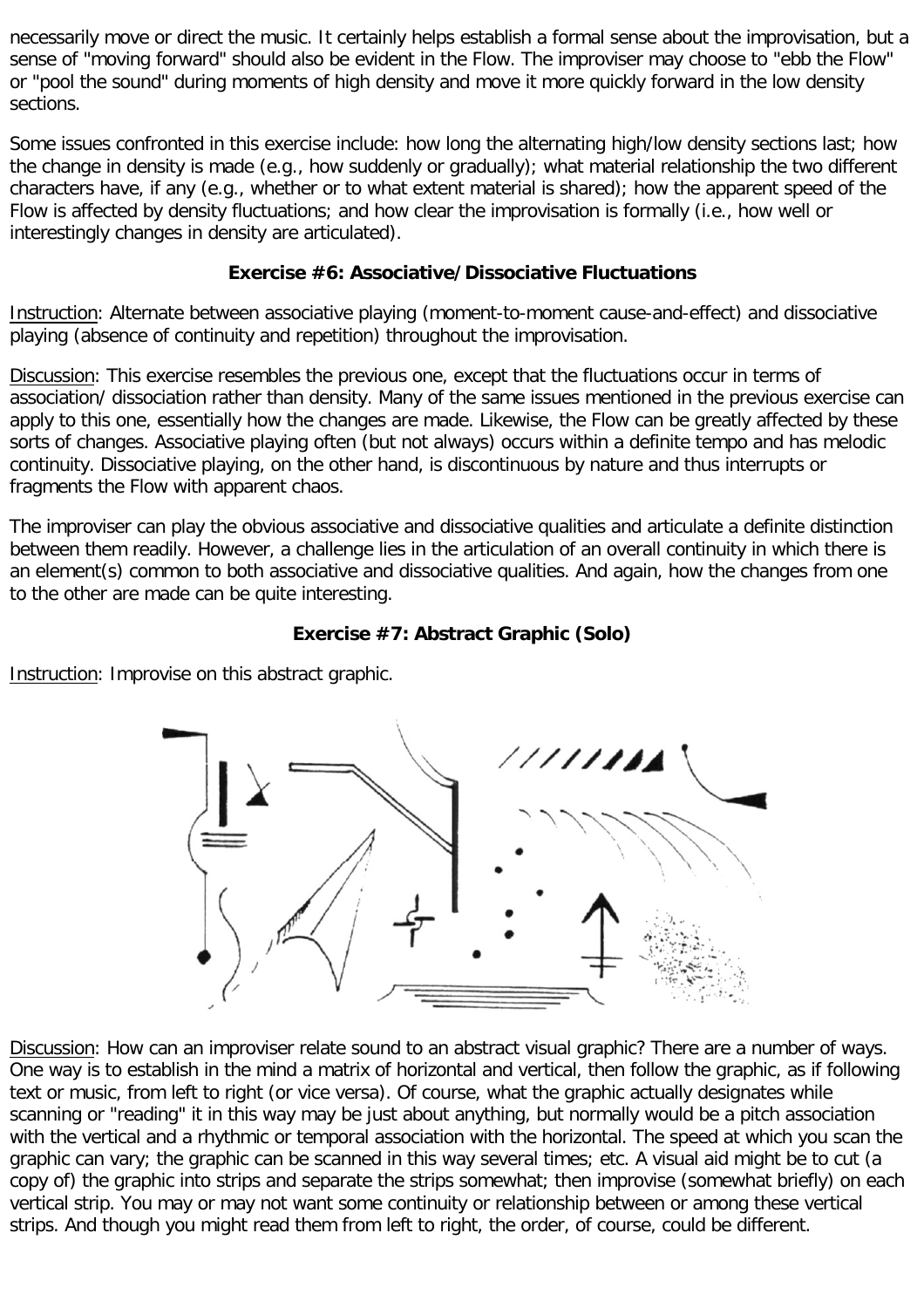necessarily move or direct the music. It certainly helps establish a formal sense about the improvisation, but a sense of "moving forward" should also be evident in the Flow. The improviser may choose to "ebb the Flow" or "pool the sound" during moments of high density and move it more quickly forward in the low density sections.

Some issues confronted in this exercise include: how long the alternating high/low density sections last; how the change in density is made (e.g., how suddenly or gradually); what material relationship the two different characters have, if any (e.g., whether or to what extent material is shared); how the apparent speed of the Flow is affected by density fluctuations; and how clear the improvisation is formally (i.e., how well or interestingly changes in density are articulated).

### Exercise #6: Associative/Dissociative Fluctuations

Instruction: Alternate between associative playing (moment-to-moment cause-and-effect) and dissociative playing (absence of continuity and repetition) throughout the improvisation.

Discussion: This exercise resembles the previous one, except that the fluctuations occur in terms of association/ dissociation rather than density. Many of the same issues mentioned in the previous exercise can apply to this one, essentially how the changes are made. Likewise, the Flow can be greatly affected by these sorts of changes. Associative playing often (but not always) occurs within a definite tempo and has melodic continuity. Dissociative playing, on the other hand, is discontinuous by nature and thus interrupts or fragments the Flow with apparent chaos.

The improviser can play the obvious associative and dissociative qualities and articulate a definite distinction between them readily. However, a challenge lies in the articulation of an overall continuity in which there is an element(s) common to both associative and dissociative qualities. And again, how the changes from one to the other are made can be quite interesting.

### Exercise #7: Abstract Graphic (Solo)

Instruction: Improvise on this abstract graphic.

Discussion: How can an improviser relate sound to an abstract visual graphic? There are a number of ways. One way is to establish in the mind a matrix of horizontal and vertical, then follow the graphic, as if following text or music, from left to right (or vice versa). Of course, what the graphic actually designates while scanning or "reading" it in this way may be just about anything, but normally would be a pitch association with the vertical and a rhythmic or temporal association with the horizontal. The speed at which you scan the graphic can vary; the graphic can be scanned in this way several times; etc. A visual aid might be to cut (a copy of) the graphic into strips and separate the strips somewhat; then improvise (somewhat briefly) on each vertical strip. You may or may not want some continuity or relationship between or among these vertical strips. And though you might read them from left to right, the order, of course, could be different.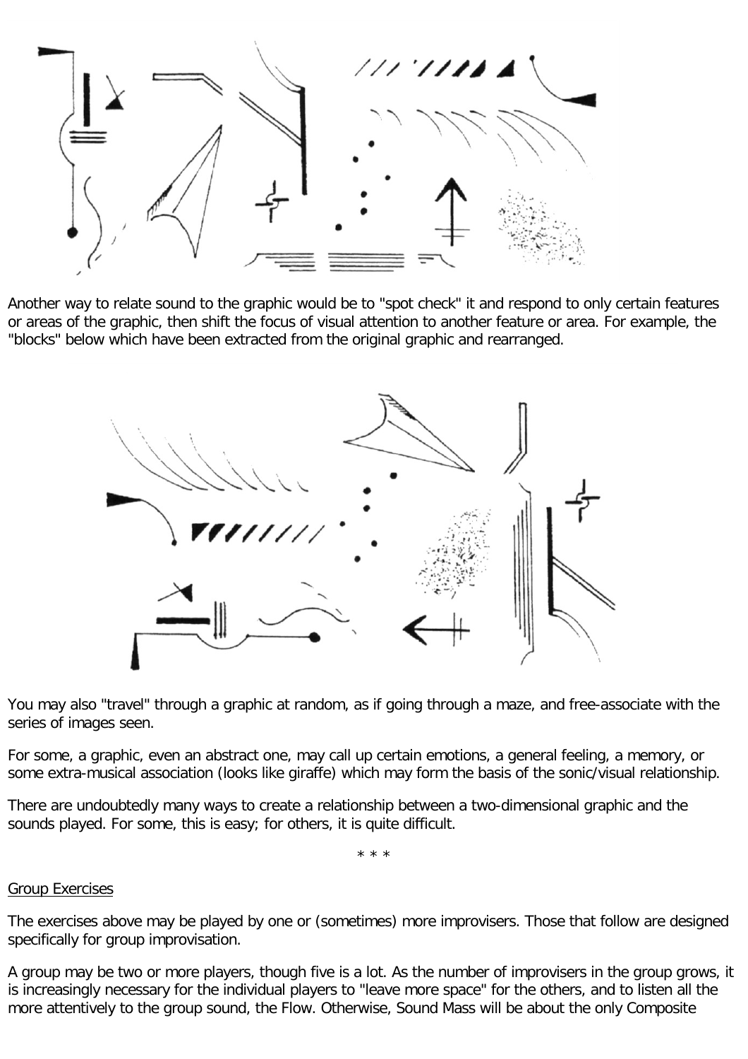Another way to relate sound to the graphic would be to "spot check" it and respond to only certain features or areas of the graphic, then shift the focus of visual attention to another feature or area. For example, the "blocks" below which have been extracted from the original graphic and rearranged.

You may also "travel" through a graphic at random, as if going through a maze, and free-associate with the series of images seen.

For some, a graphic, even an abstract one, may call up certain emotions, a general feeling, a memory, or some extra-musical association (looks like giraffe) which may form the basis of the sonic/visual relationship.

There are undoubtedly many ways to create a relationship between a two-dimensional graphic and the sounds played. For some, this is easy; for others, it is quite difficult.

\* \* \*

Group Exercises

The exercises above may be played by one or (sometimes) more improvisers. Those that follow are designed specifically for group improvisation.

A group may be two or more players, though five is a lot. As the number of improvisers in the group grows, it is increasingly necessary for the individual players to "leave more space" for the others, and to listen all the more attentively to the group sound, the Flow. Otherwise, Sound Mass will be about the only Composite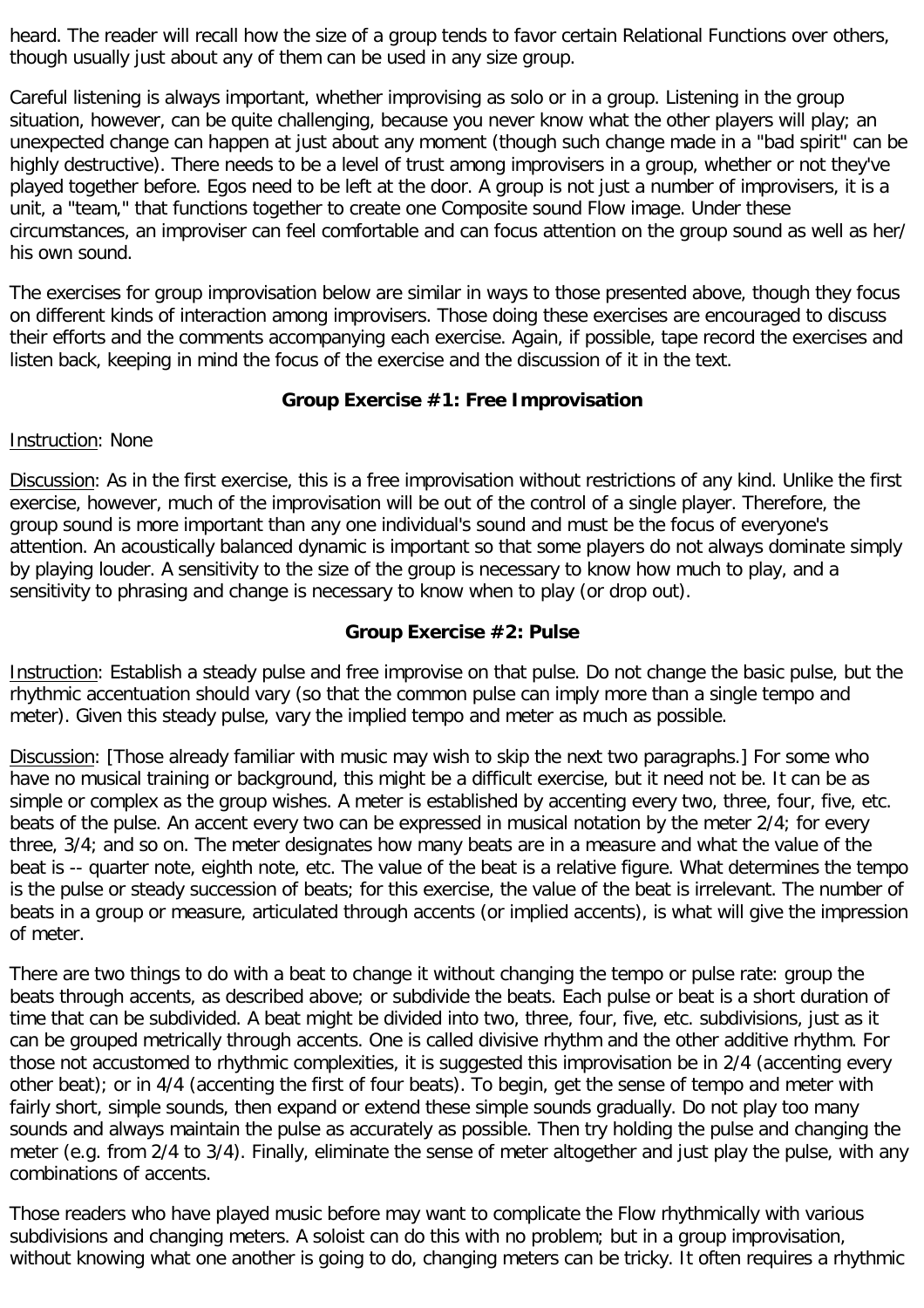heard. The reader will recall how the size of a group tends to favor certain Relational Functions over others, though usually just about any of them can be used in any size group.

Careful listening is always important, whether improvising as solo or in a group. Listening in the group situation, however, can be quite challenging, because you never know what the other players will play; an unexpected change can happen at just about any moment (though such change made in a "bad spirit" can be highly destructive). There needs to be a level of trust among improvisers in a group, whether or not they've played together before. Egos need to be left at the door. A group is not just a number of improvisers, it is a unit, a "team," that functions together to create one Composite sound Flow image. Under these circumstances, an improviser can feel comfortable and can focus attention on the group sound as well as her/his own sound.

The exercises for group improvisation below are similar in ways to those presented above, though they focus on different kinds of interaction among improvisers. Those doing these exercises are encouraged to discuss their efforts and the comments accompanying each exercise. Again, if possible, tape record the exercises and listen back, keeping in mind the focus of the exercise and the discussion of it in the text.

**Group Exercise #1: Free Improvisation**

<u>Instruction</u>: None

<u>Discussion</u>: As in the first exercise, this is a free improvisation without restrictions of any kind. Unlike the first exercise, however, much of the improvisation will be out of the control of a single player. Therefore, the group sound is more important than any one individual's sound and must be the focus of everyone's attention. An acoustically balanced dynamic is important so that some players do not always dominate simply by playing louder. A sensitivity to the size of the group is necessary to know how much to play, and a sensitivity to phrasing and change is necessary to know when to play (or drop out).

**Group Exercise #2: Pulse**

<u>Instruction</u>: Establish a steady pulse and free improvise on that pulse. Do not change the basic pulse, but the rhythmic accentuation should vary (so that the common pulse can imply more than a single tempo and meter). Given this steady pulse, vary the implied tempo and meter as much as possible.

<u>Discussion</u>: [Those already familiar with music may wish to skip the next two paragraphs.] For some who have no musical training or background, this might be a difficult exercise, but it need not be. It can be as simple or complex as the group wishes. A meter is established by accenting every two, three, four, five, etc. beats of the pulse. An accent every two can be expressed in musical notation by the meter 2/4; for every three, 3/4; and so on. The meter designates how many beats are in a measure and what the value of the beat is -- quarter note, eighth note, etc. The value of the beat is a relative figure. What determines the tempo is the pulse or steady succession of beats; for this exercise, the value of the beat is irrelevant. The number of beats in a group or measure, articulated through accents (or implied accents), is what will give the impression of meter.

There are two things to do with a beat to change it without changing the tempo or pulse rate: group the beats through accents, as described above; or subdivide the beats. Each pulse or beat is a short duration of time that can be subdivided. A beat might be divided into two, three, four, five, etc. subdivisions, just as it can be grouped metrically through accents. One is called divisive rhythm and the other additive rhythm. For those not accustomed to rhythmic complexities, it is suggested this improvisation be in 2/4 (accenting every other beat); or in 4/4 (accenting the first of four beats). To begin, get the sense of tempo and meter with fairly short, simple sounds, then expand or extend these simple sounds gradually. Do not play too many sounds and always maintain the pulse as accurately as possible. Then try holding the pulse and changing the meter (e.g. from 2/4 to 3/4). Finally, eliminate the sense of meter altogether and just play the pulse, with any combinations of accents.

Those readers who have played music before may want to complicate the Flow rhythmically with various subdivisions and changing meters. A soloist can do this with no problem; but in a group improvisation, without knowing what one another is going to do, changing meters can be tricky. It often requires a rhythmic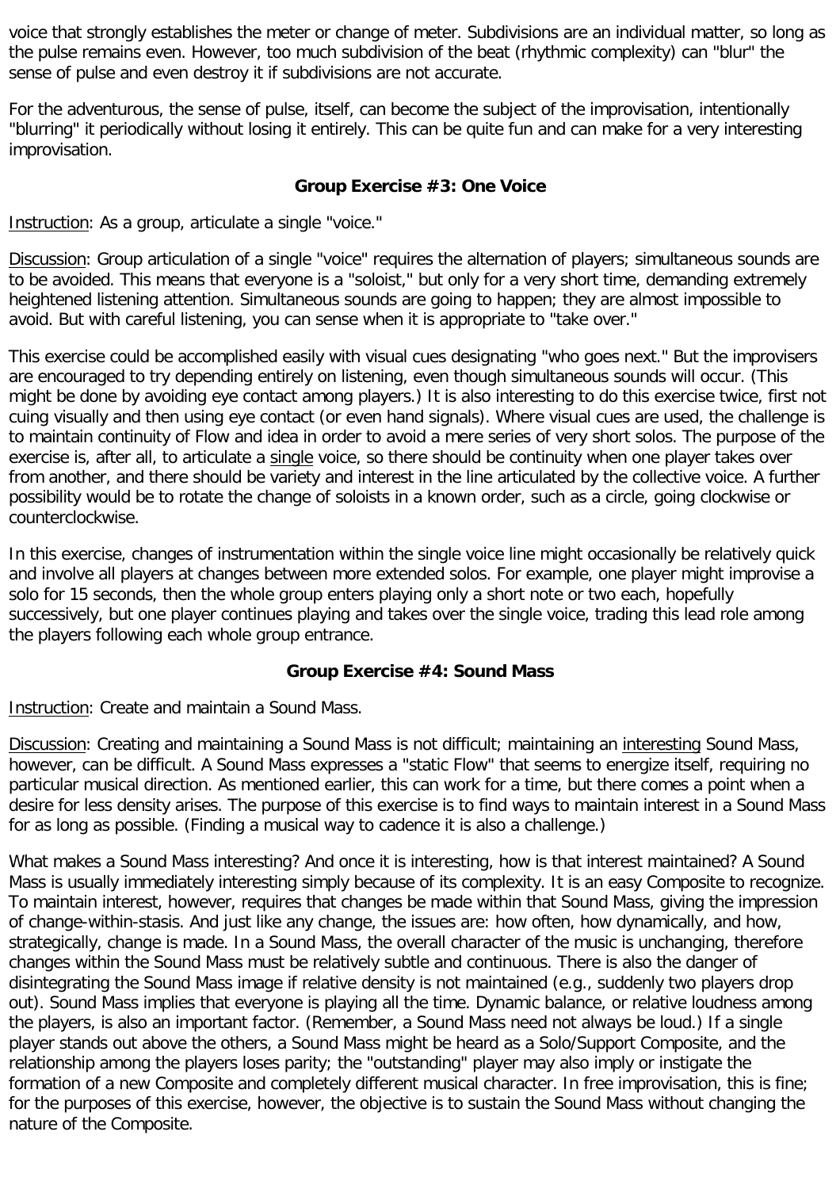voice that strongly establishes the meter or change of meter. Subdivisions are an individual matter, so long as the pulse remains even. However, too much subdivision of the beat (rhythmic complexity) can "blur" the sense of pulse and even destroy it if subdivisions are not accurate.

For the adventurous, the sense of pulse, itself, can become the subject of the improvisation, intentionally "blurring" it periodically without losing it entirely. This can be quite fun and can make for a very interesting improvisation.

### Group Exercise #3: One Voice

Instruction: As a group, articulate a single "voice."

Discussion: Group articulation of a single "voice" requires the alternation of players; simultaneous sounds are to be avoided. This means that everyone is a "soloist," but only for a very short time, demanding extremely heightened listening attention. Simultaneous sounds are going to happen; they are almost impossible to avoid. But with careful listening, you can sense when it is appropriate to "take over."

This exercise could be accomplished easily with visual cues designating "who goes next." But the improvisers are encouraged to try depending entirely on listening, even though simultaneous sounds will occur. (This might be done by avoiding eye contact among players.) It is also interesting to do this exercise twice, first not cuing visually and then using eye contact (or even hand signals). Where visual cues are used, the challenge is to maintain continuity of Flow and idea in order to avoid a mere series of very short solos. The purpose of the exercise is, after all, to articulate a single voice, so there should be continuity when one player takes over from another, and there should be variety and interest in the line articulated by the collective voice. A further possibility would be to rotate the change of soloists in a known order, such as a circle, going clockwise or counterclockwise.

In this exercise, changes of instrumentation within the single voice line might occasionally be relatively quick and involve all players at changes between more extended solos. For example, one player might improvise a solo for 15 seconds, then the whole group enters playing only a short note or two each, hopefully successively, but one player continues playing and takes over the single voice, trading this lead role among the players following each whole group entrance.

### Group Exercise #4: Sound Mass

Instruction: Create and maintain a Sound Mass.

Discussion: Creating and maintaining a Sound Mass is not difficult; maintaining an interesting Sound Mass, however, can be difficult. A Sound Mass expresses a "static Flow" that seems to energize itself, requiring no particular musical direction. As mentioned earlier, this can work for a time, but there comes a point when a desire for less density arises. The purpose of this exercise is to find ways to maintain interest in a Sound Mass for as long as possible. (Finding a musical way to cadence it is also a challenge.)

What makes a Sound Mass interesting? And once it is interesting, how is that interest maintained? A Sound Mass is usually immediately interesting simply because of its complexity. It is an easy Composite to recognize. To maintain interest, however, requires that changes be made within that Sound Mass, giving the impression of change-within-stasis. And just like any change, the issues are: how often, how dynamically, and how, strategically, change is made. In a Sound Mass, the overall character of the music is unchanging, therefore changes within the Sound Mass must be relatively subtle and continuous. There is also the danger of disintegrating the Sound Mass image if relative density is not maintained (e.g., suddenly two players drop out). Sound Mass implies that everyone is playing all the time. Dynamic balance, or relative loudness among the players, is also an important factor. (Remember, a Sound Mass need not always be loud.) If a single player stands out above the others, a Sound Mass might be heard as a Solo/Support Composite, and the relationship among the players loses parity; the "outstanding" player may also imply or instigate the formation of a new Composite and completely different musical character. In free improvisation, this is fine; for the purposes of this exercise, however, the objective is to sustain the Sound Mass without changing the nature of the Composite.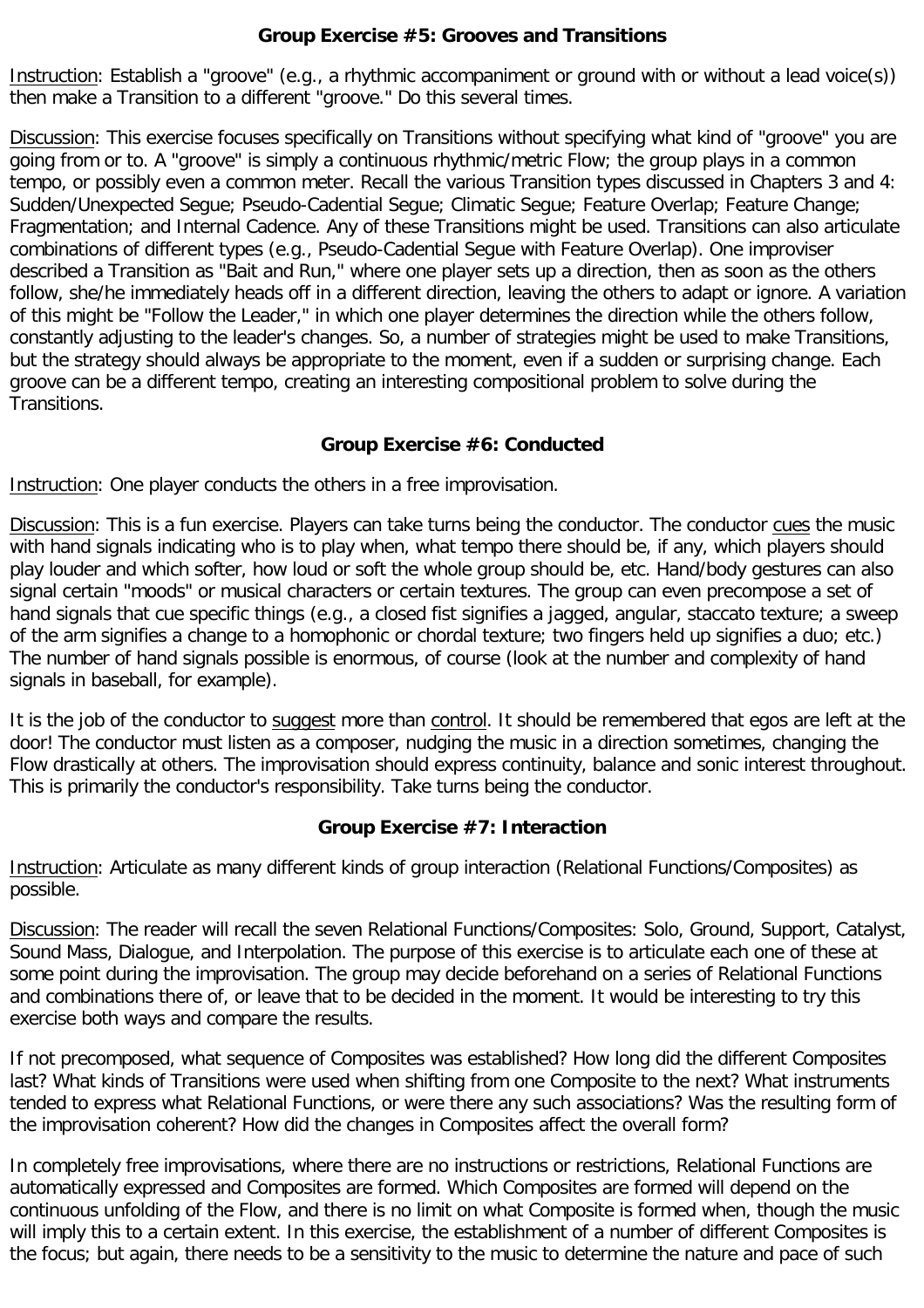### Group Exercise #5: Grooves and Transitions

Instruction: Establish a "groove" (e.g., a rhythmic accompaniment or ground with or without a lead voice(s)) then make a Transition to a different "groove." Do this several times.

Discussion: This exercise focuses specifically on Transitions without specifying what kind of "groove" you are going from or to. A "groove" is simply a continuous rhythmic/metric Flow; the group plays in a common tempo, or possibly even a common meter. Recall the various Transition types discussed in Chapters 3 and 4: Sudden/Unexpected Segue; Pseudo-Cadential Segue; Climatic Segue; Feature Overlap; Feature Change; Fragmentation; and Internal Cadence. Any of these Transitions might be used. Transitions can also articulate combinations of different types (e.g., Pseudo-Cadential Segue with Feature Overlap). One improviser described a Transition as "Bait and Run," where one player sets up a direction, then as soon as the others follow, she/he immediately heads off in a different direction, leaving the others to adapt or ignore. A variation of this might be "Follow the Leader," in which one player determines the direction while the others follow, constantly adjusting to the leader's changes. So, a number of strategies might be used to make Transitions, but the strategy should always be appropriate to the moment, even if a sudden or surprising change. Each groove can be a different tempo, creating an interesting compositional problem to solve during the Transitions.

### Group Exercise #6: Conducted

Instruction: One player conducts the others in a free improvisation.

Discussion: This is a fun exercise. Players can take turns being the conductor. The conductor cues the music with hand signals indicating who is to play when, what tempo there should be, if any, which players should play louder and which softer, how loud or soft the whole group should be, etc. Hand/body gestures can also signal certain "moods" or musical characters or certain textures. The group can even precompose a set of hand signals that cue specific things (e.g., a closed fist signifies a jagged, angular, staccato texture; a sweep of the arm signifies a change to a homophonic or chordal texture; two fingers held up signifies a duo; etc.) The number of hand signals possible is enormous, of course (look at the number and complexity of hand signals in baseball, for example).

It is the job of the conductor to suggest more than control. It should be remembered that egos are left at the door! The conductor must listen as a composer, nudging the music in a direction sometimes, changing the Flow drastically at others. The improvisation should express continuity, balance and sonic interest throughout. This is primarily the conductor's responsibility. Take turns being the conductor.

### Group Exercise #7: Interaction

Instruction: Articulate as many different kinds of group interaction (Relational Functions/Composites) as possible.

Discussion: The reader will recall the seven Relational Functions/Composites: Solo, Ground, Support, Catalyst, Sound Mass, Dialogue, and Interpolation. The purpose of this exercise is to articulate each one of these at some point during the improvisation. The group may decide beforehand on a series of Relational Functions and combinations there of, or leave that to be decided in the moment. It would be interesting to try this exercise both ways and compare the results.

If not precomposed, what sequence of Composites was established? How long did the different Composites last? What kinds of Transitions were used when shifting from one Composite to the next? What instruments tended to express what Relational Functions, or were there any such associations? Was the resulting form of the improvisation coherent? How did the changes in Composites affect the overall form?

In completely free improvisations, where there are no instructions or restrictions, Relational Functions are automatically expressed and Composites are formed. Which Composites are formed will depend on the continuous unfolding of the Flow, and there is no limit on what Composite is formed when, though the music will imply this to a certain extent. In this exercise, the establishment of a number of different Composites is the focus; but again, there needs to be a sensitivity to the music to determine the nature and pace of such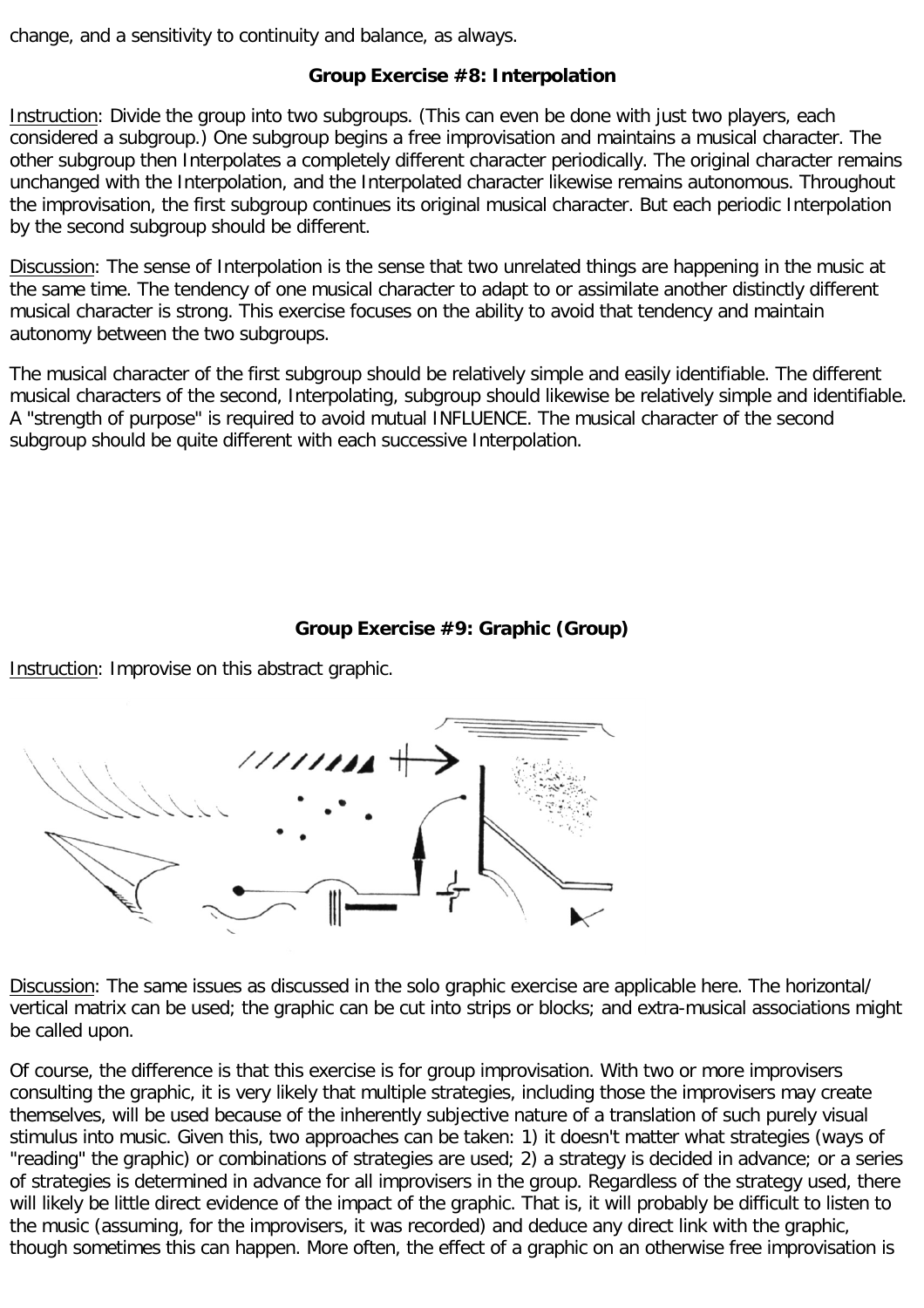change, and a sensitivity to continuity and balance, as always.

### Group Exercise #8: Interpolation

Instruction: Divide the group into two subgroups. (This can even be done with just two players, each considered a subgroup.) One subgroup begins a free improvisation and maintains a musical character. The other subgroup then Interpolates a completely different character periodically. The original character remains unchanged with the Interpolation, and the Interpolated character likewise remains autonomous. Throughout the improvisation, the first subgroup continues its original musical character. But each periodic Interpolation by the second subgroup should be different.

Discussion: The sense of Interpolation is the sense that two unrelated things are happening in the music at the same time. The tendency of one musical character to adapt to or assimilate another distinctly different musical character is strong. This exercise focuses on the ability to avoid that tendency and maintain autonomy between the two subgroups.

The musical character of the first subgroup should be relatively simple and easily identifiable. The different musical characters of the second, Interpolating, subgroup should likewise be relatively simple and identifiable. A "strength of purpose" is required to avoid mutual INFLUENCE. The musical character of the second subgroup should be quite different with each successive Interpolation.

### Group Exercise #9: Graphic (Group)

Instruction: Improvise on this abstract graphic.

Discussion: The same issues as discussed in the solo graphic exercise are applicable here. The horizontal/vertical matrix can be used; the graphic can be cut into strips or blocks; and extra-musical associations might be called upon.

Of course, the difference is that this exercise is for group improvisation. With two or more improvisers consulting the graphic, it is very likely that multiple strategies, including those the improvisers may create themselves, will be used because of the inherently subjective nature of a translation of such purely visual stimulus into music. Given this, two approaches can be taken: 1) it doesn't matter what strategies (ways of "reading" the graphic) or combinations of strategies are used; 2) a strategy is decided in advance; or a series of strategies is determined in advance for all improvisers in the group. Regardless of the strategy used, there will likely be little direct evidence of the impact of the graphic. That is, it will probably be difficult to listen to the music (assuming, for the improvisers, it was recorded) and deduce any direct link with the graphic, though sometimes this can happen. More often, the effect of a graphic on an otherwise free improvisation is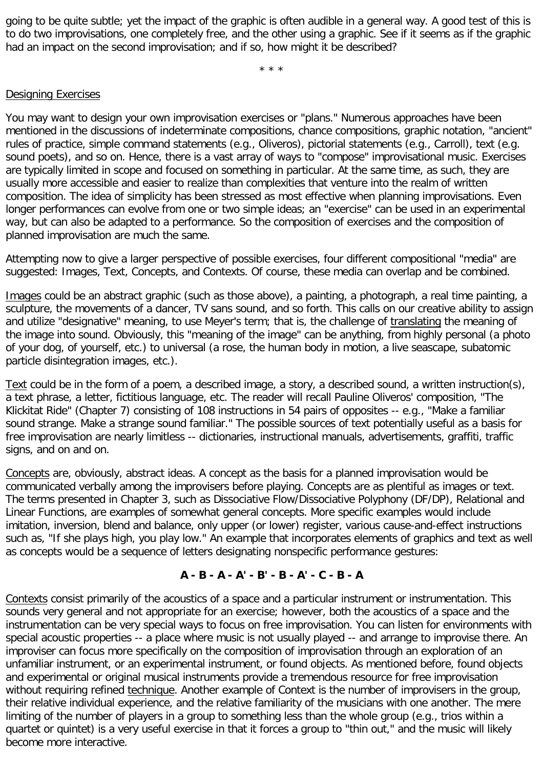going to be quite subtle; yet the impact of the graphic is often audible in a general way. A good test of this is to do two improvisations, one completely free, and the other using a graphic. See if it seems as if the graphic had an impact on the second improvisation; and if so, how might it be described?

* * *

<u>Designing Exercises</u>

You may want to design your own improvisation exercises or "plans." Numerous approaches have been mentioned in the discussions of indeterminate compositions, chance compositions, graphic notation, "ancient" rules of practice, simple command statements (e.g., Oliveros), pictorial statements (e.g., Carroll), text (e.g. sound poets), and so on. Hence, there is a vast array of ways to "compose" improvisational music. Exercises are typically limited in scope and focused on something in particular. At the same time, as such, they are usually more accessible and easier to realize than complexities that venture into the realm of written composition. The idea of simplicity has been stressed as most effective when planning improvisations. Even longer performances can evolve from one or two simple ideas; an "exercise" can be used in an experimental way, but can also be adapted to a performance. So the composition of exercises and the composition of planned improvisation are much the same.

Attempting now to give a larger perspective of possible exercises, four different compositional "media" are suggested: Images, Text, Concepts, and Contexts. Of course, these media can overlap and be combined.

<u>Images</u> could be an abstract graphic (such as those above), a painting, a photograph, a real time painting, a sculpture, the movements of a dancer, TV sans sound, and so forth. This calls on our creative ability to assign and utilize "designative" meaning, to use Meyer's term; that is, the challenge of <u>translating</u> the meaning of the image into sound. Obviously, this "meaning of the image" can be anything, from highly personal (a photo of your dog, of yourself, etc.) to universal (a rose, the human body in motion, a live seascape, subatomic particle disintegration images, etc.).

<u>Text</u> could be in the form of a poem, a described image, a story, a described sound, a written instruction(s), a text phrase, a letter, fictitious language, etc. The reader will recall Pauline Oliveros' composition, "The Klickitat Ride" (Chapter 7) consisting of 108 instructions in 54 pairs of opposites -- e.g., "Make a familiar sound strange. Make a strange sound familiar." The possible sources of text potentially useful as a basis for free improvisation are nearly limitless -- dictionaries, instructional manuals, advertisements, graffiti, traffic signs, and on and on.

<u>Concepts</u> are, obviously, abstract ideas. A concept as the basis for a planned improvisation would be communicated verbally among the improvisers before playing. Concepts are as plentiful as images or text. The terms presented in Chapter 3, such as Dissociative Flow/Dissociative Polyphony (DF/DP), Relational and Linear Functions, are examples of somewhat general concepts. More specific examples would include imitation, inversion, blend and balance, only upper (or lower) register, various cause-and-effect instructions such as, "If she plays high, you play low." An example that incorporates elements of graphics and text as well as concepts would be a sequence of letters designating nonspecific performance gestures:

**A - B - A - A' - B' - B - A' - C - B - A**

<u>Contexts</u> consist primarily of the acoustics of a space and a particular instrument or instrumentation. This sounds very general and not appropriate for an exercise; however, both the acoustics of a space and the instrumentation can be very special ways to focus on free improvisation. You can listen for environments with special acoustic properties -- a place where music is not usually played -- and arrange to improvise there. An improviser can focus more specifically on the composition of improvisation through an exploration of an unfamiliar instrument, or an experimental instrument, or found objects. As mentioned before, found objects and experimental or original musical instruments provide a tremendous resource for free improvisation without requiring refined <u>technique</u>. Another example of Context is the number of improvisers in the group, their relative individual experience, and the relative familiarity of the musicians with one another. The mere limiting of the number of players in a group to something less than the whole group (e.g., trios within a quartet or quintet) is a very useful exercise in that it forces a group to "thin out," and the music will likely become more interactive.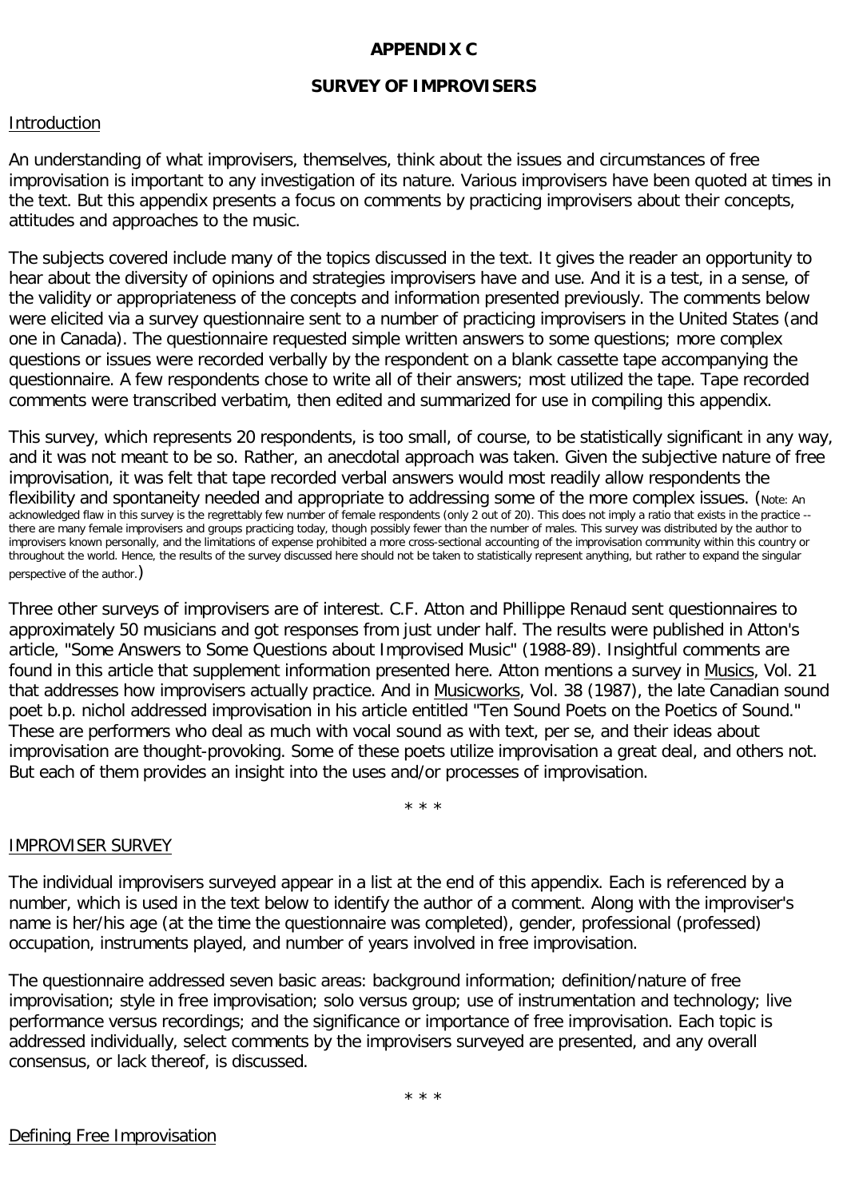# APPENDIX C

## SURVEY OF IMPROVISERS

Introduction

An understanding of what improvisers, themselves, think about the issues and circumstances of free improvisation is important to any investigation of its nature. Various improvisers have been quoted at times in the text. But this appendix presents a focus on comments by practicing improvisers about their concepts, attitudes and approaches to the music.

The subjects covered include many of the topics discussed in the text. It gives the reader an opportunity to hear about the diversity of opinions and strategies improvisers have and use. And it is a test, in a sense, of the validity or appropriateness of the concepts and information presented previously. The comments below were elicited via a survey questionnaire sent to a number of practicing improvisers in the United States (and one in Canada). The questionnaire requested simple written answers to some questions; more complex questions or issues were recorded verbally by the respondent on a blank cassette tape accompanying the questionnaire. A few respondents chose to write all of their answers; most utilized the tape. Tape recorded comments were transcribed verbatim, then edited and summarized for use in compiling this appendix.

This survey, which represents 20 respondents, is too small, of course, to be statistically significant in any way, and it was not meant to be so. Rather, an anecdotal approach was taken. Given the subjective nature of free improvisation, it was felt that tape recorded verbal answers would most readily allow respondents the flexibility and spontaneity needed and appropriate to addressing some of the more complex issues. (Note: An acknowledged flaw in this survey is the regrettably few number of female respondents (only 2 out of 20). This does not imply a ratio that exists in the practice -- there are many female improvisers and groups practicing today, though possibly fewer than the number of males. This survey was distributed by the author to improvisers known personally, and the limitations of expense prohibited a more cross-sectional accounting of the improvisation community within this country or throughout the world. Hence, the results of the survey discussed here should not be taken to statistically represent anything, but rather to expand the singular perspective of the author.)

Three other surveys of improvisers are of interest. C.F. Atton and Phillippe Renaud sent questionnaires to approximately 50 musicians and got responses from just under half. The results were published in Atton's article, "Some Answers to Some Questions about Improvised Music" (1988-89). Insightful comments are found in this article that supplement information presented here. Atton mentions a survey in Musics, Vol. 21 that addresses how improvisers actually practice. And in Musicworks, Vol. 38 (1987), the late Canadian sound poet b.p. nichol addressed improvisation in his article entitled "Ten Sound Poets on the Poetics of Sound." These are performers who deal as much with vocal sound as with text, per se, and their ideas about improvisation are thought-provoking. Some of these poets utilize improvisation a great deal, and others not. But each of them provides an insight into the uses and/or processes of improvisation.

\* \* \*

IMPROVISER SURVEY

The individual improvisers surveyed appear in a list at the end of this appendix. Each is referenced by a number, which is used in the text below to identify the author of a comment. Along with the improviser's name is her/his age (at the time the questionnaire was completed), gender, professional (professed) occupation, instruments played, and number of years involved in free improvisation.

The questionnaire addressed seven basic areas: background information; definition/nature of free improvisation; style in free improvisation; solo versus group; use of instrumentation and technology; live performance versus recordings; and the significance or importance of free improvisation. Each topic is addressed individually, select comments by the improvisers surveyed are presented, and any overall consensus, or lack thereof, is discussed.

\* \* \*

Defining Free Improvisation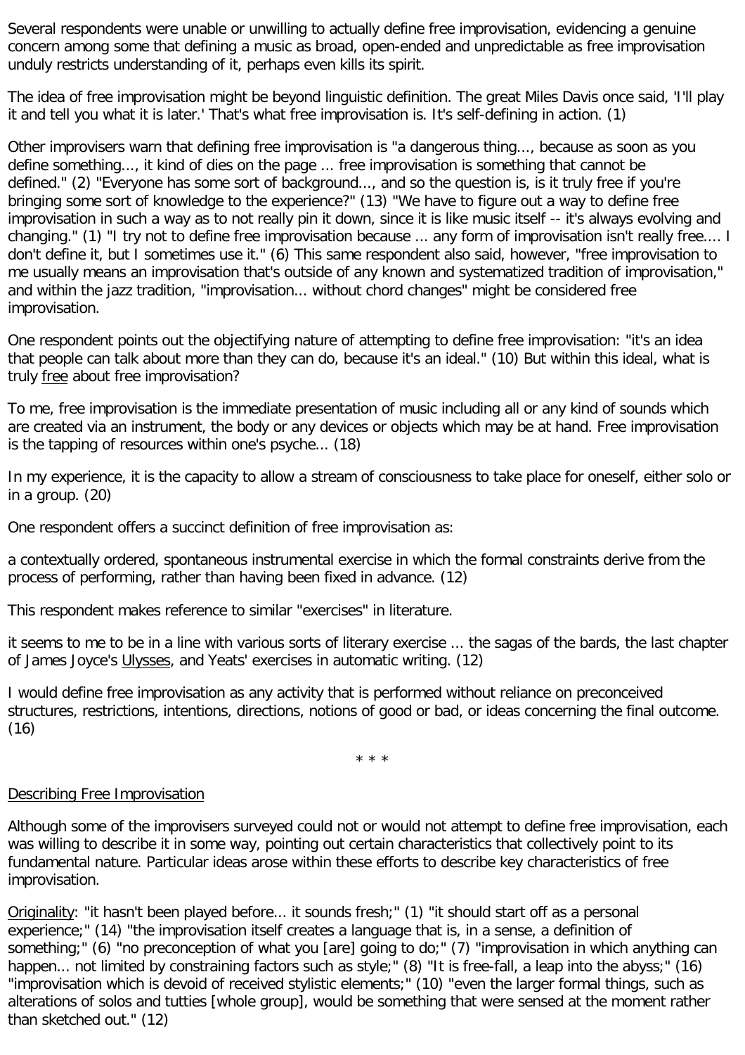Several respondents were unable or unwilling to actually define free improvisation, evidencing a genuine concern among some that defining a music as broad, open-ended and unpredictable as free improvisation unduly restricts understanding of it, perhaps even kills its spirit.

The idea of free improvisation might be beyond linguistic definition. The great Miles Davis once said, 'I'll play it and tell you what it is later.' That's what free improvisation is. It's self-defining in action. (1)

Other improvisers warn that defining free improvisation is "a dangerous thing..., because as soon as you define something..., it kind of dies on the page ... free improvisation is something that cannot be defined." (2) "Everyone has some sort of background..., and so the question is, is it truly free if you're bringing some sort of knowledge to the experience?" (13) "We have to figure out a way to define free improvisation in such a way as to not really pin it down, since it is like music itself -- it's always evolving and changing." (1) "I try not to define free improvisation because ... any form of improvisation isn't really free.... I don't define it, but I sometimes use it." (6) This same respondent also said, however, "free improvisation to me usually means an improvisation that's outside of any known and systematized tradition of improvisation," and within the jazz tradition, "improvisation... without chord changes" might be considered free improvisation.

One respondent points out the objectifying nature of attempting to define free improvisation: "it's an idea that people can talk about more than they can do, because it's an ideal." (10) But within this ideal, what is truly free about free improvisation?

To me, free improvisation is the immediate presentation of music including all or any kind of sounds which are created via an instrument, the body or any devices or objects which may be at hand. Free improvisation is the tapping of resources within one's psyche... (18)

In my experience, it is the capacity to allow a stream of consciousness to take place for oneself, either solo or in a group. (20)

One respondent offers a succinct definition of free improvisation as:

a contextually ordered, spontaneous instrumental exercise in which the formal constraints derive from the process of performing, rather than having been fixed in advance. (12)

This respondent makes reference to similar "exercises" in literature.

it seems to me to be in a line with various sorts of literary exercise ... the sagas of the bards, the last chapter of James Joyce's Ulysses, and Yeats' exercises in automatic writing. (12)

I would define free improvisation as any activity that is performed without reliance on preconceived structures, restrictions, intentions, directions, notions of good or bad, or ideas concerning the final outcome. (16)

\* \* \*

## Describing Free Improvisation

Although some of the improvisers surveyed could not or would not attempt to define free improvisation, each was willing to describe it in some way, pointing out certain characteristics that collectively point to its fundamental nature. Particular ideas arose within these efforts to describe key characteristics of free improvisation.

Originality: "it hasn't been played before... it sounds fresh;" (1) "it should start off as a personal experience;" (14) "the improvisation itself creates a language that is, in a sense, a definition of something;" (6) "no preconception of what you [are] going to do;" (7) "improvisation in which anything can happen... not limited by constraining factors such as style;" (8) "It is free-fall, a leap into the abyss;" (16) "improvisation which is devoid of received stylistic elements;" (10) "even the larger formal things, such as alterations of solos and tutties [whole group], would be something that were sensed at the moment rather than sketched out." (12)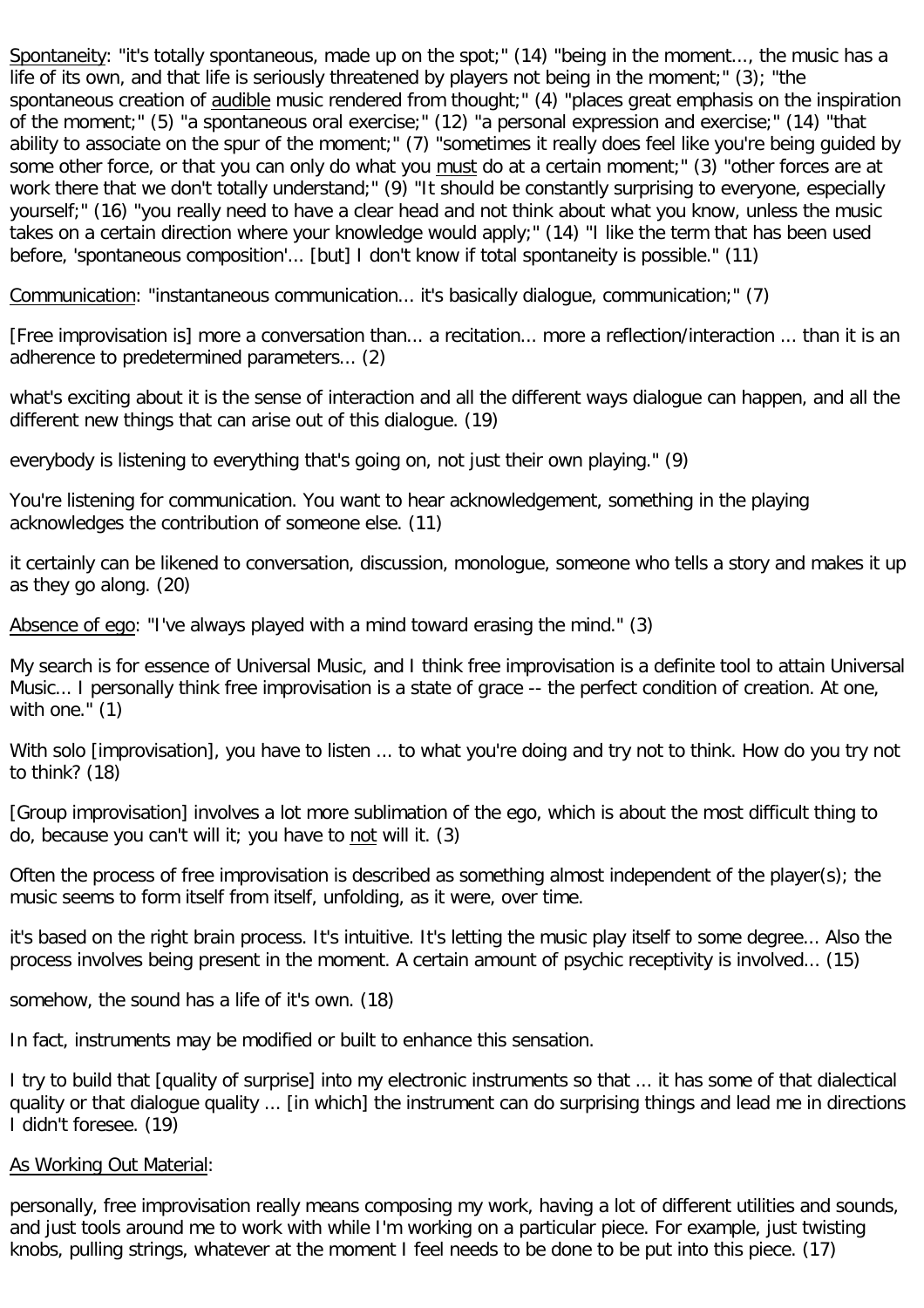Spontaneity: "it's totally spontaneous, made up on the spot;" (14) "being in the moment..., the music has a life of its own, and that life is seriously threatened by players not being in the moment;" (3); "the spontaneous creation of audible music rendered from thought;" (4) "places great emphasis on the inspiration of the moment;" (5) "a spontaneous oral exercise;" (12) "a personal expression and exercise;" (14) "that ability to associate on the spur of the moment;" (7) "sometimes it really does feel like you're being guided by some other force, or that you can only do what you must do at a certain moment;" (3) "other forces are at work there that we don't totally understand;" (9) "It should be constantly surprising to everyone, especially yourself;" (16) "you really need to have a clear head and not think about what you know, unless the music takes on a certain direction where your knowledge would apply;" (14) "I like the term that has been used before, 'spontaneous composition'... [but] I don't know if total spontaneity is possible." (11)

Communication: "instantaneous communication... it's basically dialogue, communication;" (7)

[Free improvisation is] more a conversation than... a recitation... more a reflection/interaction ... than it is an adherence to predetermined parameters... (2)

what's exciting about it is the sense of interaction and all the different ways dialogue can happen, and all the different new things that can arise out of this dialogue. (19)

everybody is listening to everything that's going on, not just their own playing." (9)

You're listening for communication. You want to hear acknowledgement, something in the playing acknowledges the contribution of someone else. (11)

it certainly can be likened to conversation, discussion, monologue, someone who tells a story and makes it up as they go along. (20)

Absence of ego: "I've always played with a mind toward erasing the mind." (3)

My search is for essence of Universal Music, and I think free improvisation is a definite tool to attain Universal Music... I personally think free improvisation is a state of grace -- the perfect condition of creation. At one, with one." (1)

With solo [improvisation], you have to listen ... to what you're doing and try not to think. How do you try not to think? (18)

[Group improvisation] involves a lot more sublimation of the ego, which is about the most difficult thing to do, because you can't will it; you have to not will it. (3)

Often the process of free improvisation is described as something almost independent of the player(s); the music seems to form itself from itself, unfolding, as it were, over time.

it's based on the right brain process. It's intuitive. It's letting the music play itself to some degree... Also the process involves being present in the moment. A certain amount of psychic receptivity is involved... (15)

somehow, the sound has a life of it's own. (18)

In fact, instruments may be modified or built to enhance this sensation.

I try to build that [quality of surprise] into my electronic instruments so that ... it has some of that dialectical quality or that dialogue quality ... [in which] the instrument can do surprising things and lead me in directions I didn't foresee. (19)

As Working Out Material:

personally, free improvisation really means composing my work, having a lot of different utilities and sounds, and just tools around me to work with while I'm working on a particular piece. For example, just twisting knobs, pulling strings, whatever at the moment I feel needs to be done to be put into this piece. (17)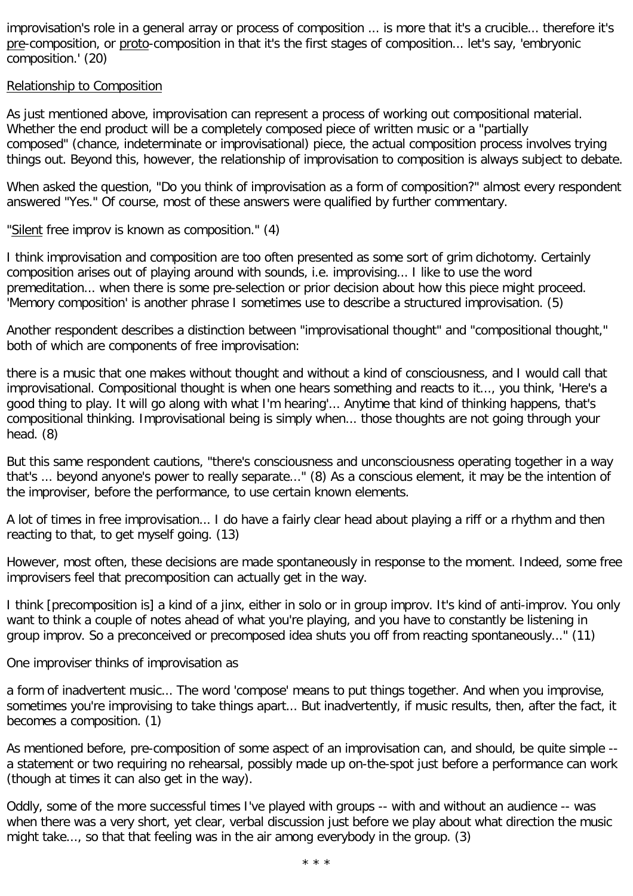improvisation's role in a general array or process of composition ... is more that it's a crucible... therefore it's pre-composition, or proto-composition in that it's the first stages of composition... let's say, 'embryonic composition.' (20)

Relationship to Composition

As just mentioned above, improvisation can represent a process of working out compositional material. Whether the end product will be a completely composed piece of written music or a "partially composed" (chance, indeterminate or improvisational) piece, the actual composition process involves trying things out. Beyond this, however, the relationship of improvisation to composition is always subject to debate.

When asked the question, "Do you think of improvisation as a form of composition?" almost every respondent answered "Yes." Of course, most of these answers were qualified by further commentary.

"Silent free improv is known as composition." (4)

I think improvisation and composition are too often presented as some sort of grim dichotomy. Certainly composition arises out of playing around with sounds, i.e. improvising... I like to use the word premeditation... when there is some pre-selection or prior decision about how this piece might proceed. 'Memory composition' is another phrase I sometimes use to describe a structured improvisation. (5)

Another respondent describes a distinction between "improvisational thought" and "compositional thought," both of which are components of free improvisation:

there is a music that one makes without thought and without a kind of consciousness, and I would call that improvisational. Compositional thought is when one hears something and reacts to it..., you think, 'Here's a good thing to play. It will go along with what I'm hearing'... Anytime that kind of thinking happens, that's compositional thinking. Improvisational being is simply when... those thoughts are not going through your head. (8)

But this same respondent cautions, "there's consciousness and unconsciousness operating together in a way that's ... beyond anyone's power to really separate..." (8) As a conscious element, it may be the intention of the improviser, before the performance, to use certain known elements.

A lot of times in free improvisation... I do have a fairly clear head about playing a riff or a rhythm and then reacting to that, to get myself going. (13)

However, most often, these decisions are made spontaneously in response to the moment. Indeed, some free improvisers feel that precomposition can actually get in the way.

I think [precomposition is] a kind of a jinx, either in solo or in group improv. It's kind of anti-improv. You only want to think a couple of notes ahead of what you're playing, and you have to constantly be listening in group improv. So a preconceived or precomposed idea shuts you off from reacting spontaneously..." (11)

One improviser thinks of improvisation as

a form of inadvertent music... The word 'compose' means to put things together. And when you improvise, sometimes you're improvising to take things apart... But inadvertently, if music results, then, after the fact, it becomes a composition. (1)

As mentioned before, pre-composition of some aspect of an improvisation can, and should, be quite simple -- a statement or two requiring no rehearsal, possibly made up on-the-spot just before a performance can work (though at times it can also get in the way).

Oddly, some of the more successful times I've played with groups -- with and without an audience -- was when there was a very short, yet clear, verbal discussion just before we play about what direction the music might take..., so that that feeling was in the air among everybody in the group. (3)

\* \* \*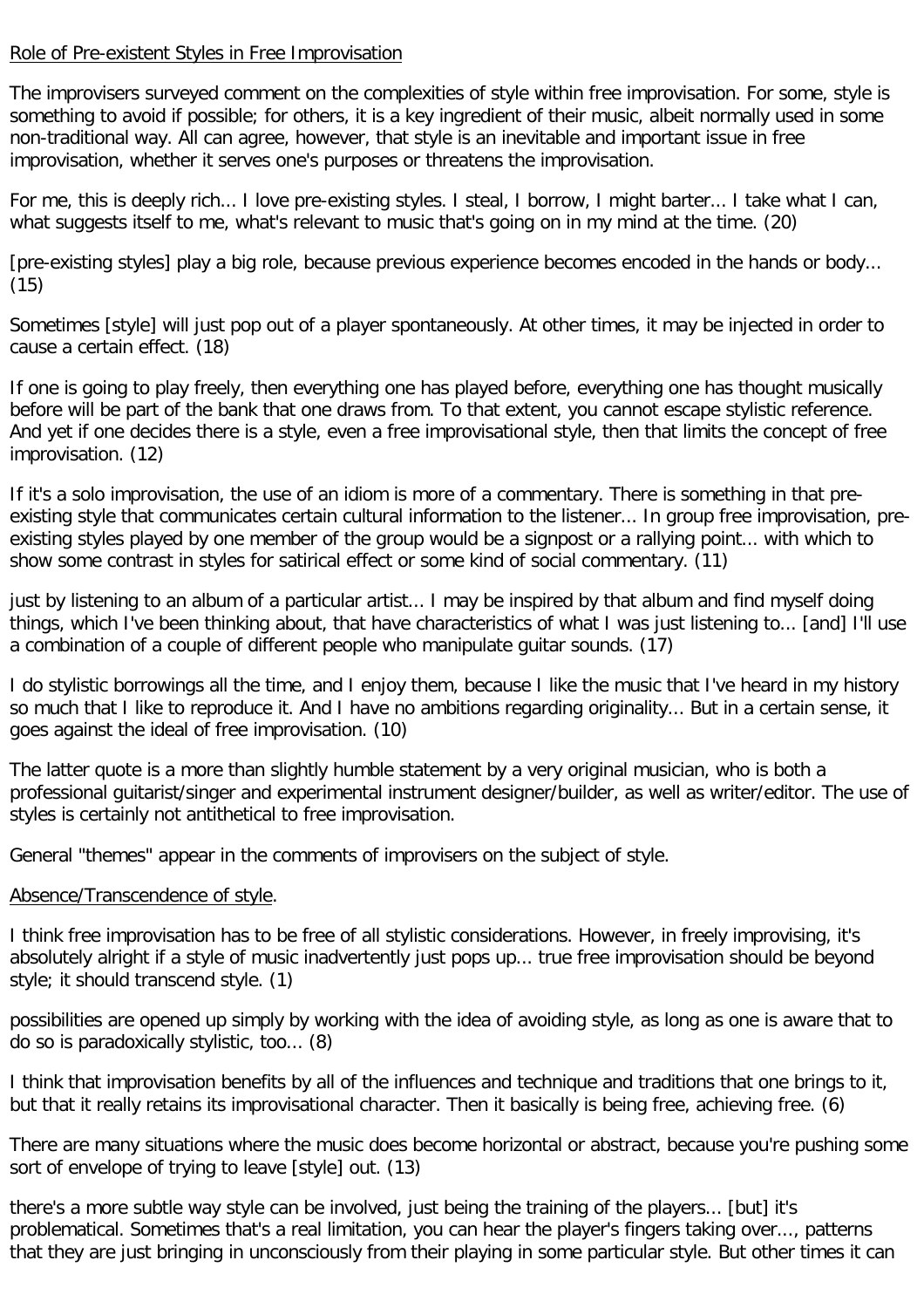Role of Pre-existent Styles in Free Improvisation

The improvisers surveyed comment on the complexities of style within free improvisation. For some, style is something to avoid if possible; for others, it is a key ingredient of their music, albeit normally used in some non-traditional way. All can agree, however, that style is an inevitable and important issue in free improvisation, whether it serves one's purposes or threatens the improvisation.

For me, this is deeply rich... I love pre-existing styles. I steal, I borrow, I might barter... I take what I can, what suggests itself to me, what's relevant to music that's going on in my mind at the time. (20)

[pre-existing styles] play a big role, because previous experience becomes encoded in the hands or body... (15)

Sometimes [style] will just pop out of a player spontaneously. At other times, it may be injected in order to cause a certain effect. (18)

If one is going to play freely, then everything one has played before, everything one has thought musically before will be part of the bank that one draws from. To that extent, you cannot escape stylistic reference. And yet if one decides there is a style, even a free improvisational style, then that limits the concept of free improvisation. (12)

If it's a solo improvisation, the use of an idiom is more of a commentary. There is something in that pre-existing style that communicates certain cultural information to the listener... In group free improvisation, pre-existing styles played by one member of the group would be a signpost or a rallying point... with which to show some contrast in styles for satirical effect or some kind of social commentary. (11)

just by listening to an album of a particular artist... I may be inspired by that album and find myself doing things, which I've been thinking about, that have characteristics of what I was just listening to... [and] I'll use a combination of a couple of different people who manipulate guitar sounds. (17)

I do stylistic borrowings all the time, and I enjoy them, because I like the music that I've heard in my history so much that I like to reproduce it. And I have no ambitions regarding originality... But in a certain sense, it goes against the ideal of free improvisation. (10)

The latter quote is a more than slightly humble statement by a very original musician, who is both a professional guitarist/singer and experimental instrument designer/builder, as well as writer/editor. The use of styles is certainly not antithetical to free improvisation.

General "themes" appear in the comments of improvisers on the subject of style.

Absence/Transcendence of style.

I think free improvisation has to be free of all stylistic considerations. However, in freely improvising, it's absolutely alright if a style of music inadvertently just pops up... true free improvisation should be beyond style; it should transcend style. (1)

possibilities are opened up simply by working with the idea of avoiding style, as long as one is aware that to do so is paradoxically stylistic, too... (8)

I think that improvisation benefits by all of the influences and technique and traditions that one brings to it, but that it really retains its improvisational character. Then it basically is being free, achieving free. (6)

There are many situations where the music does become horizontal or abstract, because you're pushing some sort of envelope of trying to leave [style] out. (13)

there's a more subtle way style can be involved, just being the training of the players... [but] it's problematical. Sometimes that's a real limitation, you can hear the player's fingers taking over..., patterns that they are just bringing in unconsciously from their playing in some particular style. But other times it can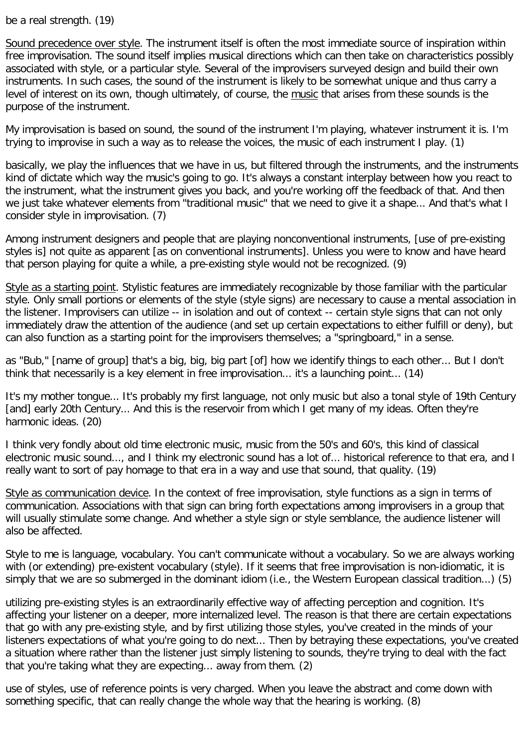be a real strength. (19)

Sound precedence over style. The instrument itself is often the most immediate source of inspiration within free improvisation. The sound itself implies musical directions which can then take on characteristics possibly associated with style, or a particular style. Several of the improvisers surveyed design and build their own instruments. In such cases, the sound of the instrument is likely to be somewhat unique and thus carry a level of interest on its own, though ultimately, of course, the music that arises from these sounds is the purpose of the instrument.

My improvisation is based on sound, the sound of the instrument I'm playing, whatever instrument it is. I'm trying to improvise in such a way as to release the voices, the music of each instrument I play. (1)

basically, we play the influences that we have in us, but filtered through the instruments, and the instruments kind of dictate which way the music's going to go. It's always a constant interplay between how you react to the instrument, what the instrument gives you back, and you're working off the feedback of that. And then we just take whatever elements from "traditional music" that we need to give it a shape... And that's what I consider style in improvisation. (7)

Among instrument designers and people that are playing nonconventional instruments, [use of pre-existing styles is] not quite as apparent [as on conventional instruments]. Unless you were to know and have heard that person playing for quite a while, a pre-existing style would not be recognized. (9)

Style as a starting point. Stylistic features are immediately recognizable by those familiar with the particular style. Only small portions or elements of the style (style signs) are necessary to cause a mental association in the listener. Improvisers can utilize -- in isolation and out of context -- certain style signs that can not only immediately draw the attention of the audience (and set up certain expectations to either fulfill or deny), but can also function as a starting point for the improvisers themselves; a "springboard," in a sense.

as "Bub," [name of group] that's a big, big, big part [of] how we identify things to each other... But I don't think that necessarily is a key element in free improvisation... it's a launching point... (14)

It's my mother tongue... It's probably my first language, not only music but also a tonal style of 19th Century [and] early 20th Century... And this is the reservoir from which I get many of my ideas. Often they're harmonic ideas. (20)

I think very fondly about old time electronic music, music from the 50's and 60's, this kind of classical electronic music sound..., and I think my electronic sound has a lot of... historical reference to that era, and I really want to sort of pay homage to that era in a way and use that sound, that quality. (19)

Style as communication device. In the context of free improvisation, style functions as a sign in terms of communication. Associations with that sign can bring forth expectations among improvisers in a group that will usually stimulate some change. And whether a style sign or style semblance, the audience listener will also be affected.

Style to me is language, vocabulary. You can't communicate without a vocabulary. So we are always working with (or extending) pre-existent vocabulary (style). If it seems that free improvisation is non-idiomatic, it is simply that we are so submerged in the dominant idiom (i.e., the Western European classical tradition...) (5)

utilizing pre-existing styles is an extraordinarily effective way of affecting perception and cognition. It's affecting your listener on a deeper, more internalized level. The reason is that there are certain expectations that go with any pre-existing style, and by first utilizing those styles, you've created in the minds of your listeners expectations of what you're going to do next... Then by betraying these expectations, you've created a situation where rather than the listener just simply listening to sounds, they're trying to deal with the fact that you're taking what they are expecting... away from them. (2)

use of styles, use of reference points is very charged. When you leave the abstract and come down with something specific, that can really change the whole way that the hearing is working. (8)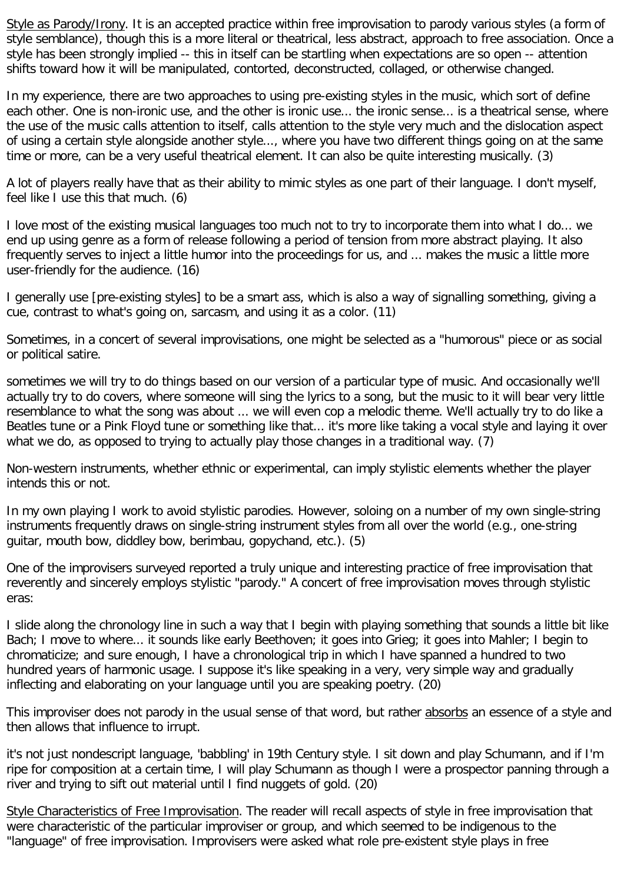Style as Parody/Irony. It is an accepted practice within free improvisation to parody various styles (a form of style semblance), though this is a more literal or theatrical, less abstract, approach to free association. Once a style has been strongly implied -- this in itself can be startling when expectations are so open -- attention shifts toward how it will be manipulated, contorted, deconstructed, collaged, or otherwise changed.

In my experience, there are two approaches to using pre-existing styles in the music, which sort of define each other. One is non-ironic use, and the other is ironic use... the ironic sense... is a theatrical sense, where the use of the music calls attention to itself, calls attention to the style very much and the dislocation aspect of using a certain style alongside another style..., where you have two different things going on at the same time or more, can be a very useful theatrical element. It can also be quite interesting musically. (3)

A lot of players really have that as their ability to mimic styles as one part of their language. I don't myself, feel like I use this that much. (6)

I love most of the existing musical languages too much not to try to incorporate them into what I do... we end up using genre as a form of release following a period of tension from more abstract playing. It also frequently serves to inject a little humor into the proceedings for us, and ... makes the music a little more user-friendly for the audience. (16)

I generally use [pre-existing styles] to be a smart ass, which is also a way of signalling something, giving a cue, contrast to what's going on, sarcasm, and using it as a color. (11)

Sometimes, in a concert of several improvisations, one might be selected as a "humorous" piece or as social or political satire.

sometimes we will try to do things based on our version of a particular type of music. And occasionally we'll actually try to do covers, where someone will sing the lyrics to a song, but the music to it will bear very little resemblance to what the song was about ... we will even cop a melodic theme. We'll actually try to do like a Beatles tune or a Pink Floyd tune or something like that... it's more like taking a vocal style and laying it over what we do, as opposed to trying to actually play those changes in a traditional way. (7)

Non-western instruments, whether ethnic or experimental, can imply stylistic elements whether the player intends this or not.

In my own playing I work to avoid stylistic parodies. However, soloing on a number of my own single-string instruments frequently draws on single-string instrument styles from all over the world (e.g., one-string guitar, mouth bow, diddley bow, berimbau, gopychand, etc.). (5)

One of the improvisers surveyed reported a truly unique and interesting practice of free improvisation that reverently and sincerely employs stylistic "parody." A concert of free improvisation moves through stylistic eras:

I slide along the chronology line in such a way that I begin with playing something that sounds a little bit like Bach; I move to where... it sounds like early Beethoven; it goes into Grieg; it goes into Mahler; I begin to chromaticize; and sure enough, I have a chronological trip in which I have spanned a hundred to two hundred years of harmonic usage. I suppose it's like speaking in a very, very simple way and gradually inflecting and elaborating on your language until you are speaking poetry. (20)

This improviser does not parody in the usual sense of that word, but rather absorbs an essence of a style and then allows that influence to irrupt.

it's not just nondescript language, 'babbling' in 19th Century style. I sit down and play Schumann, and if I'm ripe for composition at a certain time, I will play Schumann as though I were a prospector panning through a river and trying to sift out material until I find nuggets of gold. (20)

Style Characteristics of Free Improvisation. The reader will recall aspects of style in free improvisation that were characteristic of the particular improviser or group, and which seemed to be indigenous to the "language" of free improvisation. Improvisers were asked what role pre-existent style plays in free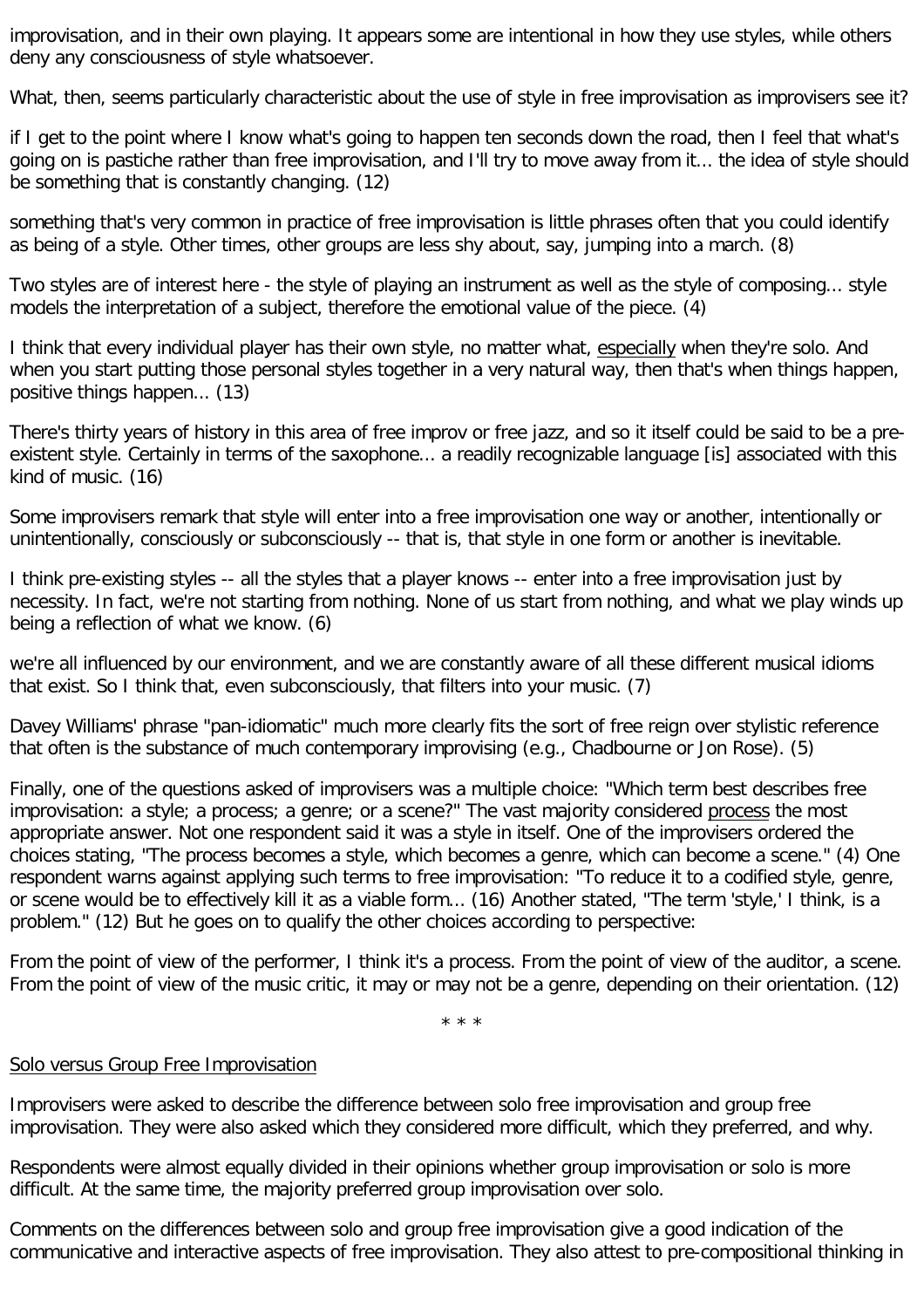improvisation, and in their own playing. It appears some are intentional in how they use styles, while others deny any consciousness of style whatsoever.

What, then, seems particularly characteristic about the use of style in free improvisation as improvisers see it?

if I get to the point where I know what's going to happen ten seconds down the road, then I feel that what's going on is pastiche rather than free improvisation, and I'll try to move away from it... the idea of style should be something that is constantly changing. (12)

something that's very common in practice of free improvisation is little phrases often that you could identify as being of a style. Other times, other groups are less shy about, say, jumping into a march. (8)

Two styles are of interest here - the style of playing an instrument as well as the style of composing... style models the interpretation of a subject, therefore the emotional value of the piece. (4)

I think that every individual player has their own style, no matter what, <u>especially</u> when they're solo. And when you start putting those personal styles together in a very natural way, then that's when things happen, positive things happen... (13)

There's thirty years of history in this area of free improv or free jazz, and so it itself could be said to be a pre-existent style. Certainly in terms of the saxophone... a readily recognizable language [is] associated with this kind of music. (16)

Some improvisers remark that style will enter into a free improvisation one way or another, intentionally or unintentionally, consciously or subconsciously -- that is, that style in one form or another is inevitable.

I think pre-existing styles -- all the styles that a player knows -- enter into a free improvisation just by necessity. In fact, we're not starting from nothing. None of us start from nothing, and what we play winds up being a reflection of what we know. (6)

we're all influenced by our environment, and we are constantly aware of all these different musical idioms that exist. So I think that, even subconsciously, that filters into your music. (7)

Davey Williams' phrase "pan-idiomatic" much more clearly fits the sort of free reign over stylistic reference that often is the substance of much contemporary improvising (e.g., Chadbourne or Jon Rose). (5)

Finally, one of the questions asked of improvisers was a multiple choice: "Which term best describes free improvisation: a style; a process; a genre; or a scene?" The vast majority considered <u>process</u> the most appropriate answer. Not one respondent said it was a style in itself. One of the improvisers ordered the choices stating, "The process becomes a style, which becomes a genre, which can become a scene." (4) One respondent warns against applying such terms to free improvisation: "To reduce it to a codified style, genre, or scene would be to effectively kill it as a viable form... (16) Another stated, "The term 'style,' I think, is a problem." (12) But he goes on to qualify the other choices according to perspective:

From the point of view of the performer, I think it's a process. From the point of view of the auditor, a scene. From the point of view of the music critic, it may or may not be a genre, depending on their orientation. (12)

\* \* \*

## <u>Solo versus Group Free Improvisation</u>

Improvisers were asked to describe the difference between solo free improvisation and group free improvisation. They were also asked which they considered more difficult, which they preferred, and why.

Respondents were almost equally divided in their opinions whether group improvisation or solo is more difficult. At the same time, the majority preferred group improvisation over solo.

Comments on the differences between solo and group free improvisation give a good indication of the communicative and interactive aspects of free improvisation. They also attest to pre-compositional thinking in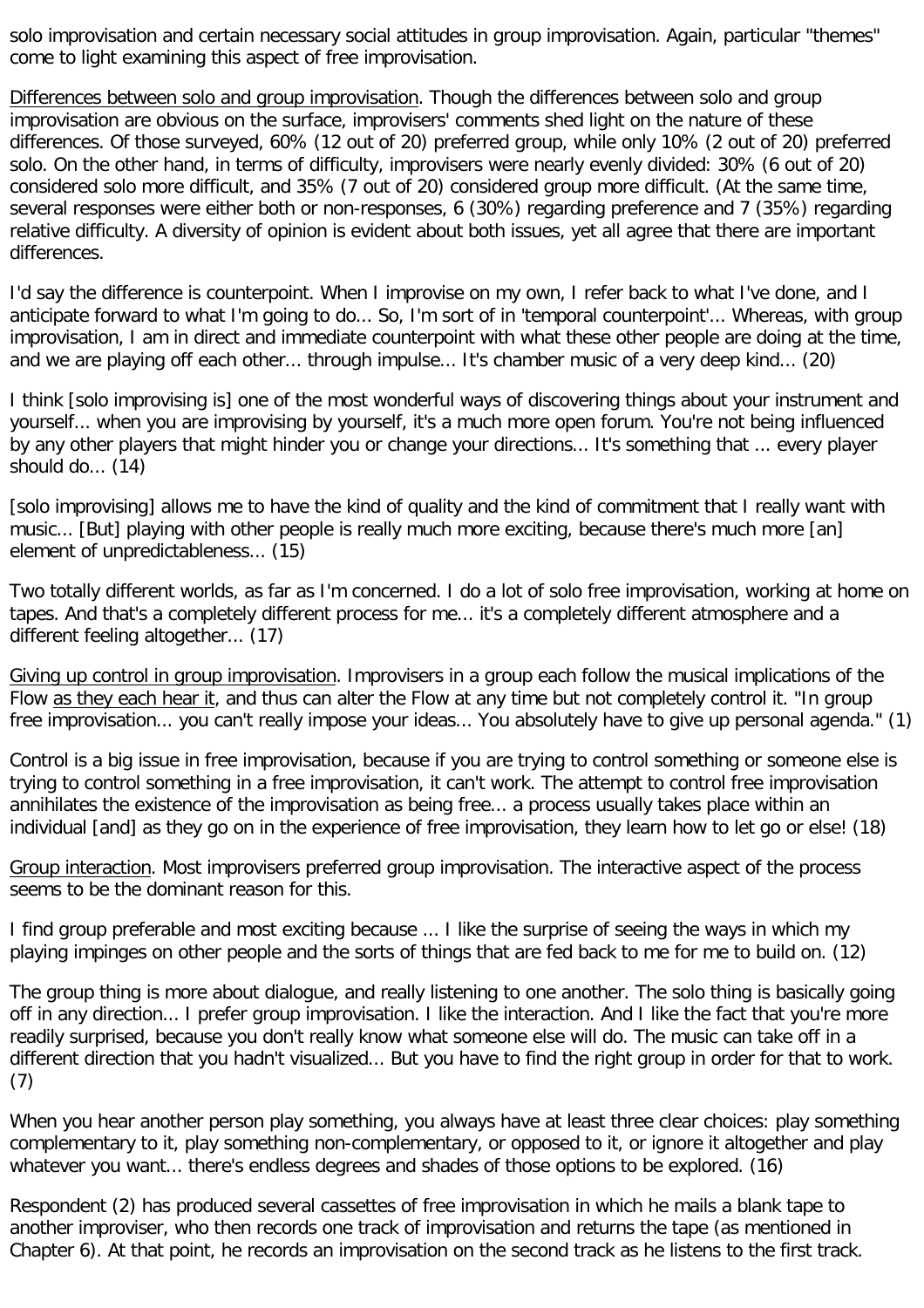solo improvisation and certain necessary social attitudes in group improvisation. Again, particular "themes" come to light examining this aspect of free improvisation.

<u>Differences between solo and group improvisation</u>. Though the differences between solo and group improvisation are obvious on the surface, improvisers' comments shed light on the nature of these differences. Of those surveyed, 60% (12 out of 20) preferred group, while only 10% (2 out of 20) preferred solo. On the other hand, in terms of difficulty, improvisers were nearly evenly divided: 30% (6 out of 20) considered solo more difficult, and 35% (7 out of 20) considered group more difficult. (At the same time, several responses were either both or non-responses, 6 (30%) regarding preference and 7 (35%) regarding relative difficulty. A diversity of opinion is evident about both issues, yet all agree that there are important differences.

I'd say the difference is counterpoint. When I improvise on my own, I refer back to what I've done, and I anticipate forward to what I'm going to do... So, I'm sort of in 'temporal counterpoint'... Whereas, with group improvisation, I am in direct and immediate counterpoint with what these other people are doing at the time, and we are playing off each other... through impulse... It's chamber music of a very deep kind... (20)

I think [solo improvising is] one of the most wonderful ways of discovering things about your instrument and yourself... when you are improvising by yourself, it's a much more open forum. You're not being influenced by any other players that might hinder you or change your directions... It's something that ... every player should do... (14)

[solo improvising] allows me to have the kind of quality and the kind of commitment that I really want with music... [But] playing with other people is really much more exciting, because there's much more [an] element of unpredictableness... (15)

Two totally different worlds, as far as I'm concerned. I do a lot of solo free improvisation, working at home on tapes. And that's a completely different process for me... it's a completely different atmosphere and a different feeling altogether... (17)

<u>Giving up control in group improvisation</u>. Improvisers in a group each follow the musical implications of the Flow <u>as they each hear it</u>, and thus can alter the Flow at any time but not completely control it. "In group free improvisation... you can't really impose your ideas... You absolutely have to give up personal agenda." (1)

Control is a big issue in free improvisation, because if you are trying to control something or someone else is trying to control something in a free improvisation, it can't work. The attempt to control free improvisation annihilates the existence of the improvisation as being free... a process usually takes place within an individual [and] as they go on in the experience of free improvisation, they learn how to let go or else! (18)

<u>Group interaction</u>. Most improvisers preferred group improvisation. The interactive aspect of the process seems to be the dominant reason for this.

I find group preferable and most exciting because ... I like the surprise of seeing the ways in which my playing impinges on other people and the sorts of things that are fed back to me for me to build on. (12)

The group thing is more about dialogue, and really listening to one another. The solo thing is basically going off in any direction... I prefer group improvisation. I like the interaction. And I like the fact that you're more readily surprised, because you don't really know what someone else will do. The music can take off in a different direction that you hadn't visualized... But you have to find the right group in order for that to work. (7)

When you hear another person play something, you always have at least three clear choices: play something complementary to it, play something non-complementary, or opposed to it, or ignore it altogether and play whatever you want... there's endless degrees and shades of those options to be explored. (16)

Respondent (2) has produced several cassettes of free improvisation in which he mails a blank tape to another improviser, who then records one track of improvisation and returns the tape (as mentioned in Chapter 6). At that point, he records an improvisation on the second track as he listens to the first track.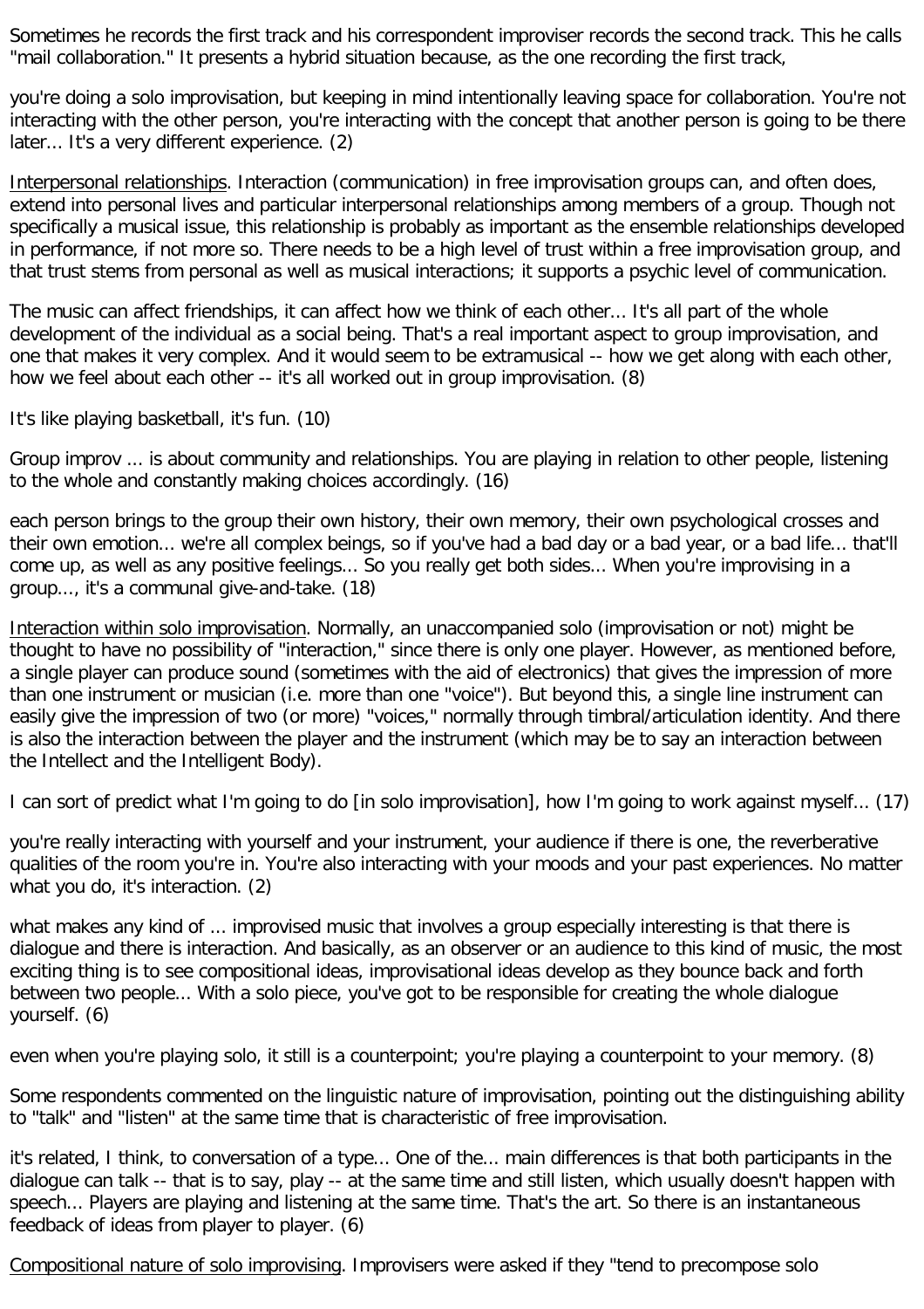Sometimes he records the first track and his correspondent improviser records the second track. This he calls "mail collaboration." It presents a hybrid situation because, as the one recording the first track,

you're doing a solo improvisation, but keeping in mind intentionally leaving space for collaboration. You're not interacting with the other person, you're interacting with the concept that another person is going to be there later... It's a very different experience. (2)

<u>Interpersonal relationships</u>. Interaction (communication) in free improvisation groups can, and often does, extend into personal lives and particular interpersonal relationships among members of a group. Though not specifically a musical issue, this relationship is probably as important as the ensemble relationships developed in performance, if not more so. There needs to be a high level of trust within a free improvisation group, and that trust stems from personal as well as musical interactions; it supports a psychic level of communication.

The music can affect friendships, it can affect how we think of each other... It's all part of the whole development of the individual as a social being. That's a real important aspect to group improvisation, and one that makes it very complex. And it would seem to be extramusical -- how we get along with each other, how we feel about each other -- it's all worked out in group improvisation. (8)

It's like playing basketball, it's fun. (10)

Group improv ... is about community and relationships. You are playing in relation to other people, listening to the whole and constantly making choices accordingly. (16)

each person brings to the group their own history, their own memory, their own psychological crosses and their own emotion... we're all complex beings, so if you've had a bad day or a bad year, or a bad life... that'll come up, as well as any positive feelings... So you really get both sides... When you're improvising in a group..., it's a communal give-and-take. (18)

<u>Interaction within solo improvisation</u>. Normally, an unaccompanied solo (improvisation or not) might be thought to have no possibility of "interaction," since there is only one player. However, as mentioned before, a single player can produce sound (sometimes with the aid of electronics) that gives the impression of more than one instrument or musician (i.e. more than one "voice"). But beyond this, a single line instrument can easily give the impression of two (or more) "voices," normally through timbral/articulation identity. And there is also the interaction between the player and the instrument (which may be to say an interaction between the Intellect and the Intelligent Body).

I can sort of predict what I'm going to do [in solo improvisation], how I'm going to work against myself... (17)

you're really interacting with yourself and your instrument, your audience if there is one, the reverberative qualities of the room you're in. You're also interacting with your moods and your past experiences. No matter what you do, it's interaction. (2)

what makes any kind of ... improvised music that involves a group especially interesting is that there is dialogue and there is interaction. And basically, as an observer or an audience to this kind of music, the most exciting thing is to see compositional ideas, improvisational ideas develop as they bounce back and forth between two people... With a solo piece, you've got to be responsible for creating the whole dialogue yourself. (6)

even when you're playing solo, it still is a counterpoint; you're playing a counterpoint to your memory. (8)

Some respondents commented on the linguistic nature of improvisation, pointing out the distinguishing ability to "talk" and "listen" at the same time that is characteristic of free improvisation.

it's related, I think, to conversation of a type... One of the... main differences is that both participants in the dialogue can talk -- that is to say, play -- at the same time and still listen, which usually doesn't happen with speech... Players are playing and listening at the same time. That's the art. So there is an instantaneous feedback of ideas from player to player. (6)

<u>Compositional nature of solo improvising</u>. Improvisers were asked if they "tend to precompose solo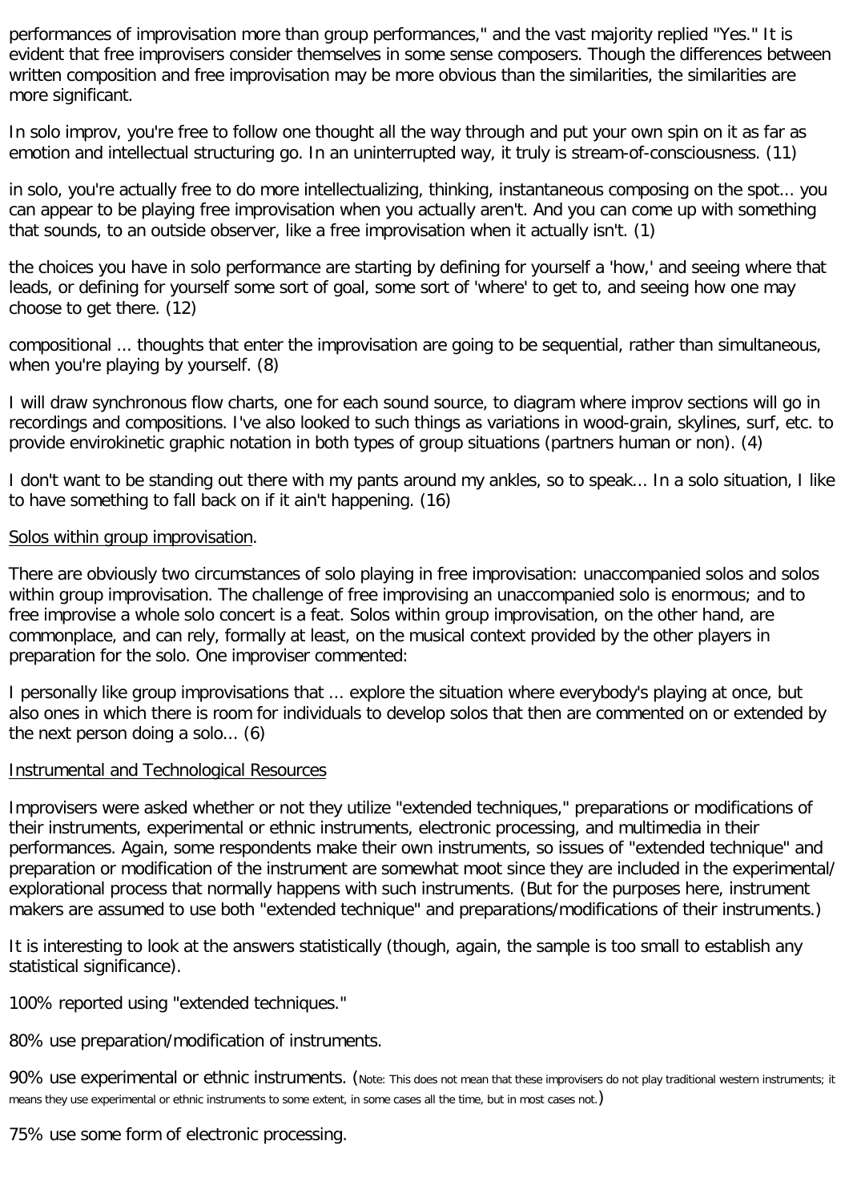performances of improvisation more than group performances," and the vast majority replied "Yes." It is evident that free improvisers consider themselves in some sense composers. Though the differences between written composition and free improvisation may be more obvious than the similarities, the similarities are more significant.

In solo improv, you're free to follow one thought all the way through and put your own spin on it as far as emotion and intellectual structuring go. In an uninterrupted way, it truly is stream-of-consciousness. (11)

in solo, you're actually free to do more intellectualizing, thinking, instantaneous composing on the spot... you can appear to be playing free improvisation when you actually aren't. And you can come up with something that sounds, to an outside observer, like a free improvisation when it actually isn't. (1)

the choices you have in solo performance are starting by defining for yourself a 'how,' and seeing where that leads, or defining for yourself some sort of goal, some sort of 'where' to get to, and seeing how one may choose to get there. (12)

compositional ... thoughts that enter the improvisation are going to be sequential, rather than simultaneous, when you're playing by yourself. (8)

I will draw synchronous flow charts, one for each sound source, to diagram where improv sections will go in recordings and compositions. I've also looked to such things as variations in wood-grain, skylines, surf, etc. to provide envirokinetic graphic notation in both types of group situations (partners human or non). (4)

I don't want to be standing out there with my pants around my ankles, so to speak... In a solo situation, I like to have something to fall back on if it ain't happening. (16)

Solos within group improvisation.

There are obviously two circumstances of solo playing in free improvisation: unaccompanied solos and solos within group improvisation. The challenge of free improvising an unaccompanied solo is enormous; and to free improvise a whole solo concert is a feat. Solos within group improvisation, on the other hand, are commonplace, and can rely, formally at least, on the musical context provided by the other players in preparation for the solo. One improviser commented:

I personally like group improvisations that ... explore the situation where everybody's playing at once, but also ones in which there is room for individuals to develop solos that then are commented on or extended by the next person doing a solo... (6)

Instrumental and Technological Resources

Improvisers were asked whether or not they utilize "extended techniques," preparations or modifications of their instruments, experimental or ethnic instruments, electronic processing, and multimedia in their performances. Again, some respondents make their own instruments, so issues of "extended technique" and preparation or modification of the instrument are somewhat moot since they are included in the experimental/explorational process that normally happens with such instruments. (But for the purposes here, instrument makers are assumed to use both "extended technique" and preparations/modifications of their instruments.)

It is interesting to look at the answers statistically (though, again, the sample is too small to establish any statistical significance).

100% reported using "extended techniques."

80% use preparation/modification of instruments.

90% use experimental or ethnic instruments. (Note: This does not mean that these improvisers do not play traditional western instruments; it means they use experimental or ethnic instruments to some extent, in some cases all the time, but in most cases not.)

75% use some form of electronic processing.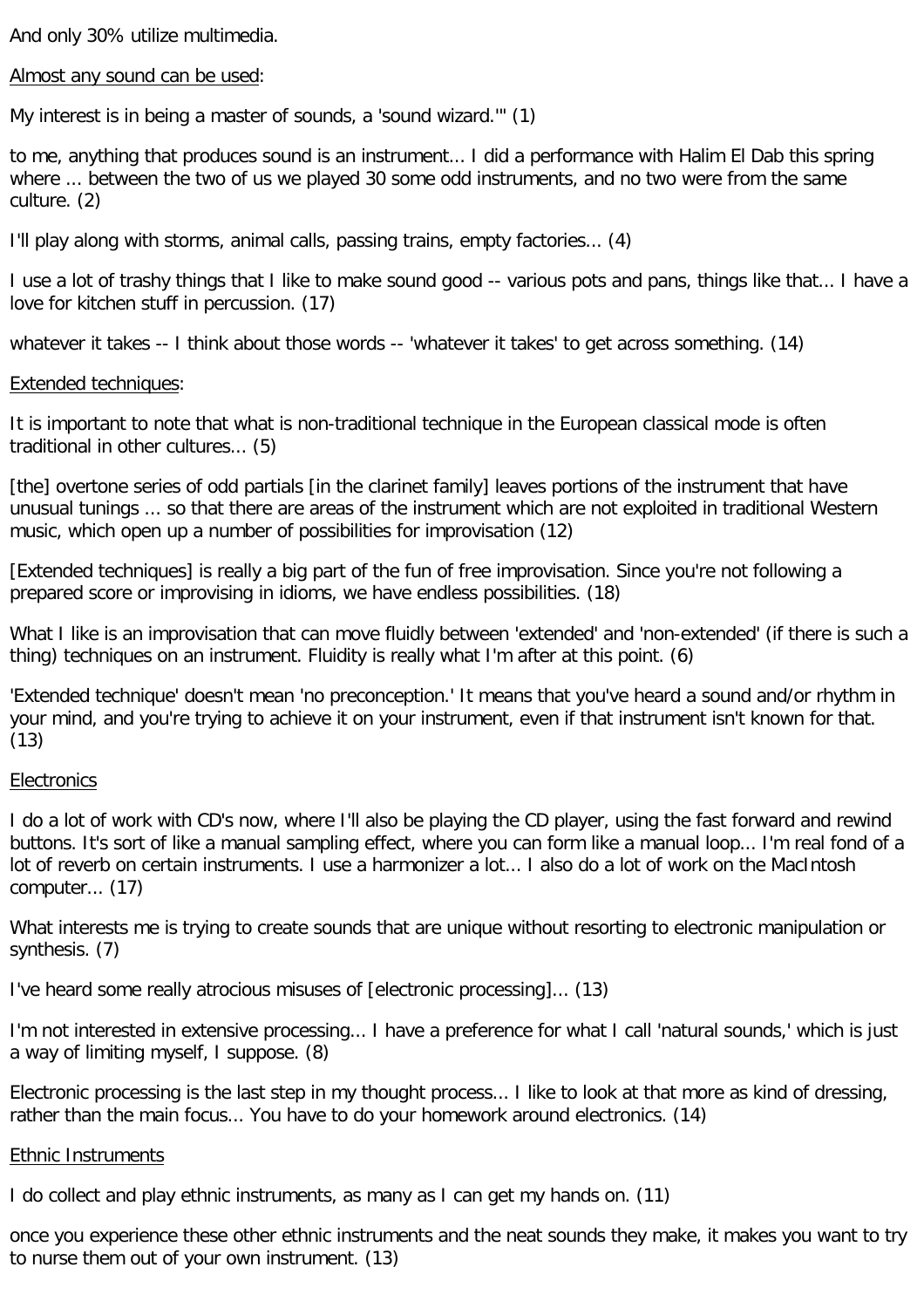And only 30% utilize multimedia.

<u>Almost any sound can be used</u>:

My interest is in being a master of sounds, a 'sound wizard.'" (1)

to me, anything that produces sound is an instrument... I did a performance with Halim El Dab this spring where ... between the two of us we played 30 some odd instruments, and no two were from the same culture. (2)

I'll play along with storms, animal calls, passing trains, empty factories... (4)

I use a lot of trashy things that I like to make sound good -- various pots and pans, things like that... I have a love for kitchen stuff in percussion. (17)

whatever it takes -- I think about those words -- 'whatever it takes' to get across something. (14)

<u>Extended techniques</u>:

It is important to note that what is non-traditional technique in the European classical mode is often traditional in other cultures... (5)

[the] overtone series of odd partials [in the clarinet family] leaves portions of the instrument that have unusual tunings ... so that there are areas of the instrument which are not exploited in traditional Western music, which open up a number of possibilities for improvisation (12)

[Extended techniques] is really a big part of the fun of free improvisation. Since you're not following a prepared score or improvising in idioms, we have endless possibilities. (18)

What I like is an improvisation that can move fluidly between 'extended' and 'non-extended' (if there is such a thing) techniques on an instrument. Fluidity is really what I'm after at this point. (6)

'Extended technique' doesn't mean 'no preconception.' It means that you've heard a sound and/or rhythm in your mind, and you're trying to achieve it on your instrument, even if that instrument isn't known for that. (13)

<u>Electronics</u>

I do a lot of work with CD's now, where I'll also be playing the CD player, using the fast forward and rewind buttons. It's sort of like a manual sampling effect, where you can form like a manual loop... I'm real fond of a lot of reverb on certain instruments. I use a harmonizer a lot... I also do a lot of work on the MacIntosh computer... (17)

What interests me is trying to create sounds that are unique without resorting to electronic manipulation or synthesis. (7)

I've heard some really atrocious misuses of [electronic processing]... (13)

I'm not interested in extensive processing... I have a preference for what I call 'natural sounds,' which is just a way of limiting myself, I suppose. (8)

Electronic processing is the last step in my thought process... I like to look at that more as kind of dressing, rather than the main focus... You have to do your homework around electronics. (14)

<u>Ethnic Instruments</u>

I do collect and play ethnic instruments, as many as I can get my hands on. (11)

once you experience these other ethnic instruments and the neat sounds they make, it makes you want to try to nurse them out of your own instrument. (13)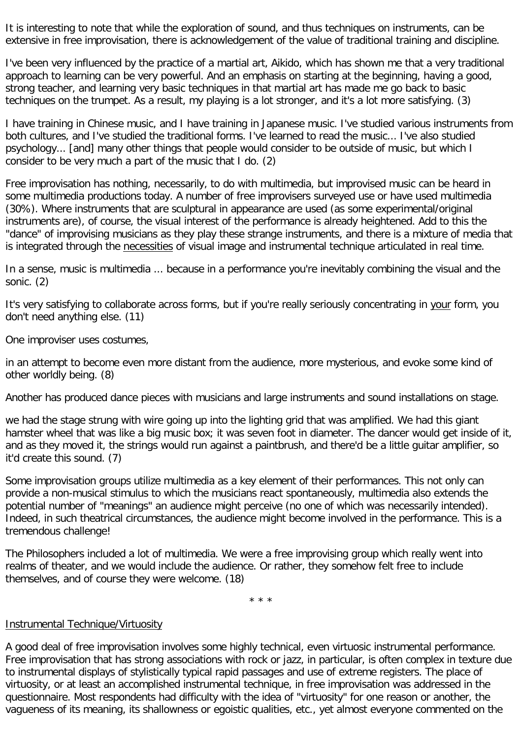It is interesting to note that while the exploration of sound, and thus techniques on instruments, can be extensive in free improvisation, there is acknowledgement of the value of traditional training and discipline.

I've been very influenced by the practice of a martial art, Aikido, which has shown me that a very traditional approach to learning can be very powerful. And an emphasis on starting at the beginning, having a good, strong teacher, and learning very basic techniques in that martial art has made me go back to basic techniques on the trumpet. As a result, my playing is a lot stronger, and it's a lot more satisfying. (3)

I have training in Chinese music, and I have training in Japanese music. I've studied various instruments from both cultures, and I've studied the traditional forms. I've learned to read the music... I've also studied psychology... [and] many other things that people would consider to be outside of music, but which I consider to be very much a part of the music that I do. (2)

Free improvisation has nothing, necessarily, to do with multimedia, but improvised music can be heard in some multimedia productions today. A number of free improvisers surveyed use or have used multimedia (30%). Where instruments that are sculptural in appearance are used (as some experimental/original instruments are), of course, the visual interest of the performance is already heightened. Add to this the "dance" of improvising musicians as they play these strange instruments, and there is a mixture of media that is integrated through the <u>necessities</u> of visual image and instrumental technique articulated in real time.

In a sense, music is multimedia ... because in a performance you're inevitably combining the visual and the sonic. (2)

It's very satisfying to collaborate across forms, but if you're really seriously concentrating in <u>your</u> form, you don't need anything else. (11)

One improviser uses costumes,

in an attempt to become even more distant from the audience, more mysterious, and evoke some kind of other worldly being. (8)

Another has produced dance pieces with musicians and large instruments and sound installations on stage.

we had the stage strung with wire going up into the lighting grid that was amplified. We had this giant hamster wheel that was like a big music box; it was seven foot in diameter. The dancer would get inside of it, and as they moved it, the strings would run against a paintbrush, and there'd be a little guitar amplifier, so it'd create this sound. (7)

Some improvisation groups utilize multimedia as a key element of their performances. This not only can provide a non-musical stimulus to which the musicians react spontaneously, multimedia also extends the potential number of "meanings" an audience might perceive (no one of which was necessarily intended). Indeed, in such theatrical circumstances, the audience might become involved in the performance. This is a tremendous challenge!

The Philosophers included a lot of multimedia. We were a free improvising group which really went into realms of theater, and we would include the audience. Or rather, they somehow felt free to include themselves, and of course they were welcome. (18)

\* \* \*

<u>Instrumental Technique/Virtuosity</u>

A good deal of free improvisation involves some highly technical, even virtuosic instrumental performance. Free improvisation that has strong associations with rock or jazz, in particular, is often complex in texture due to instrumental displays of stylistically typical rapid passages and use of extreme registers. The place of virtuosity, or at least an accomplished instrumental technique, in free improvisation was addressed in the questionnaire. Most respondents had difficulty with the idea of "virtuosity" for one reason or another, the vagueness of its meaning, its shallowness or egoistic qualities, etc., yet almost everyone commented on the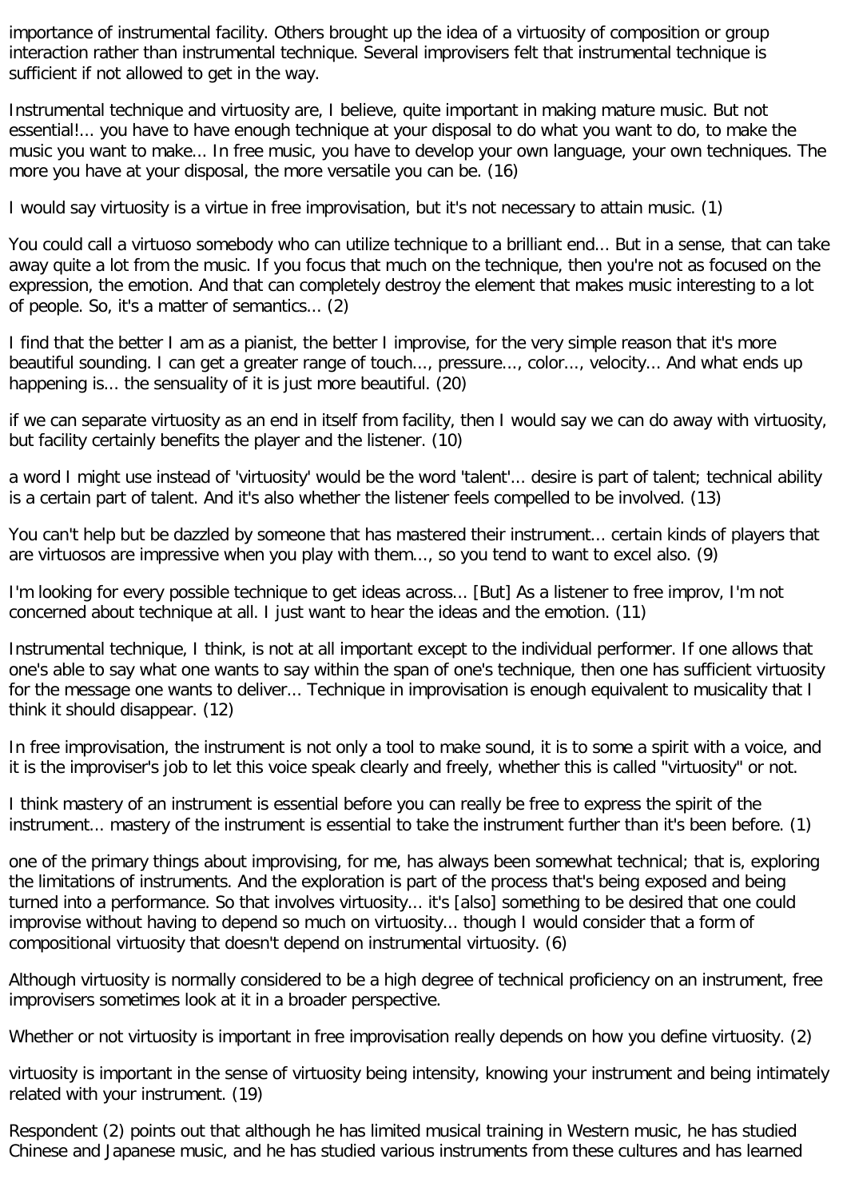importance of instrumental facility. Others brought up the idea of a virtuosity of composition or group interaction rather than instrumental technique. Several improvisers felt that instrumental technique is sufficient if not allowed to get in the way.

Instrumental technique and virtuosity are, I believe, quite important in making mature music. But not essential!... you have to have enough technique at your disposal to do what you want to do, to make the music you want to make... In free music, you have to develop your own language, your own techniques. The more you have at your disposal, the more versatile you can be. (16)

I would say virtuosity is a virtue in free improvisation, but it's not necessary to attain music. (1)

You could call a virtuoso somebody who can utilize technique to a brilliant end... But in a sense, that can take away quite a lot from the music. If you focus that much on the technique, then you're not as focused on the expression, the emotion. And that can completely destroy the element that makes music interesting to a lot of people. So, it's a matter of semantics... (2)

I find that the better I am as a pianist, the better I improvise, for the very simple reason that it's more beautiful sounding. I can get a greater range of touch..., pressure..., color..., velocity... And what ends up happening is... the sensuality of it is just more beautiful. (20)

if we can separate virtuosity as an end in itself from facility, then I would say we can do away with virtuosity, but facility certainly benefits the player and the listener. (10)

a word I might use instead of 'virtuosity' would be the word 'talent'... desire is part of talent; technical ability is a certain part of talent. And it's also whether the listener feels compelled to be involved. (13)

You can't help but be dazzled by someone that has mastered their instrument... certain kinds of players that are virtuosos are impressive when you play with them..., so you tend to want to excel also. (9)

I'm looking for every possible technique to get ideas across... [But] As a listener to free improv, I'm not concerned about technique at all. I just want to hear the ideas and the emotion. (11)

Instrumental technique, I think, is not at all important except to the individual performer. If one allows that one's able to say what one wants to say within the span of one's technique, then one has sufficient virtuosity for the message one wants to deliver... Technique in improvisation is enough equivalent to musicality that I think it should disappear. (12)

In free improvisation, the instrument is not only a tool to make sound, it is to some a spirit with a voice, and it is the improviser's job to let this voice speak clearly and freely, whether this is called "virtuosity" or not.

I think mastery of an instrument is essential before you can really be free to express the spirit of the instrument... mastery of the instrument is essential to take the instrument further than it's been before. (1)

one of the primary things about improvising, for me, has always been somewhat technical; that is, exploring the limitations of instruments. And the exploration is part of the process that's being exposed and being turned into a performance. So that involves virtuosity... it's [also] something to be desired that one could improvise without having to depend so much on virtuosity... though I would consider that a form of compositional virtuosity that doesn't depend on instrumental virtuosity. (6)

Although virtuosity is normally considered to be a high degree of technical proficiency on an instrument, free improvisers sometimes look at it in a broader perspective.

Whether or not virtuosity is important in free improvisation really depends on how you define virtuosity. (2)

virtuosity is important in the sense of virtuosity being intensity, knowing your instrument and being intimately related with your instrument. (19)

Respondent (2) points out that although he has limited musical training in Western music, he has studied Chinese and Japanese music, and he has studied various instruments from these cultures and has learned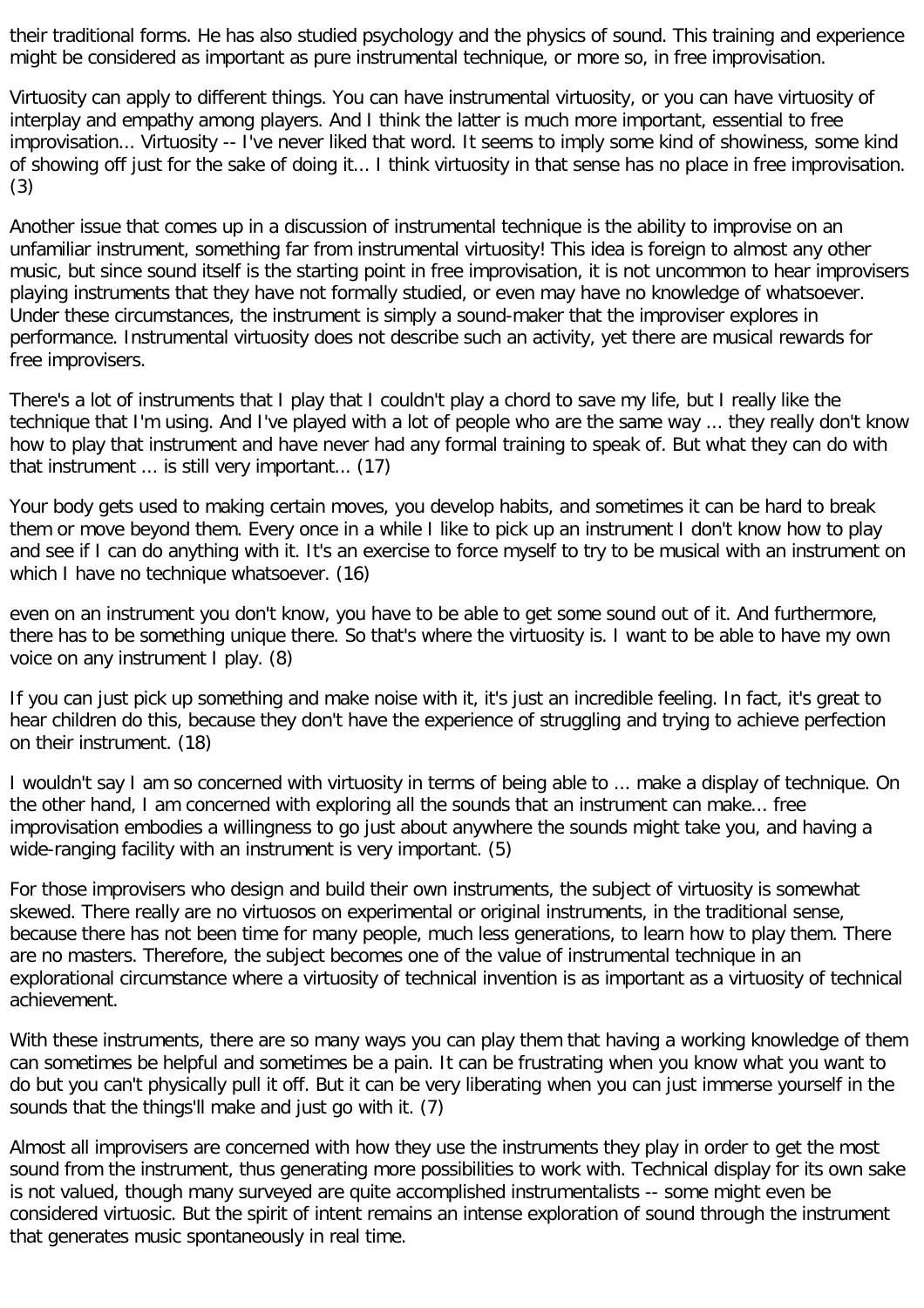their traditional forms. He has also studied psychology and the physics of sound. This training and experience might be considered as important as pure instrumental technique, or more so, in free improvisation.

Virtuosity can apply to different things. You can have instrumental virtuosity, or you can have virtuosity of interplay and empathy among players. And I think the latter is much more important, essential to free improvisation... Virtuosity -- I've never liked that word. It seems to imply some kind of showiness, some kind of showing off just for the sake of doing it... I think virtuosity in that sense has no place in free improvisation. (3)

Another issue that comes up in a discussion of instrumental technique is the ability to improvise on an unfamiliar instrument, something far from instrumental virtuosity! This idea is foreign to almost any other music, but since sound itself is the starting point in free improvisation, it is not uncommon to hear improvisers playing instruments that they have not formally studied, or even may have no knowledge of whatsoever. Under these circumstances, the instrument is simply a sound-maker that the improviser explores in performance. Instrumental virtuosity does not describe such an activity, yet there are musical rewards for free improvisers.

There's a lot of instruments that I play that I couldn't play a chord to save my life, but I really like the technique that I'm using. And I've played with a lot of people who are the same way ... they really don't know how to play that instrument and have never had any formal training to speak of. But what they can do with that instrument ... is still very important... (17)

Your body gets used to making certain moves, you develop habits, and sometimes it can be hard to break them or move beyond them. Every once in a while I like to pick up an instrument I don't know how to play and see if I can do anything with it. It's an exercise to force myself to try to be musical with an instrument on which I have no technique whatsoever. (16)

even on an instrument you don't know, you have to be able to get some sound out of it. And furthermore, there has to be something unique there. So that's where the virtuosity is. I want to be able to have my own voice on any instrument I play. (8)

If you can just pick up something and make noise with it, it's just an incredible feeling. In fact, it's great to hear children do this, because they don't have the experience of struggling and trying to achieve perfection on their instrument. (18)

I wouldn't say I am so concerned with virtuosity in terms of being able to ... make a display of technique. On the other hand, I am concerned with exploring all the sounds that an instrument can make... free improvisation embodies a willingness to go just about anywhere the sounds might take you, and having a wide-ranging facility with an instrument is very important. (5)

For those improvisers who design and build their own instruments, the subject of virtuosity is somewhat skewed. There really are no virtuosos on experimental or original instruments, in the traditional sense, because there has not been time for many people, much less generations, to learn how to play them. There are no masters. Therefore, the subject becomes one of the value of instrumental technique in an explorational circumstance where a virtuosity of technical invention is as important as a virtuosity of technical achievement.

With these instruments, there are so many ways you can play them that having a working knowledge of them can sometimes be helpful and sometimes be a pain. It can be frustrating when you know what you want to do but you can't physically pull it off. But it can be very liberating when you can just immerse yourself in the sounds that the things'll make and just go with it. (7)

Almost all improvisers are concerned with how they use the instruments they play in order to get the most sound from the instrument, thus generating more possibilities to work with. Technical display for its own sake is not valued, though many surveyed are quite accomplished instrumentalists -- some might even be considered virtuosic. But the spirit of intent remains an intense exploration of sound through the instrument that generates music spontaneously in real time.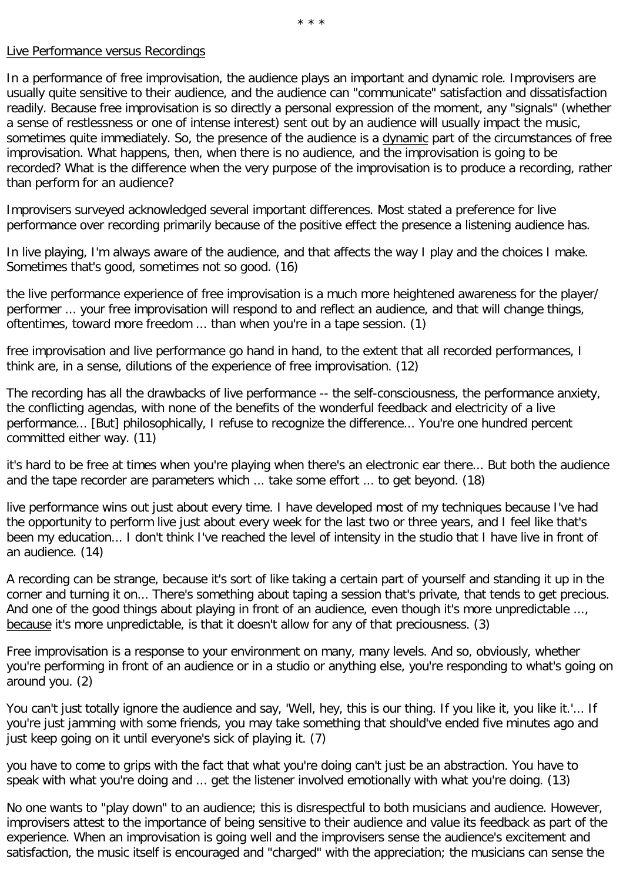\* \* \*

Live Performance versus Recordings

In a performance of free improvisation, the audience plays an important and dynamic role. Improvisers are usually quite sensitive to their audience, and the audience can "communicate" satisfaction and dissatisfaction readily. Because free improvisation is so directly a personal expression of the moment, any "signals" (whether a sense of restlessness or one of intense interest) sent out by an audience will usually impact the music, sometimes quite immediately. So, the presence of the audience is a dynamic part of the circumstances of free improvisation. What happens, then, when there is no audience, and the improvisation is going to be recorded? What is the difference when the very purpose of the improvisation is to produce a recording, rather than perform for an audience?

Improvisers surveyed acknowledged several important differences. Most stated a preference for live performance over recording primarily because of the positive effect the presence a listening audience has.

In live playing, I'm always aware of the audience, and that affects the way I play and the choices I make. Sometimes that's good, sometimes not so good. (16)

the live performance experience of free improvisation is a much more heightened awareness for the player/performer ... your free improvisation will respond to and reflect an audience, and that will change things, oftentimes, toward more freedom ... than when you're in a tape session. (1)

free improvisation and live performance go hand in hand, to the extent that all recorded performances, I think are, in a sense, dilutions of the experience of free improvisation. (12)

The recording has all the drawbacks of live performance -- the self-consciousness, the performance anxiety, the conflicting agendas, with none of the benefits of the wonderful feedback and electricity of a live performance... [But] philosophically, I refuse to recognize the difference... You're one hundred percent committed either way. (11)

it's hard to be free at times when you're playing when there's an electronic ear there... But both the audience and the tape recorder are parameters which ... take some effort ... to get beyond. (18)

live performance wins out just about every time. I have developed most of my techniques because I've had the opportunity to perform live just about every week for the last two or three years, and I feel like that's been my education... I don't think I've reached the level of intensity in the studio that I have live in front of an audience. (14)

A recording can be strange, because it's sort of like taking a certain part of yourself and standing it up in the corner and turning it on... There's something about taping a session that's private, that tends to get precious. And one of the good things about playing in front of an audience, even though it's more unpredictable ..., because it's more unpredictable, is that it doesn't allow for any of that preciousness. (3)

Free improvisation is a response to your environment on many, many levels. And so, obviously, whether you're performing in front of an audience or in a studio or anything else, you're responding to what's going on around you. (2)

You can't just totally ignore the audience and say, 'Well, hey, this is our thing. If you like it, you like it.'... If you're just jamming with some friends, you may take something that should've ended five minutes ago and just keep going on it until everyone's sick of playing it. (7)

you have to come to grips with the fact that what you're doing can't just be an abstraction. You have to speak with what you're doing and ... get the listener involved emotionally with what you're doing. (13)

No one wants to "play down" to an audience; this is disrespectful to both musicians and audience. However, improvisers attest to the importance of being sensitive to their audience and value its feedback as part of the experience. When an improvisation is going well and the improvisers sense the audience's excitement and satisfaction, the music itself is encouraged and "charged" with the appreciation; the musicians can sense the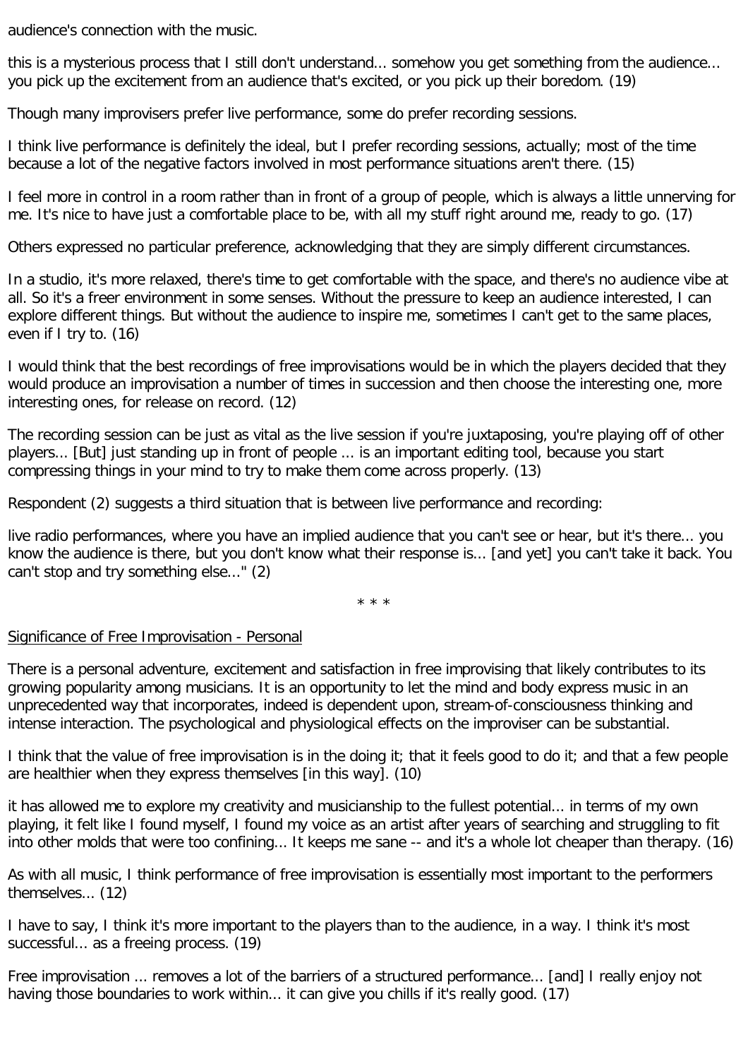audience's connection with the music.

this is a mysterious process that I still don't understand... somehow you get something from the audience... you pick up the excitement from an audience that's excited, or you pick up their boredom. (19)

Though many improvisers prefer live performance, some do prefer recording sessions.

I think live performance is definitely the ideal, but I prefer recording sessions, actually; most of the time because a lot of the negative factors involved in most performance situations aren't there. (15)

I feel more in control in a room rather than in front of a group of people, which is always a little unnerving for me. It's nice to have just a comfortable place to be, with all my stuff right around me, ready to go. (17)

Others expressed no particular preference, acknowledging that they are simply different circumstances.

In a studio, it's more relaxed, there's time to get comfortable with the space, and there's no audience vibe at all. So it's a freer environment in some senses. Without the pressure to keep an audience interested, I can explore different things. But without the audience to inspire me, sometimes I can't get to the same places, even if I try to. (16)

I would think that the best recordings of free improvisations would be in which the players decided that they would produce an improvisation a number of times in succession and then choose the interesting one, more interesting ones, for release on record. (12)

The recording session can be just as vital as the live session if you're juxtaposing, you're playing off of other players... [But] just standing up in front of people ... is an important editing tool, because you start compressing things in your mind to try to make them come across properly. (13)

Respondent (2) suggests a third situation that is between live performance and recording:

live radio performances, where you have an implied audience that you can't see or hear, but it's there... you know the audience is there, but you don't know what their response is... [and yet] you can't take it back. You can't stop and try something else..." (2)

\* \* \*

Significance of Free Improvisation - Personal

There is a personal adventure, excitement and satisfaction in free improvising that likely contributes to its growing popularity among musicians. It is an opportunity to let the mind and body express music in an unprecedented way that incorporates, indeed is dependent upon, stream-of-consciousness thinking and intense interaction. The psychological and physiological effects on the improviser can be substantial.

I think that the value of free improvisation is in the doing it; that it feels good to do it; and that a few people are healthier when they express themselves [in this way]. (10)

it has allowed me to explore my creativity and musicianship to the fullest potential... in terms of my own playing, it felt like I found myself, I found my voice as an artist after years of searching and struggling to fit into other molds that were too confining... It keeps me sane -- and it's a whole lot cheaper than therapy. (16)

As with all music, I think performance of free improvisation is essentially most important to the performers themselves... (12)

I have to say, I think it's more important to the players than to the audience, in a way. I think it's most successful... as a freeing process. (19)

Free improvisation ... removes a lot of the barriers of a structured performance... [and] I really enjoy not having those boundaries to work within... it can give you chills if it's really good. (17)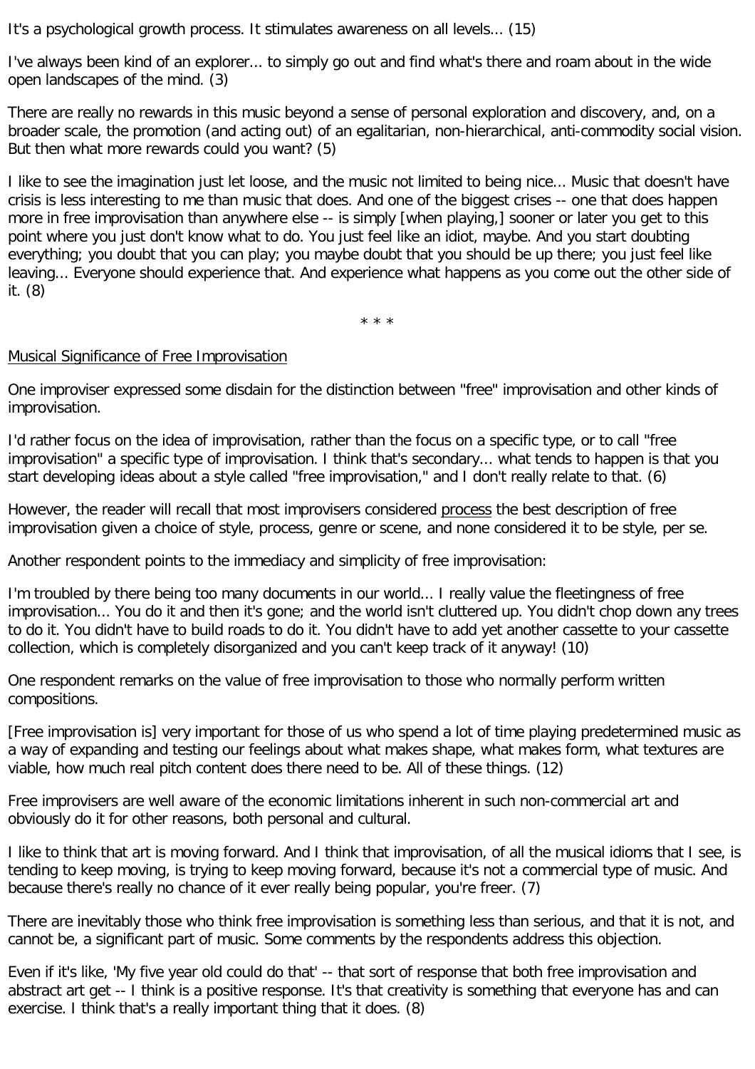It's a psychological growth process. It stimulates awareness on all levels... (15)

I've always been kind of an explorer... to simply go out and find what's there and roam about in the wide open landscapes of the mind. (3)

There are really no rewards in this music beyond a sense of personal exploration and discovery, and, on a broader scale, the promotion (and acting out) of an egalitarian, non-hierarchical, anti-commodity social vision. But then what more rewards could you want? (5)

I like to see the imagination just let loose, and the music not limited to being nice... Music that doesn't have crisis is less interesting to me than music that does. And one of the biggest crises -- one that does happen more in free improvisation than anywhere else -- is simply [when playing,] sooner or later you get to this point where you just don't know what to do. You just feel like an idiot, maybe. And you start doubting everything; you doubt that you can play; you maybe doubt that you should be up there; you just feel like leaving... Everyone should experience that. And experience what happens as you come out the other side of it. (8)

\* \* \*

<u>Musical Significance of Free Improvisation</u>

One improviser expressed some disdain for the distinction between "free" improvisation and other kinds of improvisation.

I'd rather focus on the idea of improvisation, rather than the focus on a specific type, or to call "free improvisation" a specific type of improvisation. I think that's secondary... what tends to happen is that you start developing ideas about a style called "free improvisation," and I don't really relate to that. (6)

However, the reader will recall that most improvisers considered <u>process</u> the best description of free improvisation given a choice of style, process, genre or scene, and none considered it to be style, per se.

Another respondent points to the immediacy and simplicity of free improvisation:

I'm troubled by there being too many documents in our world... I really value the fleetingness of free improvisation... You do it and then it's gone; and the world isn't cluttered up. You didn't chop down any trees to do it. You didn't have to build roads to do it. You didn't have to add yet another cassette to your cassette collection, which is completely disorganized and you can't keep track of it anyway! (10)

One respondent remarks on the value of free improvisation to those who normally perform written compositions.

[Free improvisation is] very important for those of us who spend a lot of time playing predetermined music as a way of expanding and testing our feelings about what makes shape, what makes form, what textures are viable, how much real pitch content does there need to be. All of these things. (12)

Free improvisers are well aware of the economic limitations inherent in such non-commercial art and obviously do it for other reasons, both personal and cultural.

I like to think that art is moving forward. And I think that improvisation, of all the musical idioms that I see, is tending to keep moving, is trying to keep moving forward, because it's not a commercial type of music. And because there's really no chance of it ever really being popular, you're freer. (7)

There are inevitably those who think free improvisation is something less than serious, and that it is not, and cannot be, a significant part of music. Some comments by the respondents address this objection.

Even if it's like, 'My five year old could do that' -- that sort of response that both free improvisation and abstract art get -- I think is a positive response. It's that creativity is something that everyone has and can exercise. I think that's a really important thing that it does. (8)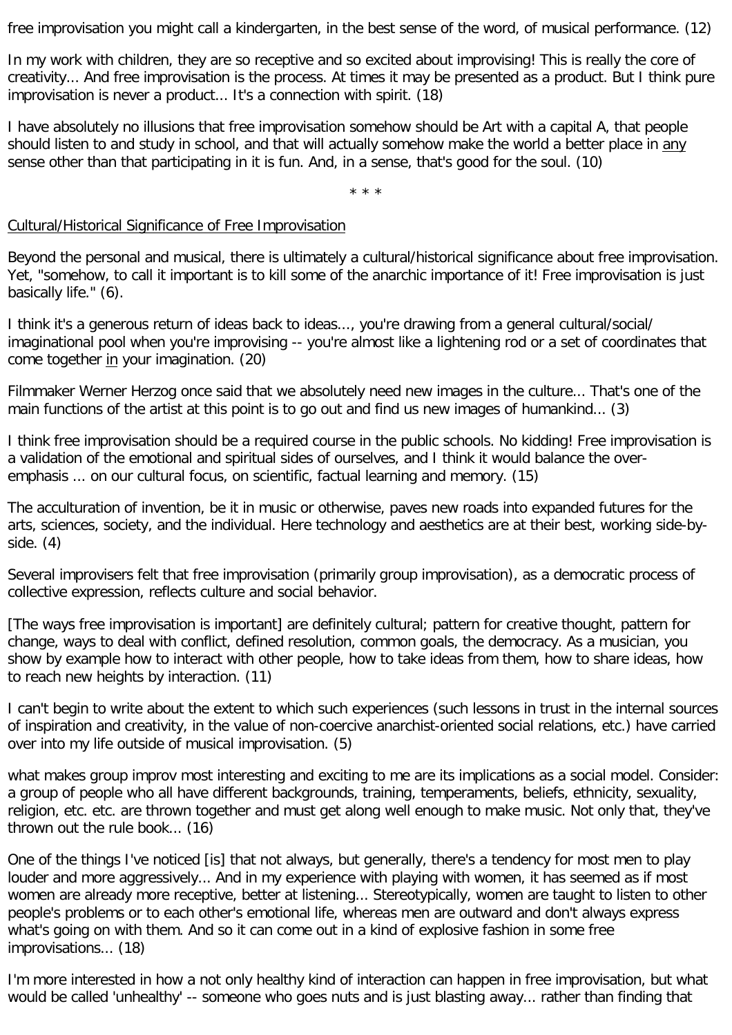free improvisation you might call a kindergarten, in the best sense of the word, of musical performance. (12)

In my work with children, they are so receptive and so excited about improvising! This is really the core of creativity... And free improvisation is the process. At times it may be presented as a product. But I think pure improvisation is never a product... It's a connection with spirit. (18)

I have absolutely no illusions that free improvisation somehow should be Art with a capital A, that people should listen to and study in school, and that will actually somehow make the world a better place in <u>any</u> sense other than that participating in it is fun. And, in a sense, that's good for the soul. (10)

\* \* \*

<u>Cultural/Historical Significance of Free Improvisation</u>

Beyond the personal and musical, there is ultimately a cultural/historical significance about free improvisation. Yet, "somehow, to call it important is to kill some of the anarchic importance of it! Free improvisation is just basically life." (6).

I think it's a generous return of ideas back to ideas..., you're drawing from a general cultural/social/imaginational pool when you're improvising -- you're almost like a lightening rod or a set of coordinates that come together <u>in</u> your imagination. (20)

Filmmaker Werner Herzog once said that we absolutely need new images in the culture... That's one of the main functions of the artist at this point is to go out and find us new images of humankind... (3)

I think free improvisation should be a required course in the public schools. No kidding! Free improvisation is a validation of the emotional and spiritual sides of ourselves, and I think it would balance the over-emphasis ... on our cultural focus, on scientific, factual learning and memory. (15)

The acculturation of invention, be it in music or otherwise, paves new roads into expanded futures for the arts, sciences, society, and the individual. Here technology and aesthetics are at their best, working side-by-side. (4)

Several improvisers felt that free improvisation (primarily group improvisation), as a democratic process of collective expression, reflects culture and social behavior.

[The ways free improvisation is important] are definitely cultural; pattern for creative thought, pattern for change, ways to deal with conflict, defined resolution, common goals, the democracy. As a musician, you show by example how to interact with other people, how to take ideas from them, how to share ideas, how to reach new heights by interaction. (11)

I can't begin to write about the extent to which such experiences (such lessons in trust in the internal sources of inspiration and creativity, in the value of non-coercive anarchist-oriented social relations, etc.) have carried over into my life outside of musical improvisation. (5)

what makes group improv most interesting and exciting to me are its implications as a social model. Consider: a group of people who all have different backgrounds, training, temperaments, beliefs, ethnicity, sexuality, religion, etc. etc. are thrown together and must get along well enough to make music. Not only that, they've thrown out the rule book... (16)

One of the things I've noticed [is] that not always, but generally, there's a tendency for most men to play louder and more aggressively... And in my experience with playing with women, it has seemed as if most women are already more receptive, better at listening... Stereotypically, women are taught to listen to other people's problems or to each other's emotional life, whereas men are outward and don't always express what's going on with them. And so it can come out in a kind of explosive fashion in some free improvisations... (18)

I'm more interested in how a not only healthy kind of interaction can happen in free improvisation, but what would be called 'unhealthy' -- someone who goes nuts and is just blasting away... rather than finding that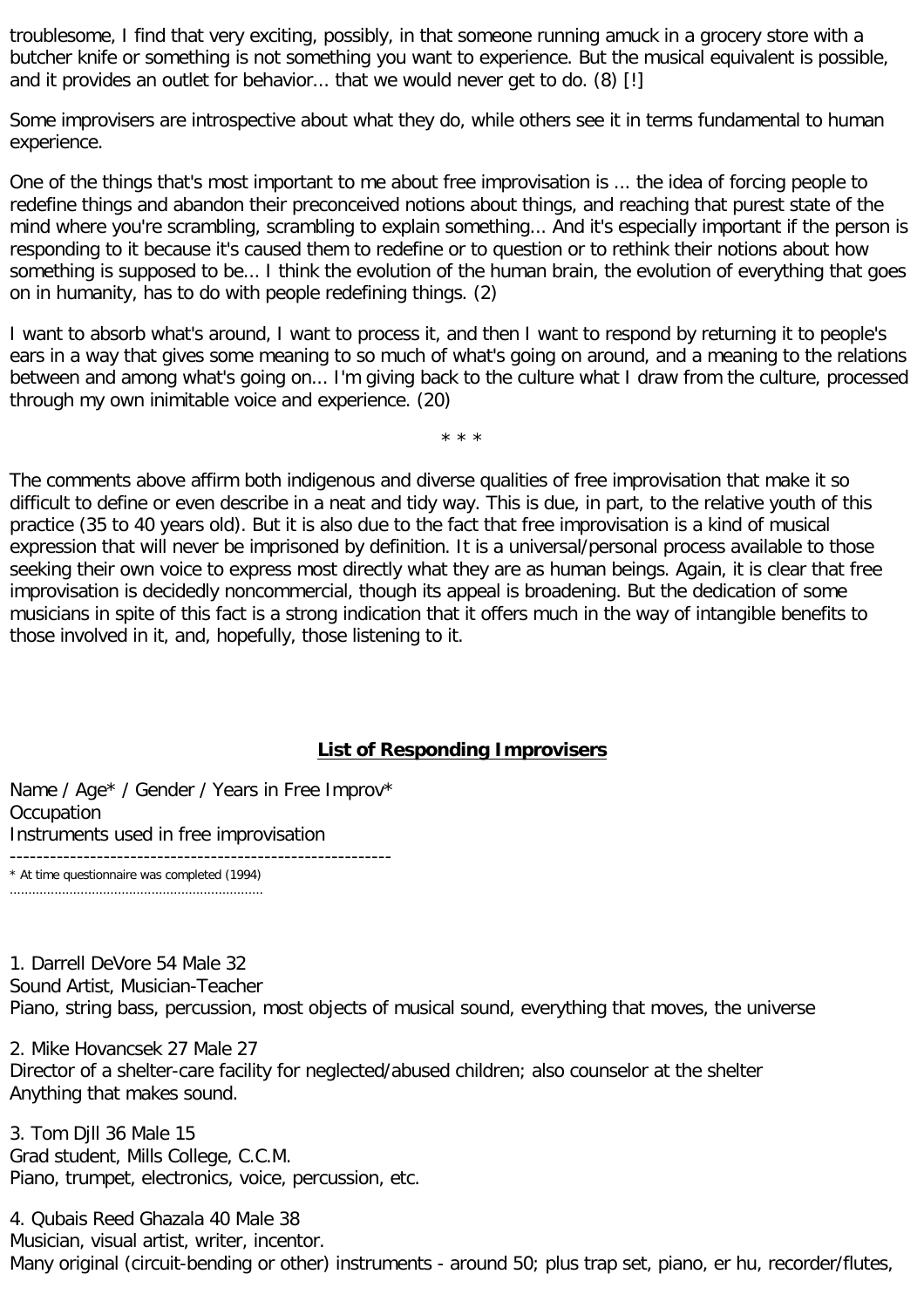troublesome, I find that very exciting, possibly, in that someone running amuck in a grocery store with a butcher knife or something is not something you want to experience. But the musical equivalent is possible, and it provides an outlet for behavior... that we would never get to do. (8) [!]

Some improvisers are introspective about what they do, while others see it in terms fundamental to human experience.

One of the things that's most important to me about free improvisation is ... the idea of forcing people to redefine things and abandon their preconceived notions about things, and reaching that purest state of the mind where you're scrambling, scrambling to explain something... And it's especially important if the person is responding to it because it's caused them to redefine or to question or to rethink their notions about how something is supposed to be... I think the evolution of the human brain, the evolution of everything that goes on in humanity, has to do with people redefining things. (2)

I want to absorb what's around, I want to process it, and then I want to respond by returning it to people's ears in a way that gives some meaning to so much of what's going on around, and a meaning to the relations between and among what's going on... I'm giving back to the culture what I draw from the culture, processed through my own inimitable voice and experience. (20)

\* \* \*

The comments above affirm both indigenous and diverse qualities of free improvisation that make it so difficult to define or even describe in a neat and tidy way. This is due, in part, to the relative youth of this practice (35 to 40 years old). But it is also due to the fact that free improvisation is a kind of musical expression that will never be imprisoned by definition. It is a universal/personal process available to those seeking their own voice to express most directly what they are as human beings. Again, it is clear that free improvisation is decidedly noncommercial, though its appeal is broadening. But the dedication of some musicians in spite of this fact is a strong indication that it offers much in the way of intangible benefits to those involved in it, and, hopefully, those listening to it.

## **List of Responding Improvisers**

Name / Age* / Gender / Years in Free Improv*
Occupation
Instruments used in free improvisation

---

\* At time questionnaire was completed (1994)

1. Darrell DeVore 54 Male 32
Sound Artist, Musician-Teacher
Piano, string bass, percussion, most objects of musical sound, everything that moves, the universe

2. Mike Hovancsek 27 Male 27
Director of a shelter-care facility for neglected/abused children; also counselor at the shelter
Anything that makes sound.

3. Tom Djll 36 Male 15
Grad student, Mills College, C.C.M.
Piano, trumpet, electronics, voice, percussion, etc.

4. Qubais Reed Ghazala 40 Male 38
Musician, visual artist, writer, incentor.
Many original (circuit-bending or other) instruments - around 50; plus trap set, piano, er hu, recorder/flutes,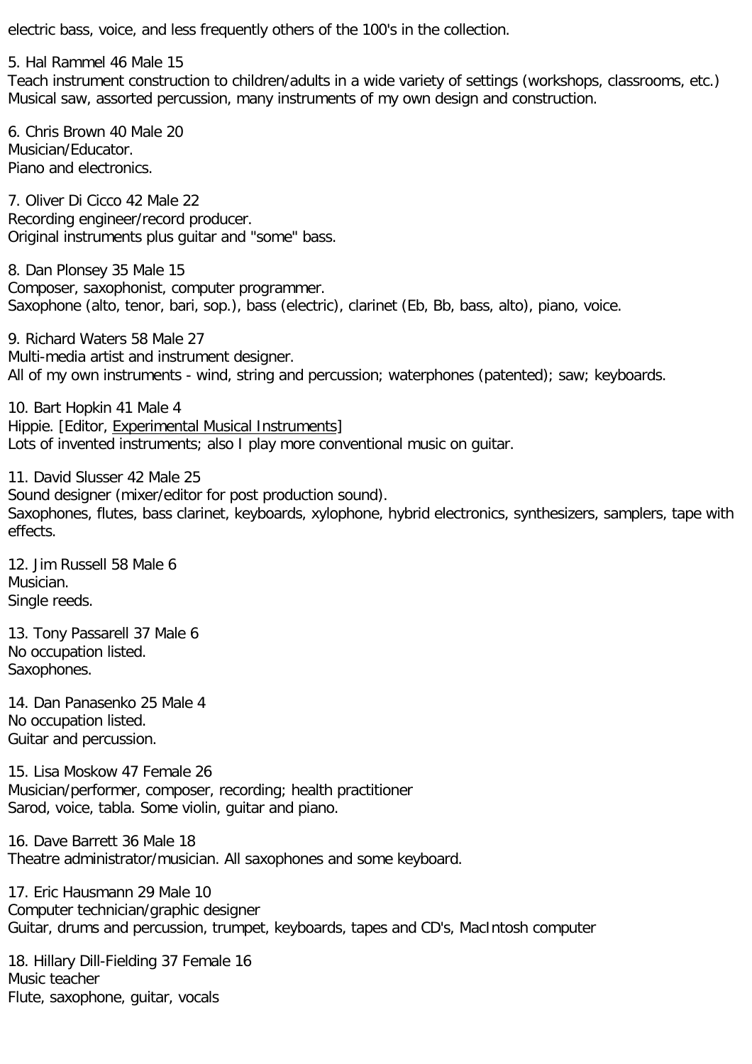electric bass, voice, and less frequently others of the 100's in the collection.

5. Hal Rammel 46 Male 15
Teach instrument construction to children/adults in a wide variety of settings (workshops, classrooms, etc.)
Musical saw, assorted percussion, many instruments of my own design and construction.

6. Chris Brown 40 Male 20
Musician/Educator.
Piano and electronics.

7. Oliver Di Cicco 42 Male 22
Recording engineer/record producer.
Original instruments plus guitar and "some" bass.

8. Dan Plonsey 35 Male 15
Composer, saxophonist, computer programmer.
Saxophone (alto, tenor, bari, sop.), bass (electric), clarinet (Eb, Bb, bass, alto), piano, voice.

9. Richard Waters 58 Male 27
Multi-media artist and instrument designer.
All of my own instruments - wind, string and percussion; waterphones (patented); saw; keyboards.

10. Bart Hopkin 41 Male 4
Hippie. [Editor, Experimental Musical Instruments]
Lots of invented instruments; also I play more conventional music on guitar.

11. David Slusser 42 Male 25
Sound designer (mixer/editor for post production sound).
Saxophones, flutes, bass clarinet, keyboards, xylophone, hybrid electronics, synthesizers, samplers, tape with effects.

12. Jim Russell 58 Male 6
Musician.
Single reeds.

13. Tony Passarell 37 Male 6
No occupation listed.
Saxophones.

14. Dan Panasenko 25 Male 4
No occupation listed.
Guitar and percussion.

15. Lisa Moskow 47 Female 26
Musician/performer, composer, recording; health practitioner
Sarod, voice, tabla. Some violin, guitar and piano.

16. Dave Barrett 36 Male 18
Theatre administrator/musician. All saxophones and some keyboard.

17. Eric Hausmann 29 Male 10
Computer technician/graphic designer
Guitar, drums and percussion, trumpet, keyboards, tapes and CD's, MacIntosh computer

18. Hillary Dill-Fielding 37 Female 16
Music teacher
Flute, saxophone, guitar, vocals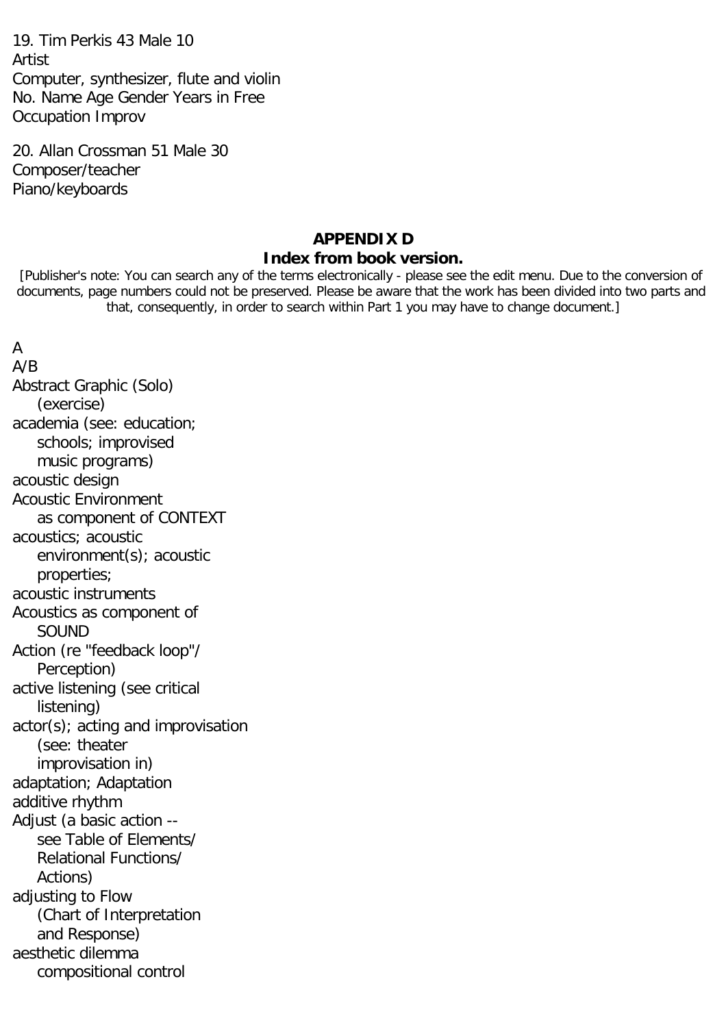19. Tim Perkis 43 Male 10
Artist
Computer, synthesizer, flute and violin
No. Name Age Gender Years in Free
Occupation Improv

20. Allan Crossman 51 Male 30
Composer/teacher
Piano/keyboards

## APPENDIX D
### Index from book version.

[Publisher's note: You can search any of the terms electronically - please see the edit menu. Due to the conversion of documents, page numbers could not be preserved. Please be aware that the work has been divided into two parts and that, consequently, in order to search within Part 1 you may have to change document.]

A
A/B
Abstract Graphic (Solo)
    (exercise)
academia (see: education;
    schools; improvised
    music programs)
acoustic design
Acoustic Environment
    as component of CONTEXT
acoustics; acoustic
    environment(s); acoustic
    properties;
acoustic instruments
Acoustics as component of
    SOUND
Action (re "feedback loop"/
    Perception)
active listening (see critical
    listening)
actor(s); acting and improvisation
    (see: theater
    improvisation in)
adaptation; Adaptation
additive rhythm
Adjust (a basic action --
    see Table of Elements/
    Relational Functions/
    Actions)
adjusting to Flow
    (Chart of Interpretation
    and Response)
aesthetic dilemma
    compositional control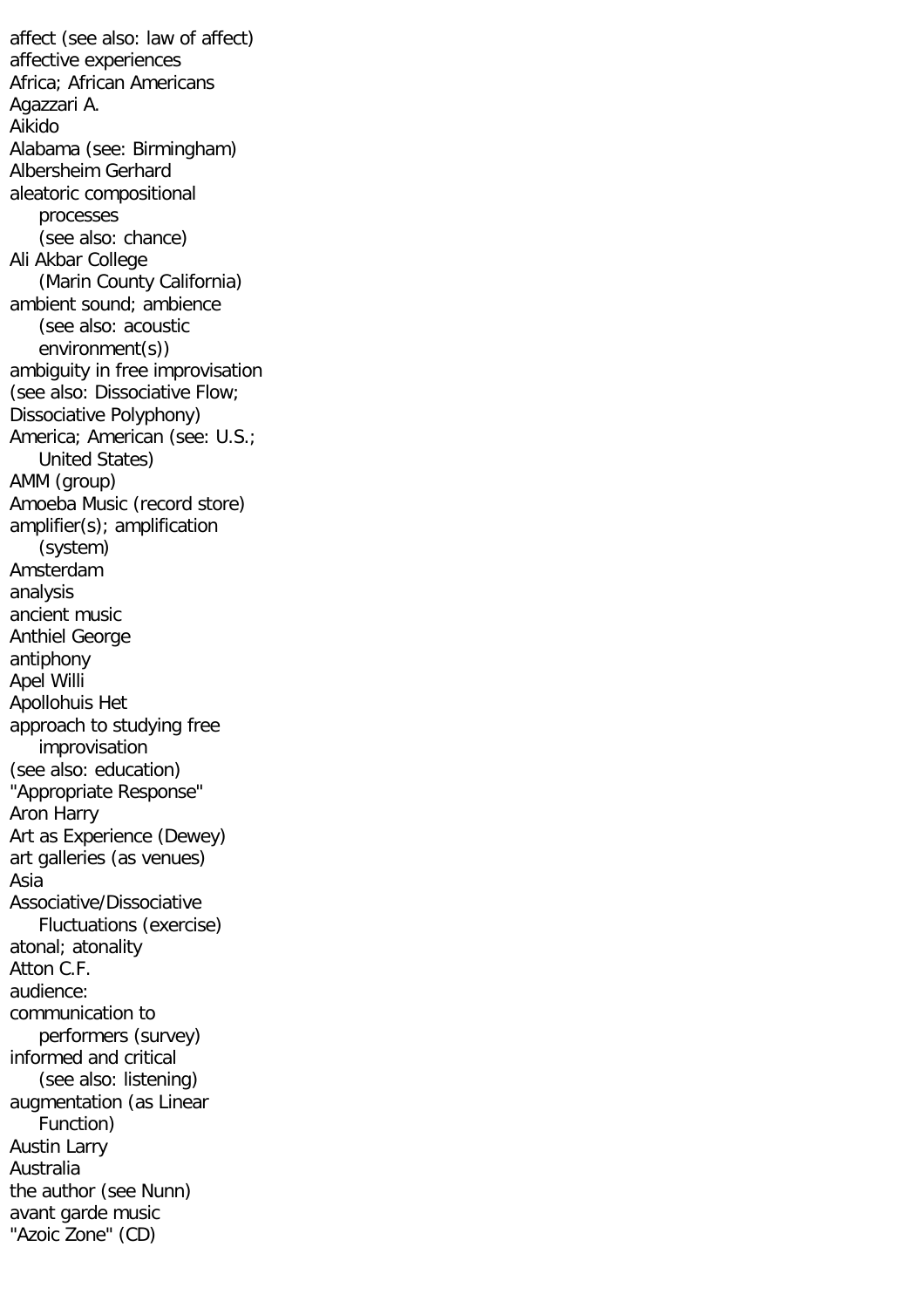affect (see also: law of affect)
affective experiences
Africa; African Americans
Agazzari A.
Aikido
Alabama (see: Birmingham)
Albersheim Gerhard
aleatoric compositional
    processes
    (see also: chance)
Ali Akbar College
    (Marin County California)
ambient sound; ambience
    (see also: acoustic
    environment(s))
ambiguity in free improvisation
(see also: Dissociative Flow;
Dissociative Polyphony)
America; American (see: U.S.;
    United States)
AMM (group)
Amoeba Music (record store)
amplifier(s); amplification
    (system)
Amsterdam
analysis
ancient music
Anthiel George
antiphony
Apel Willi
Apollohuis Het
approach to studying free
    improvisation
(see also: education)
"Appropriate Response"
Aron Harry
Art as Experience (Dewey)
art galleries (as venues)
Asia
Associative/Dissociative
    Fluctuations (exercise)
atonal; atonality
Atton C.F.
audience:
communication to
    performers (survey)
informed and critical
    (see also: listening)
augmentation (as Linear
    Function)
Austin Larry
Australia
the author (see Nunn)
avant garde music
"Azoic Zone" (CD)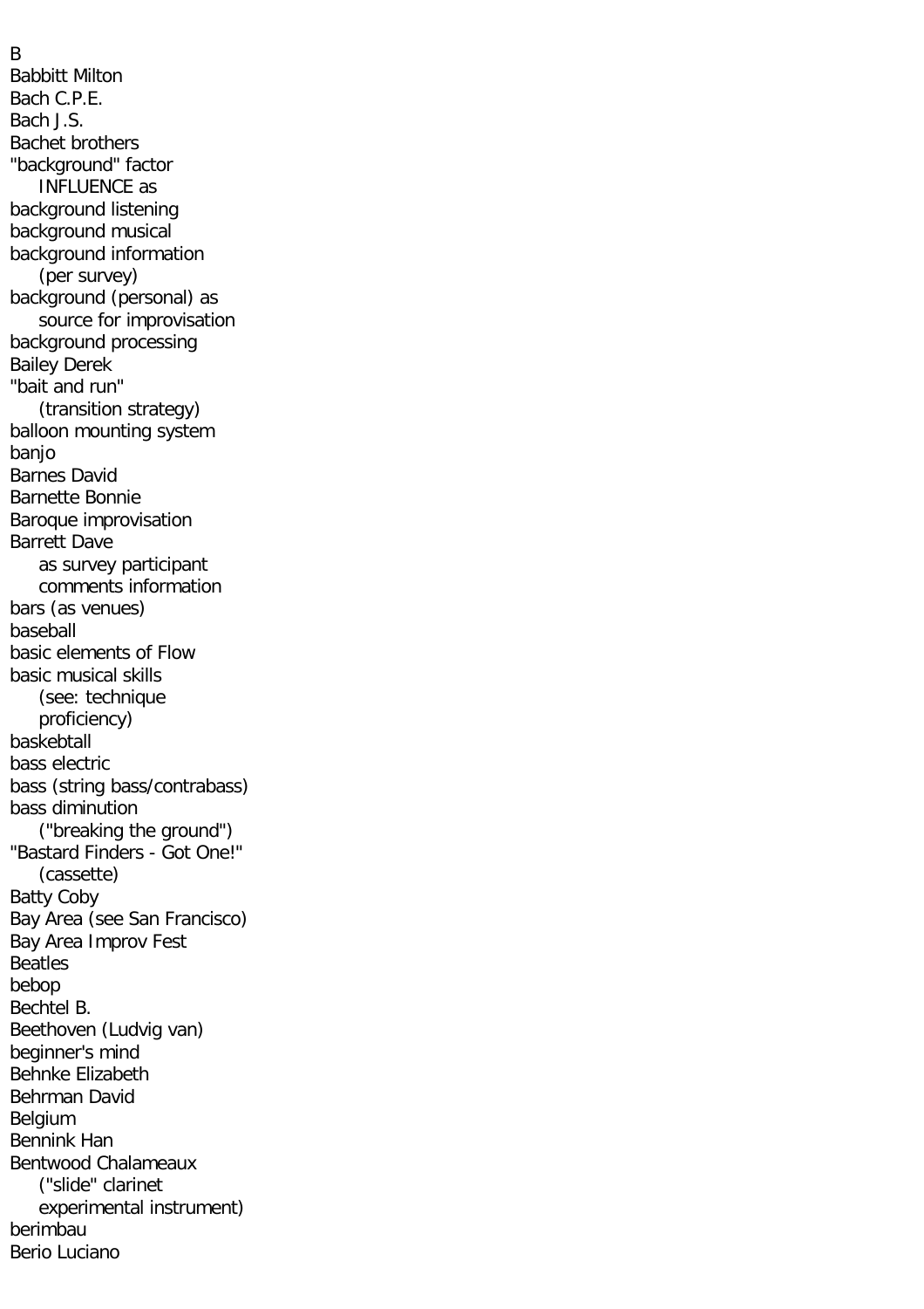B

Babbitt Milton  
Bach C.P.E.  
Bach J.S.  
Bachet brothers  
"background" factor  
    INFLUENCE as  
background listening  
background musical  
background information  
    (per survey)  
background (personal) as  
    source for improvisation  
background processing  
Bailey Derek  
"bait and run"  
    (transition strategy)  
balloon mounting system  
banjo  
Barnes David  
Barnette Bonnie  
Baroque improvisation  
Barrett Dave  
    as survey participant  
    comments information  
bars (as venues)  
baseball  
basic elements of Flow  
basic musical skills  
    (see: technique  
    proficiency)  
baskebtall  
bass electric  
bass (string bass/contrabass)  
bass diminution  
    ("breaking the ground")  
"Bastard Finders - Got One!"  
    (cassette)  
Batty Coby  
Bay Area (see San Francisco)  
Bay Area Improv Fest  
Beatles  
bebop  
Bechtel B.  
Beethoven (Ludvig van)  
beginner's mind  
Behnke Elizabeth  
Behrman David  
Belgium  
Bennink Han  
Bentwood Chalameaux  
    ("slide" clarinet  
    experimental instrument)  
berimbau  
Berio Luciano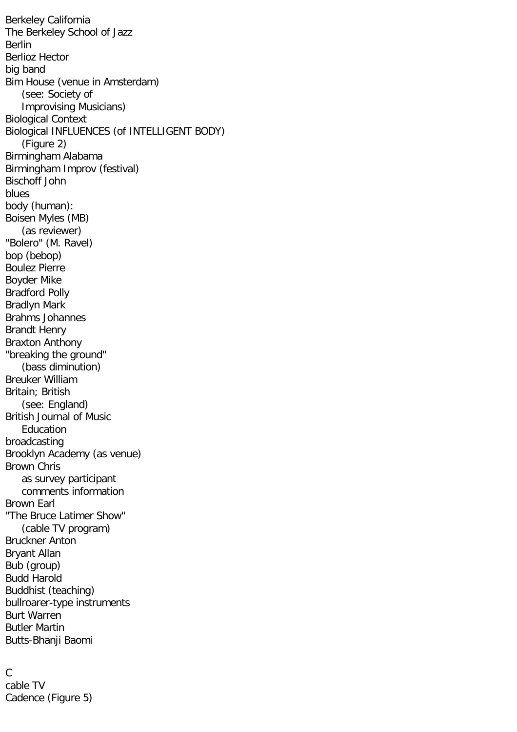Berkeley California
The Berkeley School of Jazz
Berlin
Berlioz Hector
big band
Bim House (venue in Amsterdam)
    (see: Society of
    Improvising Musicians)
Biological Context
Biological INFLUENCES (of INTELLIGENT BODY)
    (Figure 2)
Birmingham Alabama
Birmingham Improv (festival)
Bischoff John
blues
body (human):
Boisen Myles (MB)
    (as reviewer)
"Bolero" (M. Ravel)
bop (bebop)
Boulez Pierre
Boyder Mike
Bradford Polly
Bradlyn Mark
Brahms Johannes
Brandt Henry
Braxton Anthony
"breaking the ground"
    (bass diminution)
Breuker William
Britain; British
    (see: England)
British Journal of Music
    Education
broadcasting
Brooklyn Academy (as venue)
Brown Chris
    as survey participant
    comments information
Brown Earl
"The Bruce Latimer Show"
    (cable TV program)
Bruckner Anton
Bryant Allan
Bub (group)
Budd Harold
Buddhist (teaching)
bullroarer-type instruments
Burt Warren
Butler Martin
Butts-Bhanji Baomi

C
cable TV
Cadence (Figure 5)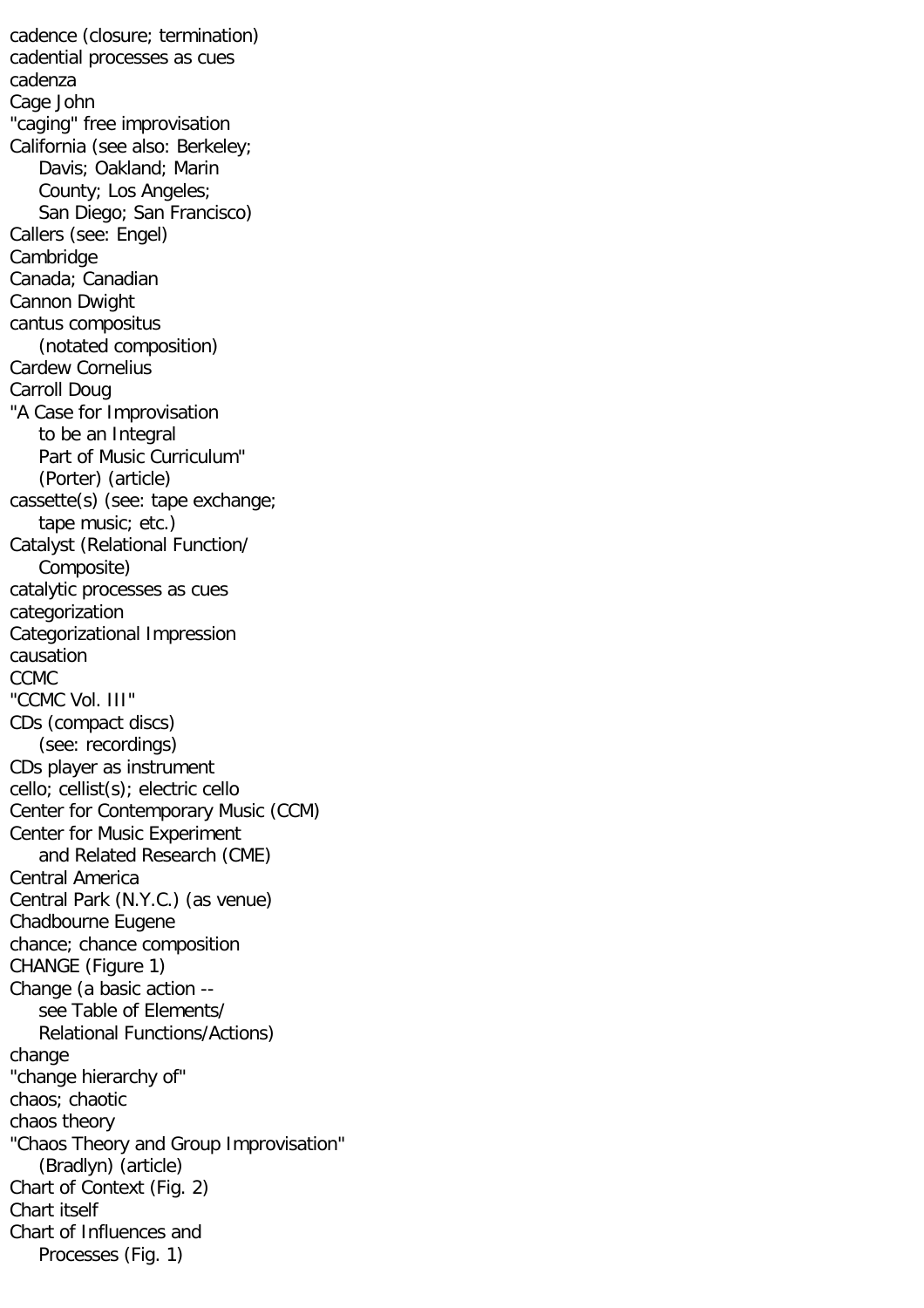cadence (closure; termination)
cadential processes as cues
cadenza
Cage John
"caging" free improvisation
California (see also: Berkeley;
  Davis; Oakland; Marin
  County; Los Angeles;
  San Diego; San Francisco)
Callers (see: Engel)
Cambridge
Canada; Canadian
Cannon Dwight
cantus compositus
  (notated composition)
Cardew Cornelius
Carroll Doug
"A Case for Improvisation
  to be an Integral
  Part of Music Curriculum"
  (Porter) (article)
cassette(s) (see: tape exchange;
  tape music; etc.)
Catalyst (Relational Function/
  Composite)
catalytic processes as cues
categorization
Categorizational Impression
causation
CCMC
"CCMC Vol. III"
CDs (compact discs)
  (see: recordings)
CDs player as instrument
cello; cellist(s); electric cello
Center for Contemporary Music (CCM)
Center for Music Experiment
  and Related Research (CME)
Central America
Central Park (N.Y.C.) (as venue)
Chadbourne Eugene
chance; chance composition
CHANGE (Figure 1)
Change (a basic action --
  see Table of Elements/
  Relational Functions/Actions)
change
"change hierarchy of"
chaos; chaotic
chaos theory
"Chaos Theory and Group Improvisation"
  (Bradlyn) (article)
Chart of Context (Fig. 2)
Chart itself
Chart of Influences and
  Processes (Fig. 1)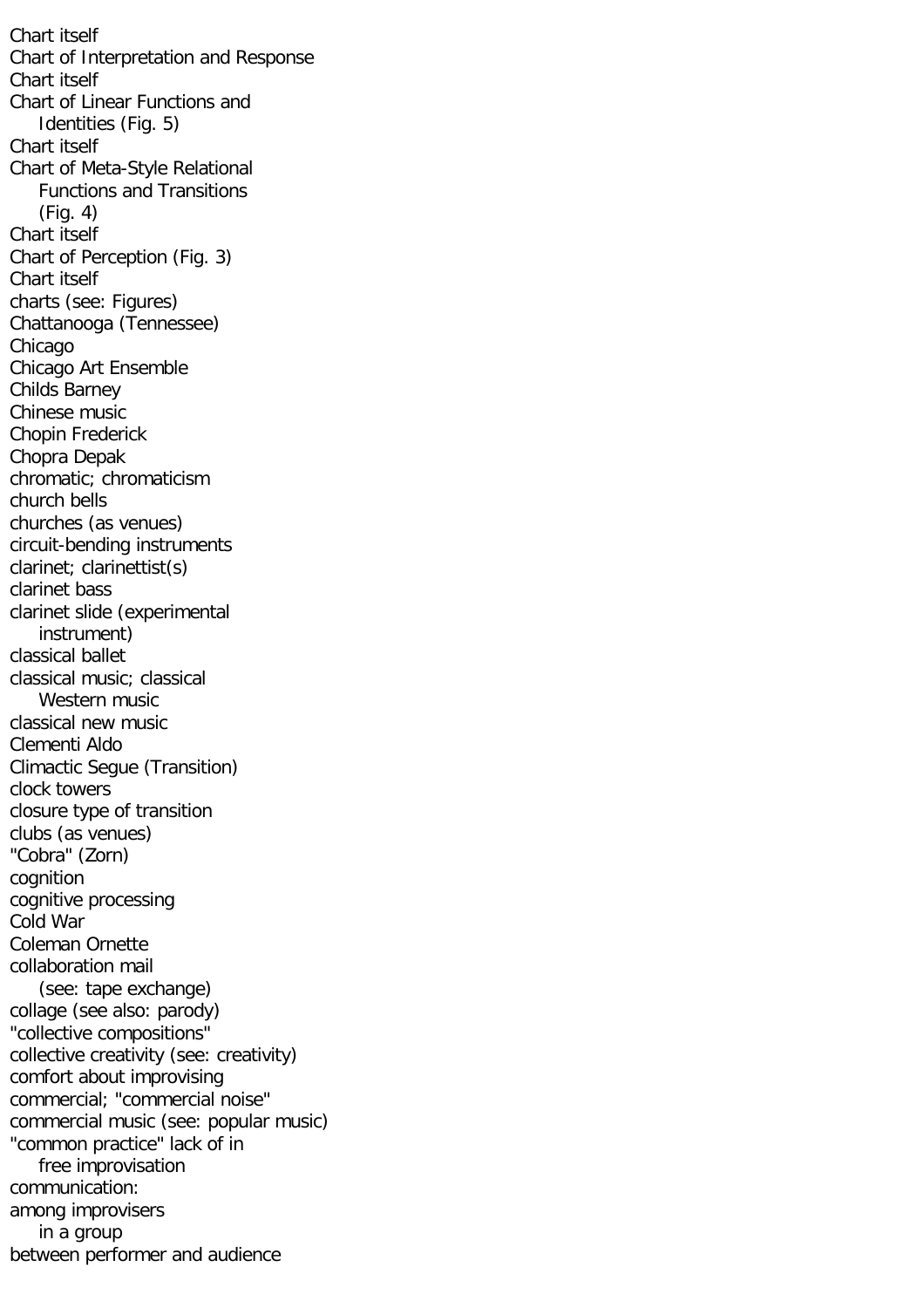Chart itself
Chart of Interpretation and Response
Chart itself
Chart of Linear Functions and
    Identities (Fig. 5)
Chart itself
Chart of Meta-Style Relational
    Functions and Transitions
    (Fig. 4)
Chart itself
Chart of Perception (Fig. 3)
Chart itself
charts (see: Figures)
Chattanooga (Tennessee)
Chicago
Chicago Art Ensemble
Childs Barney
Chinese music
Chopin Frederick
Chopra Depak
chromatic; chromaticism
church bells
churches (as venues)
circuit-bending instruments
clarinet; clarinettist(s)
clarinet bass
clarinet slide (experimental
    instrument)
classical ballet
classical music; classical
    Western music
classical new music
Clementi Aldo
Climactic Segue (Transition)
clock towers
closure type of transition
clubs (as venues)
"Cobra" (Zorn)
cognition
cognitive processing
Cold War
Coleman Ornette
collaboration mail
    (see: tape exchange)
collage (see also: parody)
"collective compositions"
collective creativity (see: creativity)
comfort about improvising
commercial; "commercial noise"
commercial music (see: popular music)
"common practice" lack of in
    free improvisation
communication:
among improvisers
    in a group
between performer and audience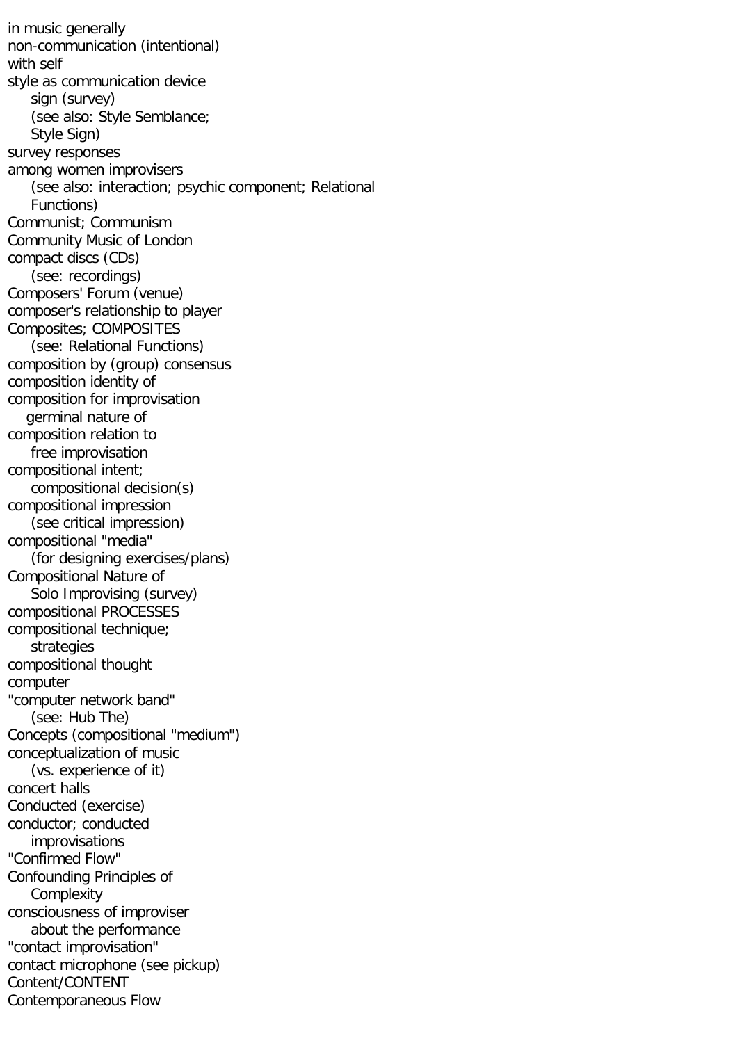in music generally
non-communication (intentional)
with self
style as communication device
    sign (survey)
    (see also: Style Semblance;
    Style Sign)
survey responses
among women improvisers
    (see also: interaction; psychic component; Relational
    Functions)
Communist; Communism
Community Music of London
compact discs (CDs)
    (see: recordings)
Composers' Forum (venue)
composer's relationship to player
Composites; COMPOSITES
    (see: Relational Functions)
composition by (group) consensus
composition identity of
composition for improvisation
    germinal nature of
composition relation to
    free improvisation
compositional intent;
    compositional decision(s)
compositional impression
    (see critical impression)
compositional "media"
    (for designing exercises/plans)
Compositional Nature of
    Solo Improvising (survey)
compositional PROCESSES
compositional technique;
    strategies
compositional thought
computer
"computer network band"
    (see: Hub The)
Concepts (compositional "medium")
conceptualization of music
    (vs. experience of it)
concert halls
Conducted (exercise)
conductor; conducted
    improvisations
"Confirmed Flow"
Confounding Principles of
    Complexity
consciousness of improviser
    about the performance
"contact improvisation"
contact microphone (see pickup)
Content/CONTENT
Contemporaneous Flow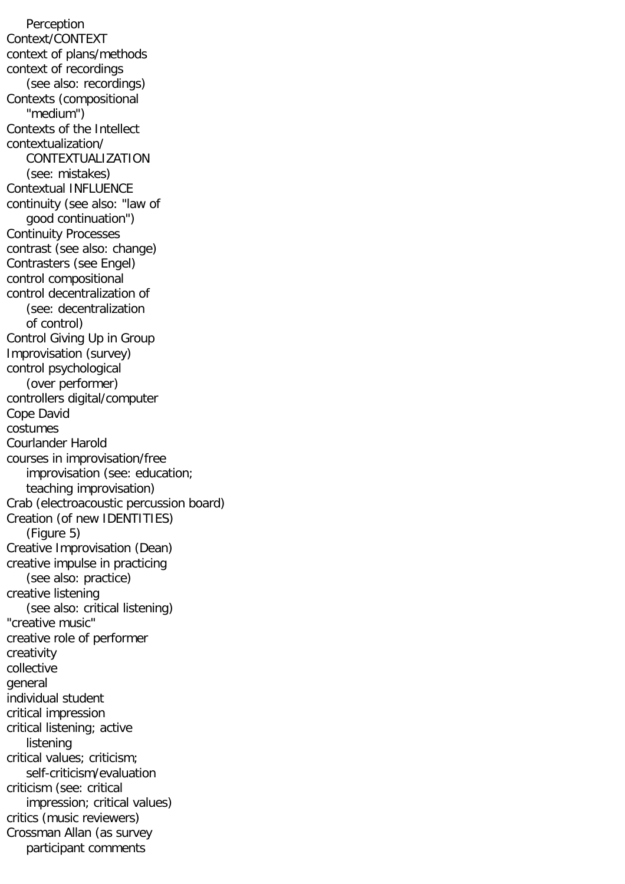Perception
Context/CONTEXT
context of plans/methods
context of recordings
(see also: recordings)
Contexts (compositional
"medium")
Contexts of the Intellect
contextualization/
CONTEXTUALIZATION
(see: mistakes)
Contextual INFLUENCE
continuity (see also: "law of
good continuation")
Continuity Processes
contrast (see also: change)
Contrasters (see Engel)
control compositional
control decentralization of
(see: decentralization
of control)
Control Giving Up in Group
Improvisation (survey)
control psychological
(over performer)
controllers digital/computer
Cope David
costumes
Courlander Harold
courses in improvisation/free
improvisation (see: education;
teaching improvisation)
Crab (electroacoustic percussion board)
Creation (of new IDENTITIES)
(Figure 5)
Creative Improvisation (Dean)
creative impulse in practicing
(see also: practice)
creative listening
(see also: critical listening)
"creative music"
creative role of performer
creativity
collective
general
individual student
critical impression
critical listening; active
listening
critical values; criticism;
self-criticism/evaluation
criticism (see: critical
impression; critical values)
critics (music reviewers)
Crossman Allan (as survey
participant comments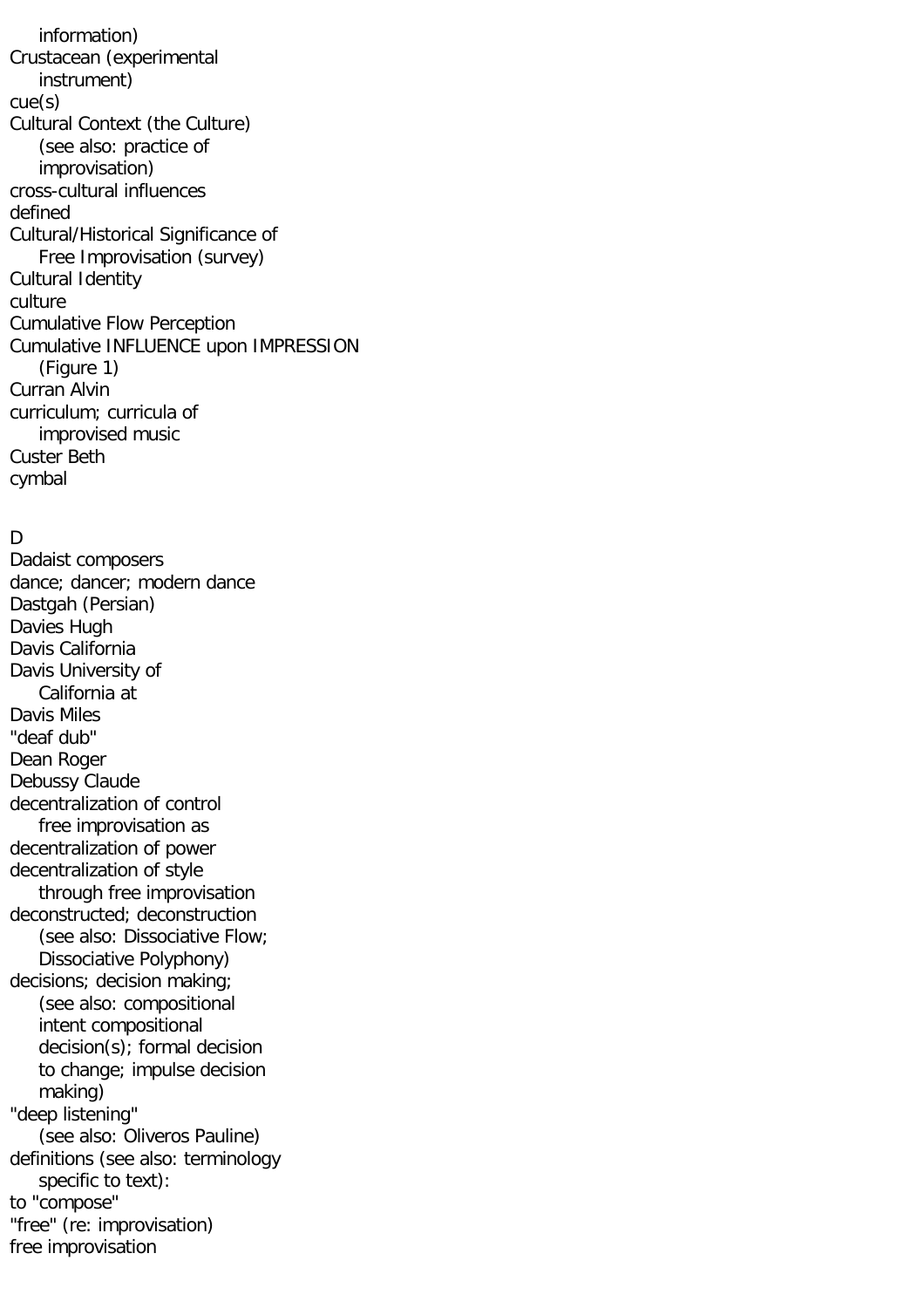information)

Crustacean (experimental
instrument)

cue(s)

Cultural Context (the Culture)
(see also: practice of
improvisation)

cross-cultural influences

defined

Cultural/Historical Significance of
Free Improvisation (survey)

Cultural Identity

culture

Cumulative Flow Perception

Cumulative INFLUENCE upon IMPRESSION
(Figure 1)

Curran Alvin

curriculum; curricula of
improvised music

Custer Beth

cymbal

D

Dadaist composers

dance; dancer; modern dance

Dastgah (Persian)

Davies Hugh

Davis California

Davis University of
California at

Davis Miles

"deaf dub"

Dean Roger

Debussy Claude

decentralization of control
free improvisation as

decentralization of power

decentralization of style
through free improvisation

deconstructed; deconstruction
(see also: Dissociative Flow;
Dissociative Polyphony)

decisions; decision making;
(see also: compositional
intent compositional
decision(s); formal decision
to change; impulse decision
making)

"deep listening"
(see also: Oliveros Pauline)

definitions (see also: terminology
specific to text):

to "compose"

"free" (re: improvisation)

free improvisation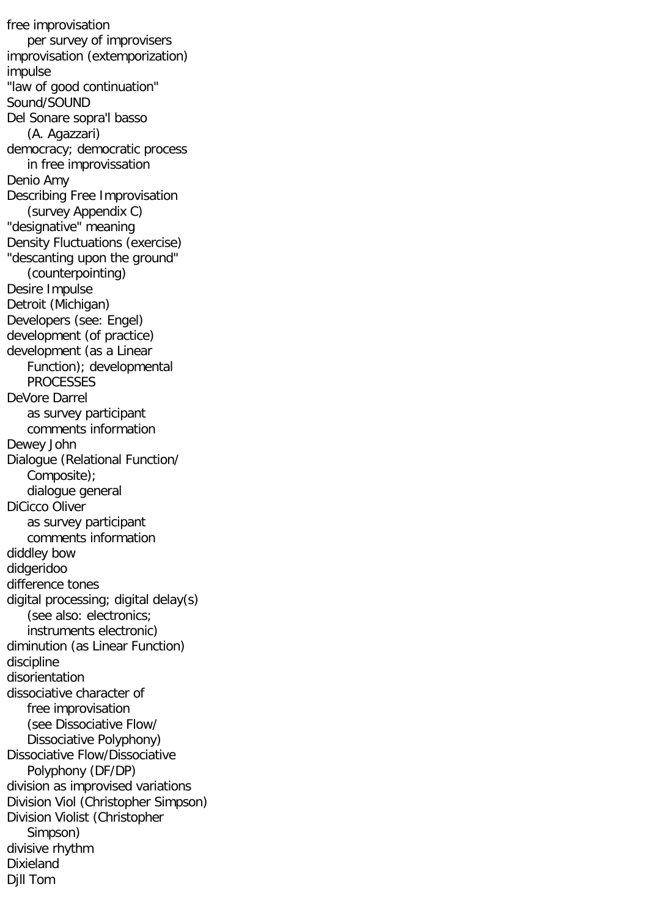free improvisation
    per survey of improvisers
improvisation (extemporization)
impulse
"law of good continuation"
Sound/SOUND
Del Sonare sopra'l basso
    (A. Agazzari)
democracy; democratic process
    in free improvissation
Denio Amy
Describing Free Improvisation
    (survey Appendix C)
"designative" meaning
Density Fluctuations (exercise)
"descanting upon the ground"
    (counterpointing)
Desire Impulse
Detroit (Michigan)
Developers (see: Engel)
development (of practice)
development (as a Linear
    Function); developmental
    PROCESSES
DeVore Darrel
    as survey participant
    comments information
Dewey John
Dialogue (Relational Function/
    Composite);
    dialogue general
DiCicco Oliver
    as survey participant
    comments information
diddley bow
didgeridoo
difference tones
digital processing; digital delay(s)
    (see also: electronics;
    instruments electronic)
diminution (as Linear Function)
discipline
disorientation
dissociative character of
    free improvisation
    (see Dissociative Flow/
    Dissociative Polyphony)
Dissociative Flow/Dissociative
    Polyphony (DF/DP)
division as improvised variations
Division Viol (Christopher Simpson)
Division Violist (Christopher
    Simpson)
divisive rhythm
Dixieland
Djll Tom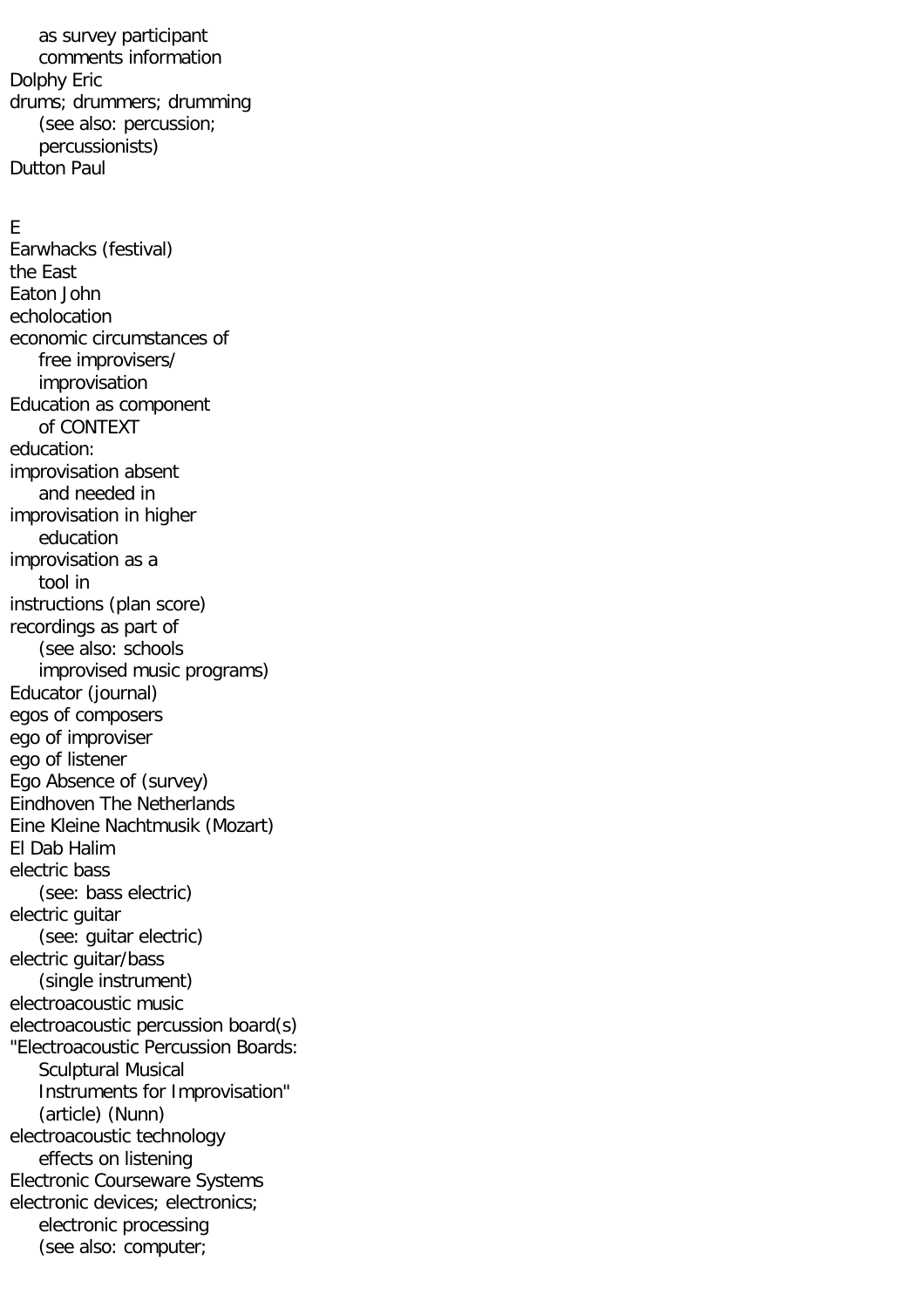as survey participant
comments information
Dolphy Eric
drums; drummers; drumming
(see also: percussion;
percussionists)
Dutton Paul

E

Earwhacks (festival)
the East
Eaton John
echolocation
economic circumstances of
free improvisers/
improvisation
Education as component
of CONTEXT
education:
improvisation absent
and needed in
improvisation in higher
education
improvisation as a
tool in
instructions (plan score)
recordings as part of
(see also: schools
improvised music programs)
Educator (journal)
egos of composers
ego of improviser
ego of listener
Ego Absence of (survey)
Eindhoven The Netherlands
Eine Kleine Nachtmusik (Mozart)
El Dab Halim
electric bass
(see: bass electric)
electric guitar
(see: guitar electric)
electric guitar/bass
(single instrument)
electroacoustic music
electroacoustic percussion board(s)
"Electroacoustic Percussion Boards:
Sculptural Musical
Instruments for Improvisation"
(article) (Nunn)
electroacoustic technology
effects on listening
Electronic Courseware Systems
electronic devices; electronics;
electronic processing
(see also: computer;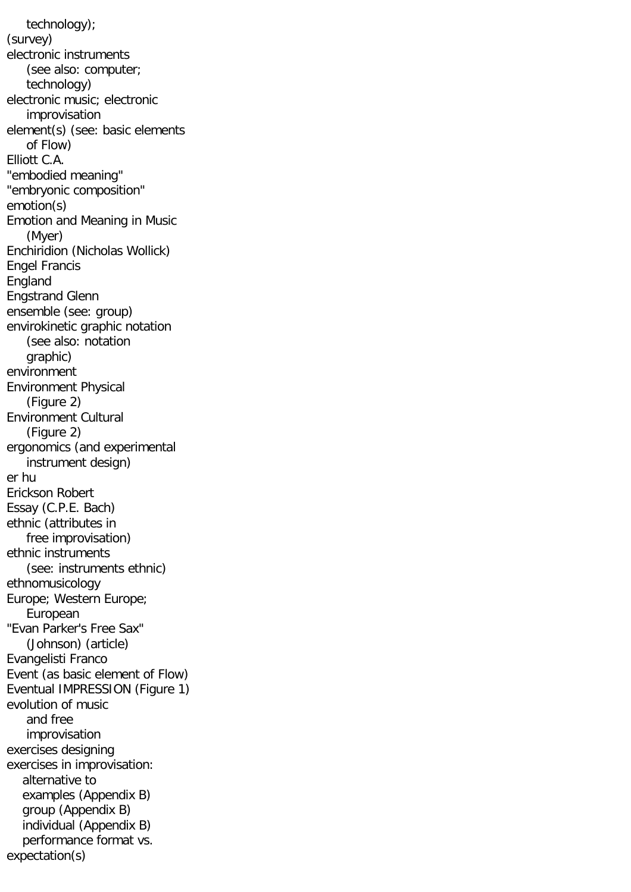technology);
(survey)
electronic instruments
(see also: computer;
technology)
electronic music; electronic
improvisation
element(s) (see: basic elements
of Flow)
Elliott C.A.
"embodied meaning"
"embryonic composition"
emotion(s)
Emotion and Meaning in Music
(Myer)
Enchiridion (Nicholas Wollick)
Engel Francis
England
Engstrand Glenn
ensemble (see: group)
envirokinetic graphic notation
(see also: notation
graphic)
environment
Environment Physical
(Figure 2)
Environment Cultural
(Figure 2)
ergonomics (and experimental
instrument design)
er hu
Erickson Robert
Essay (C.P.E. Bach)
ethnic (attributes in
free improvisation)
ethnic instruments
(see: instruments ethnic)
ethnomusicology
Europe; Western Europe;
European
"Evan Parker's Free Sax"
(Johnson) (article)
Evangelisti Franco
Event (as basic element of Flow)
Eventual IMPRESSION (Figure 1)
evolution of music
and free
improvisation
exercises designing
exercises in improvisation:
- alternative to
- examples (Appendix B)
- group (Appendix B)
- individual (Appendix B)
- performance format vs.

expectation(s)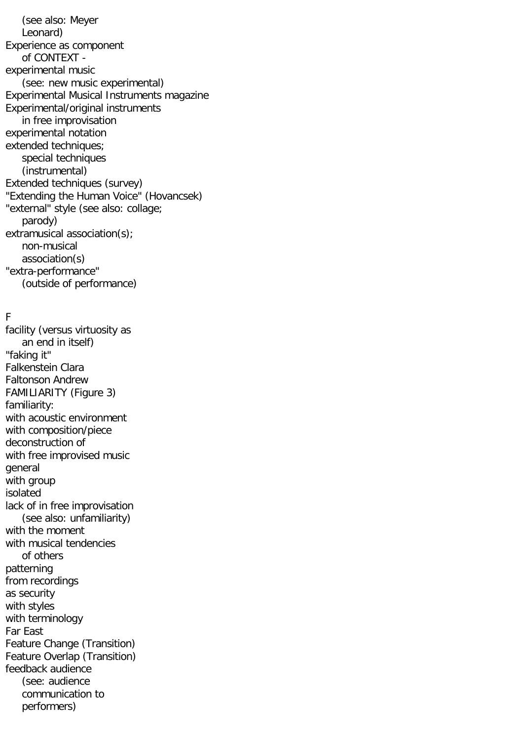(see also: Meyer
Leonard)
Experience as component
of CONTEXT -
experimental music
(see: new music experimental)
Experimental Musical Instruments magazine
Experimental/original instruments
in free improvisation
experimental notation
extended techniques;
special techniques
(instrumental)
Extended techniques (survey)
"Extending the Human Voice" (Hovancsek)
"external" style (see also: collage;
parody)
extramusical association(s);
non-musical
association(s)
"extra-performance"
(outside of performance)

F

facility (versus virtuosity as
an end in itself)
"faking it"
Falkenstein Clara
Faltonson Andrew
FAMILIARITY (Figure 3)
familiarity:
with acoustic environment
with composition/piece
deconstruction of
with free improvised music
general
with group
isolated
lack of in free improvisation
(see also: unfamiliarity)
with the moment
with musical tendencies
of others
patterning
from recordings
as security
with styles
with terminology
Far East
Feature Change (Transition)
Feature Overlap (Transition)
feedback audience
(see: audience
communication to
performers)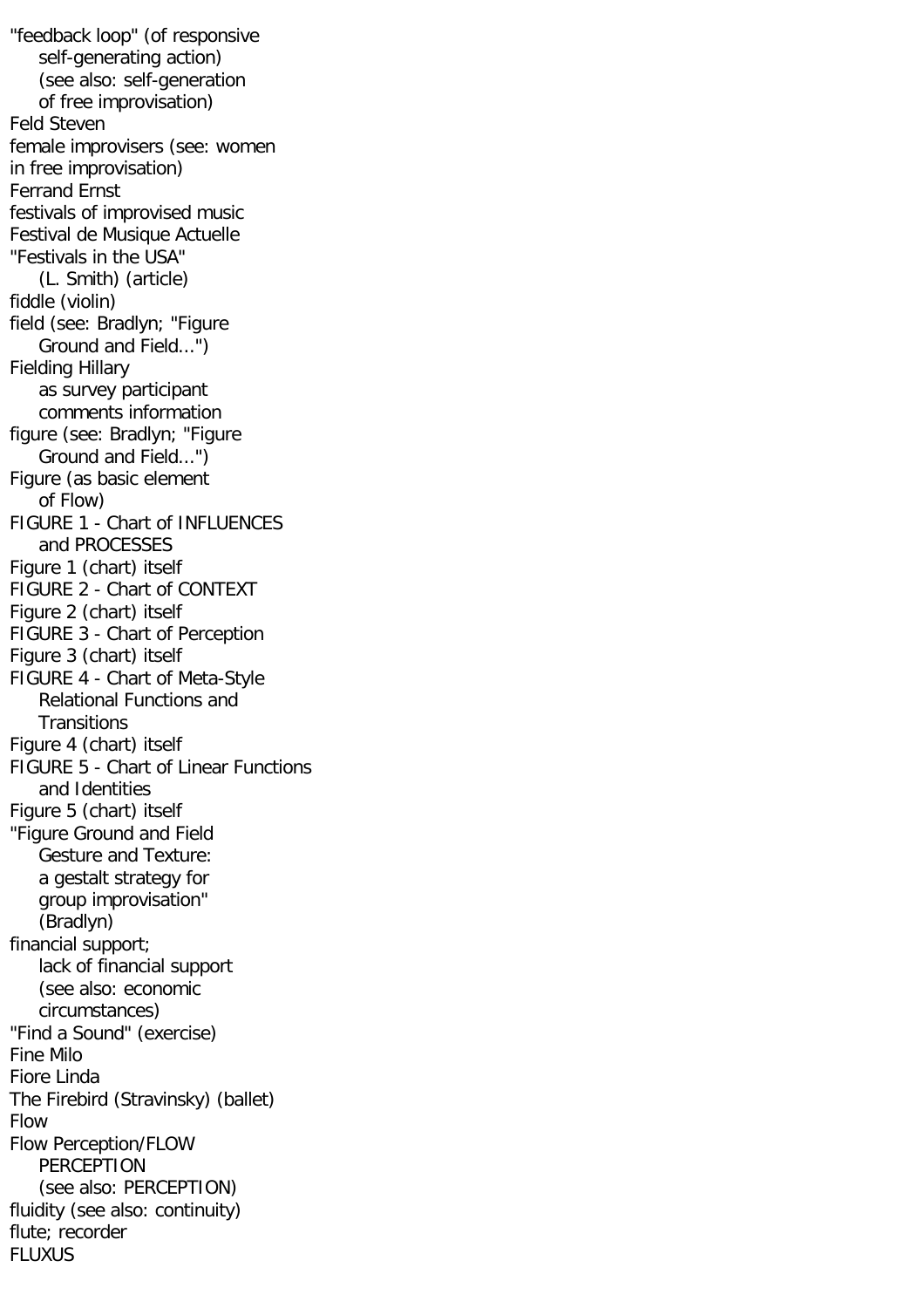"feedback loop" (of responsive
    self-generating action)
    (see also: self-generation
    of free improvisation)
Feld Steven
female improvisers (see: women
in free improvisation)
Ferrand Ernst
festivals of improvised music
Festival de Musique Actuelle
"Festivals in the USA"
    (L. Smith) (article)
fiddle (violin)
field (see: Bradlyn; "Figure
    Ground and Field...")
Fielding Hillary
    as survey participant
    comments information
figure (see: Bradlyn; "Figure
    Ground and Field...")
Figure (as basic element
    of Flow)
FIGURE 1 - Chart of INFLUENCES
    and PROCESSES
Figure 1 (chart) itself
FIGURE 2 - Chart of CONTEXT
Figure 2 (chart) itself
FIGURE 3 - Chart of Perception
Figure 3 (chart) itself
FIGURE 4 - Chart of Meta-Style
    Relational Functions and
    Transitions
Figure 4 (chart) itself
FIGURE 5 - Chart of Linear Functions
    and Identities
Figure 5 (chart) itself
"Figure Ground and Field
    Gesture and Texture:
    a gestalt strategy for
    group improvisation"
    (Bradlyn)
financial support;
    lack of financial support
    (see also: economic
    circumstances)
"Find a Sound" (exercise)
Fine Milo
Fiore Linda
The Firebird (Stravinsky) (ballet)
Flow
Flow Perception/FLOW
    PERCEPTION
    (see also: PERCEPTION)
fluidity (see also: continuity)
flute; recorder
FLUXUS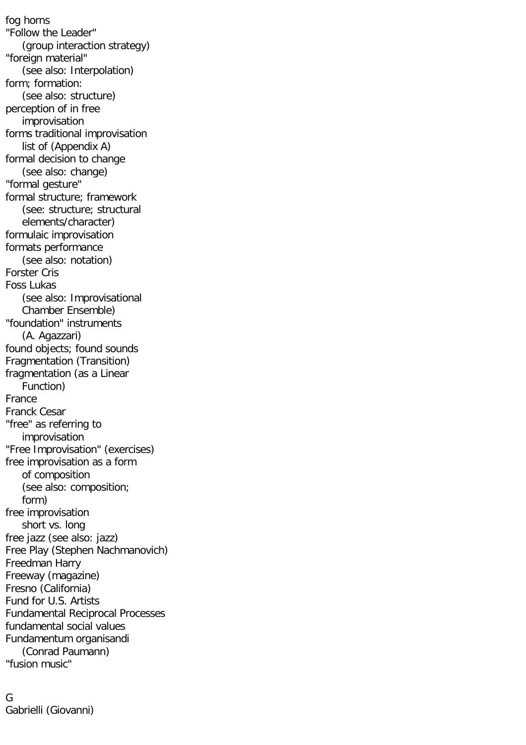fog horns
"Follow the Leader"
    (group interaction strategy)
"foreign material"
    (see also: Interpolation)
form; formation:
    (see also: structure)
perception of in free
    improvisation
forms traditional improvisation
    list of (Appendix A)
formal decision to change
    (see also: change)
"formal gesture"
formal structure; framework
    (see: structure; structural
    elements/character)
formulaic improvisation
formats performance
    (see also: notation)
Forster Cris
Foss Lukas
    (see also: Improvisational
    Chamber Ensemble)
"foundation" instruments
    (A. Agazzari)
found objects; found sounds
Fragmentation (Transition)
fragmentation (as a Linear
    Function)
France
Franck Cesar
"free" as referring to
    improvisation
"Free Improvisation" (exercises)
free improvisation as a form
    of composition
    (see also: composition;
    form)
free improvisation
    short vs. long
free jazz (see also: jazz)
Free Play (Stephen Nachmanovich)
Freedman Harry
Freeway (magazine)
Fresno (California)
Fund for U.S. Artists
Fundamental Reciprocal Processes
fundamental social values
Fundamentum organisandi
    (Conrad Paumann)
"fusion music"

## G

Gabrielli (Giovanni)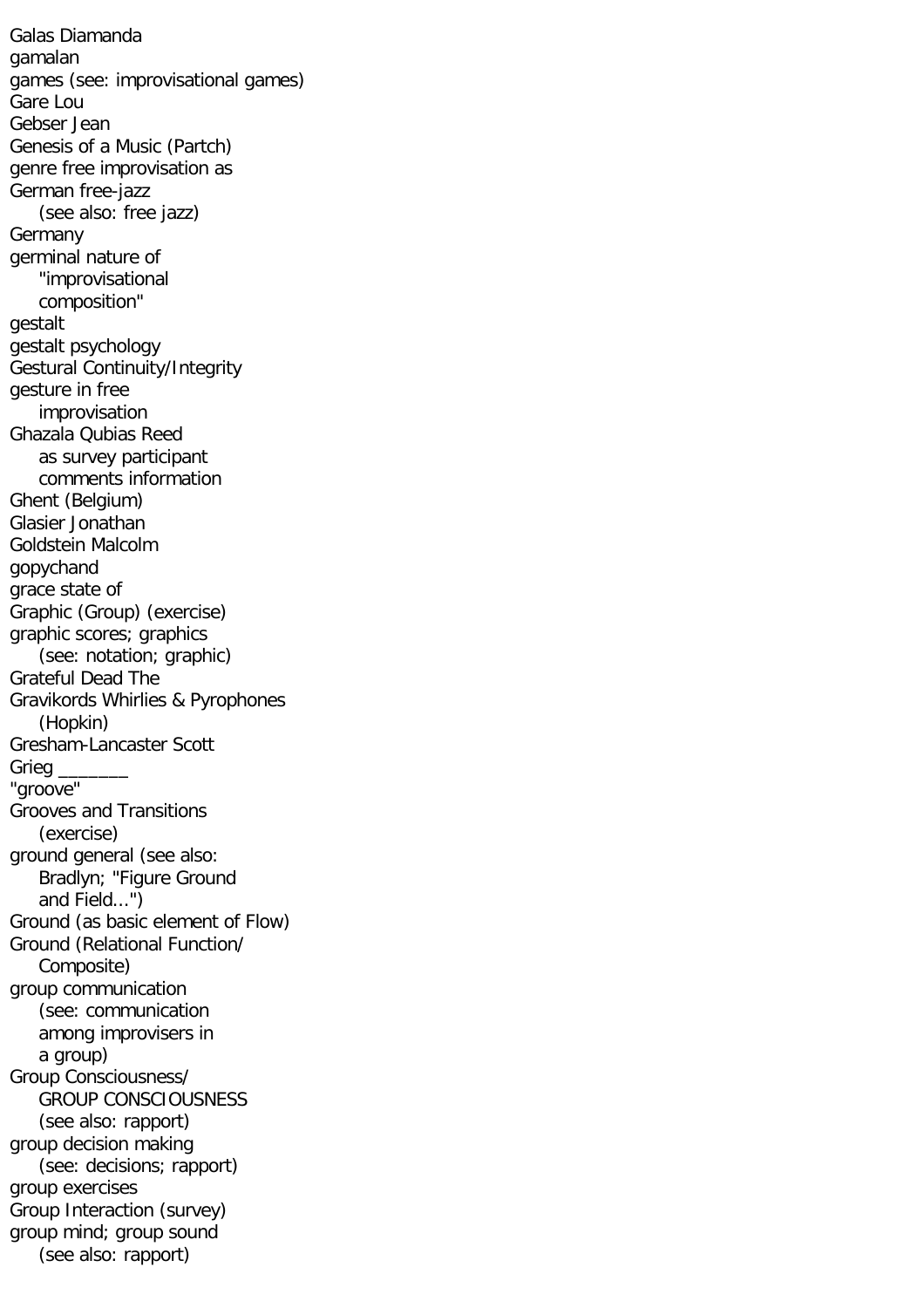Galas Diamanda
gamalan
games (see: improvisational games)
Gare Lou
Gebser Jean
Genesis of a Music (Partch)
genre free improvisation as
German free-jazz
    (see also: free jazz)
Germany
germinal nature of
    "improvisational
    composition"
gestalt
gestalt psychology
Gestural Continuity/Integrity
gesture in free
    improvisation
Ghazala Qubias Reed
    as survey participant
    comments information
Ghent (Belgium)
Glasier Jonathan
Goldstein Malcolm
gopychand
grace state of
Graphic (Group) (exercise)
graphic scores; graphics
    (see: notation; graphic)
Grateful Dead The
Gravikords Whirlies & Pyrophones
    (Hopkin)
Gresham-Lancaster Scott
Grieg _______
"groove"
Grooves and Transitions
    (exercise)
ground general (see also:
    Bradlyn; "Figure Ground
    and Field...")
Ground (as basic element of Flow)
Ground (Relational Function/
    Composite)
group communication
    (see: communication
    among improvisers in
    a group)
Group Consciousness/
    GROUP CONSCIOUSNESS
    (see also: rapport)
group decision making
    (see: decisions; rapport)
group exercises
Group Interaction (survey)
group mind; group sound
    (see also: rapport)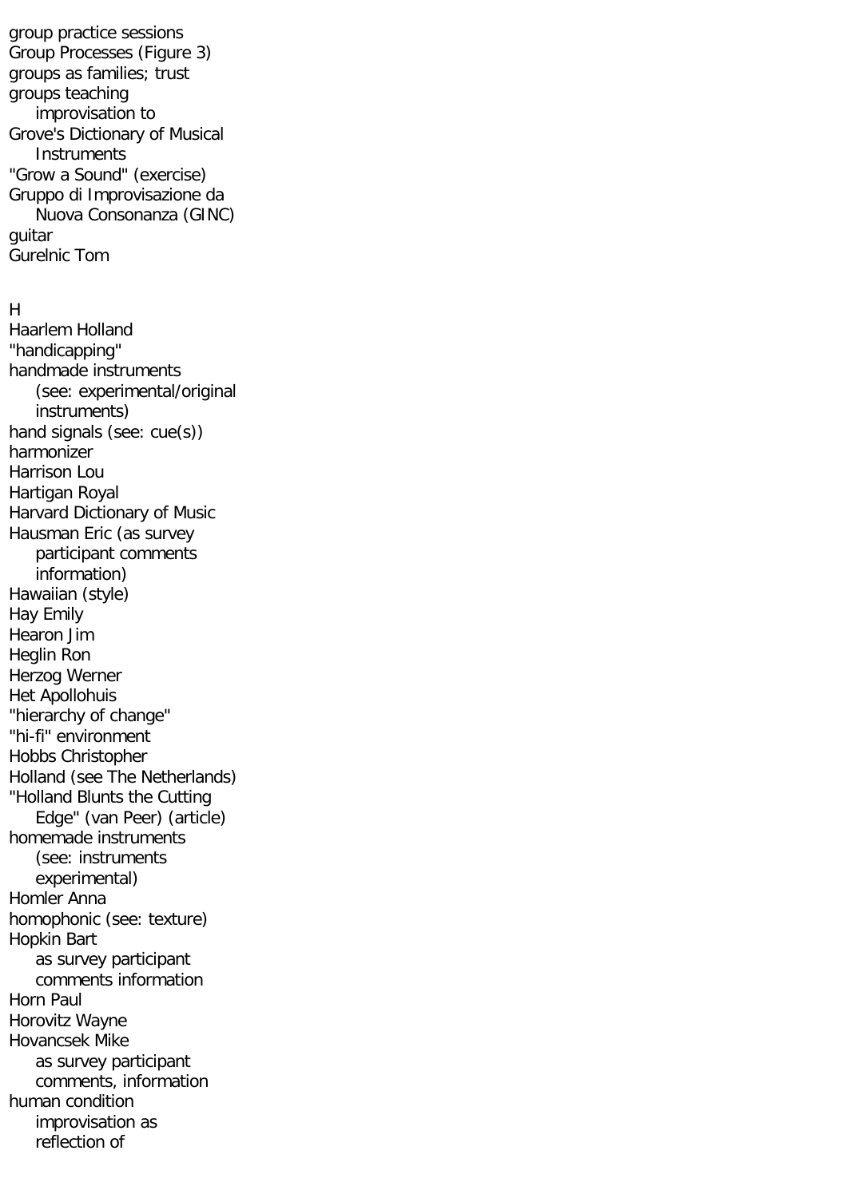group practice sessions
Group Processes (Figure 3)
groups as families; trust
groups teaching
    improvisation to
Grove's Dictionary of Musical
    Instruments
"Grow a Sound" (exercise)
Gruppo di Improvisazione da
    Nuova Consonanza (GINC)
guitar
Gurelnic Tom

H
Haarlem Holland
"handicapping"
handmade instruments
    (see: experimental/original
    instruments)
hand signals (see: cue(s))
harmonizer
Harrison Lou
Hartigan Royal
Harvard Dictionary of Music
Hausman Eric (as survey
    participant comments
    information)
Hawaiian (style)
Hay Emily
Hearon Jim
Heglin Ron
Herzog Werner
Het Apollohuis
"hierarchy of change"
"hi-fi" environment
Hobbs Christopher
Holland (see The Netherlands)
"Holland Blunts the Cutting
    Edge" (van Peer) (article)
homemade instruments
    (see: instruments
    experimental)
Homler Anna
homophonic (see: texture)
Hopkin Bart
    as survey participant
    comments information
Horn Paul
Horovitz Wayne
Hovancsek Mike
    as survey participant
    comments, information
human condition
    improvisation as
    reflection of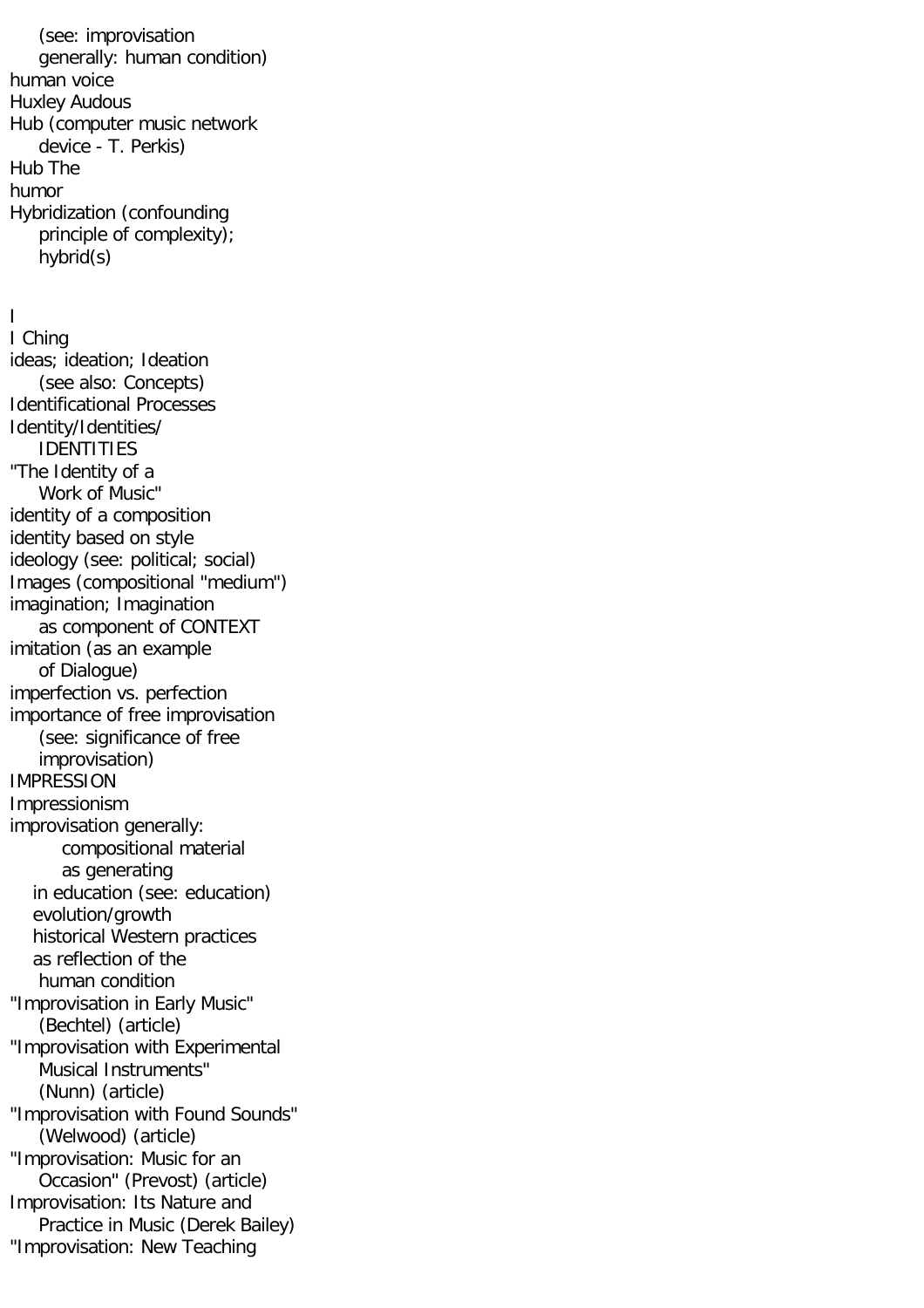(see: improvisation
generally: human condition)
human voice
Huxley Audous
Hub (computer music network
device - T. Perkis)
Hub The
humor
Hybridization (confounding
principle of complexity);
hybrid(s)

I

I Ching
ideas; ideation; Ideation
(see also: Concepts)
Identificational Processes
Identity/Identities/
IDENTITIES
"The Identity of a
Work of Music"
identity of a composition
identity based on style
ideology (see: political; social)
Images (compositional "medium")
imagination; Imagination
as component of CONTEXT
imitation (as an example
of Dialogue)
imperfection vs. perfection
importance of free improvisation
(see: significance of free
improvisation)
IMPRESSION
Impressionism
improvisation generally:
compositional material
as generating
in education (see: education)
evolution/growth
historical Western practices
as reflection of the
human condition
"Improvisation in Early Music"
(Bechtel) (article)
"Improvisation with Experimental
Musical Instruments"
(Nunn) (article)
"Improvisation with Found Sounds"
(Welwood) (article)
"Improvisation: Music for an
Occasion" (Prevost) (article)
Improvisation: Its Nature and
Practice in Music (Derek Bailey)
"Improvisation: New Teaching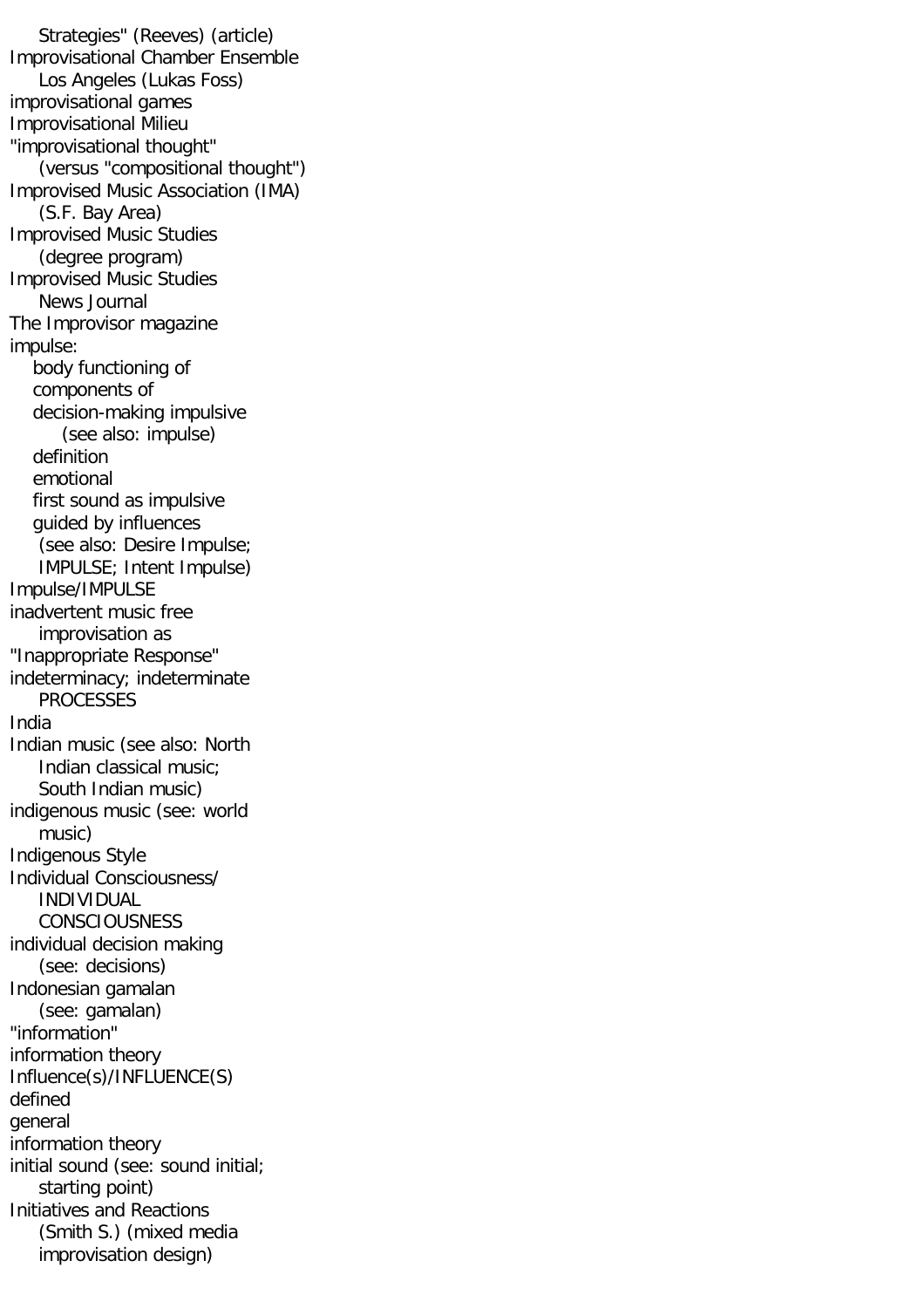Strategies" (Reeves) (article)
Improvisational Chamber Ensemble
Los Angeles (Lukas Foss)
improvisational games
Improvisational Milieu
"improvisational thought"
(versus "compositional thought")
Improvised Music Association (IMA)
(S.F. Bay Area)
Improvised Music Studies
(degree program)
Improvised Music Studies
News Journal
The Improvisor magazine
impulse:
- body functioning of
- components of
- decision-making impulsive
  (see also: impulse)
- definition
- emotional
- first sound as impulsive
- guided by influences
  (see also: Desire Impulse;
  IMPULSE; Intent Impulse)

Impulse/IMPULSE
inadvertent music free
improvisation as
"Inappropriate Response"
indeterminacy; indeterminate
PROCESSES
India
Indian music (see also: North
Indian classical music;
South Indian music)
indigenous music (see: world
music)
Indigenous Style
Individual Consciousness/
INDIVIDUAL
CONSCIOUSNESS
individual decision making
(see: decisions)
Indonesian gamalan
(see: gamalan)
"information"
information theory
Influence(s)/INFLUENCE(S)
defined
general
information theory
initial sound (see: sound initial;
starting point)
Initiatives and Reactions
(Smith S.) (mixed media
improvisation design)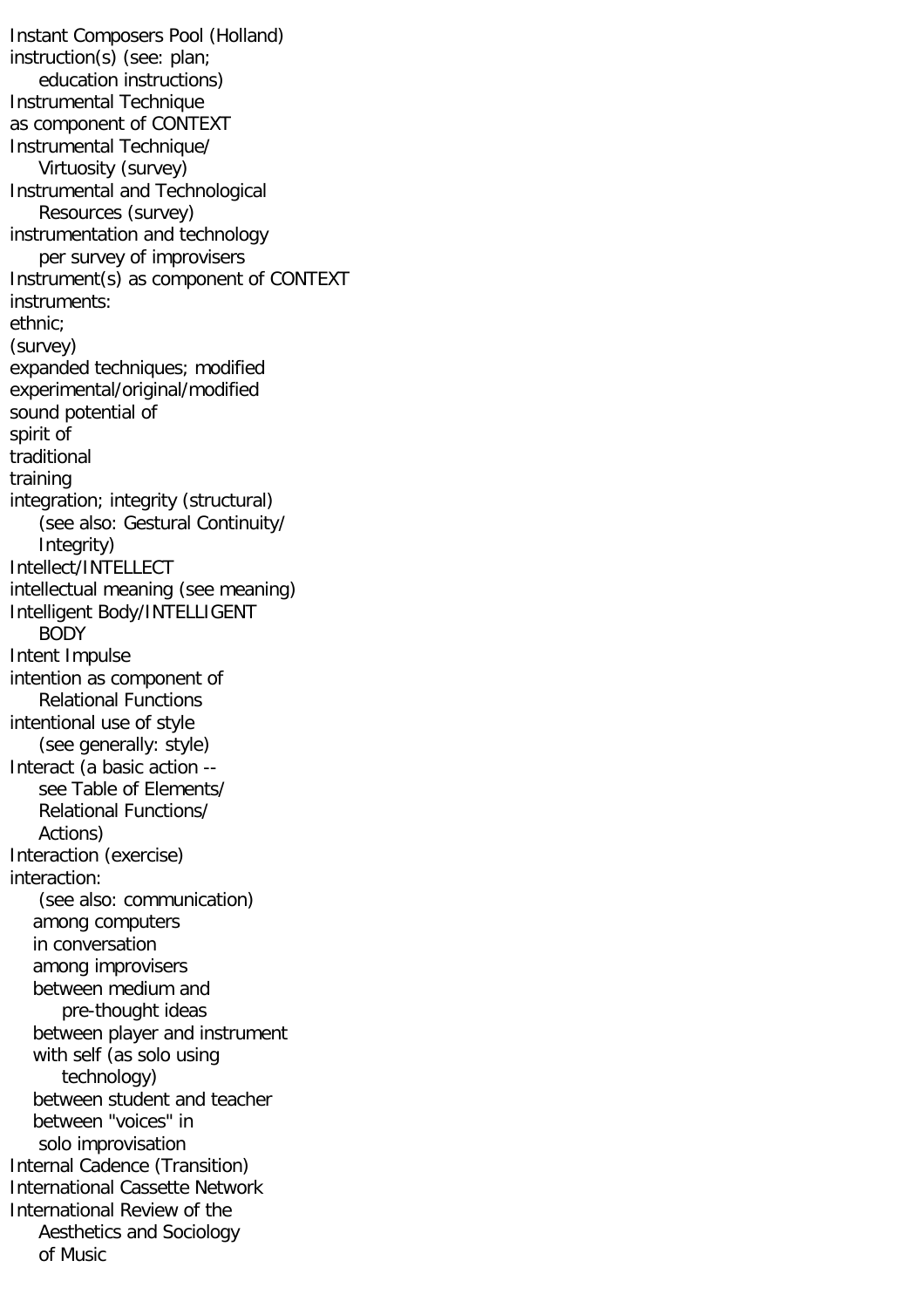Instant Composers Pool (Holland)
instruction(s) (see: plan;
    education instructions)
Instrumental Technique
as component of CONTEXT
Instrumental Technique/
    Virtuosity (survey)
Instrumental and Technological
    Resources (survey)
instrumentation and technology
    per survey of improvisers
Instrument(s) as component of CONTEXT
instruments:
ethnic;
(survey)
expanded techniques; modified
experimental/original/modified
sound potential of
spirit of
traditional
training
integration; integrity (structural)
    (see also: Gestural Continuity/
    Integrity)
Intellect/INTELLECT
intellectual meaning (see meaning)
Intelligent Body/INTELLIGENT
    BODY
Intent Impulse
intention as component of
    Relational Functions
intentional use of style
    (see generally: style)
Interact (a basic action --
    see Table of Elements/
    Relational Functions/
    Actions)
Interaction (exercise)
interaction:
    (see also: communication)
    among computers
    in conversation
    among improvisers
    between medium and
        pre-thought ideas
    between player and instrument
    with self (as solo using
        technology)
    between student and teacher
    between "voices" in
    solo improvisation
Internal Cadence (Transition)
International Cassette Network
International Review of the
    Aesthetics and Sociology
    of Music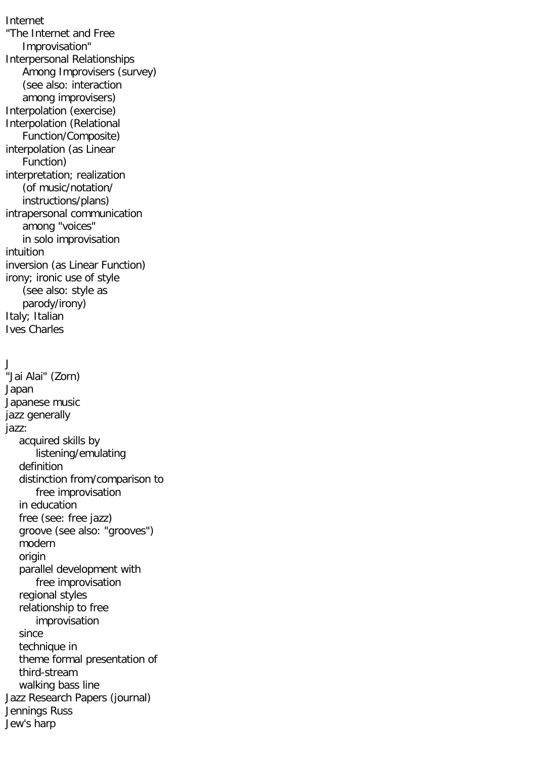Internet
"The Internet and Free Improvisation"
Interpersonal Relationships Among Improvisers (survey) (see also: interaction among improvisers)
Interpolation (exercise)
Interpolation (Relational Function/Composite)
interpolation (as Linear Function)
interpretation; realization (of music/notation/ instructions/plans)
intrapersonal communication among "voices" in solo improvisation
intuition
inversion (as Linear Function)
irony; ironic use of style (see also: style as parody/irony)
Italy; Italian
Ives Charles

J

"Jai Alai" (Zorn)
Japan
Japanese music
jazz generally
jazz:
- acquired skills by listening/emulating
- definition
- distinction from/comparison to free improvisation
- in education
- free (see: free jazz)
- groove (see also: "grooves")
- modern
- origin
- parallel development with free improvisation
- regional styles
- relationship to free improvisation
- since
- technique in
- theme formal presentation of
- third-stream
- walking bass line

Jazz Research Papers (journal)
Jennings Russ
Jew's harp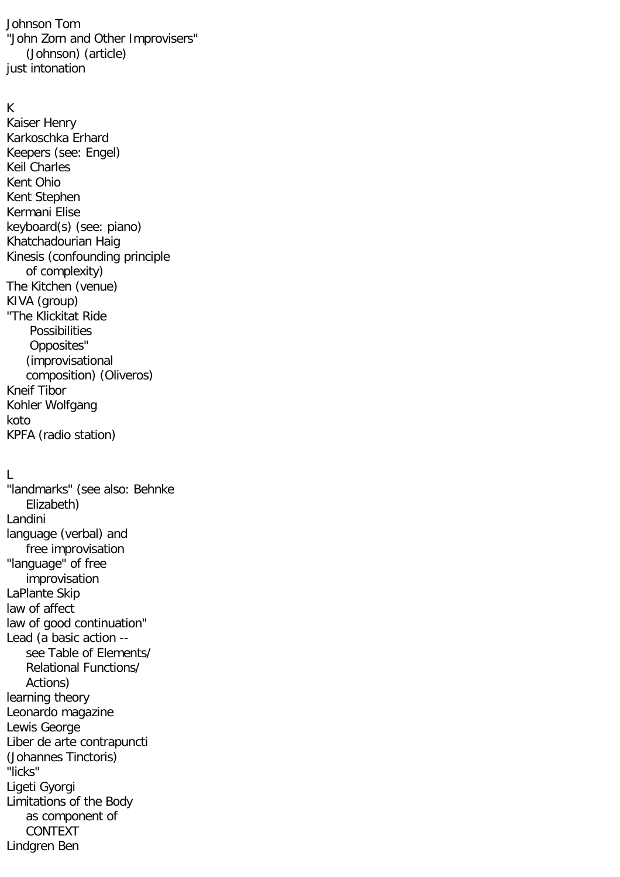Johnson Tom
"John Zorn and Other Improvisers"
(Johnson) (article)
just intonation

K

Kaiser Henry
Karkoschka Erhard
Keepers (see: Engel)
Keil Charles
Kent Ohio
Kent Stephen
Kermani Elise
keyboard(s) (see: piano)
Khatchadourian Haig
Kinesis (confounding principle
of complexity)
The Kitchen (venue)
KIVA (group)
"The Klickitat Ride
Possibilities
Opposites"
(improvisational
composition) (Oliveros)
Kneif Tibor
Kohler Wolfgang
koto
KPFA (radio station)

L

"landmarks" (see also: Behnke
Elizabeth)
Landini
language (verbal) and
free improvisation
"language" of free
improvisation
LaPlante Skip
law of affect
law of good continuation"
Lead (a basic action --
see Table of Elements/
Relational Functions/
Actions)
learning theory
Leonardo magazine
Lewis George
Liber de arte contrapuncti
(Johannes Tinctoris)
"licks"
Ligeti Gyorgi
Limitations of the Body
as component of
CONTEXT
Lindgren Ben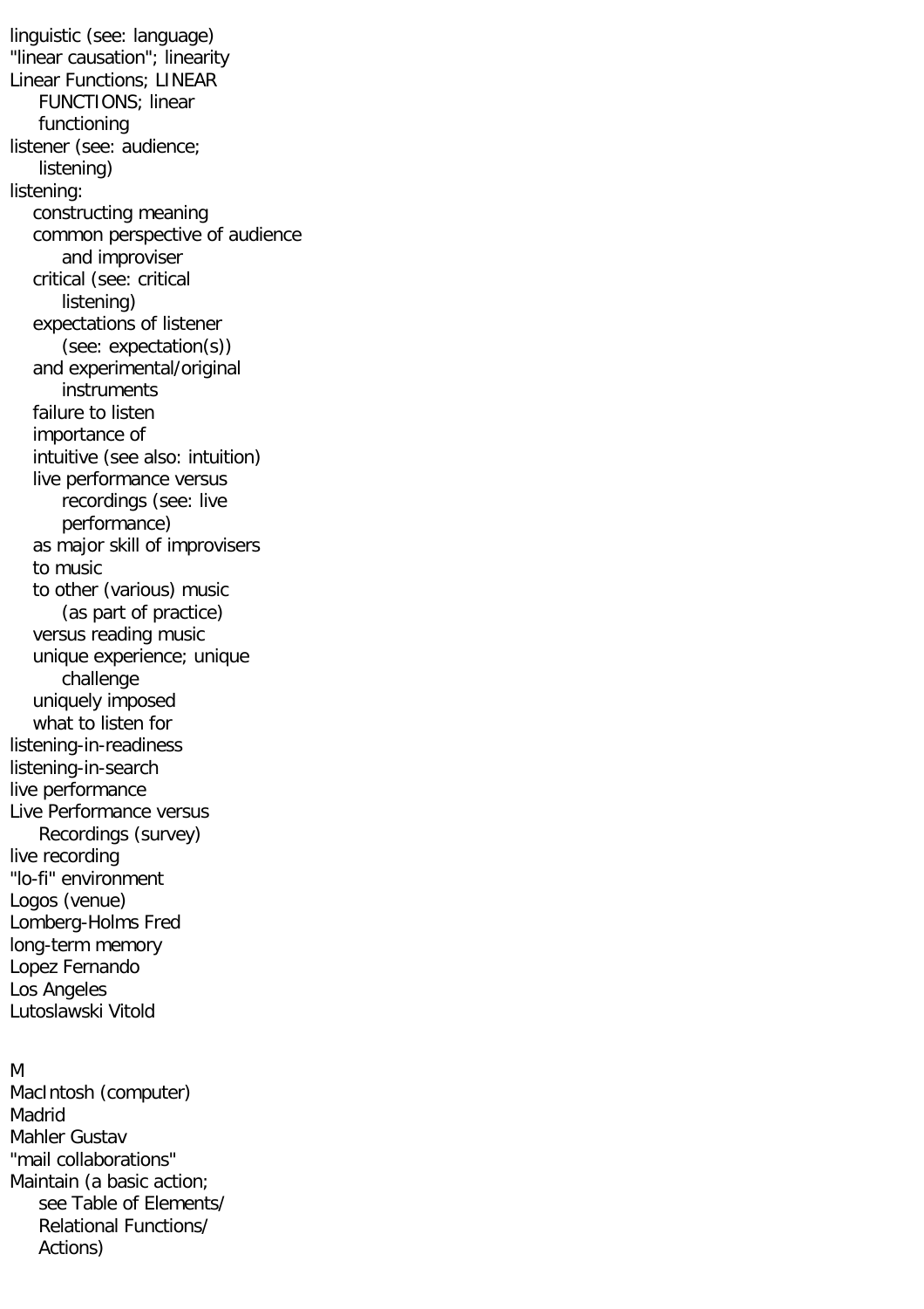linguistic (see: language)
"linear causation"; linearity
Linear Functions; LINEAR FUNCTIONS; linear functioning
listener (see: audience; listening)
listening:
- constructing meaning
- common perspective of audience and improviser
- critical (see: critical listening)
- expectations of listener (see: expectation(s))
- and experimental/original instruments
- failure to listen
- importance of
- intuitive (see also: intuition)
- live performance versus recordings (see: live performance)
- as major skill of improvisers
- to music
- to other (various) music (as part of practice)
- versus reading music
- unique experience; unique challenge
- uniquely imposed
- what to listen for

listening-in-readiness
listening-in-search
live performance
Live Performance versus Recordings (survey)
live recording
"lo-fi" environment
Logos (venue)
Lomberg-Holms Fred
long-term memory
Lopez Fernando
Los Angeles
Lutoslawski Vitold

M

MacIntosh (computer)
Madrid
Mahler Gustav
"mail collaborations"
Maintain (a basic action; see Table of Elements/ Relational Functions/ Actions)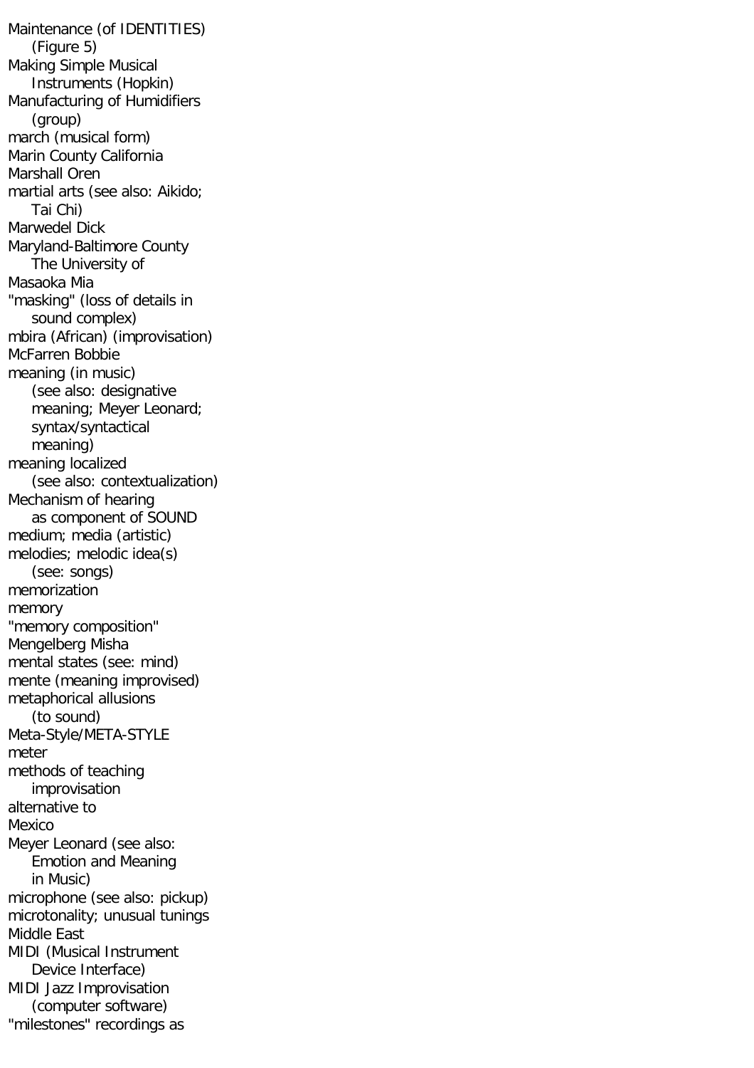Maintenance (of IDENTITIES)
  (Figure 5)
Making Simple Musical
  Instruments (Hopkin)
Manufacturing of Humidifiers
  (group)
march (musical form)
Marin County California
Marshall Oren
martial arts (see also: Aikido;
  Tai Chi)
Marwedel Dick
Maryland-Baltimore County
  The University of
Masaoka Mia
"masking" (loss of details in
  sound complex)
mbira (African) (improvisation)
McFarren Bobbie
meaning (in music)
  (see also: designative
  meaning; Meyer Leonard;
  syntax/syntactical
  meaning)
meaning localized
  (see also: contextualization)
Mechanism of hearing
  as component of SOUND
medium; media (artistic)
melodies; melodic idea(s)
  (see: songs)
memorization
memory
"memory composition"
Mengelberg Misha
mental states (see: mind)
mente (meaning improvised)
metaphorical allusions
  (to sound)
Meta-Style/META-STYLE
meter
methods of teaching
  improvisation
alternative to
Mexico
Meyer Leonard (see also:
  Emotion and Meaning
  in Music)
microphone (see also: pickup)
microtonality; unusual tunings
Middle East
MIDI (Musical Instrument
  Device Interface)
MIDI Jazz Improvisation
  (computer software)
"milestones" recordings as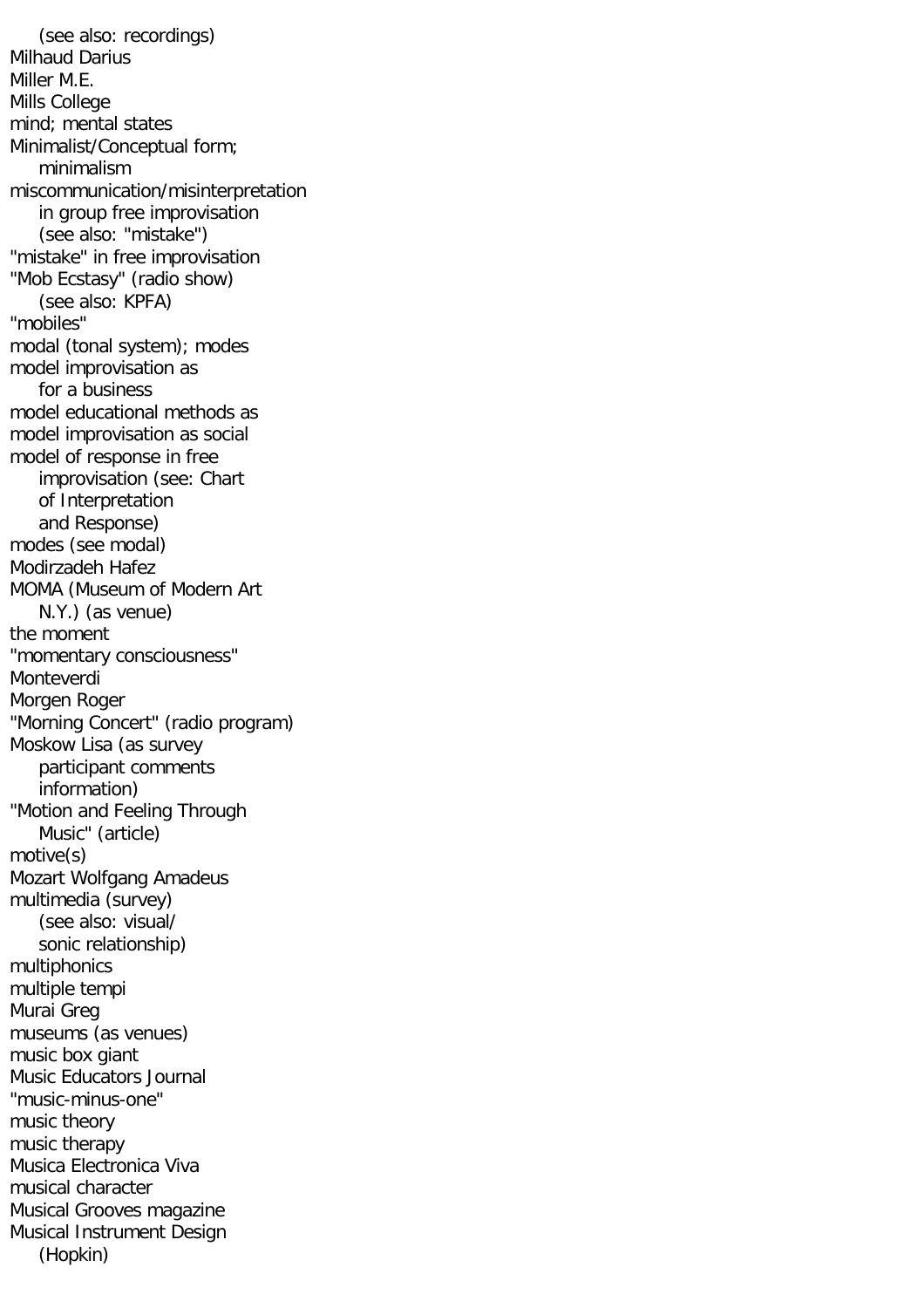(see also: recordings)
Milhaud Darius
Miller M.E.
Mills College
mind; mental states
Minimalist/Conceptual form;
    minimalism
miscommunication/misinterpretation
    in group free improvisation
    (see also: "mistake")
"mistake" in free improvisation
"Mob Ecstasy" (radio show)
    (see also: KPFA)
"mobiles"
modal (tonal system); modes
model improvisation as
    for a business
model educational methods as
model improvisation as social
model of response in free
    improvisation (see: Chart
    of Interpretation
    and Response)
modes (see modal)
Modirzadeh Hafez
MOMA (Museum of Modern Art
    N.Y.) (as venue)
the moment
"momentary consciousness"
Monteverdi
Morgen Roger
"Morning Concert" (radio program)
Moskow Lisa (as survey
    participant comments
    information)
"Motion and Feeling Through
    Music" (article)
motive(s)
Mozart Wolfgang Amadeus
multimedia (survey)
    (see also: visual/
    sonic relationship)
multiphonics
multiple tempi
Murai Greg
museums (as venues)
music box giant
Music Educators Journal
"music-minus-one"
music theory
music therapy
Musica Electronica Viva
musical character
Musical Grooves magazine
Musical Instrument Design
    (Hopkin)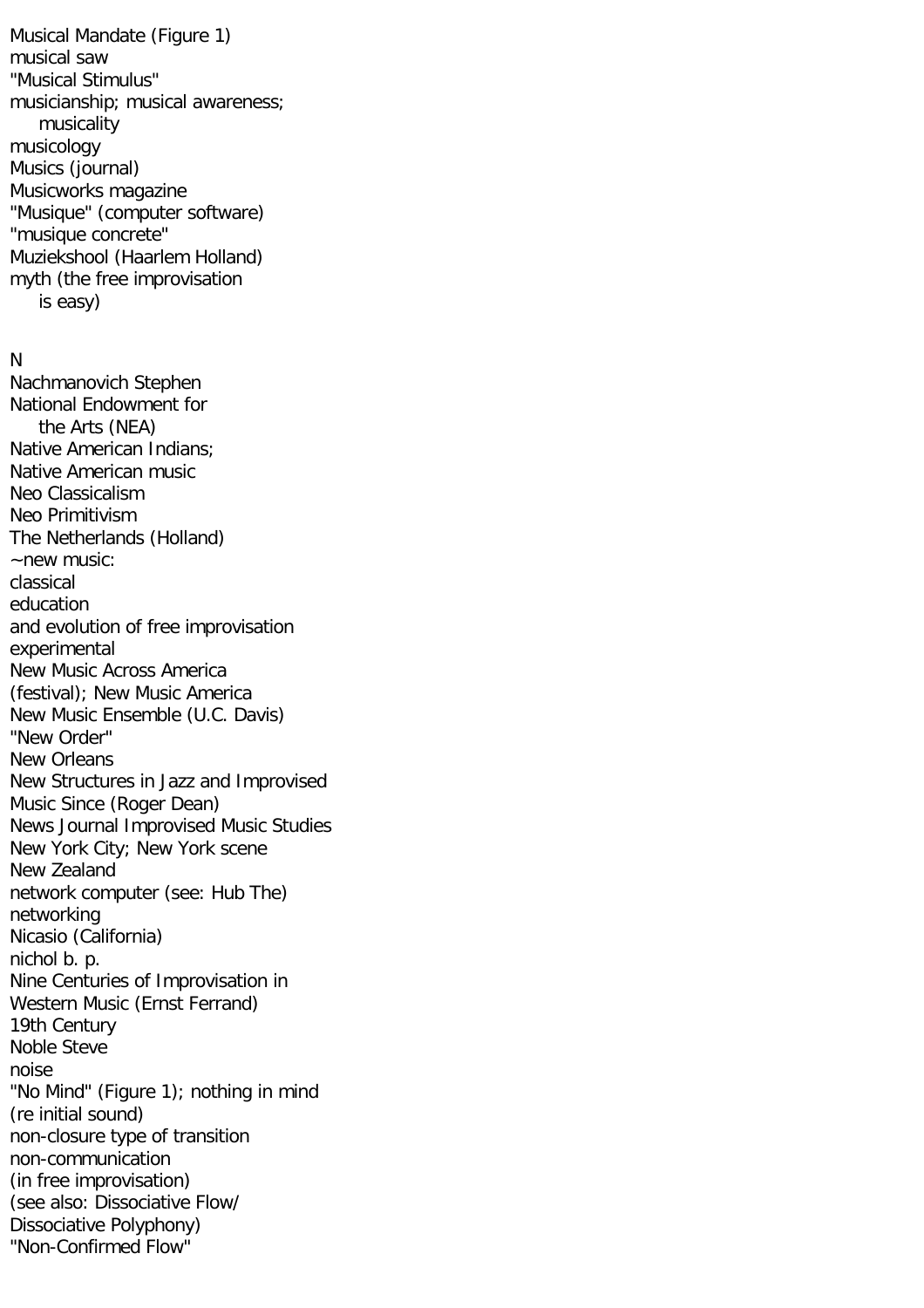Musical Mandate (Figure 1)
musical saw
"Musical Stimulus"
musicianship; musical awareness;
    musicality
musicology
Musics (journal)
Musicworks magazine
"Musique" (computer software)
"musique concrete"
Muziekshool (Haarlem Holland)
myth (the free improvisation
    is easy)

N

Nachmanovich Stephen
National Endowment for
    the Arts (NEA)
Native American Indians;
Native American music
Neo Classicalism
Neo Primitivism
The Netherlands (Holland)
~new music:
classical
education
and evolution of free improvisation
experimental
New Music Across America
(festival); New Music America
New Music Ensemble (U.C. Davis)
"New Order"
New Orleans
New Structures in Jazz and Improvised
Music Since (Roger Dean)
News Journal Improvised Music Studies
New York City; New York scene
New Zealand
network computer (see: Hub The)
networking
Nicasio (California)
nichol b. p.
Nine Centuries of Improvisation in
Western Music (Ernst Ferrand)
19th Century
Noble Steve
noise
"No Mind" (Figure 1); nothing in mind
(re initial sound)
non-closure type of transition
non-communication
(in free improvisation)
(see also: Dissociative Flow/
Dissociative Polyphony)
"Non-Confirmed Flow"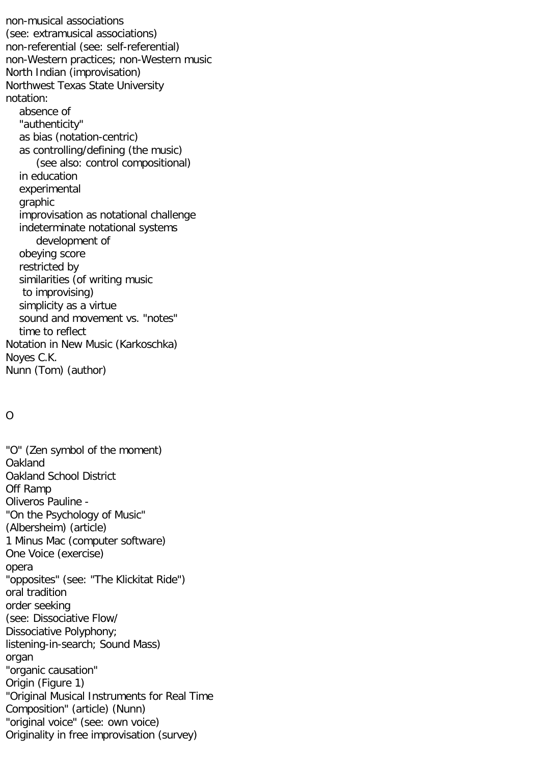non-musical associations
(see: extramusical associations)
non-referential (see: self-referential)
non-Western practices; non-Western music
North Indian (improvisation)
Northwest Texas State University
notation:
- absence of
- "authenticity"
- as bias (notation-centric)
- as controlling/defining (the music)
  - (see also: control compositional)
- in education
- experimental
- graphic
- improvisation as notational challenge
- indeterminate notational systems
  - development of
- obeying score
- restricted by
- similarities (of writing music to improvising)
- simplicity as a virtue
- sound and movement vs. "notes"
- time to reflect

Notation in New Music (Karkoschka)
Noyes C.K.
Nunn (Tom) (author)

## O

"O" (Zen symbol of the moment)
Oakland
Oakland School District
Off Ramp
Oliveros Pauline -
"On the Psychology of Music"
(Albersheim) (article)
1 Minus Mac (computer software)
One Voice (exercise)
opera
"opposites" (see: "The Klickitat Ride")
oral tradition
order seeking
(see: Dissociative Flow/
Dissociative Polyphony;
listening-in-search; Sound Mass)
organ
"organic causation"
Origin (Figure 1)
"Original Musical Instruments for Real Time
Composition" (article) (Nunn)
"original voice" (see: own voice)
Originality in free improvisation (survey)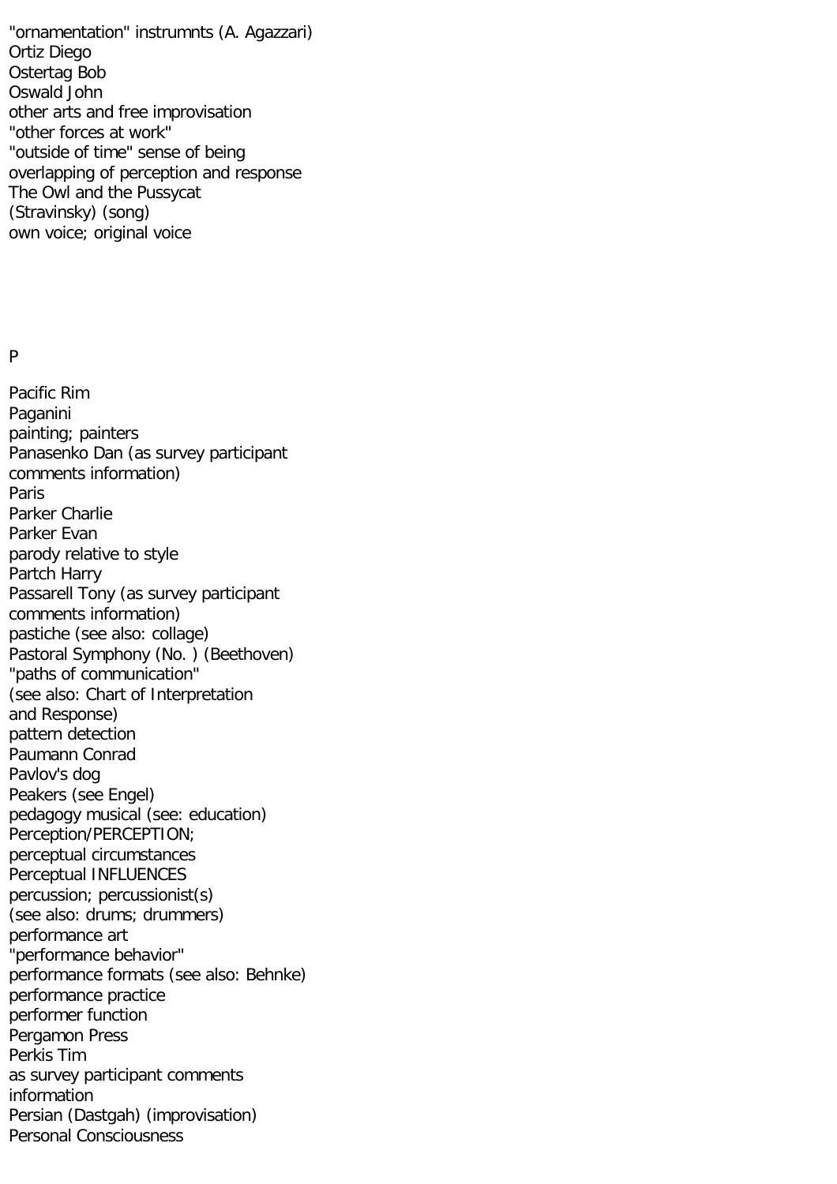"ornamentation" instrumnts (A. Agazzari)
Ortiz Diego
Ostertag Bob
Oswald John
other arts and free improvisation
"other forces at work"
"outside of time" sense of being
overlapping of perception and response
The Owl and the Pussycat
(Stravinsky) (song)
own voice; original voice

## P

Pacific Rim
Paganini
painting; painters
Panasenko Dan (as survey participant
comments information)
Paris
Parker Charlie
Parker Evan
parody relative to style
Partch Harry
Passarell Tony (as survey participant
comments information)
pastiche (see also: collage)
Pastoral Symphony (No. ) (Beethoven)
"paths of communication"
(see also: Chart of Interpretation
and Response)
pattern detection
Paumann Conrad
Pavlov's dog
Peakers (see Engel)
pedagogy musical (see: education)
Perception/PERCEPTION;
perceptual circumstances
Perceptual INFLUENCES
percussion; percussionist(s)
(see also: drums; drummers)
performance art
"performance behavior"
performance formats (see also: Behnke)
performance practice
performer function
Pergamon Press
Perkis Tim
as survey participant comments
information
Persian (Dastgah) (improvisation)
Personal Consciousness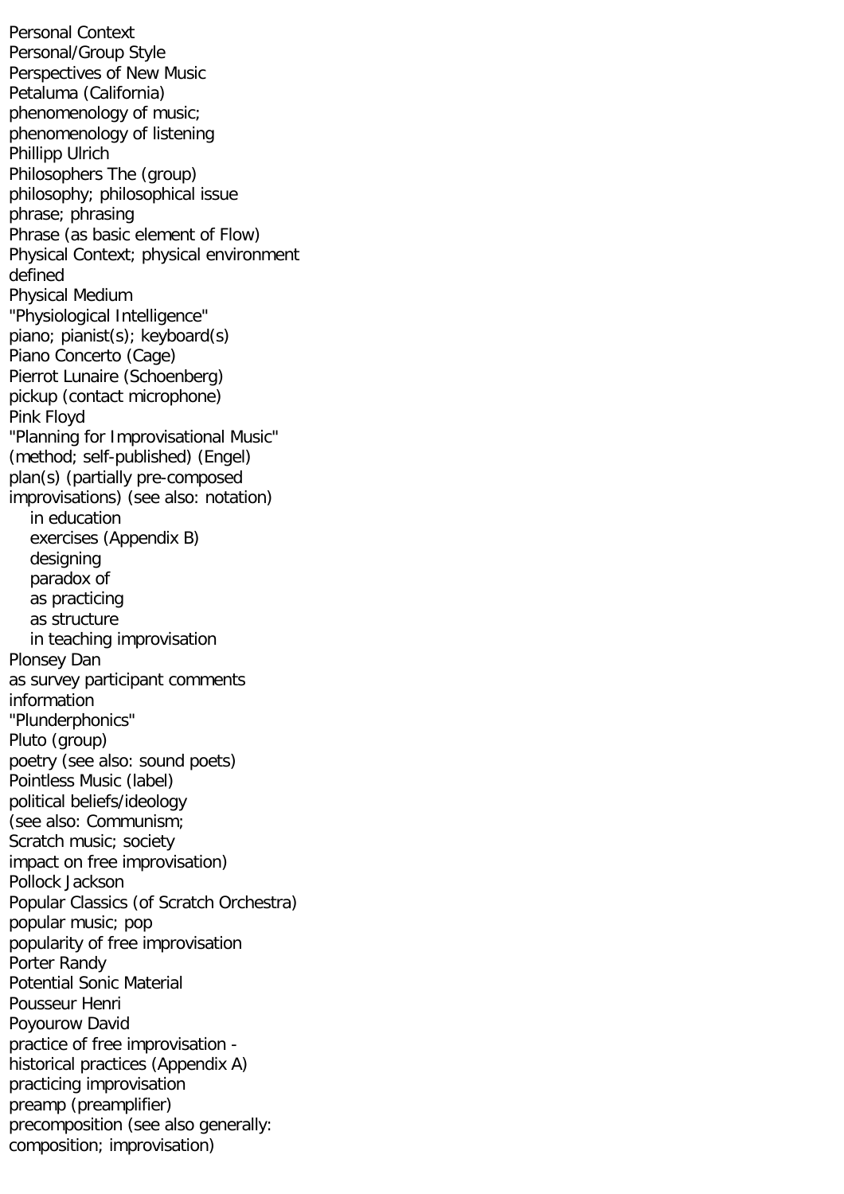Personal Context
Personal/Group Style
Perspectives of New Music
Petaluma (California)
phenomenology of music;
phenomenology of listening
Phillipp Ulrich
Philosophers The (group)
philosophy; philosophical issue
phrase; phrasing
Phrase (as basic element of Flow)
Physical Context; physical environment
defined
Physical Medium
"Physiological Intelligence"
piano; pianist(s); keyboard(s)
Piano Concerto (Cage)
Pierrot Lunaire (Schoenberg)
pickup (contact microphone)
Pink Floyd
"Planning for Improvisational Music"
(method; self-published) (Engel)
plan(s) (partially pre-composed
improvisations) (see also: notation)

- in education
- exercises (Appendix B)
- designing
- paradox of
- as practicing
- as structure
- in teaching improvisation

Plonsey Dan
as survey participant comments
information
"Plunderphonics"
Pluto (group)
poetry (see also: sound poets)
Pointless Music (label)
political beliefs/ideology
(see also: Communism;
Scratch music; society
impact on free improvisation)
Pollock Jackson
Popular Classics (of Scratch Orchestra)
popular music; pop
popularity of free improvisation
Porter Randy
Potential Sonic Material
Pousseur Henri
Poyourow David
practice of free improvisation -
historical practices (Appendix A)
practicing improvisation
preamp (preamplifier)
precomposition (see also generally:
composition; improvisation)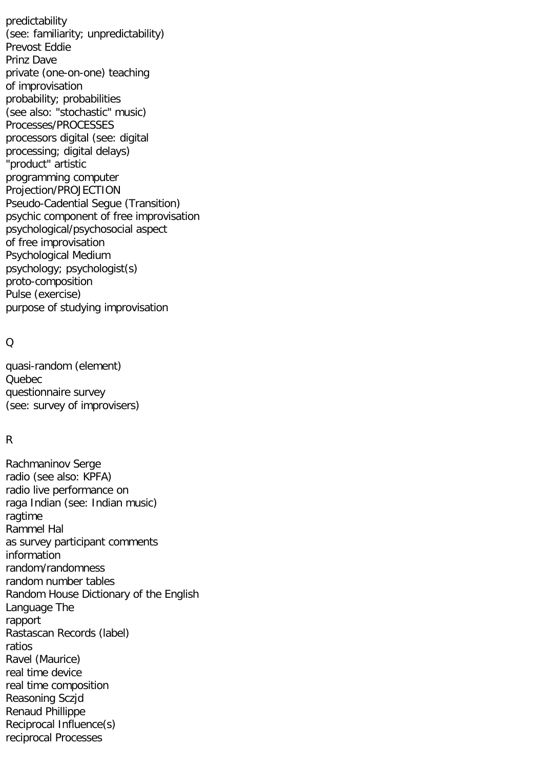predictability
(see: familiarity; unpredictability)
Prevost Eddie
Prinz Dave
private (one-on-one) teaching
of improvisation
probability; probabilities
(see also: "stochastic" music)
Processes/PROCESSES
processors digital (see: digital
processing; digital delays)
"product" artistic
programming computer
Projection/PROJECTION
Pseudo-Cadential Segue (Transition)
psychic component of free improvisation
psychological/psychosocial aspect
of free improvisation
Psychological Medium
psychology; psychologist(s)
proto-composition
Pulse (exercise)
purpose of studying improvisation

Q

quasi-random (element)
Quebec
questionnaire survey
(see: survey of improvisers)

R

Rachmaninov Serge
radio (see also: KPFA)
radio live performance on
raga Indian (see: Indian music)
ragtime
Rammel Hal
as survey participant comments
information
random/randomness
random number tables
Random House Dictionary of the English
Language The
rapport
Rastascan Records (label)
ratios
Ravel (Maurice)
real time device
real time composition
Reasoning Sczjd
Renaud Phillippe
Reciprocal Influence(s)
reciprocal Processes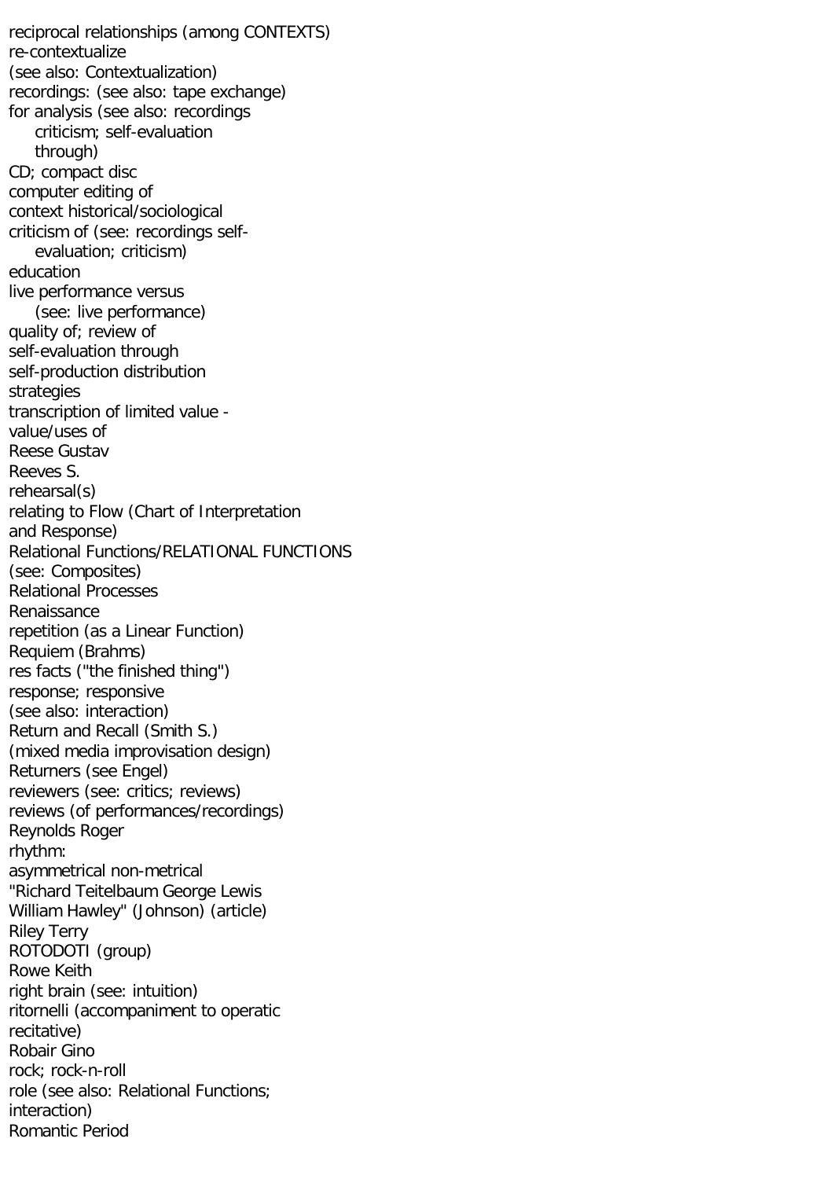reciprocal relationships (among CONTEXTS)
re-contextualize
(see also: Contextualization)
recordings: (see also: tape exchange)
for analysis (see also: recordings
    criticism; self-evaluation
    through)
CD; compact disc
computer editing of
context historical/sociological
criticism of (see: recordings self-
    evaluation; criticism)
education
live performance versus
    (see: live performance)
quality of; review of
self-evaluation through
self-production distribution
strategies
transcription of limited value -
value/uses of
Reese Gustav
Reeves S.
rehearsal(s)
relating to Flow (Chart of Interpretation
and Response)
Relational Functions/RELATIONAL FUNCTIONS
(see: Composites)
Relational Processes
Renaissance
repetition (as a Linear Function)
Requiem (Brahms)
res facts ("the finished thing")
response; responsive
(see also: interaction)
Return and Recall (Smith S.)
(mixed media improvisation design)
Returners (see Engel)
reviewers (see: critics; reviews)
reviews (of performances/recordings)
Reynolds Roger
rhythm:
asymmetrical non-metrical
"Richard Teitelbaum George Lewis
William Hawley" (Johnson) (article)
Riley Terry
ROTODOTI (group)
Rowe Keith
right brain (see: intuition)
ritornelli (accompaniment to operatic
recitative)
Robair Gino
rock; rock-n-roll
role (see also: Relational Functions;
interaction)
Romantic Period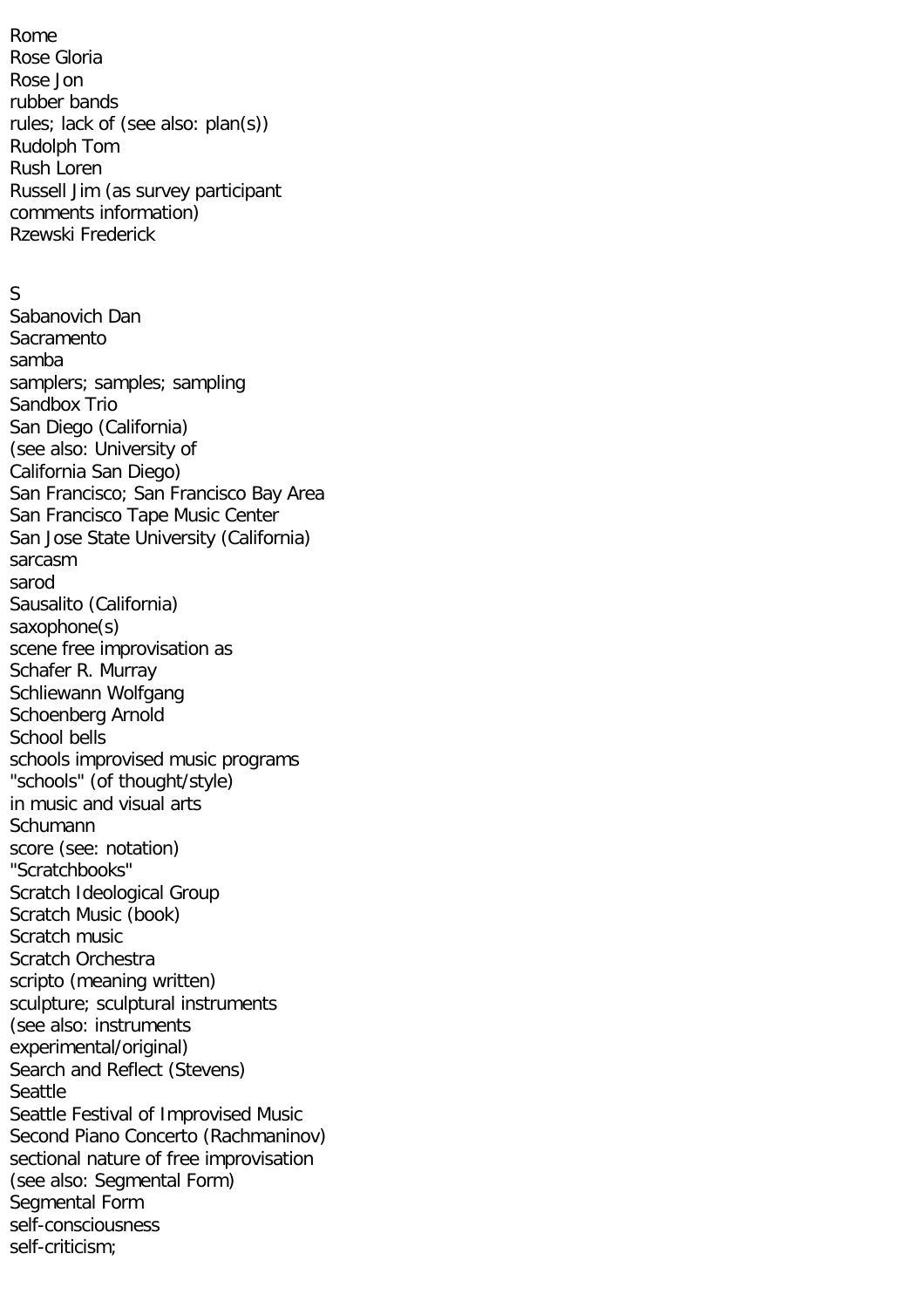Rome
Rose Gloria
Rose Jon
rubber bands
rules; lack of (see also: plan(s))
Rudolph Tom
Rush Loren
Russell Jim (as survey participant
comments information)
Rzewski Frederick

S
Sabanovich Dan
Sacramento
samba
samplers; samples; sampling
Sandbox Trio
San Diego (California)
(see also: University of
California San Diego)
San Francisco; San Francisco Bay Area
San Francisco Tape Music Center
San Jose State University (California)
sarcasm
sarod
Sausalito (California)
saxophone(s)
scene free improvisation as
Schafer R. Murray
Schliewann Wolfgang
Schoenberg Arnold
School bells
schools improvised music programs
"schools" (of thought/style)
in music and visual arts
Schumann
score (see: notation)
"Scratchbooks"
Scratch Ideological Group
Scratch Music (book)
Scratch music
Scratch Orchestra
scripto (meaning written)
sculpture; sculptural instruments
(see also: instruments
experimental/original)
Search and Reflect (Stevens)
Seattle
Seattle Festival of Improvised Music
Second Piano Concerto (Rachmaninov)
sectional nature of free improvisation
(see also: Segmental Form)
Segmental Form
self-consciousness
self-criticism;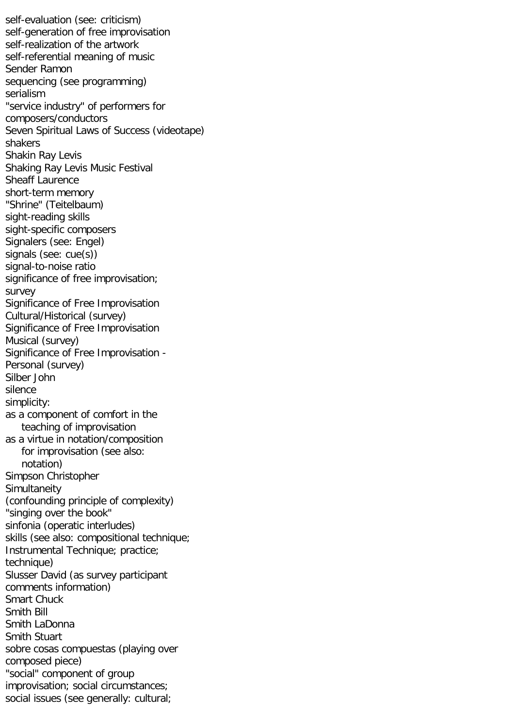self-evaluation (see: criticism)
self-generation of free improvisation
self-realization of the artwork
self-referential meaning of music
Sender Ramon
sequencing (see programming)
serialism
"service industry" of performers for composers/conductors
Seven Spiritual Laws of Success (videotape)
shakers
Shakin Ray Levis
Shaking Ray Levis Music Festival
Sheaff Laurence
short-term memory
"Shrine" (Teitelbaum)
sight-reading skills
sight-specific composers
Signalers (see: Engel)
signals (see: cue(s))
signal-to-noise ratio
significance of free improvisation; survey
Significance of Free Improvisation Cultural/Historical (survey)
Significance of Free Improvisation Musical (survey)
Significance of Free Improvisation - Personal (survey)
Silber John
silence
simplicity:
as a component of comfort in the
    teaching of improvisation
as a virtue in notation/composition
    for improvisation (see also:
    notation)
Simpson Christopher
Simultaneity
(confounding principle of complexity)
"singing over the book"
sinfonia (operatic interludes)
skills (see also: compositional technique; Instrumental Technique; practice; technique)
Slusser David (as survey participant comments information)
Smart Chuck
Smith Bill
Smith LaDonna
Smith Stuart
sobre cosas compuestas (playing over composed piece)
"social" component of group improvisation; social circumstances; social issues (see generally: cultural;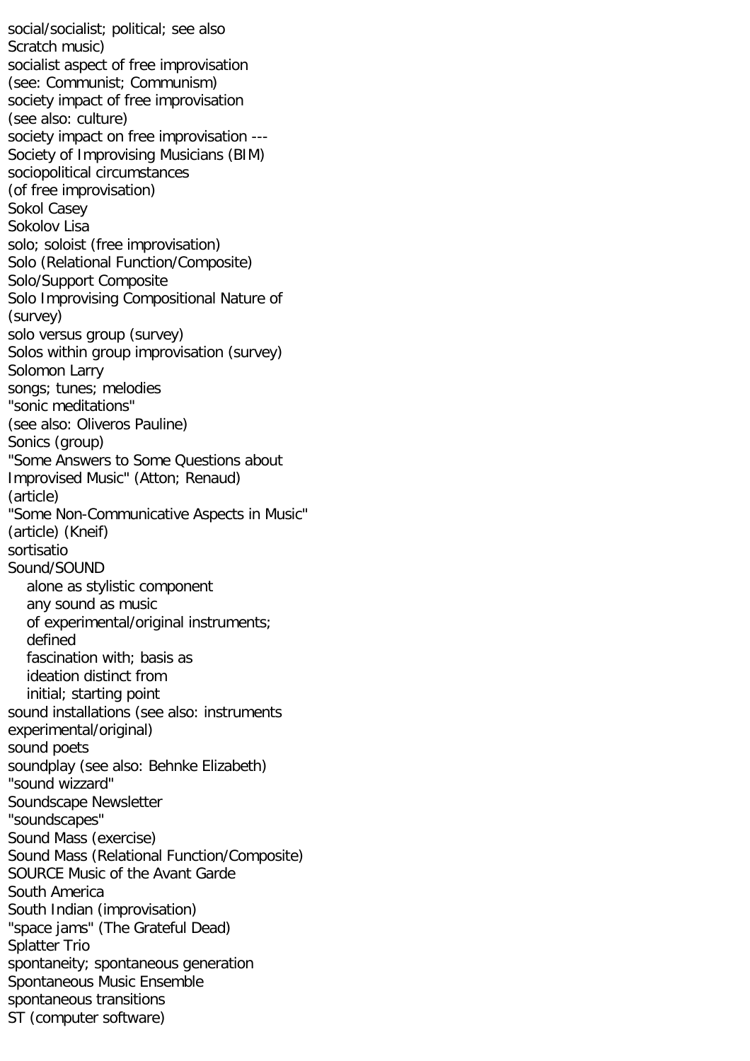social/socialist; political; see also
Scratch music)
socialist aspect of free improvisation
(see: Communist; Communism)
society impact of free improvisation
(see also: culture)
society impact on free improvisation ---
Society of Improvising Musicians (BIM)
sociopolitical circumstances
(of free improvisation)
Sokol Casey
Sokolov Lisa
solo; soloist (free improvisation)
Solo (Relational Function/Composite)
Solo/Support Composite
Solo Improvising Compositional Nature of
(survey)
solo versus group (survey)
Solos within group improvisation (survey)
Solomon Larry
songs; tunes; melodies
"sonic meditations"
(see also: Oliveros Pauline)
Sonics (group)
"Some Answers to Some Questions about
Improvised Music" (Atton; Renaud)
(article)
"Some Non-Communicative Aspects in Music"
(article) (Kneif)
sortisatio
Sound/SOUND
  alone as stylistic component
  any sound as music
  of experimental/original instruments;
  defined
  fascination with; basis as
  ideation distinct from
  initial; starting point
sound installations (see also: instruments
experimental/original)
sound poets
soundplay (see also: Behnke Elizabeth)
"sound wizzard"
Soundscape Newsletter
"soundscapes"
Sound Mass (exercise)
Sound Mass (Relational Function/Composite)
SOURCE Music of the Avant Garde
South America
South Indian (improvisation)
"space jams" (The Grateful Dead)
Splatter Trio
spontaneity; spontaneous generation
Spontaneous Music Ensemble
spontaneous transitions
ST (computer software)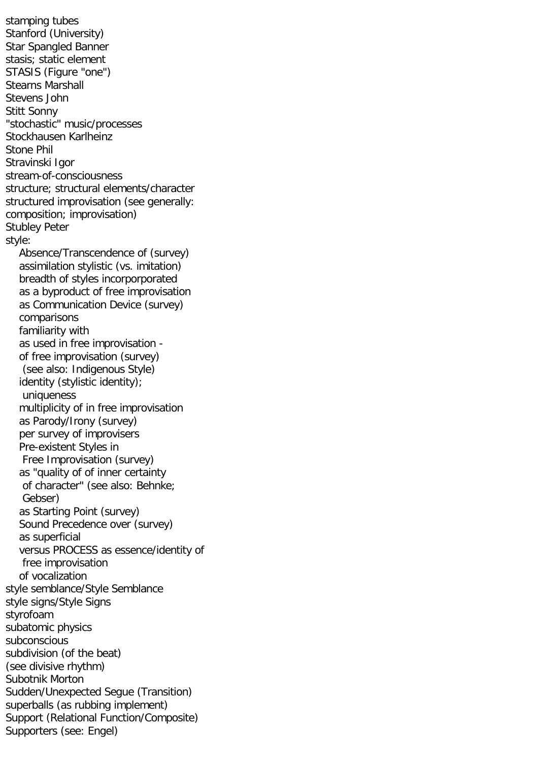stamping tubes
Stanford (University)
Star Spangled Banner
stasis; static element
STASIS (Figure "one")
Stearns Marshall
Stevens John
Stitt Sonny
"stochastic" music/processes
Stockhausen Karlheinz
Stone Phil
Stravinski Igor
stream-of-consciousness
structure; structural elements/character
structured improvisation (see generally: composition; improvisation)
Stubley Peter
style:
- Absence/Transcendence of (survey)
- assimilation stylistic (vs. imitation)
- breadth of styles incorporporated
- as a byproduct of free improvisation
- as Communication Device (survey)
- comparisons
- familiarity with
- as used in free improvisation -
- of free improvisation (survey)
  (see also: Indigenous Style)
- identity (stylistic identity);
  uniqueness
- multiplicity of in free improvisation
- as Parody/Irony (survey)
- per survey of improvisers
- Pre-existent Styles in
  Free Improvisation (survey)
- as "quality of of inner certainty
  of character" (see also: Behnke;
  Gebser)
- as Starting Point (survey)
- Sound Precedence over (survey)
- as superficial
- versus PROCESS as essence/identity of
  free improvisation
- of vocalization

style semblance/Style Semblance
style signs/Style Signs
styrofoam
subatomic physics
subconscious
subdivision (of the beat)
(see divisive rhythm)
Subotnik Morton
Sudden/Unexpected Segue (Transition)
superballs (as rubbing implement)
Support (Relational Function/Composite)
Supporters (see: Engel)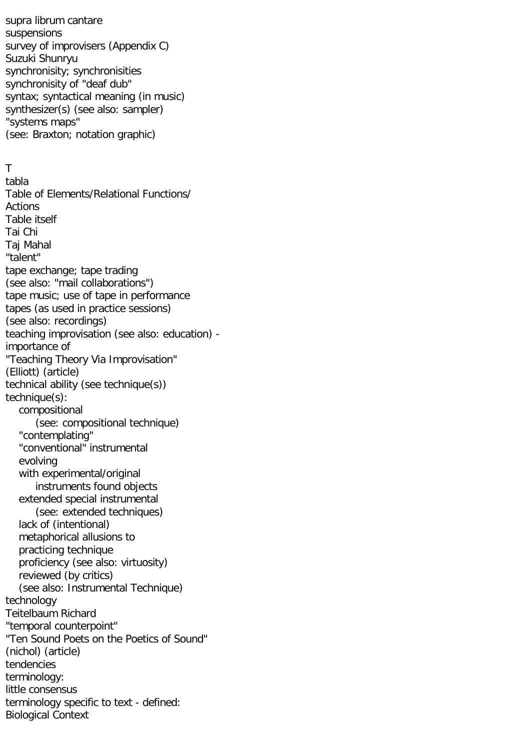supra librum cantare
suspensions
survey of improvisers (Appendix C)
Suzuki Shunryu
synchronisity; synchronisities
synchronisity of "deaf dub"
syntax; syntactical meaning (in music)
synthesizer(s) (see also: sampler)
"systems maps"
(see: Braxton; notation graphic)

T
tabla
Table of Elements/Relational Functions/
Actions
Table itself
Tai Chi
Taj Mahal
"talent"
tape exchange; tape trading
(see also: "mail collaborations")
tape music; use of tape in performance
tapes (as used in practice sessions)
(see also: recordings)
teaching improvisation (see also: education) -
importance of
"Teaching Theory Via Improvisation"
(Elliott) (article)
technical ability (see technique(s))
technique(s):
- compositional
  - (see: compositional technique)
- "contemplating"
- "conventional" instrumental
- evolving
- with experimental/original
  - instruments found objects
- extended special instrumental
  - (see: extended techniques)
- lack of (intentional)
- metaphorical allusions to
- practicing technique
- proficiency (see also: virtuosity)
- reviewed (by critics)
- (see also: Instrumental Technique)

technology
Teitelbaum Richard
"temporal counterpoint"
"Ten Sound Poets on the Poetics of Sound"
(nichol) (article)
tendencies
terminology:
little consensus
terminology specific to text - defined:
Biological Context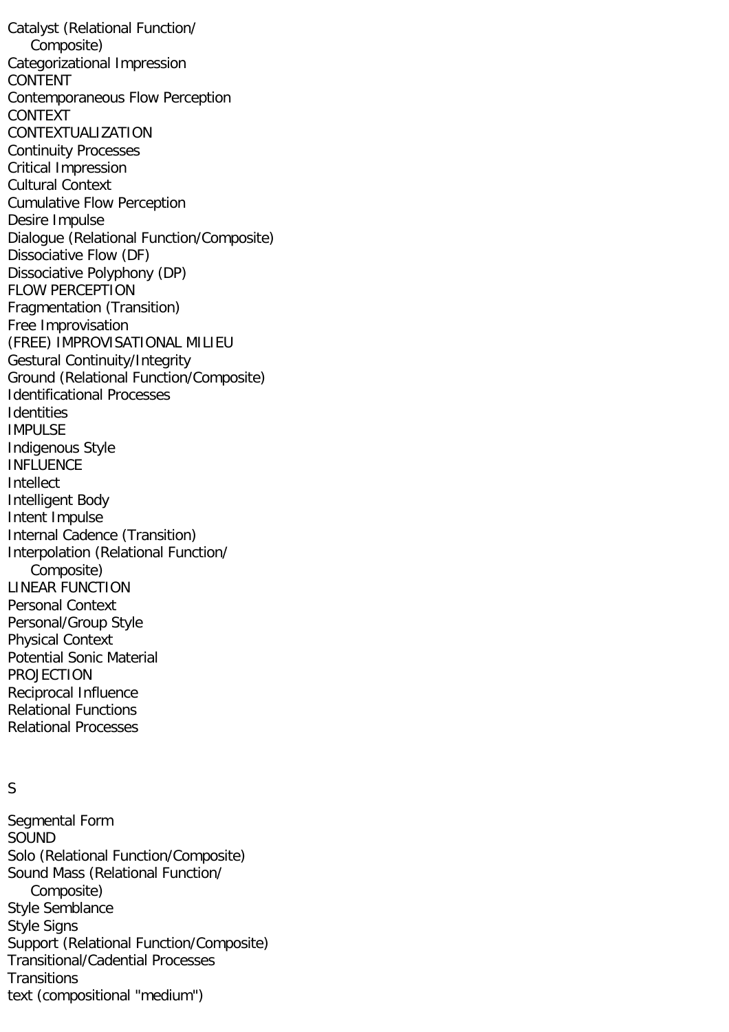Catalyst (Relational Function/
Composite)
Categorizational Impression
CONTENT
Contemporaneous Flow Perception
CONTEXT
CONTEXTUALIZATION
Continuity Processes
Critical Impression
Cultural Context
Cumulative Flow Perception
Desire Impulse
Dialogue (Relational Function/Composite)
Dissociative Flow (DF)
Dissociative Polyphony (DP)
FLOW PERCEPTION
Fragmentation (Transition)
Free Improvisation
(FREE) IMPROVISATIONAL MILIEU
Gestural Continuity/Integrity
Ground (Relational Function/Composite)
Identificational Processes
Identities
IMPULSE
Indigenous Style
INFLUENCE
Intellect
Intelligent Body
Intent Impulse
Internal Cadence (Transition)
Interpolation (Relational Function/
Composite)
LINEAR FUNCTION
Personal Context
Personal/Group Style
Physical Context
Potential Sonic Material
PROJECTION
Reciprocal Influence
Relational Functions
Relational Processes

S

Segmental Form
SOUND
Solo (Relational Function/Composite)
Sound Mass (Relational Function/
Composite)
Style Semblance
Style Signs
Support (Relational Function/Composite)
Transitional/Cadential Processes
Transitions
text (compositional "medium")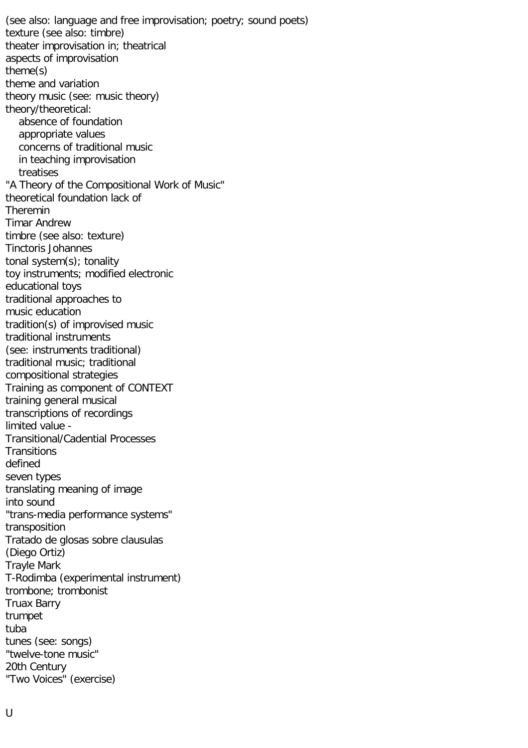(see also: language and free improvisation; poetry; sound poets)
texture (see also: timbre)
theater improvisation in; theatrical
aspects of improvisation
theme(s)
theme and variation
theory music (see: music theory)
theory/theoretical:
    absence of foundation
    appropriate values
    concerns of traditional music
    in teaching improvisation
    treatises
"A Theory of the Compositional Work of Music"
theoretical foundation lack of
Theremin
Timar Andrew
timbre (see also: texture)
Tinctoris Johannes
tonal system(s); tonality
toy instruments; modified electronic
educational toys
traditional approaches to
music education
tradition(s) of improvised music
traditional instruments
(see: instruments traditional)
traditional music; traditional
compositional strategies
Training as component of CONTEXT
training general musical
transcriptions of recordings
limited value -
Transitional/Cadential Processes
Transitions
defined
seven types
translating meaning of image
into sound
"trans-media performance systems"
transposition
Tratado de glosas sobre clausulas
(Diego Ortiz)
Trayle Mark
T-Rodimba (experimental instrument)
trombone; trombonist
Truax Barry
trumpet
tuba
tunes (see: songs)
"twelve-tone music"
20th Century
"Two Voices" (exercise)

U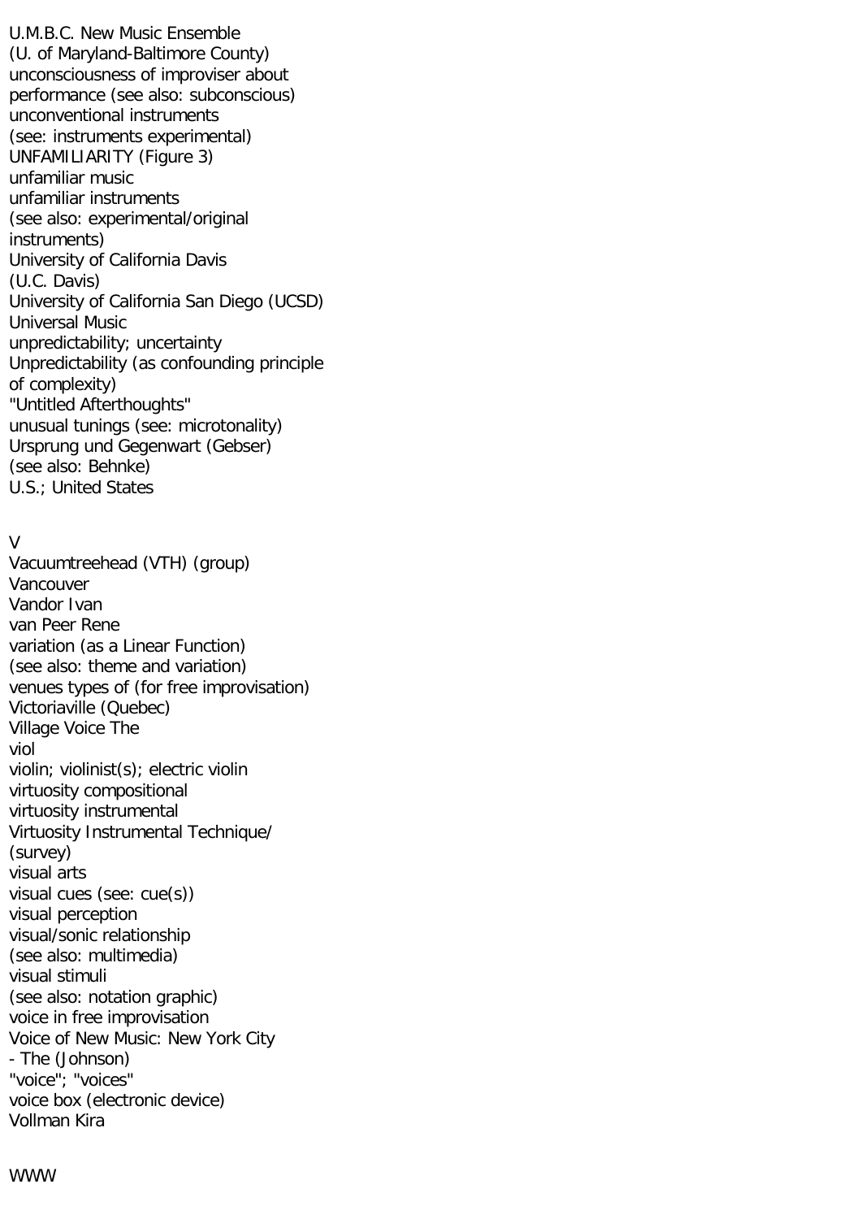U.M.B.C. New Music Ensemble  
(U. of Maryland-Baltimore County)  
unconsciousness of improviser about  
performance (see also: subconscious)  
unconventional instruments  
(see: instruments experimental)  
UNFAMILIARITY (Figure 3)  
unfamiliar music  
unfamiliar instruments  
(see also: experimental/original  
instruments)  
University of California Davis  
(U.C. Davis)  
University of California San Diego (UCSD)  
Universal Music  
unpredictability; uncertainty  
Unpredictability (as confounding principle  
of complexity)  
"Untitled Afterthoughts"  
unusual tunings (see: microtonality)  
Ursprung und Gegenwart (Gebser)  
(see also: Behnke)  
U.S.; United States

V

Vacuumtreehead (VTH) (group)  
Vancouver  
Vandor Ivan  
van Peer Rene  
variation (as a Linear Function)  
(see also: theme and variation)  
venues types of (for free improvisation)  
Victoriaville (Quebec)  
Village Voice The  
viol  
violin; violinist(s); electric violin  
virtuosity compositional  
virtuosity instrumental  
Virtuosity Instrumental Technique/  
(survey)  
visual arts  
visual cues (see: cue(s))  
visual perception  
visual/sonic relationship  
(see also: multimedia)  
visual stimuli  
(see also: notation graphic)  
voice in free improvisation  
Voice of New Music: New York City  
- The (Johnson)  
"voice"; "voices"  
voice box (electronic device)  
Vollman Kira

WWW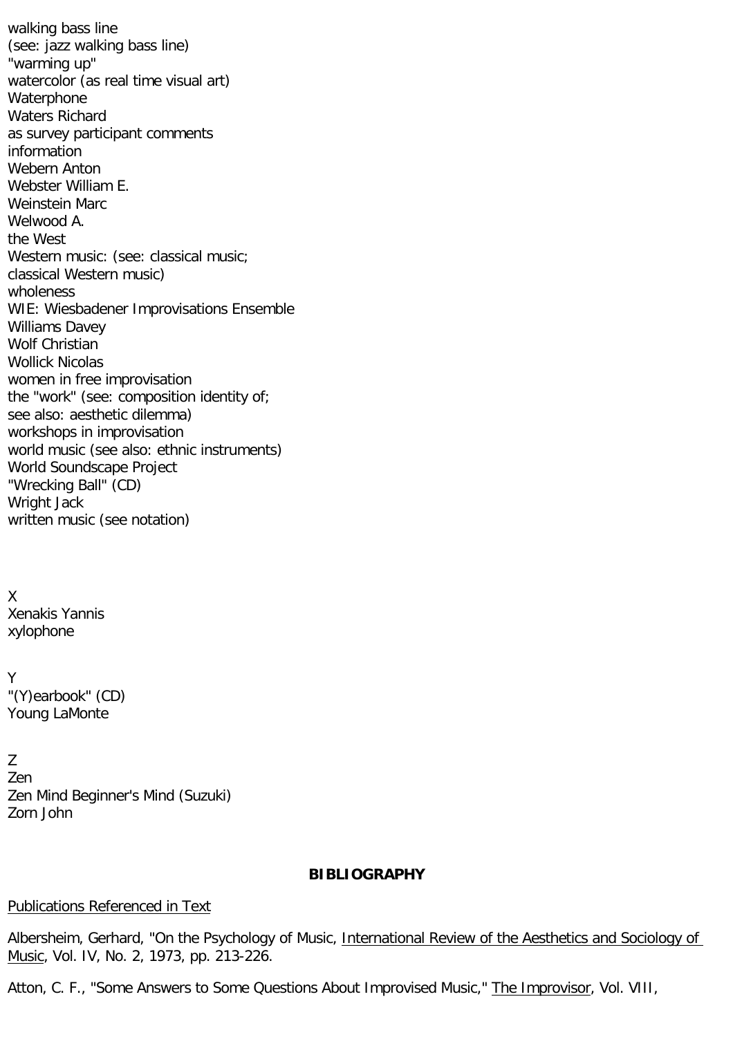walking bass line
(see: jazz walking bass line)
"warming up"
watercolor (as real time visual art)
Waterphone
Waters Richard
as survey participant comments
information
Webern Anton
Webster William E.
Weinstein Marc
Welwood A.
the West
Western music: (see: classical music;
classical Western music)
wholeness
WIE: Wiesbadener Improvisations Ensemble
Williams Davey
Wolf Christian
Wollick Nicolas
women in free improvisation
the "work" (see: composition identity of;
see also: aesthetic dilemma)
workshops in improvisation
world music (see also: ethnic instruments)
World Soundscape Project
"Wrecking Ball" (CD)
Wright Jack
written music (see notation)

X
Xenakis Yannis
xylophone

Y
"(Y)earbook" (CD)
Young LaMonte

Z
Zen
Zen Mind Beginner's Mind (Suzuki)
Zorn John

**BIBLIOGRAPHY**

Publications Referenced in Text

Albersheim, Gerhard, "On the Psychology of Music, International Review of the Aesthetics and Sociology of Music, Vol. IV, No. 2, 1973, pp. 213-226.

Atton, C. F., "Some Answers to Some Questions About Improvised Music," The Improvisor, Vol. VIII,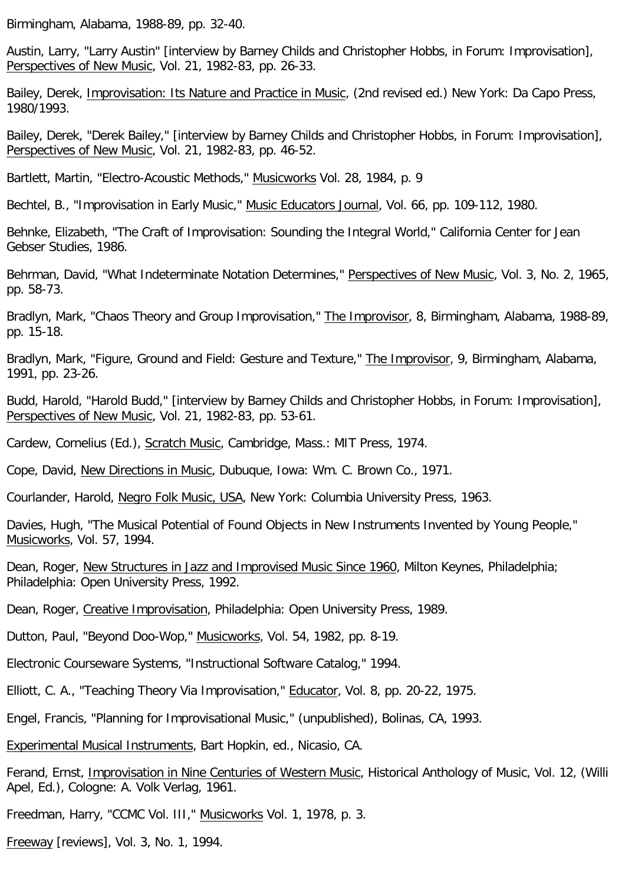Birmingham, Alabama, 1988-89, pp. 32-40.

Austin, Larry, "Larry Austin" [interview by Barney Childs and Christopher Hobbs, in Forum: Improvisation], Perspectives of New Music, Vol. 21, 1982-83, pp. 26-33.

Bailey, Derek, Improvisation: Its Nature and Practice in Music, (2nd revised ed.) New York: Da Capo Press, 1980/1993.

Bailey, Derek, "Derek Bailey," [interview by Barney Childs and Christopher Hobbs, in Forum: Improvisation], Perspectives of New Music, Vol. 21, 1982-83, pp. 46-52.

Bartlett, Martin, "Electro-Acoustic Methods," Musicworks Vol. 28, 1984, p. 9

Bechtel, B., "Improvisation in Early Music," Music Educators Journal, Vol. 66, pp. 109-112, 1980.

Behnke, Elizabeth, "The Craft of Improvisation: Sounding the Integral World," California Center for Jean Gebser Studies, 1986.

Behrman, David, "What Indeterminate Notation Determines," Perspectives of New Music, Vol. 3, No. 2, 1965, pp. 58-73.

Bradlyn, Mark, "Chaos Theory and Group Improvisation," The Improvisor, 8, Birmingham, Alabama, 1988-89, pp. 15-18.

Bradlyn, Mark, "Figure, Ground and Field: Gesture and Texture," The Improvisor, 9, Birmingham, Alabama, 1991, pp. 23-26.

Budd, Harold, "Harold Budd," [interview by Barney Childs and Christopher Hobbs, in Forum: Improvisation], Perspectives of New Music, Vol. 21, 1982-83, pp. 53-61.

Cardew, Cornelius (Ed.), Scratch Music, Cambridge, Mass.: MIT Press, 1974.

Cope, David, New Directions in Music, Dubuque, Iowa: Wm. C. Brown Co., 1971.

Courlander, Harold, Negro Folk Music, USA, New York: Columbia University Press, 1963.

Davies, Hugh, "The Musical Potential of Found Objects in New Instruments Invented by Young People," Musicworks, Vol. 57, 1994.

Dean, Roger, New Structures in Jazz and Improvised Music Since 1960, Milton Keynes, Philadelphia; Philadelphia: Open University Press, 1992.

Dean, Roger, Creative Improvisation, Philadelphia: Open University Press, 1989.

Dutton, Paul, "Beyond Doo-Wop," Musicworks, Vol. 54, 1982, pp. 8-19.

Electronic Courseware Systems, "Instructional Software Catalog," 1994.

Elliott, C. A., "Teaching Theory Via Improvisation," Educator, Vol. 8, pp. 20-22, 1975.

Engel, Francis, "Planning for Improvisational Music," (unpublished), Bolinas, CA, 1993.

Experimental Musical Instruments, Bart Hopkin, ed., Nicasio, CA.

Ferand, Ernst, Improvisation in Nine Centuries of Western Music, Historical Anthology of Music, Vol. 12, (Willi Apel, Ed.), Cologne: A. Volk Verlag, 1961.

Freedman, Harry, "CCMC Vol. III," Musicworks Vol. 1, 1978, p. 3.

Freeway [reviews], Vol. 3, No. 1, 1994.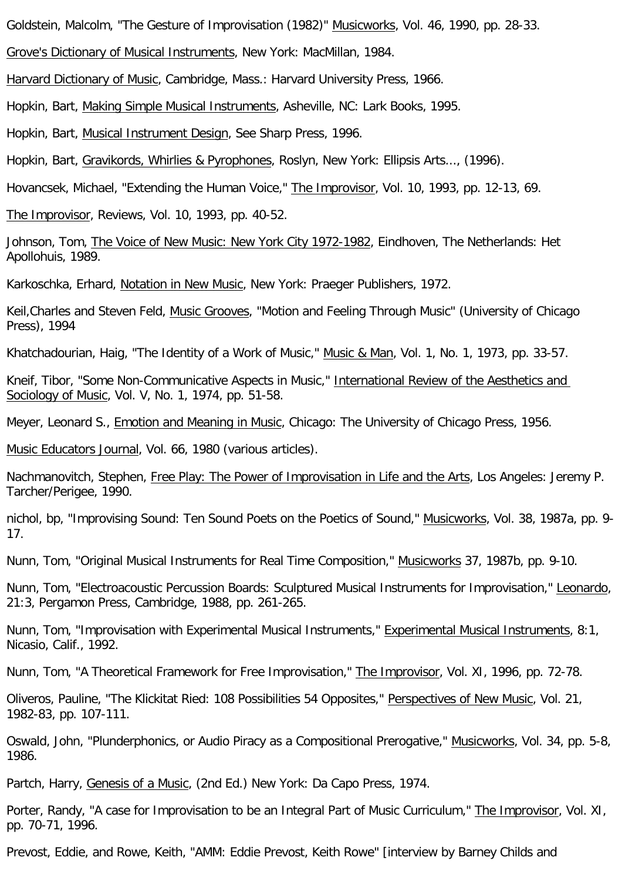Goldstein, Malcolm, "The Gesture of Improvisation (1982)" Musicworks, Vol. 46, 1990, pp. 28-33.

Grove's Dictionary of Musical Instruments, New York: MacMillan, 1984.

Harvard Dictionary of Music, Cambridge, Mass.: Harvard University Press, 1966.

Hopkin, Bart, Making Simple Musical Instruments, Asheville, NC: Lark Books, 1995.

Hopkin, Bart, Musical Instrument Design, See Sharp Press, 1996.

Hopkin, Bart, Gravikords, Whirlies & Pyrophones, Roslyn, New York: Ellipsis Arts..., (1996).

Hovancsek, Michael, "Extending the Human Voice," The Improvisor, Vol. 10, 1993, pp. 12-13, 69.

The Improvisor, Reviews, Vol. 10, 1993, pp. 40-52.

Johnson, Tom, The Voice of New Music: New York City 1972-1982, Eindhoven, The Netherlands: Het Apollohuis, 1989.

Karkoschka, Erhard, Notation in New Music, New York: Praeger Publishers, 1972.

Keil,Charles and Steven Feld, Music Grooves, "Motion and Feeling Through Music" (University of Chicago Press), 1994

Khatchadourian, Haig, "The Identity of a Work of Music," Music & Man, Vol. 1, No. 1, 1973, pp. 33-57.

Kneif, Tibor, "Some Non-Communicative Aspects in Music," International Review of the Aesthetics and Sociology of Music, Vol. V, No. 1, 1974, pp. 51-58.

Meyer, Leonard S., Emotion and Meaning in Music, Chicago: The University of Chicago Press, 1956.

Music Educators Journal, Vol. 66, 1980 (various articles).

Nachmanovitch, Stephen, Free Play: The Power of Improvisation in Life and the Arts, Los Angeles: Jeremy P. Tarcher/Perigee, 1990.

nichol, bp, "Improvising Sound: Ten Sound Poets on the Poetics of Sound," Musicworks, Vol. 38, 1987a, pp. 9-17.

Nunn, Tom, "Original Musical Instruments for Real Time Composition," Musicworks 37, 1987b, pp. 9-10.

Nunn, Tom, "Electroacoustic Percussion Boards: Sculptured Musical Instruments for Improvisation," Leonardo, 21:3, Pergamon Press, Cambridge, 1988, pp. 261-265.

Nunn, Tom, "Improvisation with Experimental Musical Instruments," Experimental Musical Instruments, 8:1, Nicasio, Calif., 1992.

Nunn, Tom, "A Theoretical Framework for Free Improvisation," The Improvisor, Vol. XI, 1996, pp. 72-78.

Oliveros, Pauline, "The Klickitat Ried: 108 Possibilities 54 Opposites," Perspectives of New Music, Vol. 21, 1982-83, pp. 107-111.

Oswald, John, "Plunderphonics, or Audio Piracy as a Compositional Prerogative," Musicworks, Vol. 34, pp. 5-8, 1986.

Partch, Harry, Genesis of a Music, (2nd Ed.) New York: Da Capo Press, 1974.

Porter, Randy, "A case for Improvisation to be an Integral Part of Music Curriculum," The Improvisor, Vol. XI, pp. 70-71, 1996.

Prevost, Eddie, and Rowe, Keith, "AMM: Eddie Prevost, Keith Rowe" [interview by Barney Childs and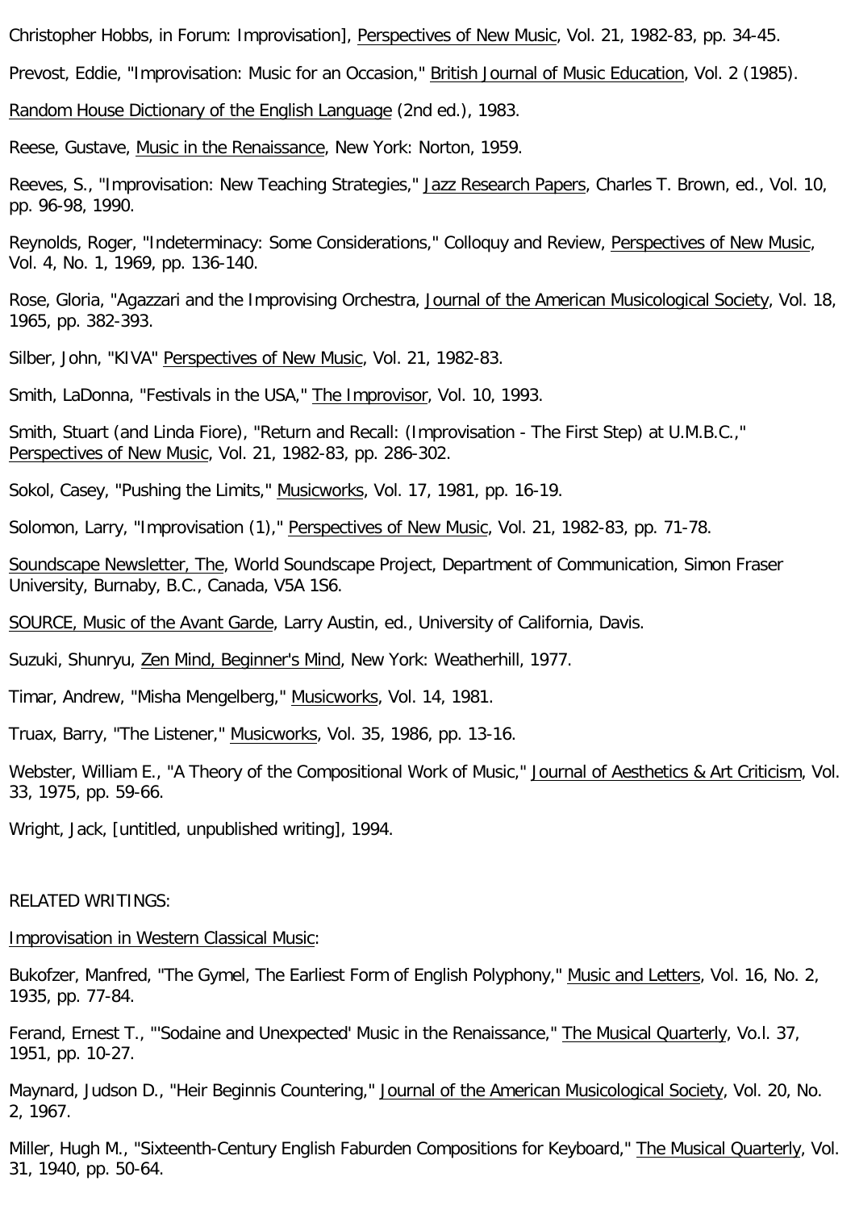Christopher Hobbs, in Forum: Improvisation], Perspectives of New Music, Vol. 21, 1982-83, pp. 34-45.

Prevost, Eddie, "Improvisation: Music for an Occasion," British Journal of Music Education, Vol. 2 (1985).

Random House Dictionary of the English Language (2nd ed.), 1983.

Reese, Gustave, Music in the Renaissance, New York: Norton, 1959.

Reeves, S., "Improvisation: New Teaching Strategies," Jazz Research Papers, Charles T. Brown, ed., Vol. 10, pp. 96-98, 1990.

Reynolds, Roger, "Indeterminacy: Some Considerations," Colloquy and Review, Perspectives of New Music, Vol. 4, No. 1, 1969, pp. 136-140.

Rose, Gloria, "Agazzari and the Improvising Orchestra, Journal of the American Musicological Society, Vol. 18, 1965, pp. 382-393.

Silber, John, "KIVA" Perspectives of New Music, Vol. 21, 1982-83.

Smith, LaDonna, "Festivals in the USA," The Improvisor, Vol. 10, 1993.

Smith, Stuart (and Linda Fiore), "Return and Recall: (Improvisation - The First Step) at U.M.B.C.," Perspectives of New Music, Vol. 21, 1982-83, pp. 286-302.

Sokol, Casey, "Pushing the Limits," Musicworks, Vol. 17, 1981, pp. 16-19.

Solomon, Larry, "Improvisation (1)," Perspectives of New Music, Vol. 21, 1982-83, pp. 71-78.

Soundscape Newsletter, The, World Soundscape Project, Department of Communication, Simon Fraser University, Burnaby, B.C., Canada, V5A 1S6.

SOURCE, Music of the Avant Garde, Larry Austin, ed., University of California, Davis.

Suzuki, Shunryu, Zen Mind, Beginner's Mind, New York: Weatherhill, 1977.

Timar, Andrew, "Misha Mengelberg," Musicworks, Vol. 14, 1981.

Truax, Barry, "The Listener," Musicworks, Vol. 35, 1986, pp. 13-16.

Webster, William E., "A Theory of the Compositional Work of Music," Journal of Aesthetics & Art Criticism, Vol. 33, 1975, pp. 59-66.

Wright, Jack, [untitled, unpublished writing], 1994.

RELATED WRITINGS:

Improvisation in Western Classical Music:

Bukofzer, Manfred, "The Gymel, The Earliest Form of English Polyphony," Music and Letters, Vol. 16, No. 2, 1935, pp. 77-84.

Ferand, Ernest T., "'Sodaine and Unexpected' Music in the Renaissance," The Musical Quarterly, Vo.l. 37, 1951, pp. 10-27.

Maynard, Judson D., "Heir Beginnis Countering," Journal of the American Musicological Society, Vol. 20, No. 2, 1967.

Miller, Hugh M., "Sixteenth-Century English Faburden Compositions for Keyboard," The Musical Quarterly, Vol. 31, 1940, pp. 50-64.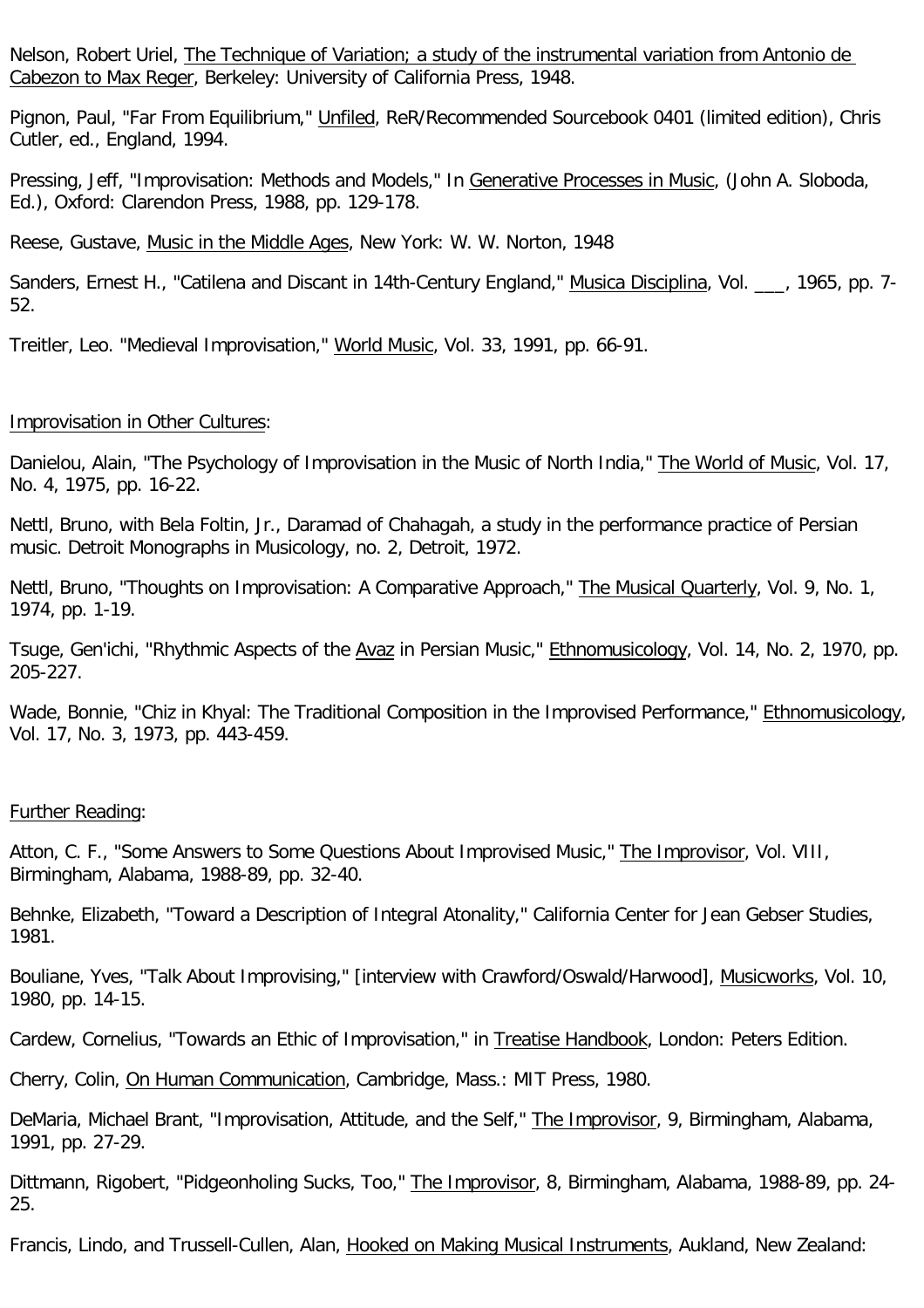Nelson, Robert Uriel, The Technique of Variation; a study of the instrumental variation from Antonio de Cabezon to Max Reger, Berkeley: University of California Press, 1948.

Pignon, Paul, "Far From Equilibrium," Unfiled, ReR/Recommended Sourcebook 0401 (limited edition), Chris Cutler, ed., England, 1994.

Pressing, Jeff, "Improvisation: Methods and Models," In Generative Processes in Music, (John A. Sloboda, Ed.), Oxford: Clarendon Press, 1988, pp. 129-178.

Reese, Gustave, Music in the Middle Ages, New York: W. W. Norton, 1948

Sanders, Ernest H., "Catilena and Discant in 14th-Century England," Musica Disciplina, Vol. ___, 1965, pp. 7-52.

Treitler, Leo. "Medieval Improvisation," World Music, Vol. 33, 1991, pp. 66-91.

Improvisation in Other Cultures:

Danielou, Alain, "The Psychology of Improvisation in the Music of North India," The World of Music, Vol. 17, No. 4, 1975, pp. 16-22.

Nettl, Bruno, with Bela Foltin, Jr., Daramad of Chahagah, a study in the performance practice of Persian music. Detroit Monographs in Musicology, no. 2, Detroit, 1972.

Nettl, Bruno, "Thoughts on Improvisation: A Comparative Approach," The Musical Quarterly, Vol. 9, No. 1, 1974, pp. 1-19.

Tsuge, Gen'ichi, "Rhythmic Aspects of the Avaz in Persian Music," Ethnomusicology, Vol. 14, No. 2, 1970, pp. 205-227.

Wade, Bonnie, "Chiz in Khyal: The Traditional Composition in the Improvised Performance," Ethnomusicology, Vol. 17, No. 3, 1973, pp. 443-459.

Further Reading:

Atton, C. F., "Some Answers to Some Questions About Improvised Music," The Improvisor, Vol. VIII, Birmingham, Alabama, 1988-89, pp. 32-40.

Behnke, Elizabeth, "Toward a Description of Integral Atonality," California Center for Jean Gebser Studies, 1981.

Bouliane, Yves, "Talk About Improvising," [interview with Crawford/Oswald/Harwood], Musicworks, Vol. 10, 1980, pp. 14-15.

Cardew, Cornelius, "Towards an Ethic of Improvisation," in Treatise Handbook, London: Peters Edition.

Cherry, Colin, On Human Communication, Cambridge, Mass.: MIT Press, 1980.

DeMaria, Michael Brant, "Improvisation, Attitude, and the Self," The Improvisor, 9, Birmingham, Alabama, 1991, pp. 27-29.

Dittmann, Rigobert, "Pidgeonholing Sucks, Too," The Improvisor, 8, Birmingham, Alabama, 1988-89, pp. 24-25.

Francis, Lindo, and Trussell-Cullen, Alan, Hooked on Making Musical Instruments, Aukland, New Zealand: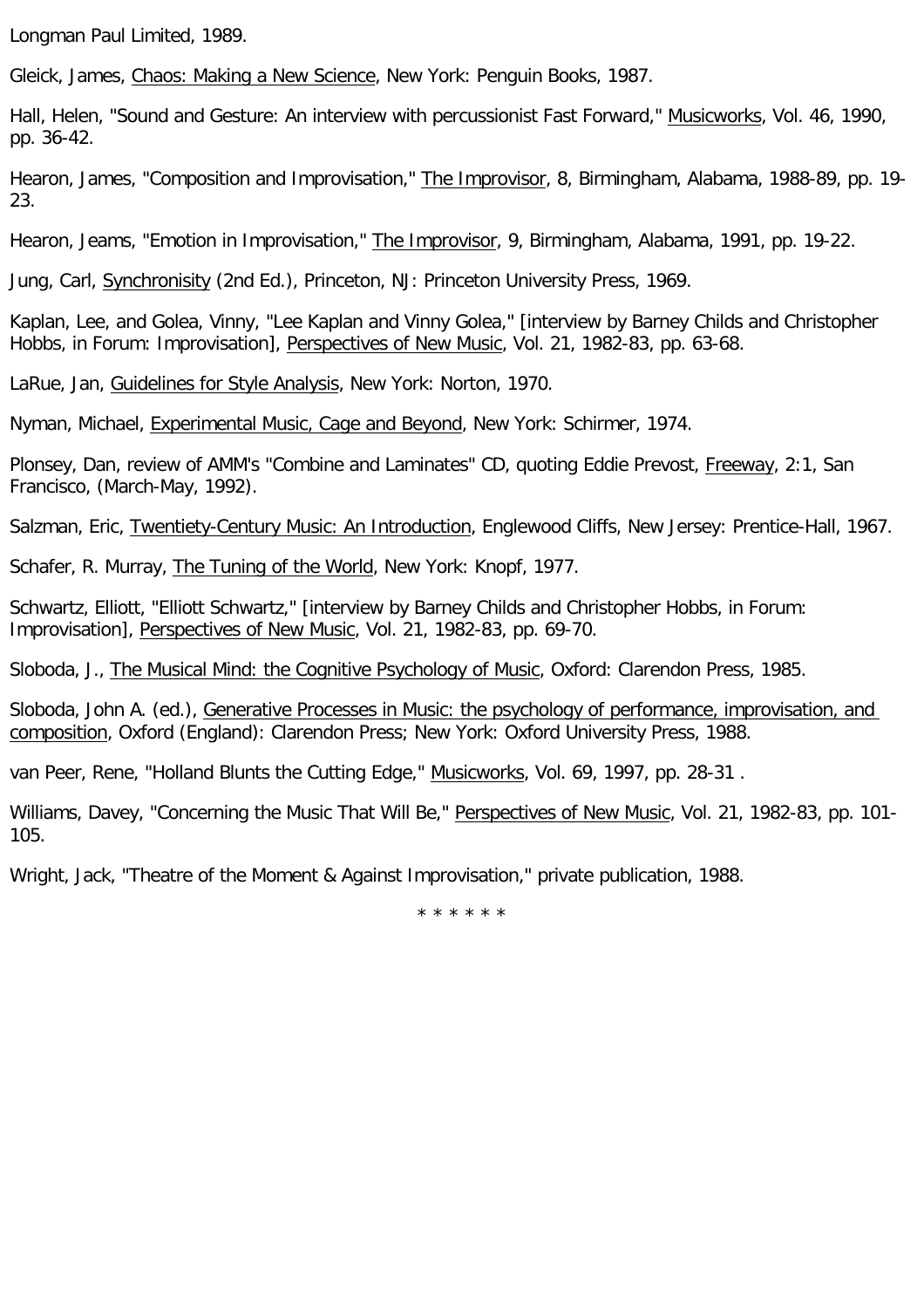Longman Paul Limited, 1989.

Gleick, James, Chaos: Making a New Science, New York: Penguin Books, 1987.

Hall, Helen, "Sound and Gesture: An interview with percussionist Fast Forward," Musicworks, Vol. 46, 1990, pp. 36-42.

Hearon, James, "Composition and Improvisation," The Improvisor, 8, Birmingham, Alabama, 1988-89, pp. 19-23.

Hearon, Jeams, "Emotion in Improvisation," The Improvisor, 9, Birmingham, Alabama, 1991, pp. 19-22.

Jung, Carl, Synchronisity (2nd Ed.), Princeton, NJ: Princeton University Press, 1969.

Kaplan, Lee, and Golea, Vinny, "Lee Kaplan and Vinny Golea," [interview by Barney Childs and Christopher Hobbs, in Forum: Improvisation], Perspectives of New Music, Vol. 21, 1982-83, pp. 63-68.

LaRue, Jan, Guidelines for Style Analysis, New York: Norton, 1970.

Nyman, Michael, Experimental Music, Cage and Beyond, New York: Schirmer, 1974.

Plonsey, Dan, review of AMM's "Combine and Laminates" CD, quoting Eddie Prevost, Freeway, 2:1, San Francisco, (March-May, 1992).

Salzman, Eric, Twentiety-Century Music: An Introduction, Englewood Cliffs, New Jersey: Prentice-Hall, 1967.

Schafer, R. Murray, The Tuning of the World, New York: Knopf, 1977.

Schwartz, Elliott, "Elliott Schwartz," [interview by Barney Childs and Christopher Hobbs, in Forum: Improvisation], Perspectives of New Music, Vol. 21, 1982-83, pp. 69-70.

Sloboda, J., The Musical Mind: the Cognitive Psychology of Music, Oxford: Clarendon Press, 1985.

Sloboda, John A. (ed.), Generative Processes in Music: the psychology of performance, improvisation, and composition, Oxford (England): Clarendon Press; New York: Oxford University Press, 1988.

van Peer, Rene, "Holland Blunts the Cutting Edge," Musicworks, Vol. 69, 1997, pp. 28-31 .

Williams, Davey, "Concerning the Music That Will Be," Perspectives of New Music, Vol. 21, 1982-83, pp. 101-105.

Wright, Jack, "Theatre of the Moment & Against Improvisation," private publication, 1988.

\* \* \* \* \* \*